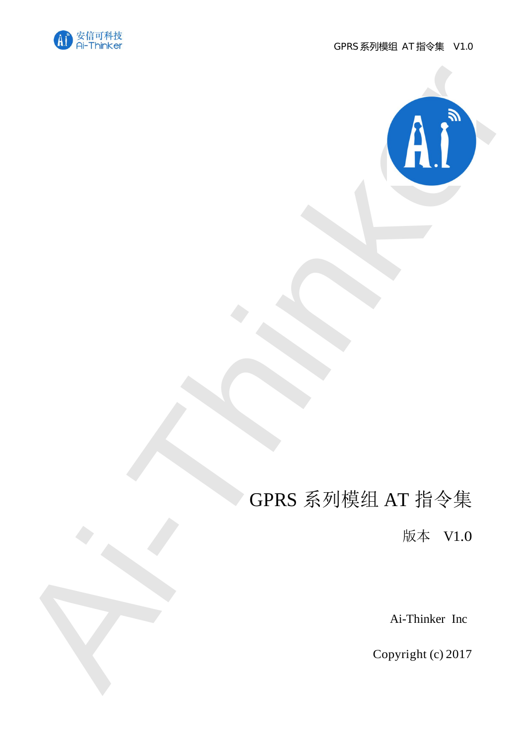# GPRS 系列模组 AT 指令集

版本　V1.0

Ai-Thinker Inc

Copyright (c) 2017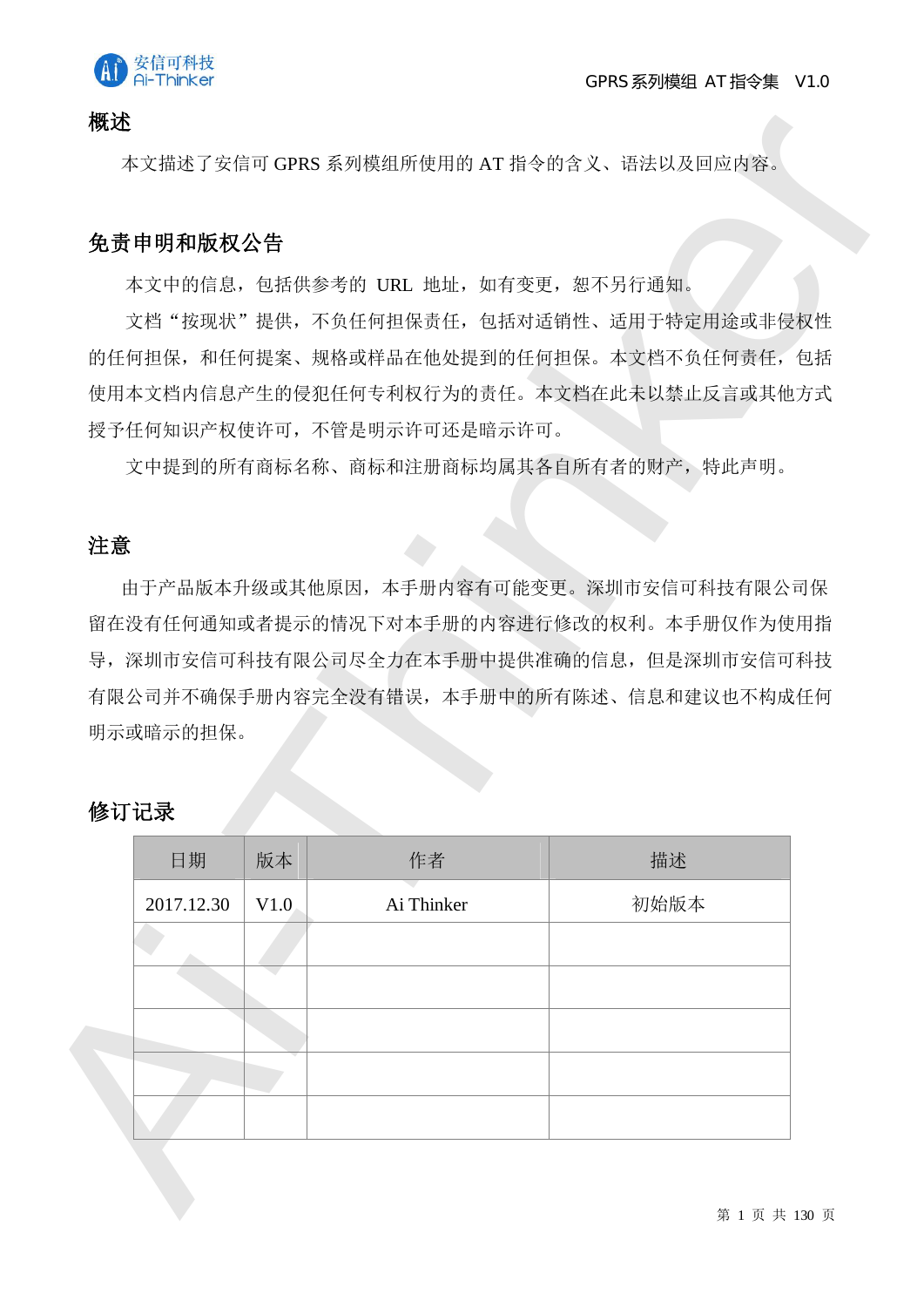## 概述

本文描述了安信可 GPRS 系列模组所使用的 AT 指令的含义、语法以及回应内容。

## 免责申明和版权公告

本文中的信息，包括供参考的 URL 地址，如有变更，恕不另行通知。

文档"按现状"提供，不负任何担保责任，包括对适销性、适用于特定用途或非侵权性的任何担保，和任何提案、规格或样品在他处提到的任何担保。本文档不负任何责任，包括使用本文档内信息产生的侵犯任何专利权行为的责任。本文档在此未以禁止反言或其他方式授予任何知识产权使许可，不管是明示许可还是暗示许可。

文中提到的所有商标名称、商标和注册商标均属其各自所有者的财产，特此声明。

## 注意

由于产品版本升级或其他原因，本手册内容有可能变更。深圳市安信可科技有限公司保留在没有任何通知或者提示的情况下对本手册的内容进行修改的权利。本手册仅作为使用指导，深圳市安信可科技有限公司尽全力在本手册中提供准确的信息，但是深圳市安信可科技有限公司并不确保手册内容完全没有错误，本手册中的所有陈述、信息和建议也不构成任何明示或暗示的担保。

## 修订记录

| 日期 | 版本 | 作者 | 描述 |
| --- | --- | --- | --- |
| 2017.12.30 | V1.0 | Ai Thinker | 初始版本 |
| | | | |
| | | | |
| | | | |
| | | | |
| | | | |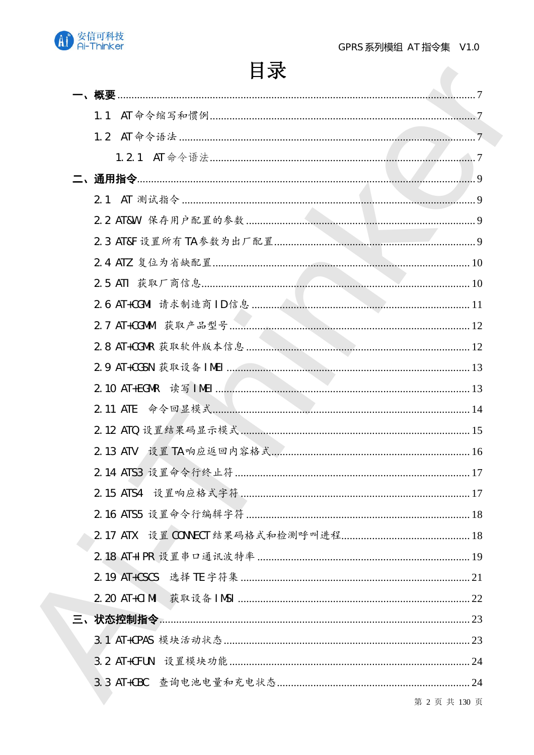# 目录

一、概要 ........................................................ 7

1.1 AT 命令缩写和惯例 ........................................................ 7

1.2 AT 命令语法 ........................................................ 7

1.2.1 AT 命令语法 ........................................................ 7

二、通用指令 ........................................................ 9

2.1 AT 测试指令 ........................................................ 9

2.2 AT&W 保存用户配置的参数 ........................................................ 9

2.3 AT&F 设置所有 TA 参数为出厂配置 ........................................................ 9

2.4 ATZ 复位为省缺配置 ........................................................ 10

2.5 ATI 获取厂商信息 ........................................................ 10

2.6 AT+CGMI 请求制造商 ID 信息 ........................................................ 11

2.7 AT+CGMM 获取产品型号 ........................................................ 12

2.8 AT+CGMR 获取软件版本信息 ........................................................ 12

2.9 AT+CGSN 获取设备 IMEI ........................................................ 13

2.10 AT+EGMR 读写 IMEI ........................................................ 13

2.11 ATE 命令回显模式 ........................................................ 14

2.12 ATQ 设置结果码显示模式 ........................................................ 15

2.13 ATV 设置 TA 响应返回内容格式 ........................................................ 16

2.14 ATS3 设置命令行终止符 ........................................................ 17

2.15 ATS4 设置响应格式字符 ........................................................ 17

2.16 ATS5 设置命令行编辑字符 ........................................................ 18

2.17 ATX 设置 CONNECT 结果码格式和检测呼叫进程 ........................................................ 18

2.18 AT+IPR 设置串口通讯波特率 ........................................................ 19

2.19 AT+CSCS 选择 TE 字符集 ........................................................ 21

2.20 AT+CIMI 获取设备 IMSI ........................................................ 22

三、状态控制指令 ........................................................ 23

3.1 AT+CPAS 模块活动状态 ........................................................ 23

3.2 AT+CFUN 设置模块功能 ........................................................ 24

3.3 AT+CBC 查询电池电量和充电状态 ........................................................ 24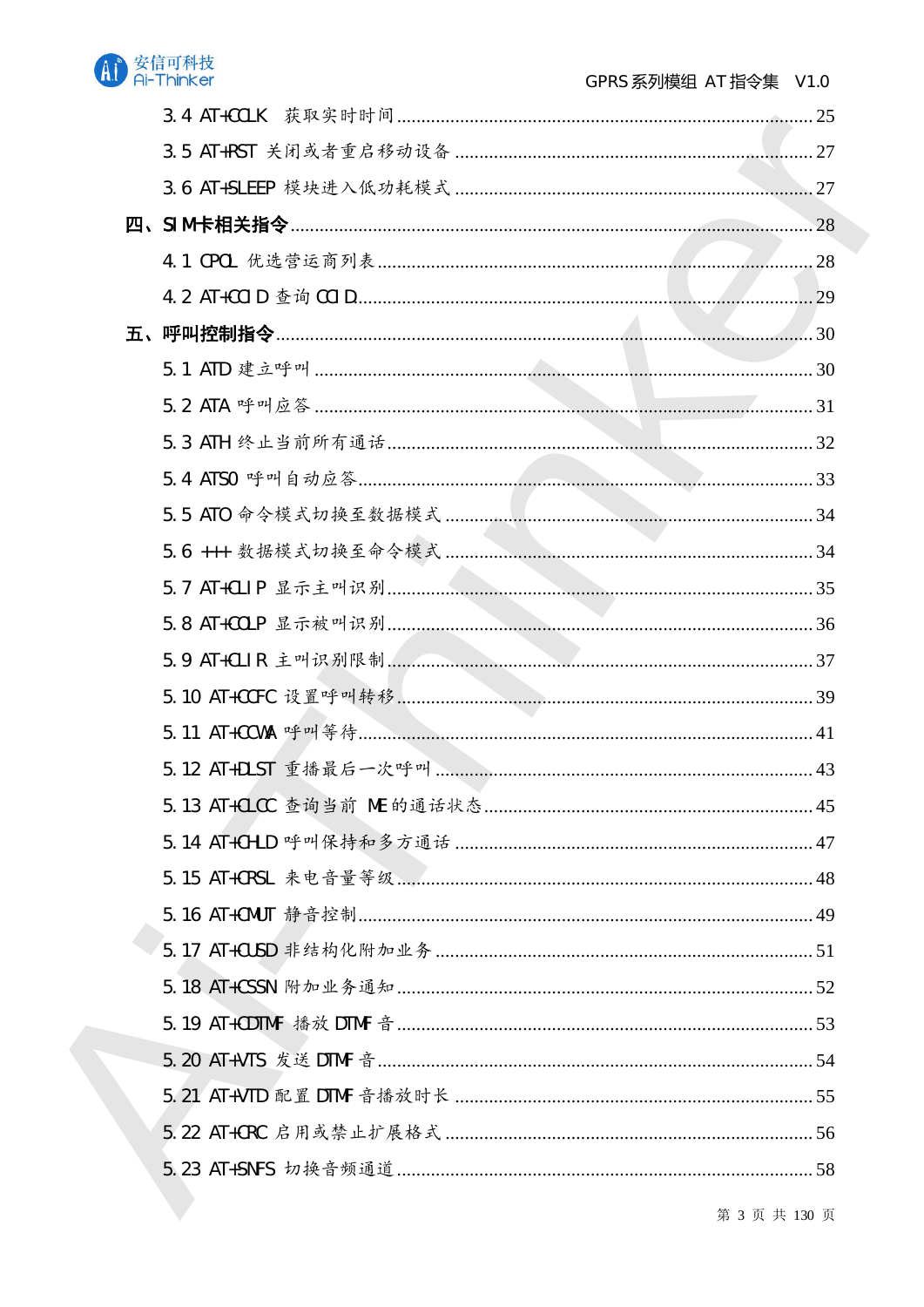3.4 AT+CCLK 获取实时时间 ........ 25

3.5 AT+RST 关闭或者重启移动设备 ........ 27

3.6 AT+SLEEP 模块进入低功耗模式 ........ 27

**四、SIM卡相关指令** ........ 28

4.1 CPOL 优选营运商列表 ........ 28

4.2 AT+CCID 查询 CCID ........ 29

**五、呼叫控制指令** ........ 30

5.1 ATD 建立呼叫 ........ 30

5.2 ATA 呼叫应答 ........ 31

5.3 ATH 终止当前所有通话 ........ 32

5.4 ATS0 呼叫自动应答 ........ 33

5.5 ATO 命令模式切换至数据模式 ........ 34

5.6 +++ 数据模式切换至命令模式 ........ 34

5.7 AT+CLIP 显示主叫识别 ........ 35

5.8 AT+COLP 显示被叫识别 ........ 36

5.9 AT+CLIR 主叫识别限制 ........ 37

5.10 AT+CCFC 设置呼叫转移 ........ 39

5.11 AT+CCWA 呼叫等待 ........ 41

5.12 AT+DLST 重播最后一次呼叫 ........ 43

5.13 AT+CLCC 查询当前 ME 的通话状态 ........ 45

5.14 AT+CHLD 呼叫保持和多方通话 ........ 47

5.15 AT+CRSL 来电音量等级 ........ 48

5.16 AT+CMUT 静音控制 ........ 49

5.17 AT+CUSD 非结构化附加业务 ........ 51

5.18 AT+CSSN 附加业务通知 ........ 52

5.19 AT+CDTMF 播放 DTMF 音 ........ 53

5.20 AT+VTS 发送 DTMF 音 ........ 54

5.21 AT+VTD 配置 DTMF 音播放时长 ........ 55

5.22 AT+CRC 启用或禁止扩展格式 ........ 56

5.23 AT+SNFS 切换音频通道 ........ 58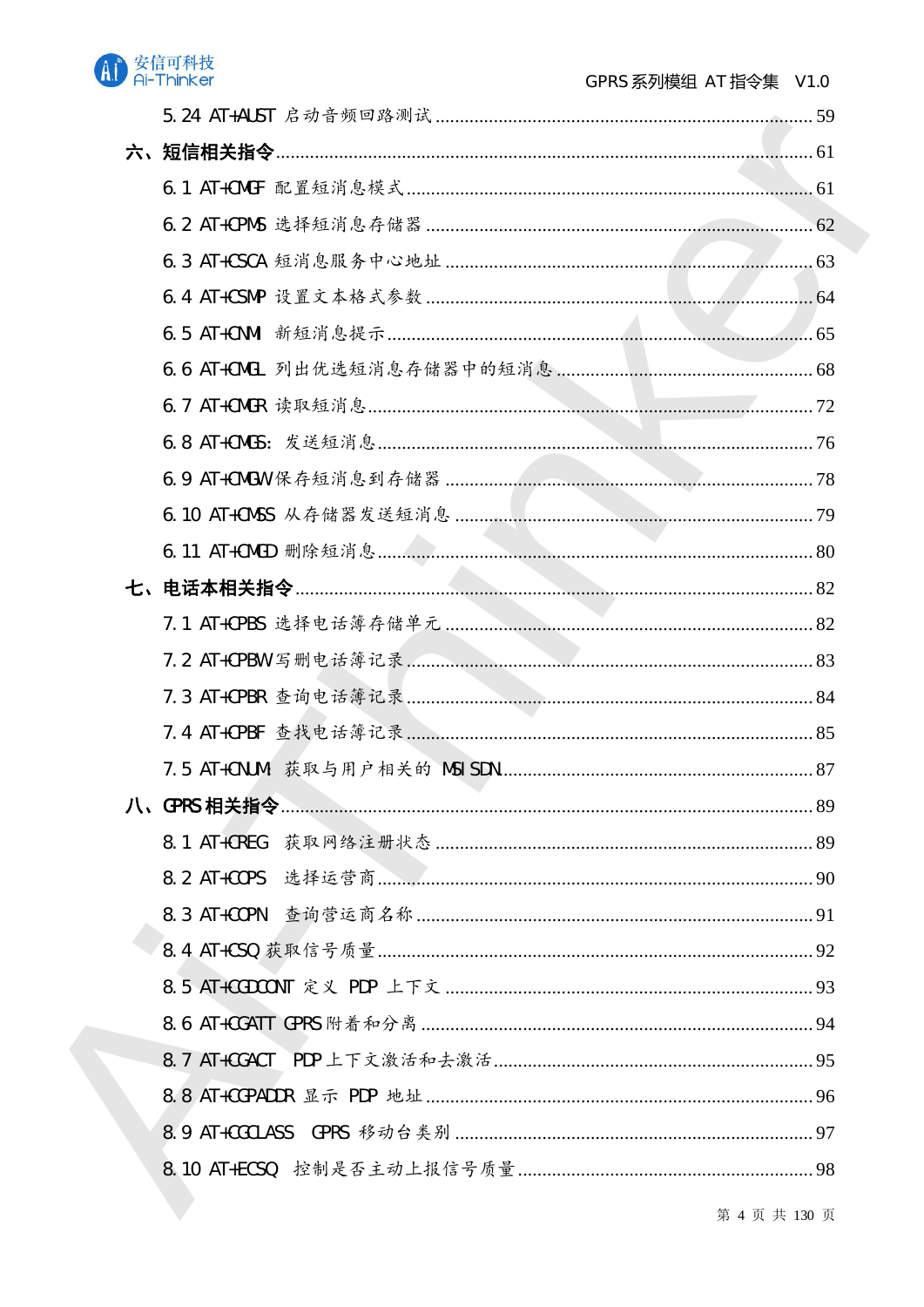5.24 AT+AUST 启动音频回路测试 ........ 59

六、短信相关指令 ........ 61

6.1 AT+CMGF 配置短消息模式 ........ 61

6.2 AT+CPMS 选择短消息存储器 ........ 62

6.3 AT+CSCA 短消息服务中心地址 ........ 63

6.4 AT+CSMP 设置文本格式参数 ........ 64

6.5 AT+CNMI 新短消息提示 ........ 65

6.6 AT+CMGL 列出优选短消息存储器中的短消息 ........ 68

6.7 AT+CMGR 读取短消息 ........ 72

6.8 AT+CMGS: 发送短消息 ........ 76

6.9 AT+CMGW 保存短消息到存储器 ........ 78

6.10 AT+CMSS 从存储器发送短消息 ........ 79

6.11 AT+CMGD 删除短消息 ........ 80

七、电话本相关指令 ........ 82

7.1 AT+CPBS 选择电话簿存储单元 ........ 82

7.2 AT+CPBW 写删电话簿记录 ........ 83

7.3 AT+CPBR 查询电话簿记录 ........ 84

7.4 AT+CPBF 查找电话簿记录 ........ 85

7.5 AT+CNUM 获取与用户相关的 MSISDN ........ 87

八、GPRS 相关指令 ........ 89

8.1 AT+CREG 获取网络注册状态 ........ 89

8.2 AT+COPS 选择运营商 ........ 90

8.3 AT+COPN 查询营运商名称 ........ 91

8.4 AT+CSQ 获取信号质量 ........ 92

8.5 AT+CGDCONT 定义 PDP 上下文 ........ 93

8.6 AT+CGATT GPRS 附着和分离 ........ 94

8.7 AT+CGACT PDP 上下文激活和去激活 ........ 95

8.8 AT+CGPADDR 显示 PDP 地址 ........ 96

8.9 AT+CGCLASS GPRS 移动台类别 ........ 97

8.10 AT+ECSQ 控制是否主动上报信号质量 ........ 98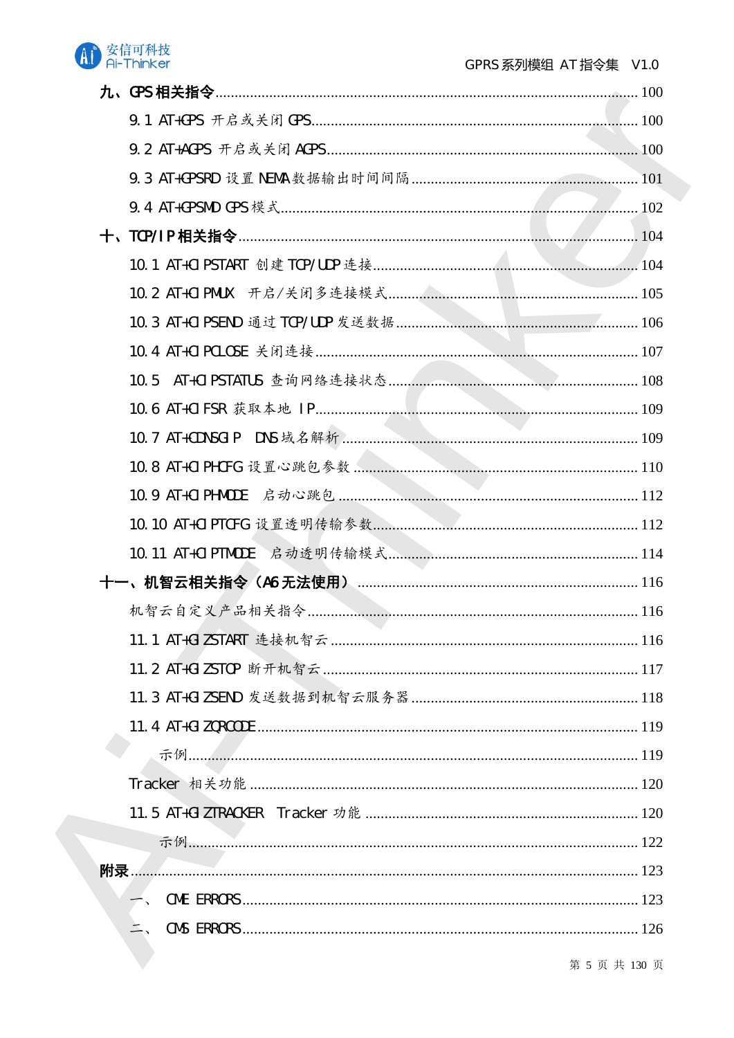九、GPS 相关指令 ........ 100

9.1 AT+GPS 开启或关闭 GPS ........ 100

9.2 AT+AGPS 开启或关闭 AGPS ........ 100

9.3 AT+GPSRD 设置 NEMA 数据输出时间间隔 ........ 101

9.4 AT+GPSMD GPS 模式 ........ 102

十、TCP/IP 相关指令 ........ 104

10.1 AT+CIPSTART 创建 TCP/UDP 连接 ........ 104

10.2 AT+CIPMUX 开启/关闭多连接模式 ........ 105

10.3 AT+CIPSEND 通过 TCP/UDP 发送数据 ........ 106

10.4 AT+CIPCLOSE 关闭连接 ........ 107

10.5 AT+CIPSTATUS 查询网络连接状态 ........ 108

10.6 AT+CIFSR 获取本地 IP ........ 109

10.7 AT+CDNSGIP DNS 域名解析 ........ 109

10.8 AT+CIPHCFG 设置心跳包参数 ........ 110

10.9 AT+CIPHMODE 启动心跳包 ........ 112

10.10 AT+CIPTCFG 设置透明传输参数 ........ 112

10.11 AT+CIPTMODE 启动透明传输模式 ........ 114

十一、机智云相关指令（A6 无法使用） ........ 116

机智云自定义产品相关指令 ........ 116

11.1 AT+GIZSTART 连接机智云 ........ 116

11.2 AT+GIZSTOP 断开机智云 ........ 117

11.3 AT+GIZSEND 发送数据到机智云服务器 ........ 118

11.4 AT+GIZQRCODE ........ 119

示例 ........ 119

Tracker 相关功能 ........ 120

11.5 AT+GIZTRACKER Tracker 功能 ........ 120

示例 ........ 122

附录 ........ 123

一、 CME ERRORS ........ 123

二、 CMS ERRORS ........ 126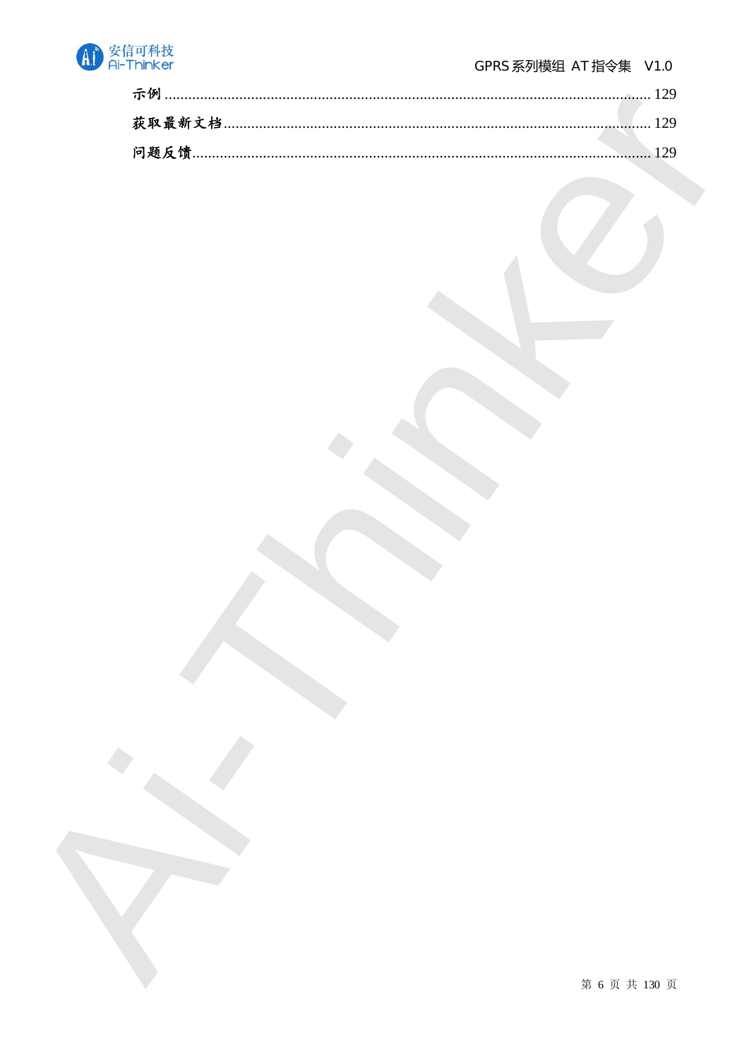示例 ........................................................................................................................ 129

获取最新文档 ........................................................................................................... 129

问题反馈 .................................................................................................................. 129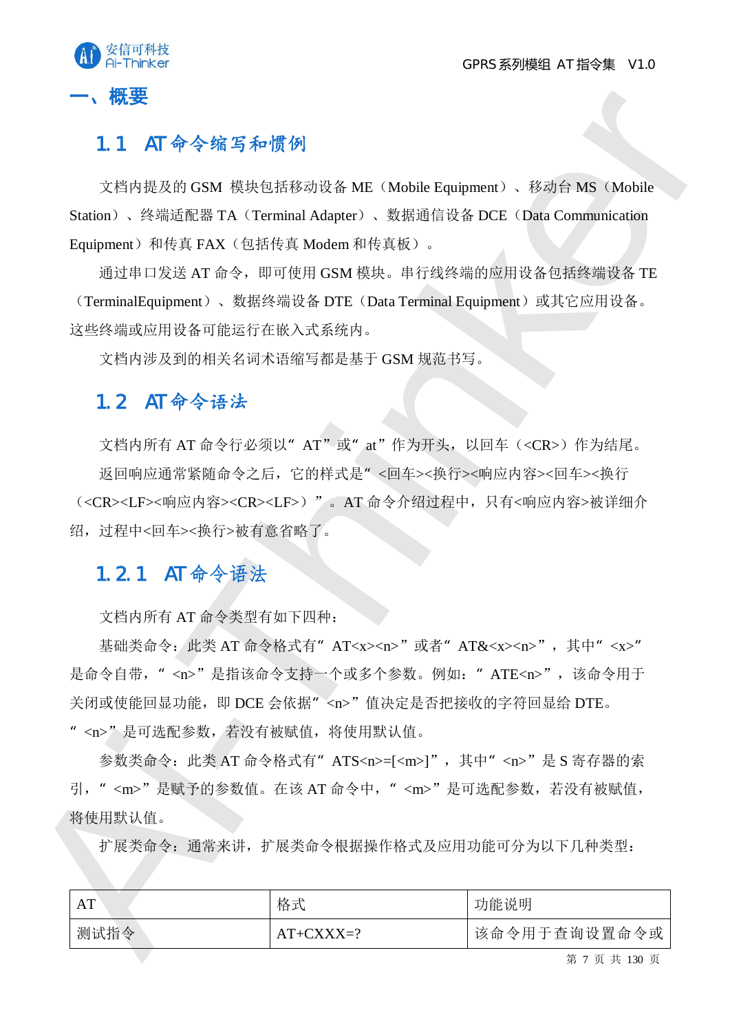# 一、概要

## 1.1 AT 命令缩写和惯例

文档内提及的 GSM 模块包括移动设备 ME（Mobile Equipment）、移动台 MS（Mobile Station）、终端适配器 TA（Terminal Adapter）、数据通信设备 DCE（Data Communication Equipment）和传真 FAX（包括传真 Modem 和传真板）。

通过串口发送 AT 命令，即可使用 GSM 模块。串行线终端的应用设备包括终端设备 TE（TerminalEquipment）、数据终端设备 DTE（Data Terminal Equipment）或其它应用设备。这些终端或应用设备可能运行在嵌入式系统内。

文档内涉及到的相关名词术语缩写都是基于 GSM 规范书写。

## 1.2 AT 命令语法

文档内所有 AT 命令行必须以“AT”或“at”作为开头，以回车（<CR>）作为结尾。

返回响应通常紧随命令之后，它的样式是“<回车><换行><响应内容><回车><换行（<CR><LF><响应内容><CR><LF>）”。AT 命令介绍过程中，只有<响应内容>被详细介绍，过程中<回车><换行>被有意省略了。

### 1.2.1 AT 命令语法

文档内所有 AT 命令类型有如下四种：

基础类命令：此类 AT 命令格式有“AT<x><n>”或者“AT&<x><n>”，其中“<x>”是命令自带，“<n>”是指该命令支持一个或多个参数。例如：“ATE<n>”，该命令用于关闭或使能回显功能，即 DCE 会依据“<n>”值决定是否把接收的字符回显给 DTE。“<n>”是可选配参数，若没有被赋值，将使用默认值。

参数类命令：此类 AT 命令格式有“ATS<n>=[<m>]”，其中“<n>”是 S 寄存器的索引，“<m>”是赋予的参数值。在该 AT 命令中，“<m>”是可选配参数，若没有被赋值，将使用默认值。

扩展类命令：通常来讲，扩展类命令根据操作格式及应用功能可分为以下几种类型：

| AT | 格式 | 功能说明 |
| --- | --- | --- |
| 测试指令 | AT+CXXX=? | 该命令用于查询设置命令或 |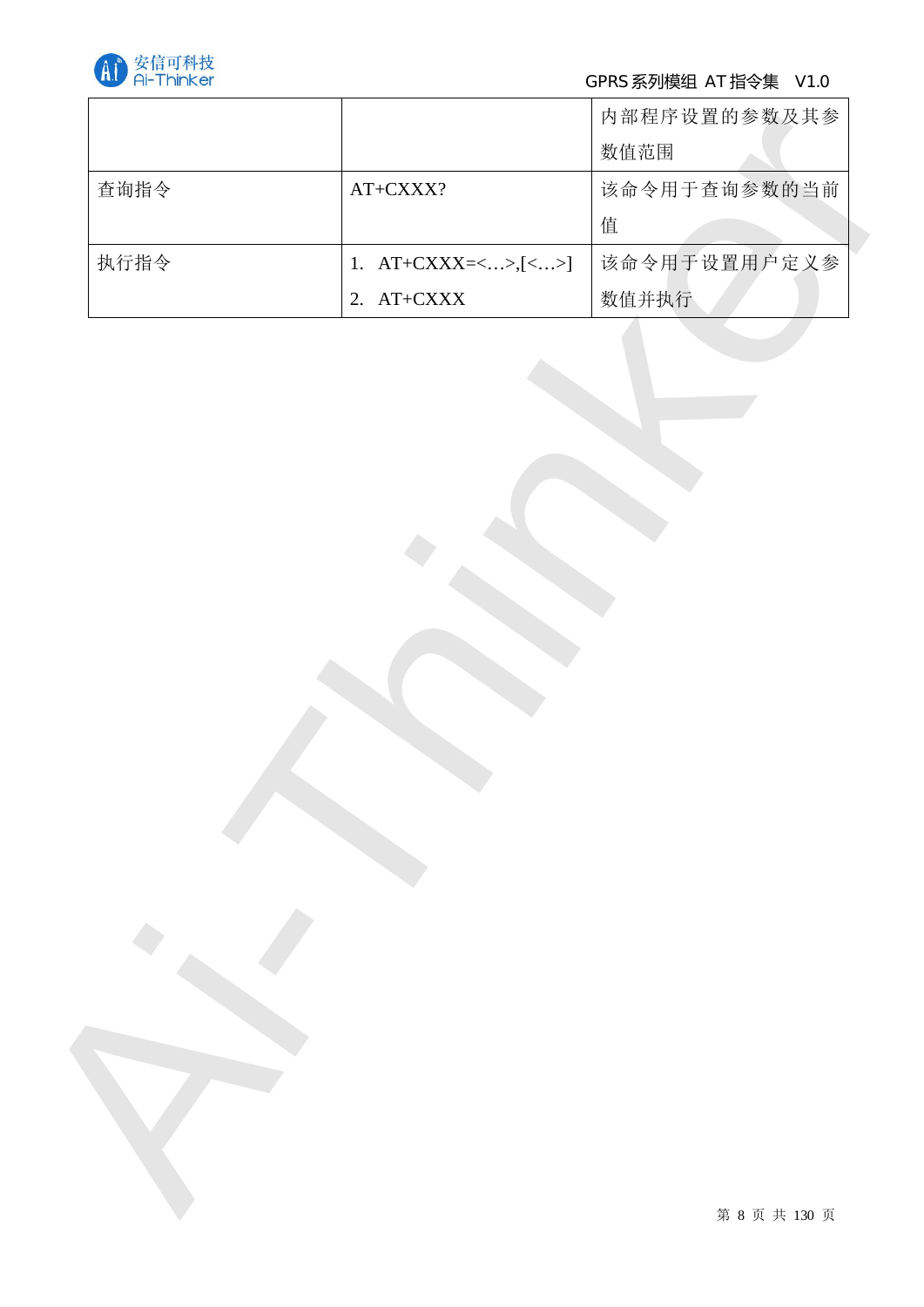| | | |
|---|---|---|
| | | 内部程序设置的参数及其参数值范围 |
| 查询指令 | AT+CXXX? | 该命令用于查询参数的当前值 |
| 执行指令 | 1. AT+CXXX=<…>,[<…>]<br>2. AT+CXXX | 该命令用于设置用户定义参数值并执行 |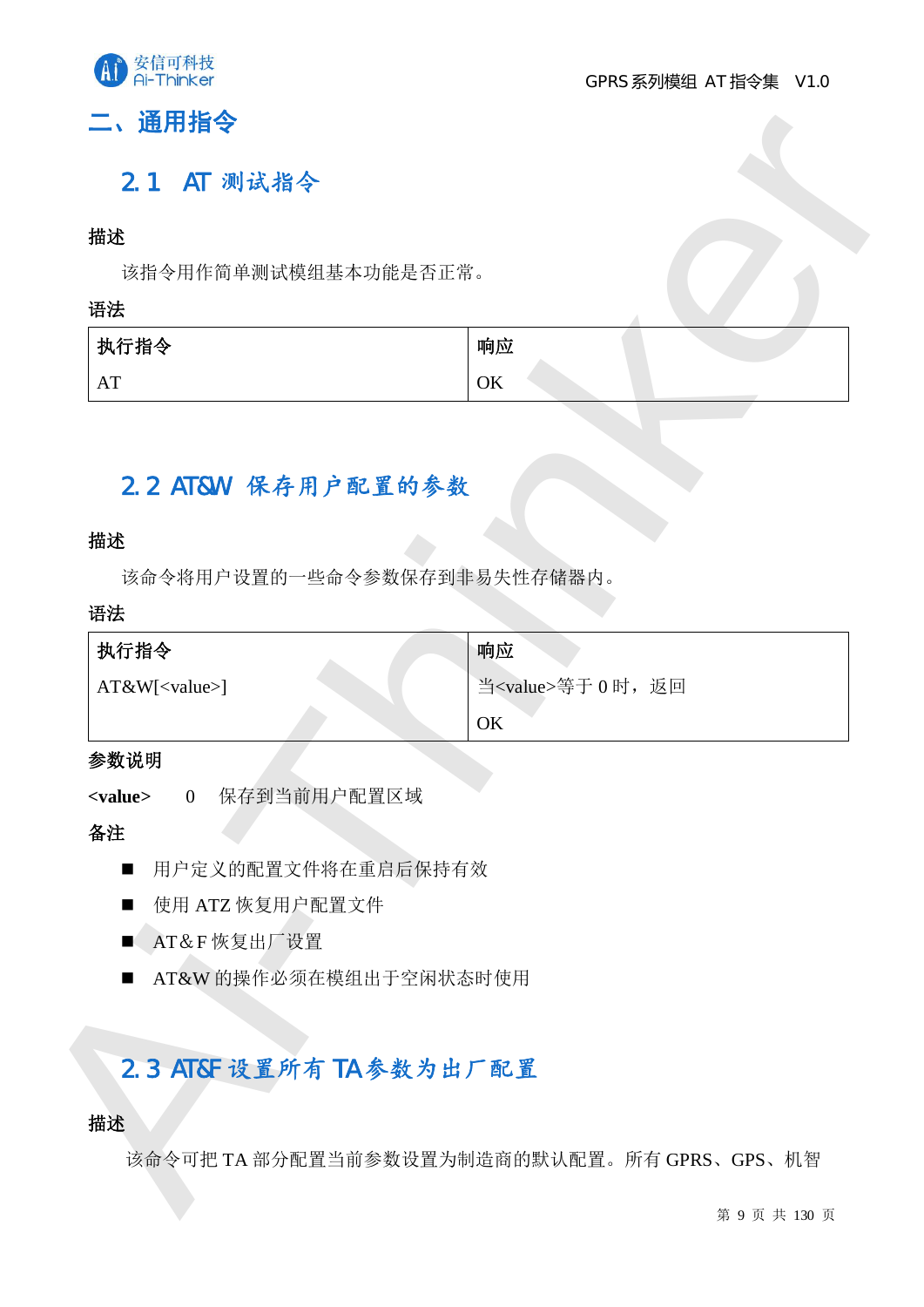# 二、通用指令

## 2.1 AT 测试指令

**描述**

该指令用作简单测试模组基本功能是否正常。

**语法**

| 执行指令 | 响应 |
|---|---|
| AT | OK |

## 2.2 AT&W 保存用户配置的参数

**描述**

该命令将用户设置的一些命令参数保存到非易失性存储器内。

**语法**

| 执行指令 | 响应 |
|---|---|
| AT&W[<value>] | 当<value>等于 0 时，返回<br>OK |

**参数说明**

**<value>** 0 保存到当前用户配置区域

**备注**

- 用户定义的配置文件将在重启后保持有效
- 使用 ATZ 恢复用户配置文件
- AT&F 恢复出厂设置
- AT&W 的操作必须在模组出于空闲状态时使用

## 2.3 AT&F 设置所有 TA 参数为出厂配置

**描述**

该命令可把 TA 部分配置当前参数设置为制造商的默认配置。所有 GPRS、GPS、机智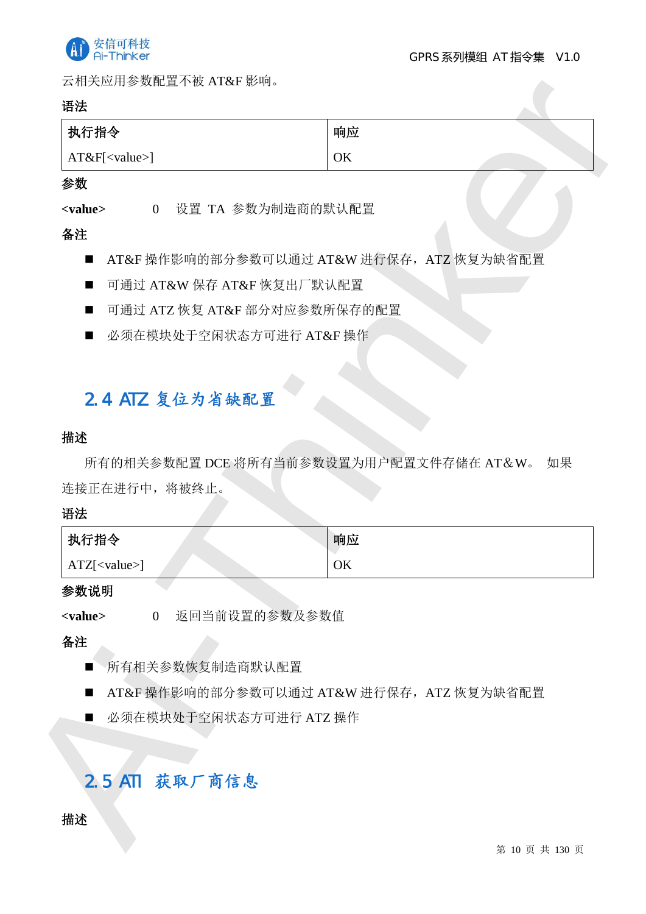云相关应用参数配置不被 AT&F 影响。

**语法**

| 执行指令 | 响应 |
| --- | --- |
| AT&F[<value>] | OK |

**参数**

**<value>** 0 设置 TA 参数为制造商的默认配置

**备注**

- AT&F 操作影响的部分参数可以通过 AT&W 进行保存，ATZ 恢复为缺省配置
- 可通过 AT&W 保存 AT&F 恢复出厂默认配置
- 可通过 ATZ 恢复 AT&F 部分对应参数所保存的配置
- 必须在模块处于空闲状态方可进行 AT&F 操作

## 2.4 ATZ 复位为省缺配置

**描述**

所有的相关参数配置 DCE 将所有当前参数设置为用户配置文件存储在 AT＆W。 如果连接正在进行中，将被终止。

**语法**

| 执行指令 | 响应 |
| --- | --- |
| ATZ[<value>] | OK |

**参数说明**

**<value>** 0 返回当前设置的参数及参数值

**备注**

- 所有相关参数恢复制造商默认配置
- AT&F 操作影响的部分参数可以通过 AT&W 进行保存，ATZ 恢复为缺省配置
- 必须在模块处于空闲状态方可进行 ATZ 操作

## 2.5 ATI 获取厂商信息

**描述**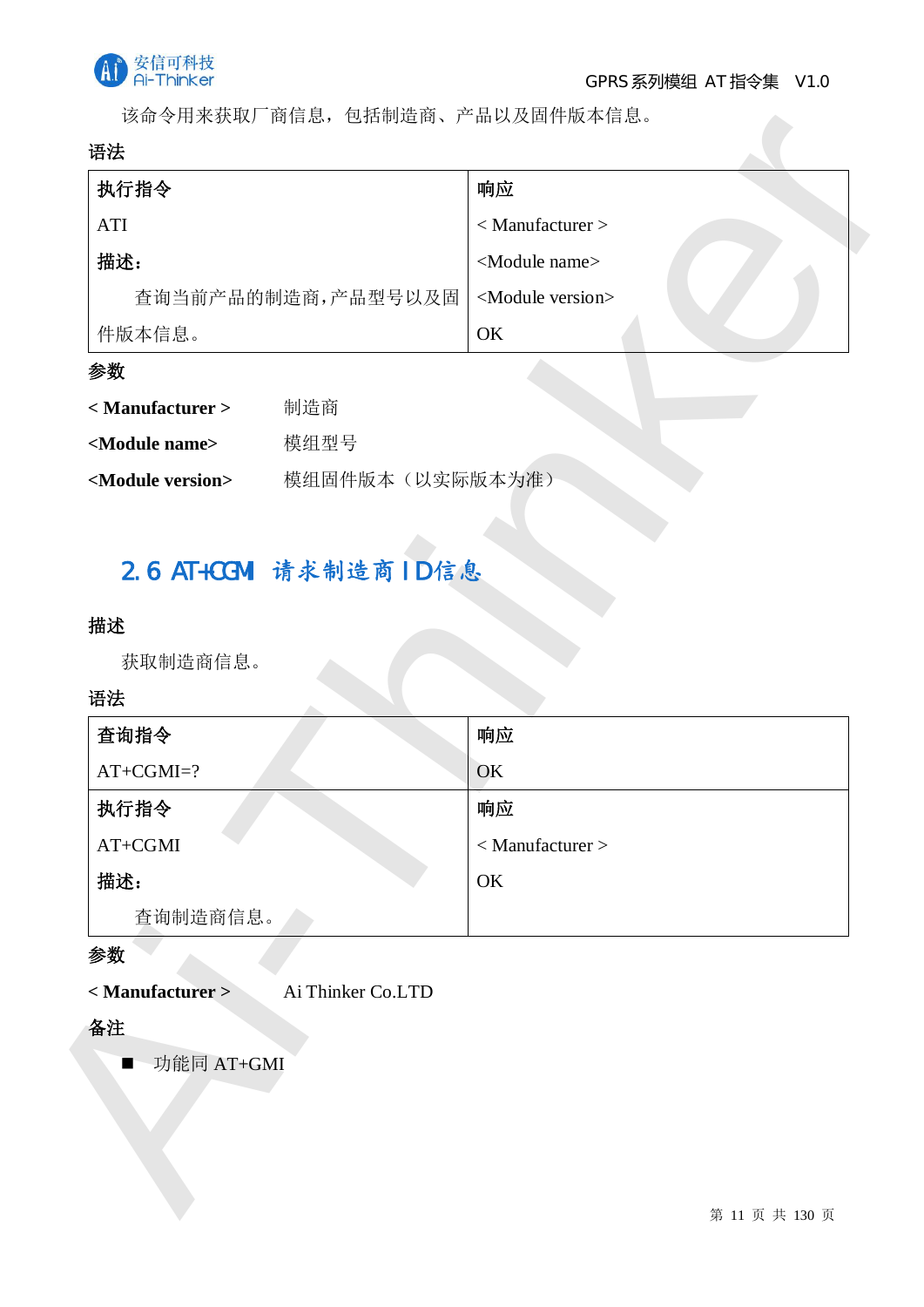该命令用来获取厂商信息，包括制造商、产品以及固件版本信息。

**语法**

| 执行指令 | 响应 |
|---|---|
| ATI<br>**描述：**<br>查询当前产品的制造商，产品型号以及固件版本信息。 | < Manufacturer ><br><Module name><br><Module version><br>OK |

**参数**

**< Manufacturer >** 制造商

**<Module name>** 模组型号

**<Module version>** 模组固件版本（以实际版本为准）

## 2.6 AT+CGMI 请求制造商 ID 信息

**描述**

获取制造商信息。

**语法**

| 查询指令 | 响应 |
|---|---|
| AT+CGMI=? | OK |
| **执行指令** | **响应** |
| AT+CGMI<br>**描述：**<br>查询制造商信息。 | < Manufacturer ><br>OK |

**参数**

**< Manufacturer >** Ai Thinker Co.LTD

**备注**

- 功能同 AT+GMI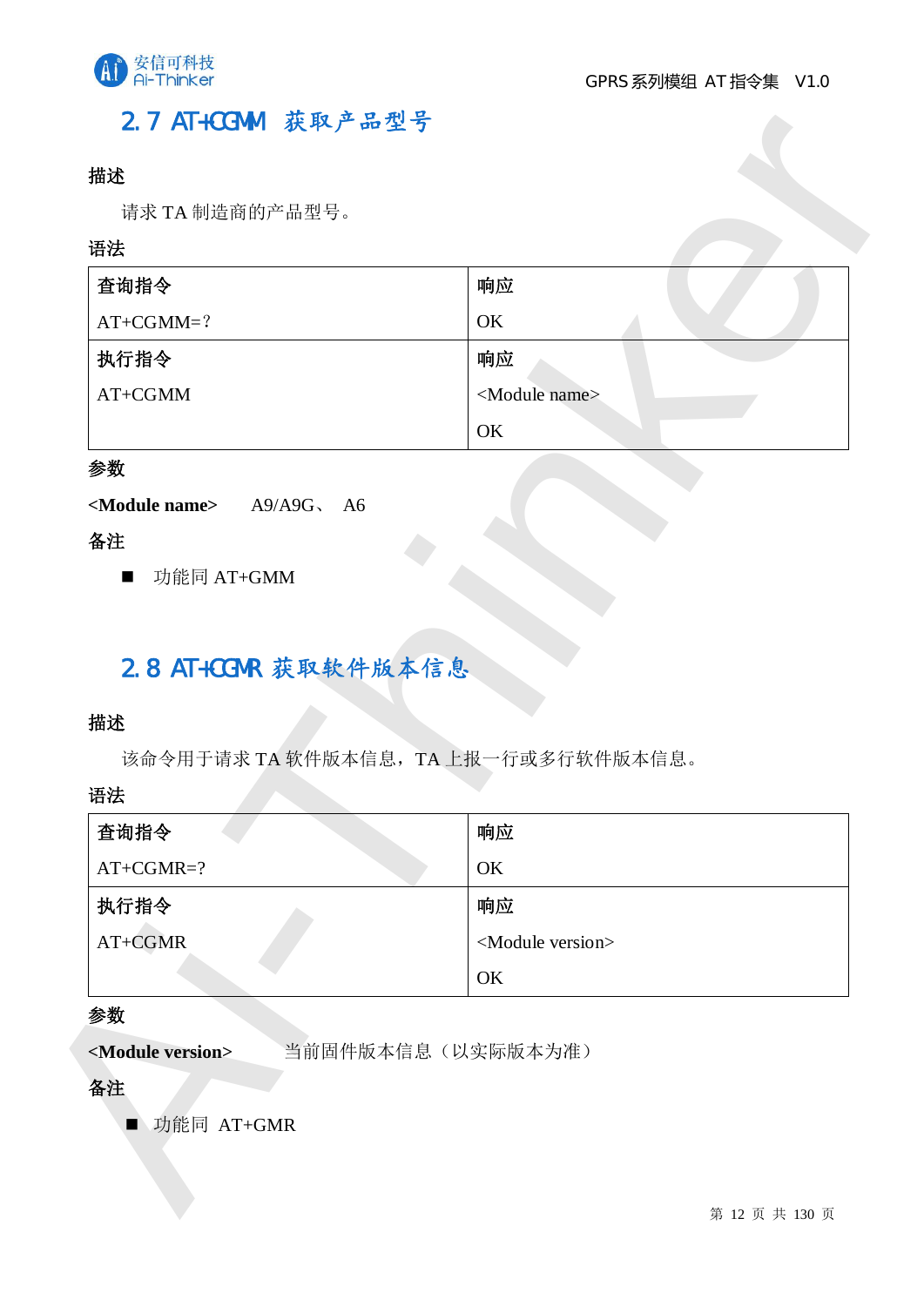## 2.7 AT+CGMM 获取产品型号

**描述**

请求 TA 制造商的产品型号。

**语法**

| 查询指令 | 响应 |
|---|---|
| AT+CGMM=? | OK |
| **执行指令** | **响应** |
| AT+CGMM | <Module name><br>OK |

**参数**

**<Module name>** A9/A9G、 A6

**备注**

- 功能同 AT+GMM

## 2.8 AT+CGMR 获取软件版本信息

**描述**

该命令用于请求 TA 软件版本信息，TA 上报一行或多行软件版本信息。

**语法**

| 查询指令 | 响应 |
|---|---|
| AT+CGMR=? | OK |
| **执行指令** | **响应** |
| AT+CGMR | <Module version><br>OK |

**参数**

**<Module version>** 当前固件版本信息（以实际版本为准）

**备注**

- 功能同 AT+GMR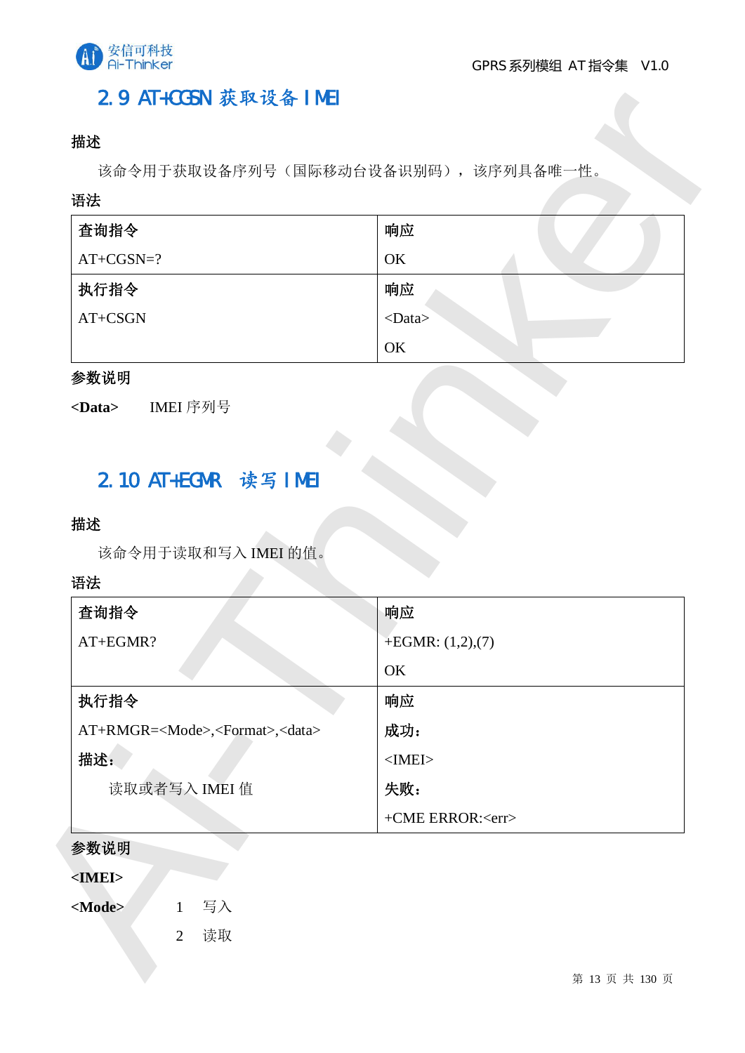## 2.9 AT+CGSN 获取设备 IMEI

**描述**

该命令用于获取设备序列号（国际移动台设备识别码），该序列具备唯一性。

**语法**

| 查询指令 | 响应 |
|---|---|
| AT+CGSN=? | OK |
| **执行指令** | **响应** |
| AT+CSGN | <Data><br>OK |

**参数说明**

**<Data>**　　IMEI 序列号

## 2.10 AT+EGMR 读写 IMEI

**描述**

该命令用于读取和写入 IMEI 的值。

**语法**

| 查询指令 | 响应 |
|---|---|
| AT+EGMR? | +EGMR: (1,2),(7)<br>OK |
| **执行指令** | **响应** |
| AT+RMGR=<Mode>,<Format>,<data><br>**描述：**<br>读取或者写入 IMEI 值 | **成功：**<br><IMEI><br>**失败：**<br>+CME ERROR:<err> |

**参数说明**

**<IMEI>**

**<Mode>**　　1　写入

　　　　　　2　读取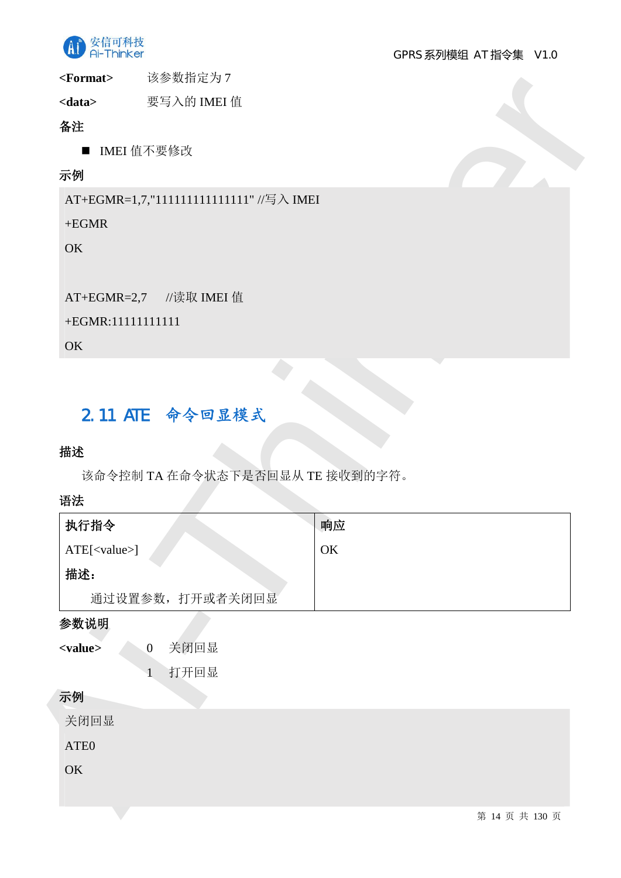**<Format>**　　该参数指定为 7

**<data>**　　要写入的 IMEI 值

**备注**

- IMEI 值不要修改

**示例**

```
AT+EGMR=1,7,"111111111111111" //写入 IMEI
+EGMR
OK

AT+EGMR=2,7     //读取 IMEI 值
+EGMR:11111111111
OK
```

## 2.11 ATE 命令回显模式

**描述**

该命令控制 TA 在命令状态下是否回显从 TE 接收到的字符。

**语法**

| 执行指令 | 响应 |
|---|---|
| ATE[<value>]<br>**描述：**<br>通过设置参数，打开或者关闭回显 | OK |

**参数说明**

**<value>**　　0　关闭回显

　　　　　　　1　打开回显

**示例**

```
关闭回显
ATE0
OK
```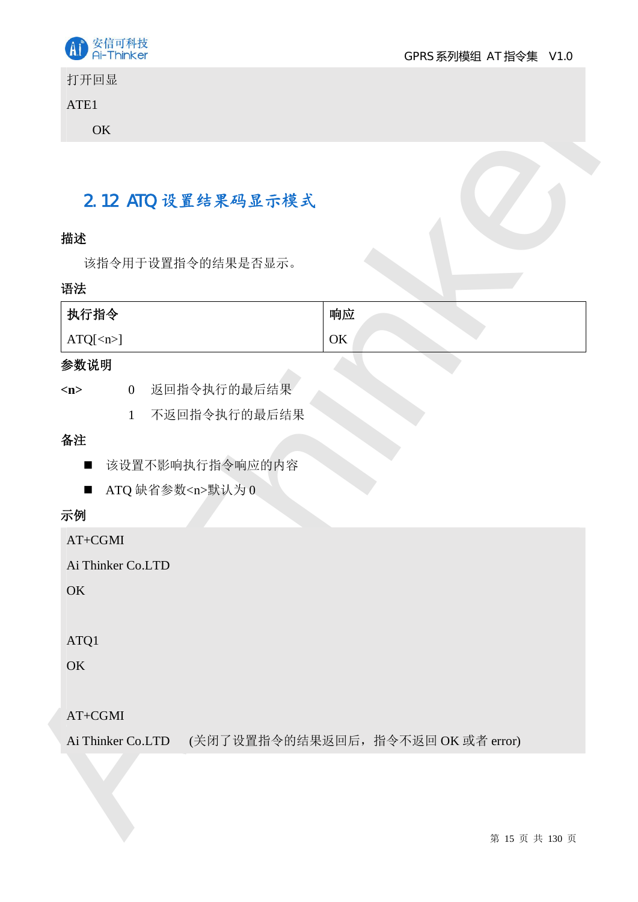```
打开回显
ATE1
    OK
```

## 2.12 ATQ 设置结果码显示模式

**描述**

该指令用于设置指令的结果是否显示。

**语法**

| 执行指令 | 响应 |
| --- | --- |
| ATQ[<n>] | OK |

**参数说明**

**<n>**　　0　返回指令执行的最后结果

　　　　　1　不返回指令执行的最后结果

**备注**

- 该设置不影响执行指令响应的内容
- ATQ 缺省参数<n>默认为 0

**示例**

```
AT+CGMI
Ai Thinker Co.LTD
OK

ATQ1
OK

AT+CGMI
Ai Thinker Co.LTD    (关闭了设置指令的结果返回后，指令不返回 OK 或者 error)
```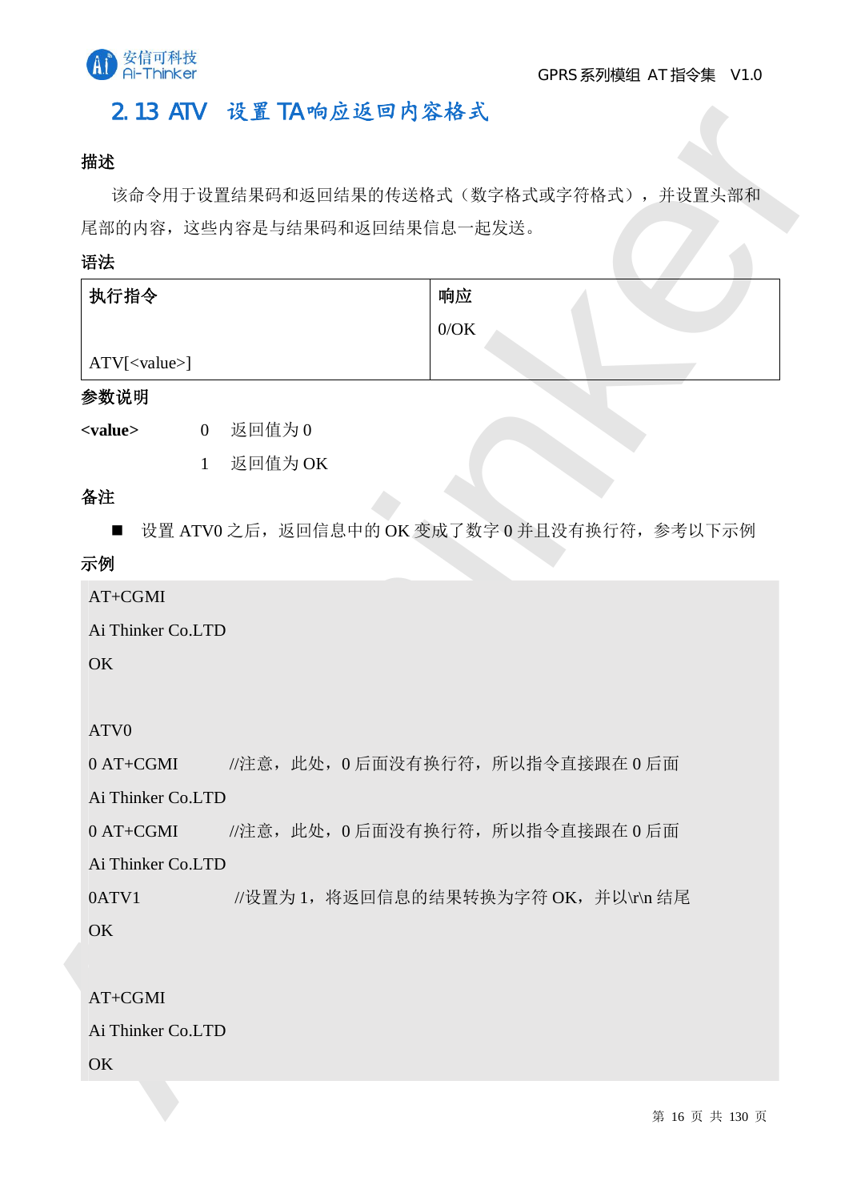## 2.13 ATV 设置 TA响应返回内容格式

**描述**

该命令用于设置结果码和返回结果的传送格式（数字格式或字符格式），并设置头部和尾部的内容，这些内容是与结果码和返回结果信息一起发送。

**语法**

| 执行指令<br><br>ATV[<value>] | 响应<br>0/OK |
|---|---|

**参数说明**

**<value>** 0 返回值为 0

1 返回值为 OK

**备注**

- 设置 ATV0 之后，返回信息中的 OK 变成了数字 0 并且没有换行符，参考以下示例

**示例**

```
AT+CGMI
Ai Thinker Co.LTD
OK

ATV0
0 AT+CGMI        //注意，此处，0 后面没有换行符，所以指令直接跟在 0 后面
Ai Thinker Co.LTD
0 AT+CGMI        //注意，此处，0 后面没有换行符，所以指令直接跟在 0 后面
Ai Thinker Co.LTD
0ATV1             //设置为 1，将返回信息的结果转换为字符 OK，并以\r\n 结尾
OK

AT+CGMI
Ai Thinker Co.LTD
OK
```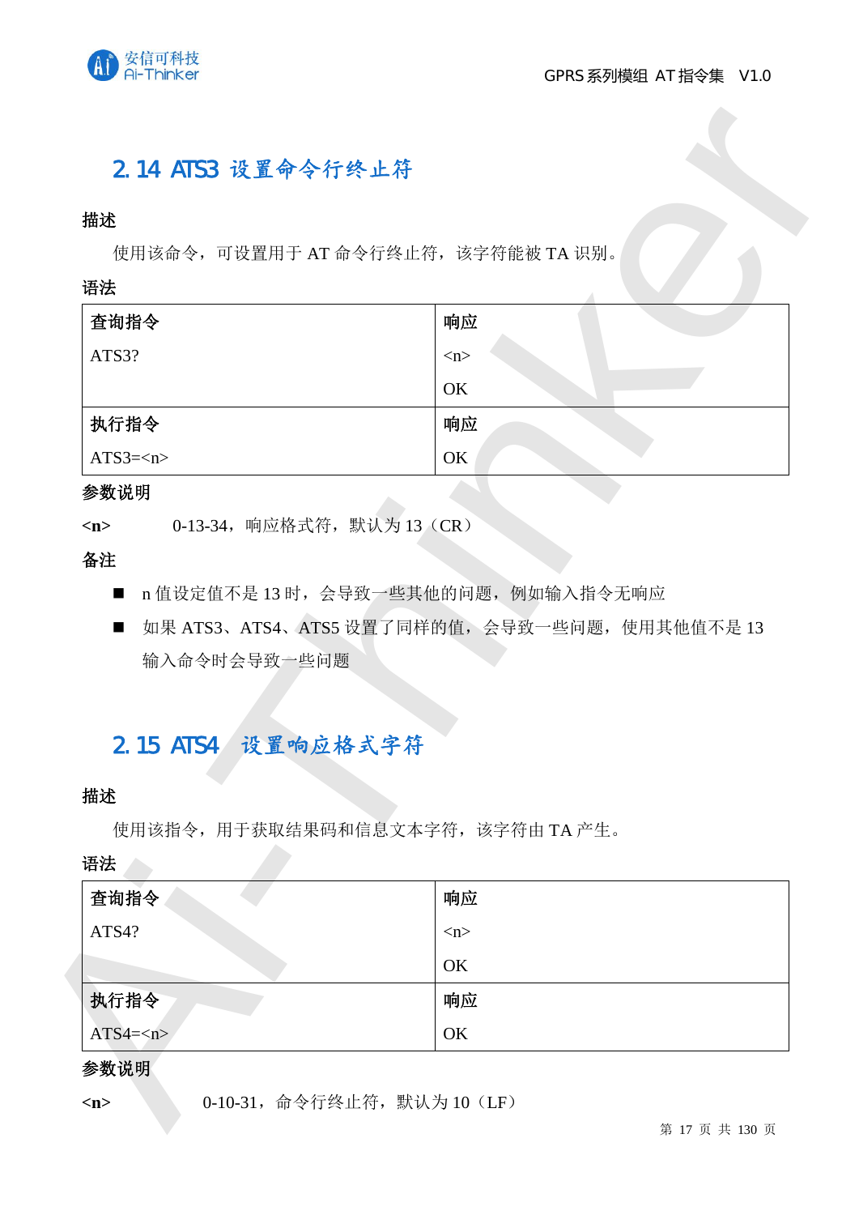## 2.14 ATS3 设置命令行终止符

**描述**

使用该命令，可设置用于 AT 命令行终止符，该字符能被 TA 识别。

**语法**

| 查询指令 | 响应 |
|---|---|
| ATS3? | <n><br>OK |
| **执行指令** | **响应** |
| ATS3=<n> | OK |

**参数说明**

**<n>** 0-13-34，响应格式符，默认为 13（CR）

**备注**

- n 值设定值不是 13 时，会导致一些其他的问题，例如输入指令无响应
- 如果 ATS3、ATS4、ATS5 设置了同样的值，会导致一些问题，使用其他值不是 13 输入命令时会导致一些问题

## 2.15 ATS4 设置响应格式字符

**描述**

使用该指令，用于获取结果码和信息文本字符，该字符由 TA 产生。

**语法**

| 查询指令 | 响应 |
|---|---|
| ATS4? | <n><br>OK |
| **执行指令** | **响应** |
| ATS4=<n> | OK |

**参数说明**

**<n>** 0-10-31，命令行终止符，默认为 10（LF）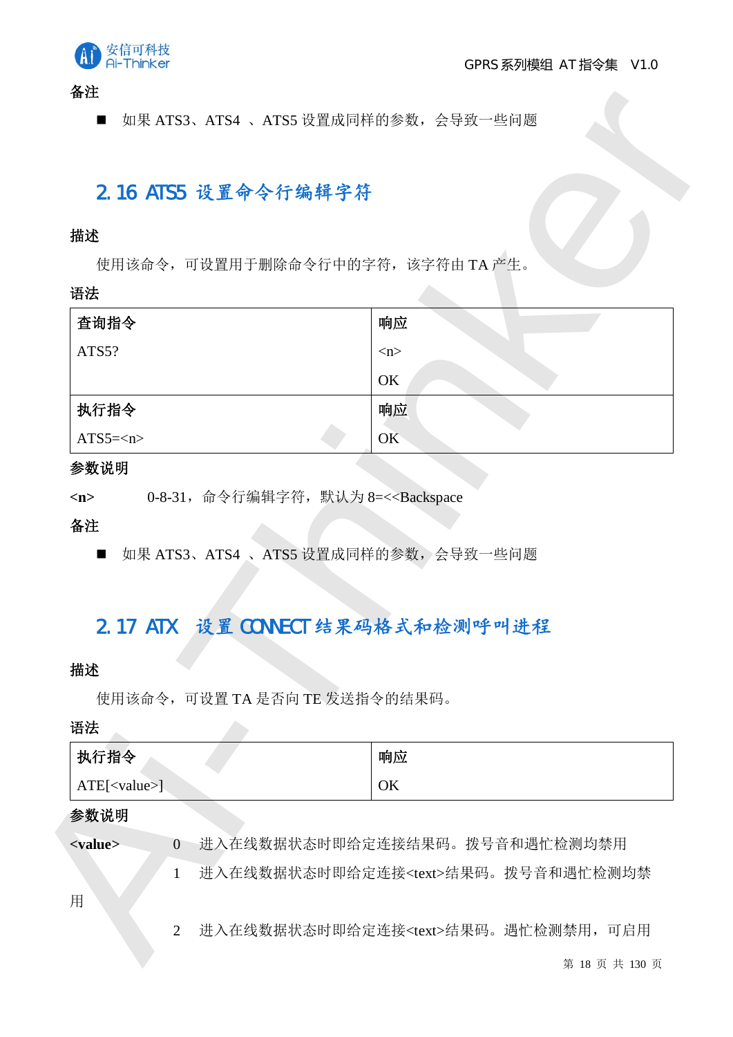**备注**

- 如果 ATS3、ATS4 、ATS5 设置成同样的参数，会导致一些问题

## 2.16 ATS5 设置命令行编辑字符

**描述**

使用该命令，可设置用于删除命令行中的字符，该字符由 TA 产生。

**语法**

| 查询指令 | 响应 |
|---|---|
| ATS5? | <n><br>OK |
| **执行指令** | **响应** |
| ATS5=<n> | OK |

**参数说明**

**<n>** 0-8-31，命令行编辑字符，默认为 8=<<Backspace

**备注**

- 如果 ATS3、ATS4 、ATS5 设置成同样的参数，会导致一些问题

## 2.17 ATX 设置 CONNECT 结果码格式和检测呼叫进程

**描述**

使用该命令，可设置 TA 是否向 TE 发送指令的结果码。

**语法**

| 执行指令 | 响应 |
|---|---|
| ATE[<value>] | OK |

**参数说明**

**<value>**
- 0 进入在线数据状态时即给定连接结果码。拨号音和遇忙检测均禁用
- 1 进入在线数据状态时即给定连接<text>结果码。拨号音和遇忙检测均禁用
- 2 进入在线数据状态时即给定连接<text>结果码。遇忙检测禁用，可启用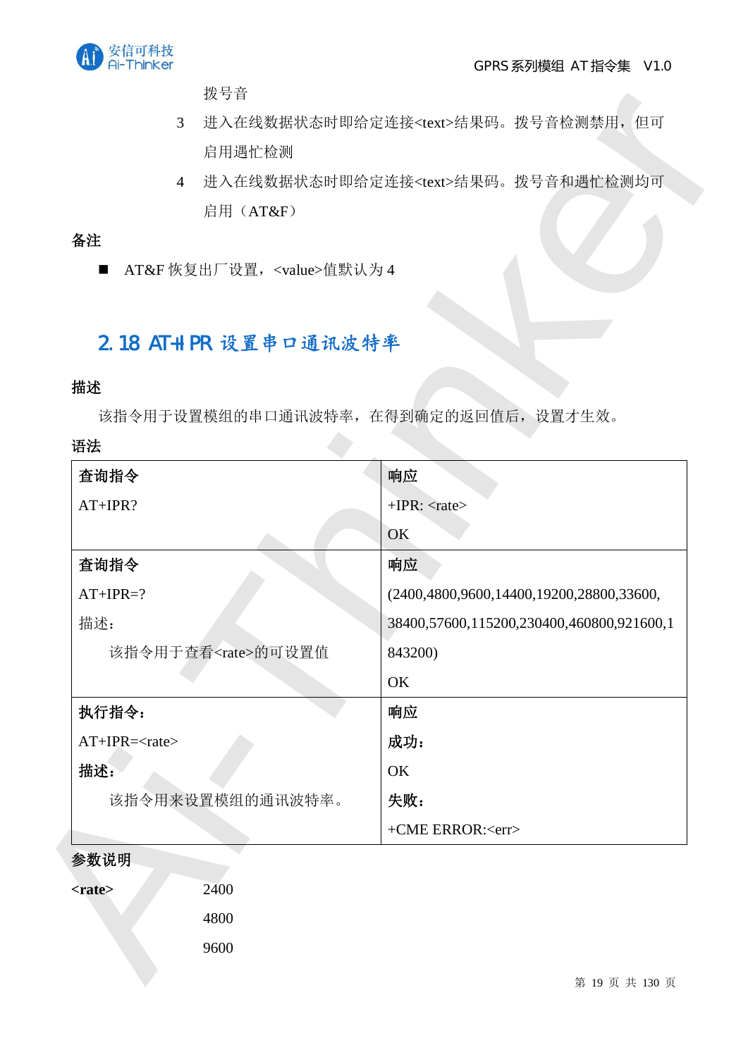拨号音

3　进入在线数据状态时即给定连接<text>结果码。拨号音检测禁用，但可启用遇忙检测

4　进入在线数据状态时即给定连接<text>结果码。拨号音和遇忙检测均可启用（AT&F）

**备注**

- AT&F 恢复出厂设置，<value>值默认为 4

## 2.18 AT+IPR 设置串口通讯波特率

**描述**

该指令用于设置模组的串口通讯波特率，在得到确定的返回值后，设置才生效。

**语法**

| **查询指令** | **响应** |
|---|---|
| AT+IPR? | +IPR: <rate><br>OK |
| **查询指令**<br>AT+IPR=?<br>描述：<br>该指令用于查看<rate>的可设置值 | **响应**<br>(2400,4800,9600,14400,19200,28800,33600,38400,57600,115200,230400,460800,921600,1843200)<br>OK |
| **执行指令：**<br>AT+IPR=<rate><br>**描述：**<br>该指令用来设置模组的通讯波特率。 | **响应**<br>**成功：**<br>OK<br>**失败：**<br>+CME ERROR:<err> |

**参数说明**

**<rate>**　　2400

　　4800

　　9600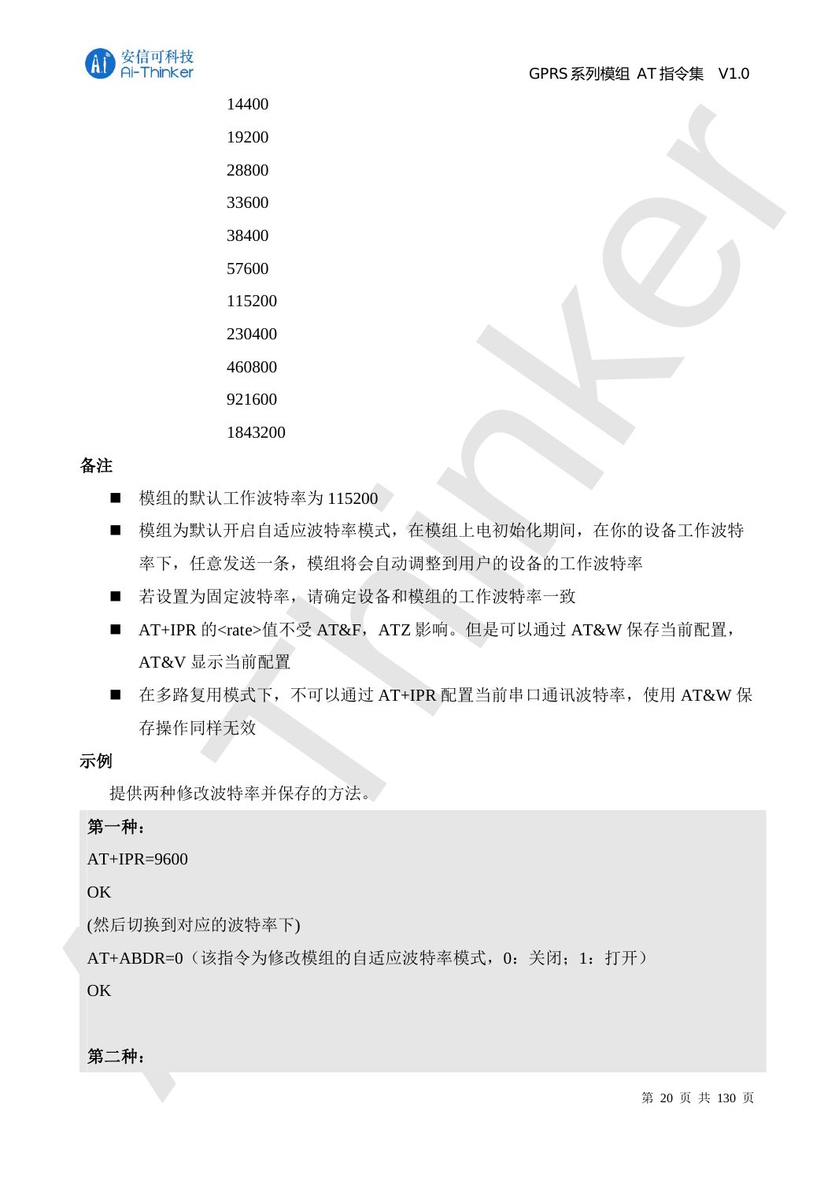14400

19200

28800

33600

38400

57600

115200

230400

460800

921600

1843200

**备注**

- 模组的默认工作波特率为 115200
- 模组为默认开启自适应波特率模式，在模组上电初始化期间，在你的设备工作波特率下，任意发送一条，模组将会自动调整到用户的设备的工作波特率
- 若设置为固定波特率，请确定设备和模组的工作波特率一致
- AT+IPR 的<rate>值不受 AT&F，ATZ 影响。但是可以通过 AT&W 保存当前配置，AT&V 显示当前配置
- 在多路复用模式下，不可以通过 AT+IPR 配置当前串口通讯波特率，使用 AT&W 保存操作同样无效

**示例**

提供两种修改波特率并保存的方法。

**第一种：**

AT+IPR=9600

OK

(然后切换到对应的波特率下)

AT+ABDR=0（该指令为修改模组的自适应波特率模式，0：关闭；1：打开）

OK

**第二种：**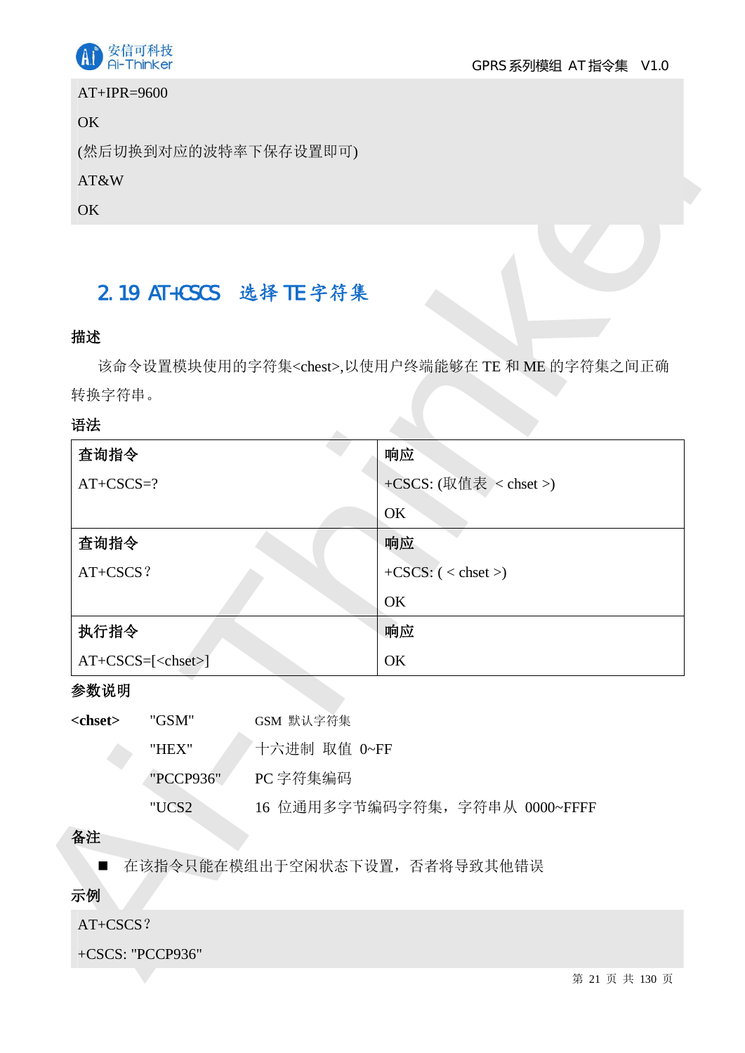```
AT+IPR=9600
OK
(然后切换到对应的波特率下保存设置即可)
AT&W
OK
```

## 2.19 AT+CSCS　选择 TE 字符集

**描述**

该命令设置模块使用的字符集<chest>,以使用户终端能够在 TE 和 ME 的字符集之间正确转换字符串。

**语法**

| 查询指令 | 响应 |
|---|---|
| AT+CSCS=? | +CSCS: (取值表 < chset >)<br>OK |
| **查询指令** | **响应** |
| AT+CSCS？ | +CSCS: ( < chset >)<br>OK |
| **执行指令** | **响应** |
| AT+CSCS=[<chset>] | OK |

**参数说明**

| | | |
|---|---|---|
| **<chset>** | "GSM" | GSM 默认字符集 |
| | "HEX" | 十六进制 取值 0~FF |
| | "PCCP936" | PC 字符集编码 |
| | "UCS2 | 16 位通用多字节编码字符集，字符串从 0000~FFFF |

**备注**

- 在该指令只能在模组出于空闲状态下设置，否者将导致其他错误

**示例**

```
AT+CSCS？
+CSCS: "PCCP936"
```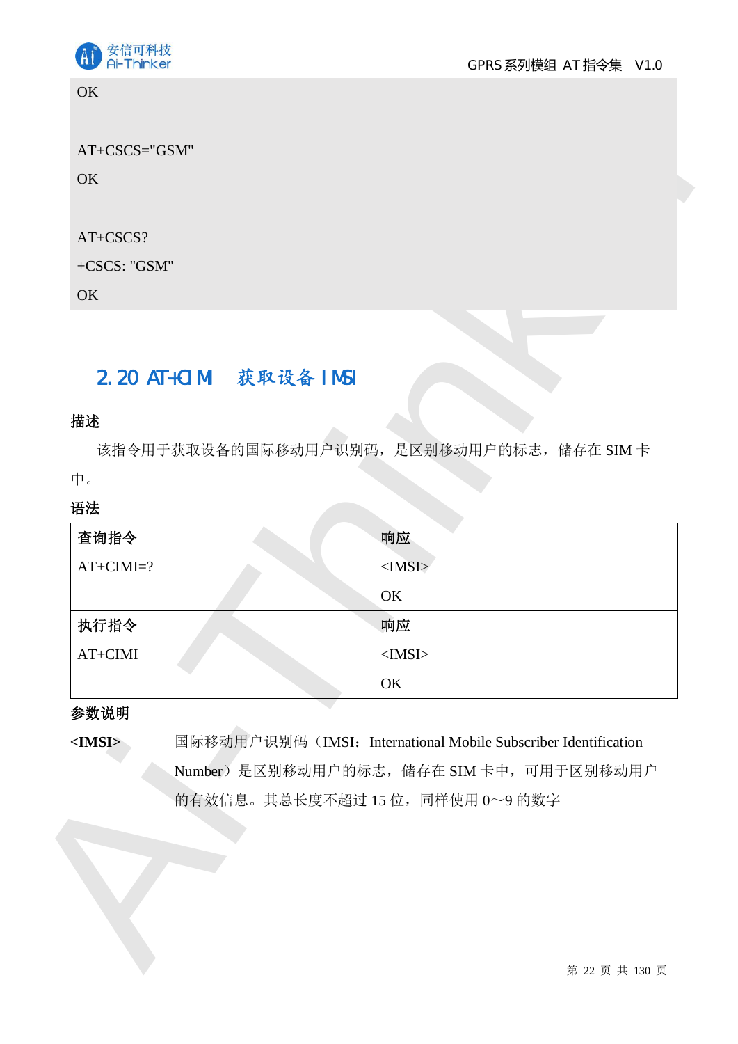```
OK

AT+CSCS="GSM"
OK

AT+CSCS?
+CSCS: "GSM"
OK
```

## 2.20 AT+CIMI 获取设备 IMSI

**描述**

该指令用于获取设备的国际移动用户识别码，是区别移动用户的标志，储存在 SIM 卡中。

**语法**

| 查询指令 | 响应 |
|---|---|
| AT+CIMI=? | <IMSI><br><br>OK |
| **执行指令** | **响应** |
| AT+CIMI | <IMSI><br><br>OK |

**参数说明**

**<IMSI>** 国际移动用户识别码（IMSI：International Mobile Subscriber Identification Number）是区别移动用户的标志，储存在 SIM 卡中，可用于区别移动用户的有效信息。其总长度不超过 15 位，同样使用 0～9 的数字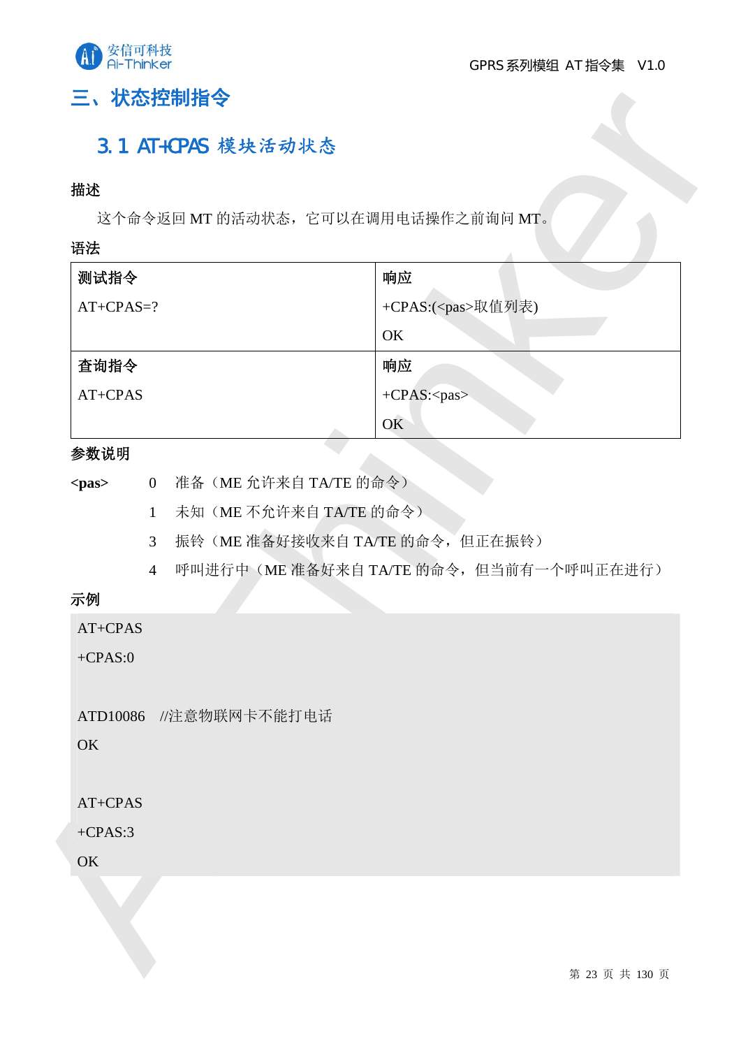# 三、状态控制指令

## 3.1 AT+CPAS 模块活动状态

**描述**

这个命令返回 MT 的活动状态，它可以在调用电话操作之前询问 MT。

**语法**

| **测试指令** | **响应** |
|---|---|
| AT+CPAS=? | +CPAS:(<pas>取值列表)<br>OK |
| **查询指令** | **响应** |
| AT+CPAS | +CPAS:<pas><br>OK |

**参数说明**

**<pas>**
- 0　准备（ME 允许来自 TA/TE 的命令）
- 1　未知（ME 不允许来自 TA/TE 的命令）
- 3　振铃（ME 准备好接收来自 TA/TE 的命令，但正在振铃）
- 4　呼叫进行中（ME 准备好来自 TA/TE 的命令，但当前有一个呼叫正在进行）

**示例**

```
AT+CPAS
+CPAS:0

ATD10086   //注意物联网卡不能打电话
OK

AT+CPAS
+CPAS:3
OK
```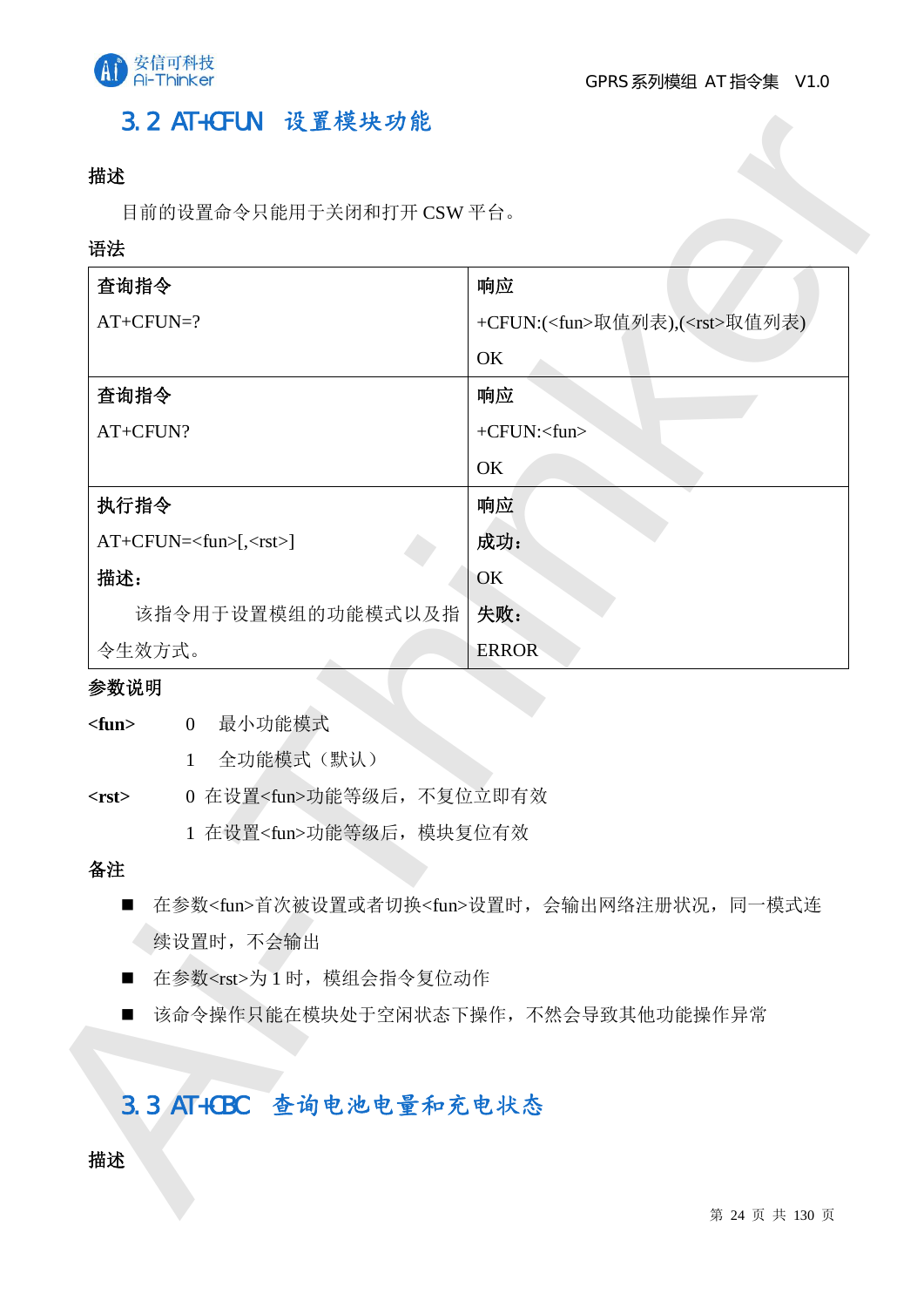## 3.2 AT+CFUN 设置模块功能

**描述**

目前的设置命令只能用于关闭和打开 CSW 平台。

**语法**

| **查询指令** | **响应** |
|---|---|
| AT+CFUN=? | +CFUN:(<fun>取值列表),(<rst>取值列表)<br>OK |
| **查询指令** | **响应** |
| AT+CFUN? | +CFUN:<fun><br>OK |
| **执行指令** | **响应** |
| AT+CFUN=<fun>[,<rst>]<br>**描述：**<br>该指令用于设置模组的功能模式以及指令生效方式。 | **成功：**<br>OK<br>**失败：**<br>ERROR |

**参数说明**

**<fun>** 0 最小功能模式

1 全功能模式（默认）

**<rst>** 0 在设置<fun>功能等级后，不复位立即有效

1 在设置<fun>功能等级后，模块复位有效

**备注**

- 在参数<fun>首次被设置或者切换<fun>设置时，会输出网络注册状况，同一模式连续设置时，不会输出
- 在参数<rst>为 1 时，模组会指令复位动作
- 该命令操作只能在模块处于空闲状态下操作，不然会导致其他功能操作异常

## 3.3 AT+CBC 查询电池电量和充电状态

**描述**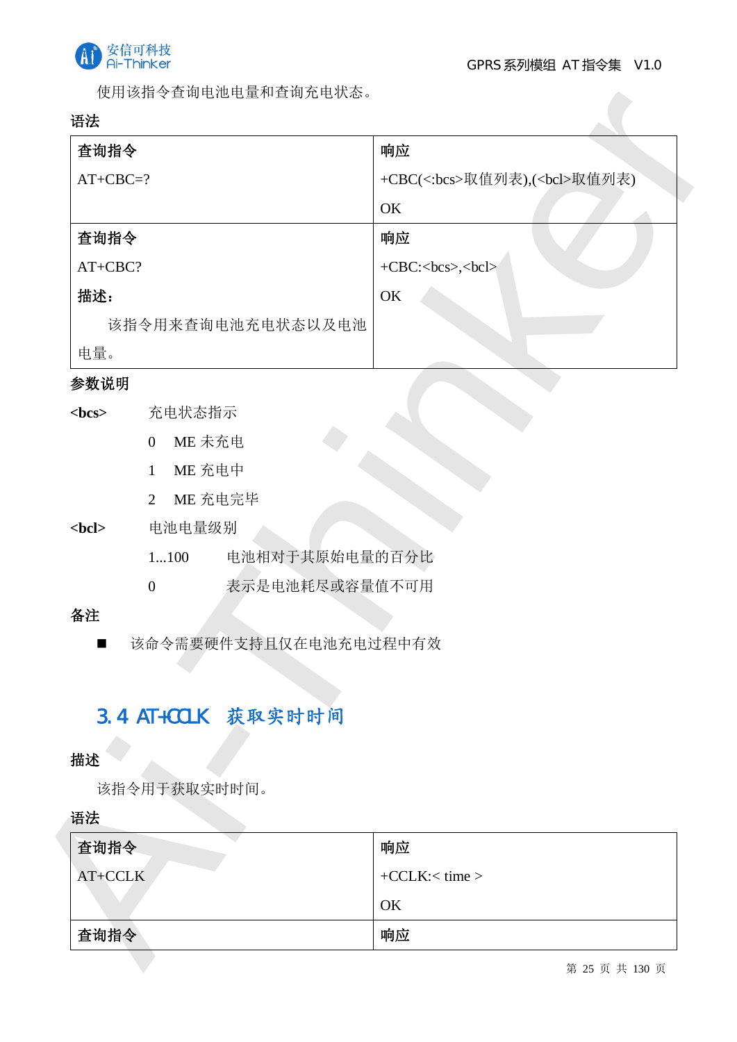使用该指令查询电池电量和查询充电状态。

**语法**

| **查询指令** | **响应** |
|---|---|
| AT+CBC=? | +CBC(<:bcs>取值列表),(<bcl>取值列表)<br><br>OK |
| **查询指令**<br><br>AT+CBC?<br><br>**描述：**<br><br>该指令用来查询电池充电状态以及电池电量。 | **响应**<br><br>+CBC:<bcs>,<bcl><br><br>OK |

**参数说明**

**<bcs>** 充电状态指示

- 0 ME 未充电
- 1 ME 充电中
- 2 ME 充电完毕

**<bcl>** 电池电量级别

- 1...100 电池相对于其原始电量的百分比
- 0 表示是电池耗尽或容量值不可用

**备注**

- 该命令需要硬件支持且仅在电池充电过程中有效

## 3.4 AT+CCLK 获取实时时间

**描述**

该指令用于获取实时时间。

**语法**

| **查询指令** | **响应** |
|---|---|
| AT+CCLK | +CCLK:< time ><br><br>OK |
| **查询指令** | **响应** |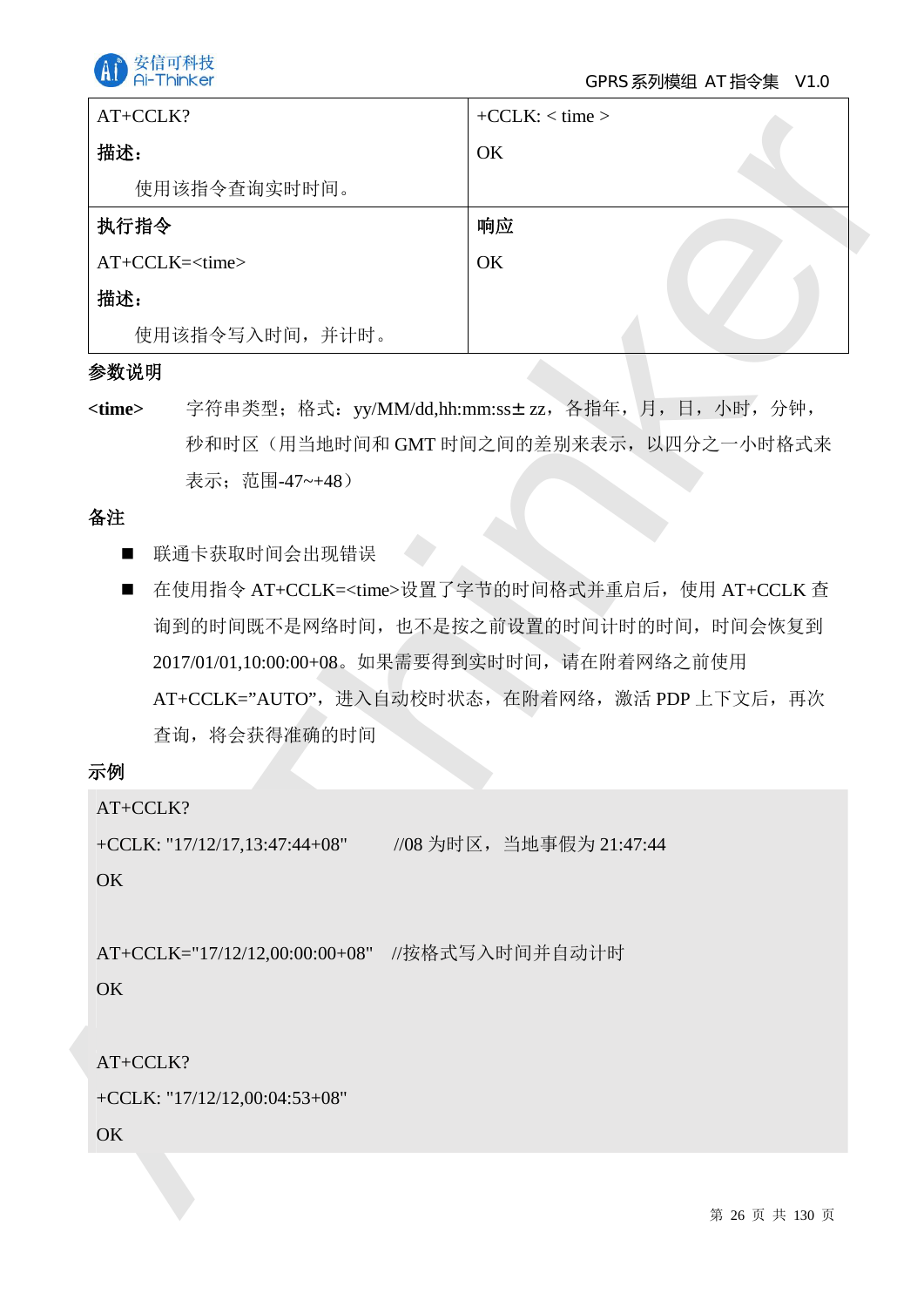| AT+CCLK?<br>**描述：**<br>使用该指令查询实时时间。 | +CCLK: < time ><br>OK |
|---|---|
| **执行指令**<br>AT+CCLK=<time><br>**描述：**<br>使用该指令写入时间，并计时。 | **响应**<br>OK |

**参数说明**

**<time>** 字符串类型；格式：yy/MM/dd,hh:mm:ss± zz，各指年，月，日，小时，分钟，秒和时区（用当地时间和 GMT 时间之间的差别来表示，以四分之一小时格式来表示；范围-47~+48）

**备注**

- 联通卡获取时间会出现错误
- 在使用指令 AT+CCLK=<time>设置了字节的时间格式并重启后，使用 AT+CCLK 查询到的时间既不是网络时间，也不是按之前设置的时间计时的时间，时间会恢复到 2017/01/01,10:00:00+08。如果需要得到实时时间，请在附着网络之前使用 AT+CCLK=”AUTO”，进入自动校时状态，在附着网络，激活 PDP 上下文后，再次查询，将会获得准确的时间

**示例**

```
AT+CCLK?
+CCLK: "17/12/17,13:47:44+08"      //08 为时区，当地事假为 21:47:44
OK

AT+CCLK="17/12/12,00:00:00+08"   //按格式写入时间并自动计时
OK

AT+CCLK?
+CCLK: "17/12/12,00:04:53+08"
OK
```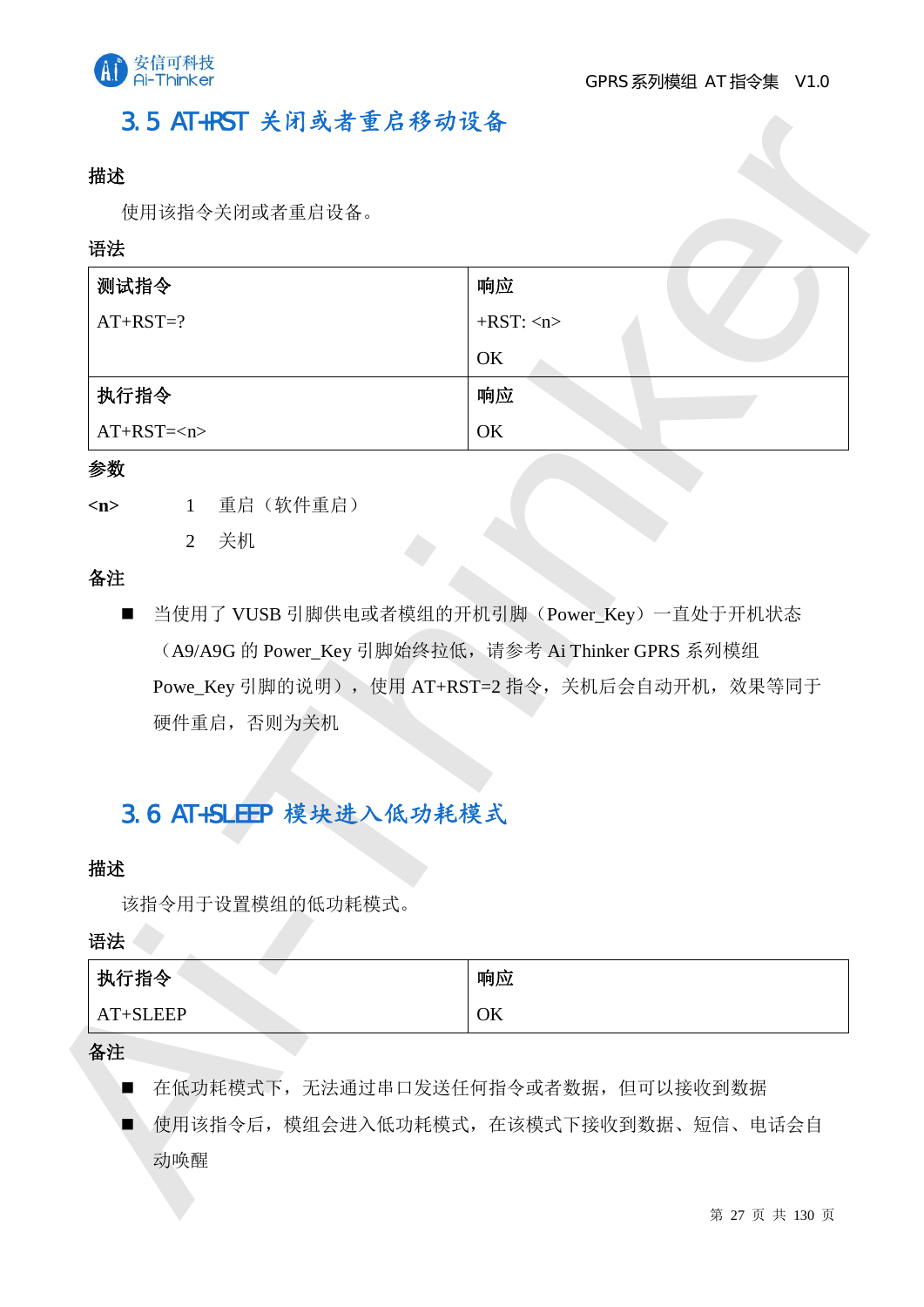## 3.5 AT+RST 关闭或者重启移动设备

**描述**

使用该指令关闭或者重启设备。

**语法**

| 测试指令 | 响应 |
|---|---|
| AT+RST=? | +RST: <n><br><br>OK |
| **执行指令** | **响应** |
| AT+RST=<n> | OK |

**参数**

**<n>** 1 重启（软件重启）

2 关机

**备注**

- 当使用了 VUSB 引脚供电或者模组的开机引脚（Power_Key）一直处于开机状态（A9/A9G 的 Power_Key 引脚始终拉低，请参考 Ai Thinker GPRS 系列模组 Powe_Key 引脚的说明），使用 AT+RST=2 指令，关机后会自动开机，效果等同于硬件重启，否则为关机

## 3.6 AT+SLEEP 模块进入低功耗模式

**描述**

该指令用于设置模组的低功耗模式。

**语法**

| 执行指令 | 响应 |
|---|---|
| AT+SLEEP | OK |

**备注**

- 在低功耗模式下，无法通过串口发送任何指令或者数据，但可以接收到数据
- 使用该指令后，模组会进入低功耗模式，在该模式下接收到数据、短信、电话会自动唤醒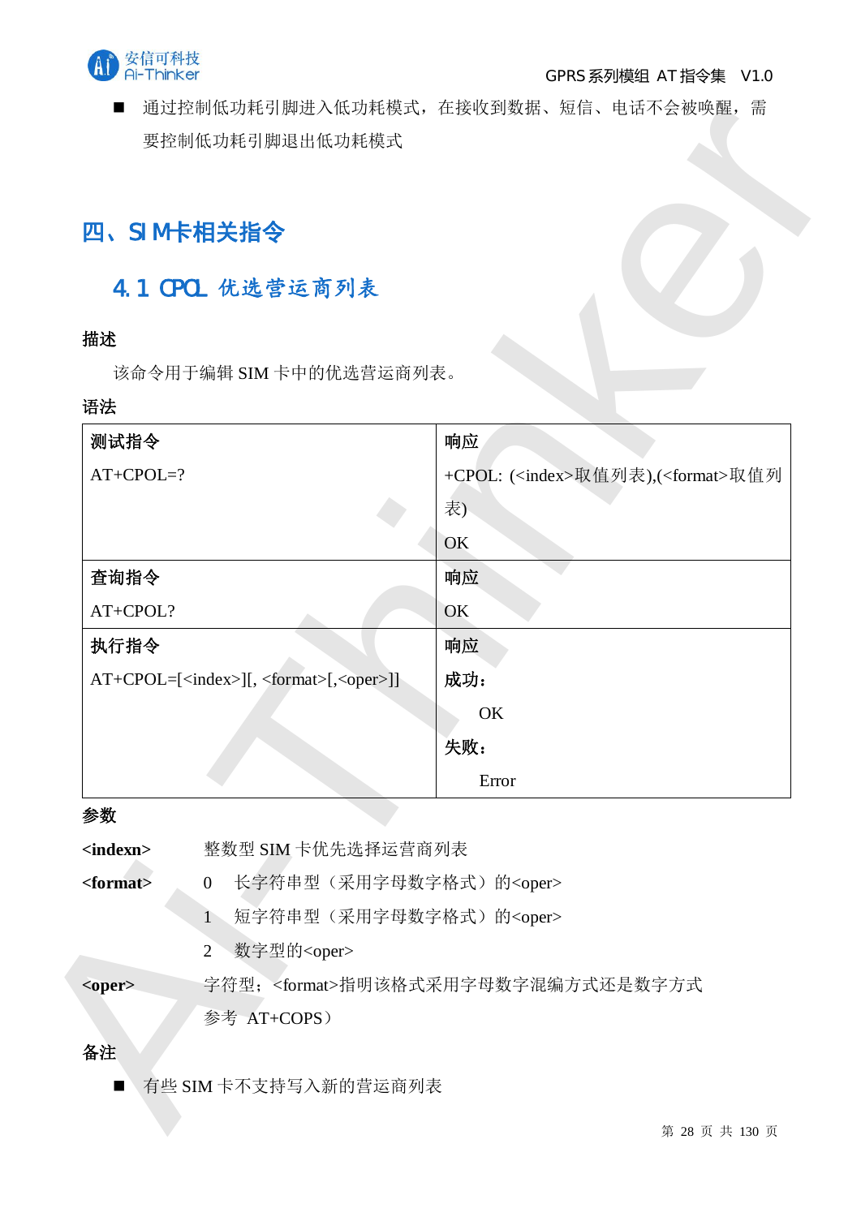- 通过控制低功耗引脚进入低功耗模式，在接收到数据、短信、电话不会被唤醒，需要控制低功耗引脚退出低功耗模式

# 四、SIM卡相关指令

## 4.1 CPOL 优选营运商列表

**描述**

该命令用于编辑 SIM 卡中的优选营运商列表。

**语法**

| 测试指令 | 响应 |
|---|---|
| AT+CPOL=? | +CPOL: (<index>取值列表),(<format>取值列表)<br>OK |
| **查询指令** | **响应** |
| AT+CPOL? | OK |
| **执行指令** | **响应** |
| AT+CPOL=[<index>][, <format>[,<oper>]] | **成功：**<br>OK<br>**失败：**<br>Error |

**参数**

**<indexn>** 整数型 SIM 卡优先选择运营商列表

**<format>** 0 长字符串型（采用字母数字格式）的<oper>

1 短字符串型（采用字母数字格式）的<oper>

2 数字型的<oper>

**<oper>** 字符型；<format>指明该格式采用字母数字混编方式还是数字方式

参考 AT+COPS）

**备注**

- 有些 SIM 卡不支持写入新的营运商列表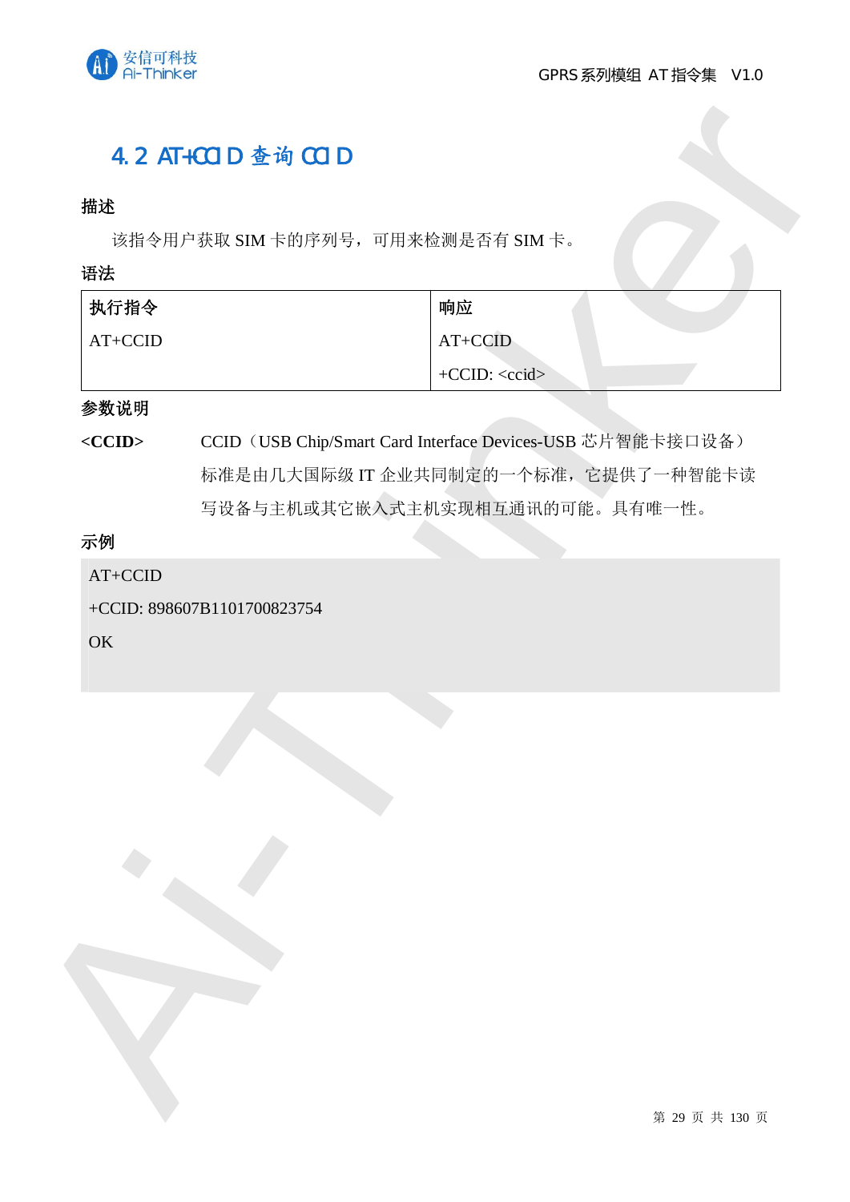## 4.2 AT+CCID 查询 CCID

**描述**

该指令用户获取 SIM 卡的序列号，可用来检测是否有 SIM 卡。

**语法**

| 执行指令 | 响应 |
|---|---|
| AT+CCID | AT+CCID<br>+CCID: <ccid> |

**参数说明**

**<CCID>** CCID（USB Chip/Smart Card Interface Devices-USB 芯片智能卡接口设备）标准是由几大国际级 IT 企业共同制定的一个标准，它提供了一种智能卡读写设备与主机或其它嵌入式主机实现相互通讯的可能。具有唯一性。

**示例**

```
AT+CCID
+CCID: 898607B1101700823754
OK
```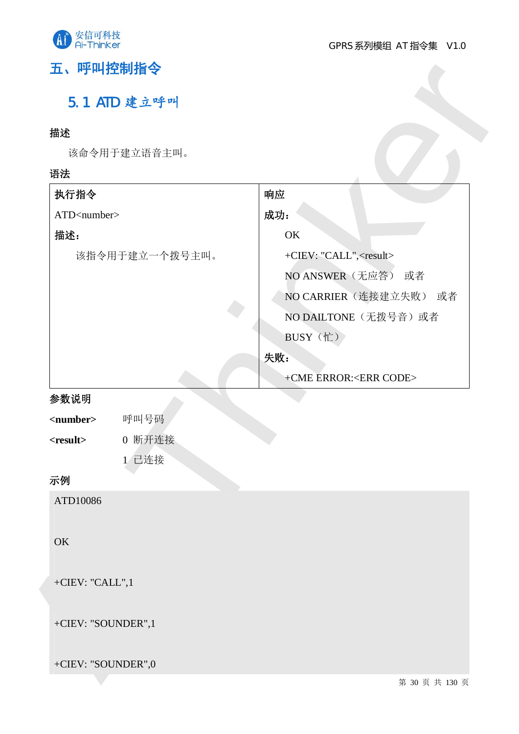# 五、呼叫控制指令

## 5.1 ATD 建立呼叫

**描述**

该命令用于建立语音主叫。

**语法**

| 执行指令 | 响应 |
| --- | --- |
| ATD<number> | **成功：** |
| **描述：** | OK |
| 该指令用于建立一个拨号主叫。 | +CIEV: "CALL",<result> |
| | NO ANSWER（无应答） 或者 |
| | NO CARRIER（连接建立失败） 或者 |
| | NO DAILTONE（无拨号音）或者 |
| | BUSY（忙） |
| | **失败：** |
| | +CME ERROR:<ERR CODE> |

**参数说明**

**<number>** 呼叫号码

**<result>** 0 断开连接

1 已连接

**示例**

```
ATD10086

OK

+CIEV: "CALL",1

+CIEV: "SOUNDER",1

+CIEV: "SOUNDER",0
```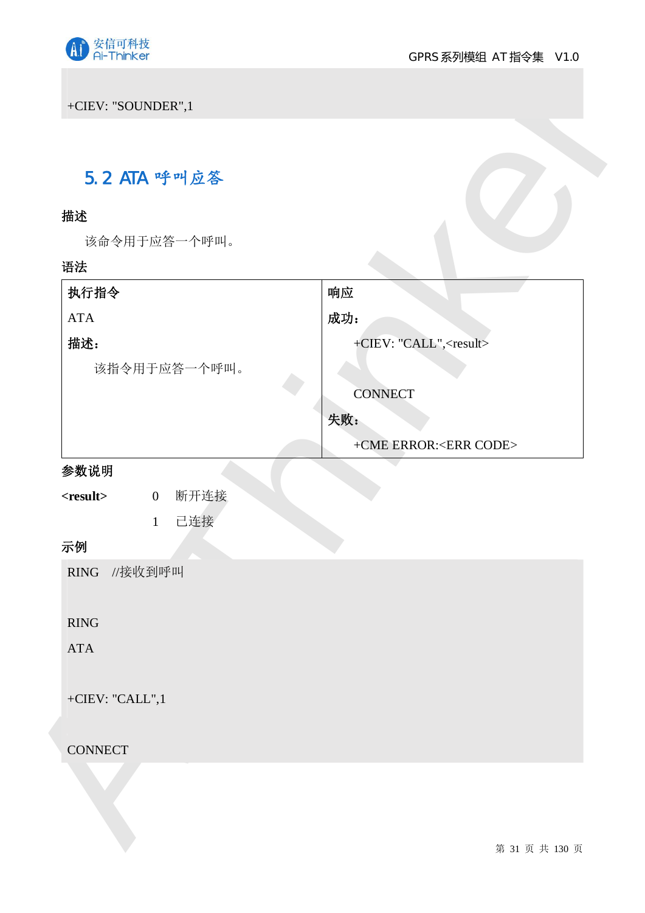```
+CIEV: "SOUNDER",1
```

## 5.2 ATA 呼叫应答

**描述**

该命令用于应答一个呼叫。

**语法**

| 执行指令 | 响应 |
|---|---|
| ATA<br>**描述：**<br>该指令用于应答一个呼叫。 | **成功：**<br>+CIEV: "CALL",<result><br><br>CONNECT<br>**失败：**<br>+CME ERROR:<ERR CODE> |

**参数说明**

**<result>** 0 断开连接

1 已连接

**示例**

```
RING   //接收到呼叫

RING
ATA

+CIEV: "CALL",1

CONNECT
```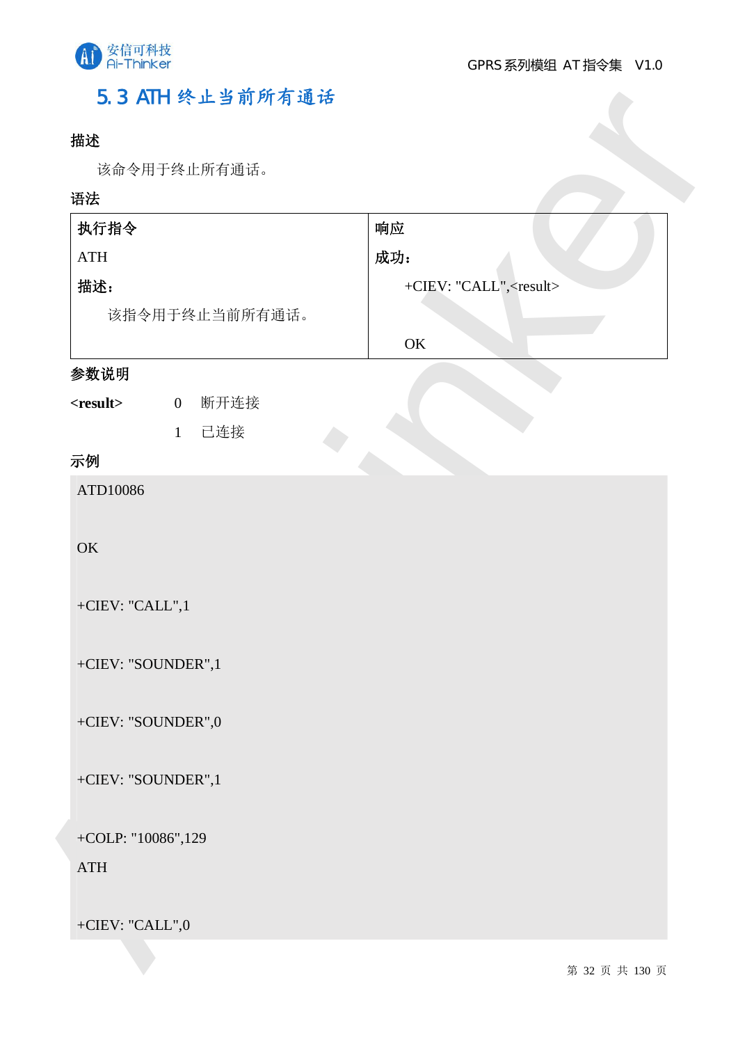## 5.3 ATH 终止当前所有通话

**描述**

该命令令用于终止所有通话。

**语法**

| 执行指令 | 响应 |
|---|---|
| ATH<br>**描述：**<br>该指令用于终止当前所有通话。 | **成功：**<br>+CIEV: "CALL",<result><br><br>OK |

**参数说明**

**<result>**
- 0 断开连接
- 1 已连接

**示例**

```
ATD10086

OK

+CIEV: "CALL",1

+CIEV: "SOUNDER",1

+CIEV: "SOUNDER",0

+CIEV: "SOUNDER",1

+COLP: "10086",129
ATH

+CIEV: "CALL",0
```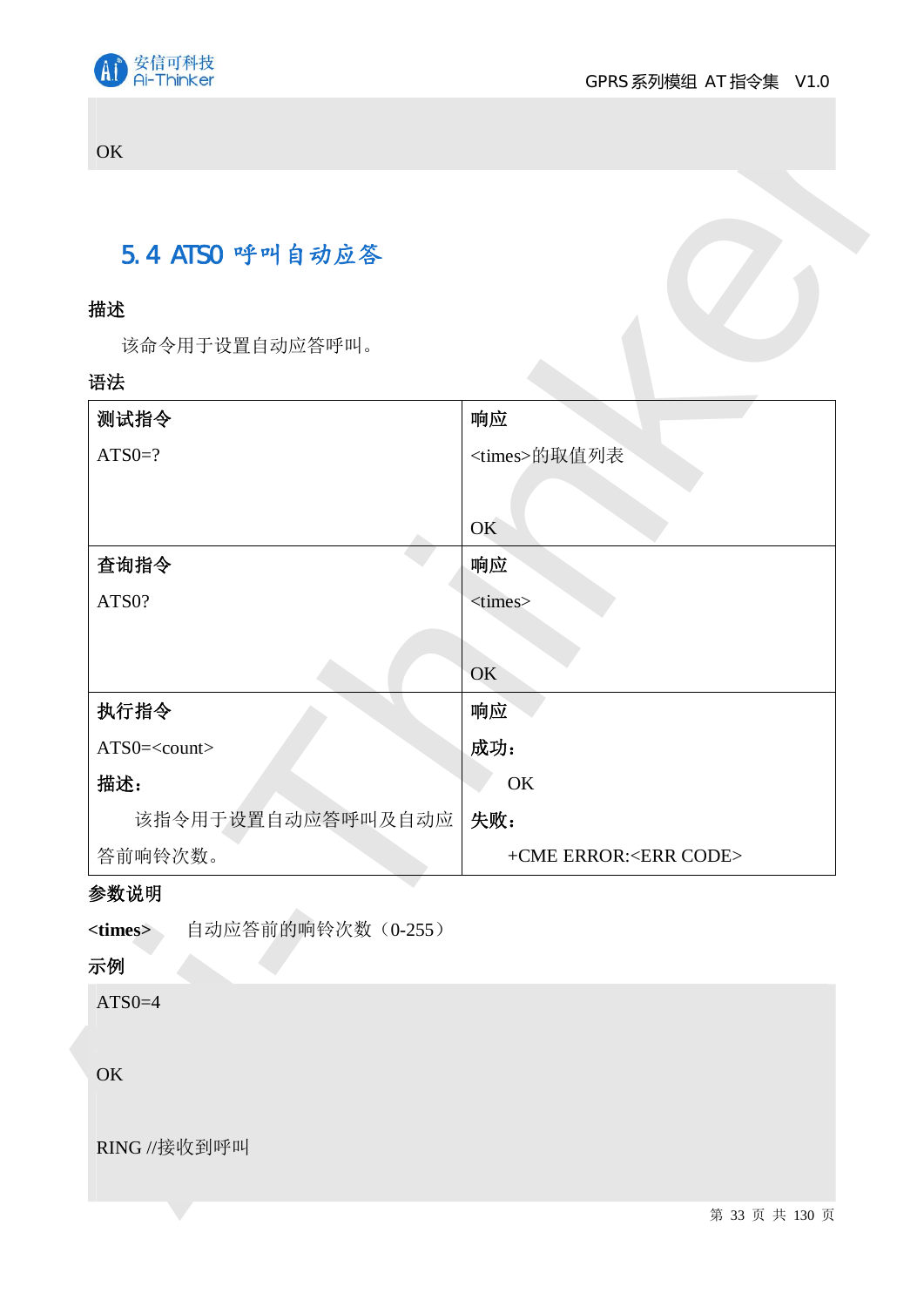```
OK
```

## 5.4 ATS0 呼叫自动应答

**描述**

该命令用于设置自动应答呼叫。

**语法**

| **测试指令** | **响应** |
|---|---|
| ATS0=? | <times>的取值列表<br><br>OK |
| **查询指令** | **响应** |
| ATS0? | <times><br><br>OK |
| **执行指令** | **响应** |
| ATS0=<count><br>**描述：**<br>该指令用于设置自动应答呼叫及自动应答前响铃次数。 | **成功：**<br>OK<br>**失败：**<br>+CME ERROR:<ERR CODE> |

**参数说明**

**<times>** 自动应答前的响铃次数（0-255）

**示例**

```
ATS0=4

OK

RING //接收到呼叫
```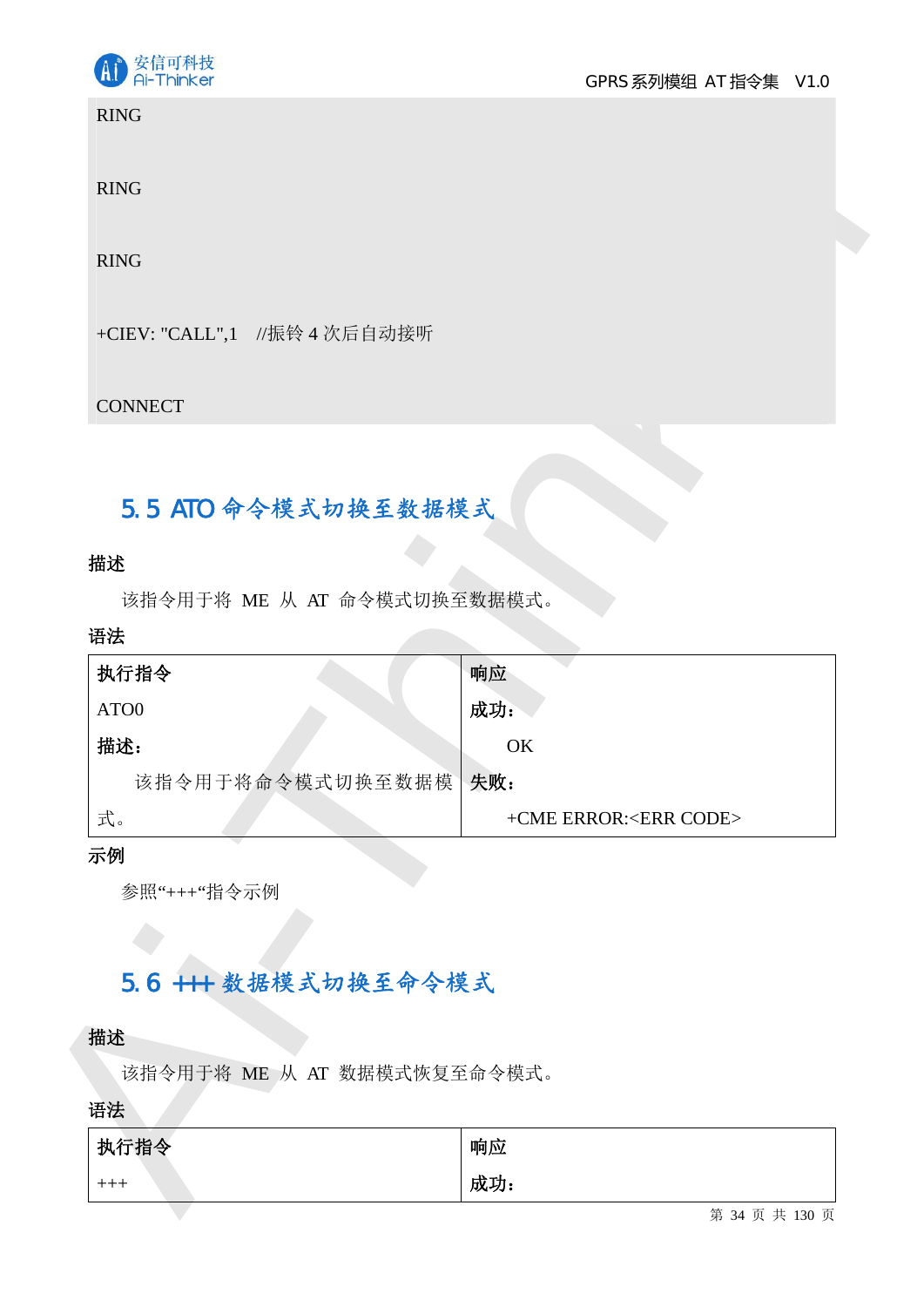```
RING

RING

RING

+CIEV: "CALL",1    //振铃 4 次后自动接听

CONNECT
```

## 5.5 ATO 命令模式切换至数据模式

**描述**

该指令用于将 ME 从 AT 命令模式切换至数据模式。

**语法**

| **执行指令** | **响应** |
|---|---|
| ATO0 | **成功：** |
| **描述：** | OK |
| 该指令用于将命令模式切换至数据模式。 | **失败：** |
| | +CME ERROR:<ERR CODE> |

**示例**

参照“+++“指令示例

## 5.6 +++ 数据模式切换至命令模式

**描述**

该指令用于将 ME 从 AT 数据模式恢复至命令模式。

**语法**

| **执行指令** | **响应** |
|---|---|
| +++ | **成功：** |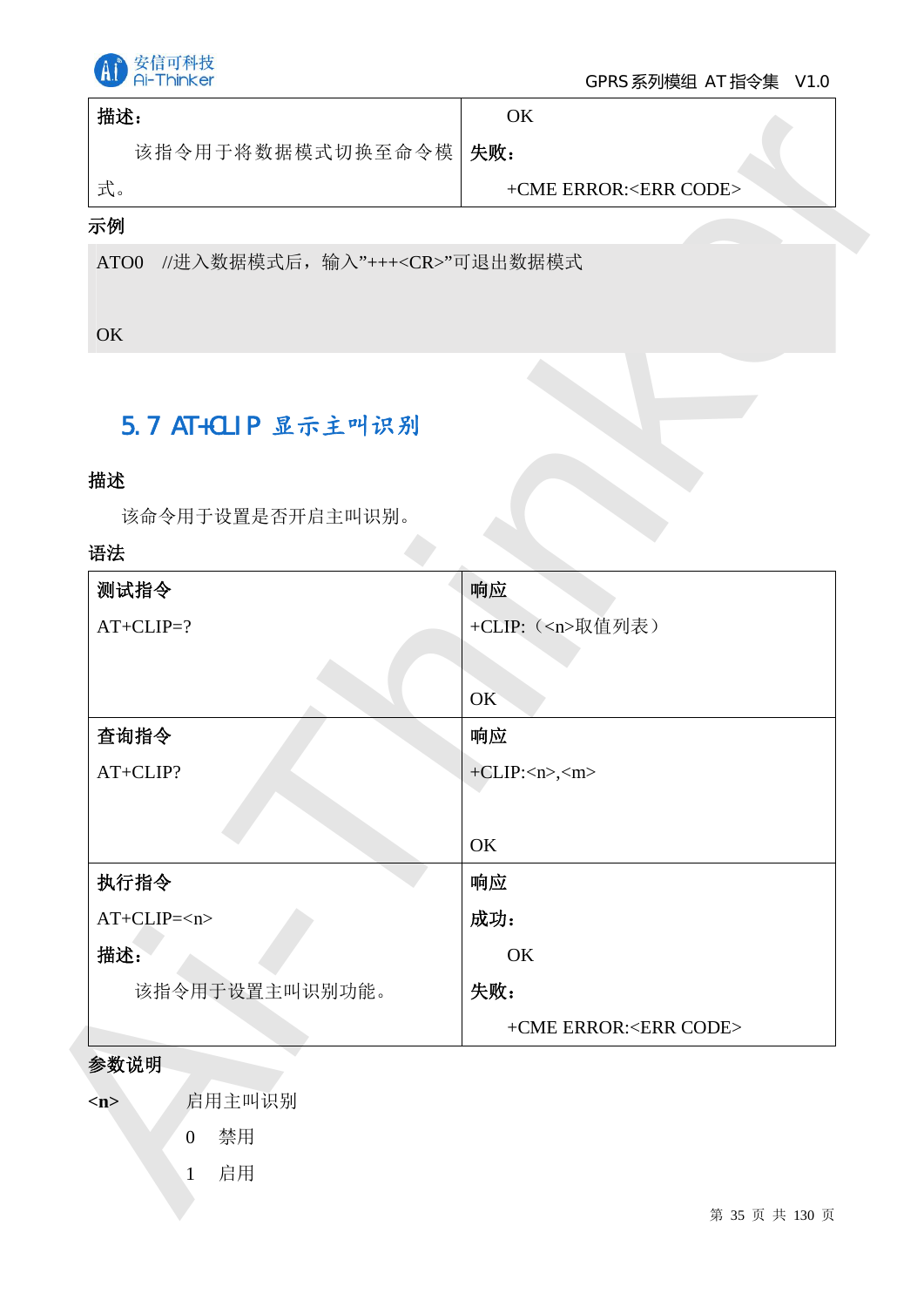| 描述：<br>该指令用于将数据模式切换至命令模式。 | OK<br>失败：<br>+CME ERROR:<ERR CODE> |
|---|---|

示例

```
ATO0   //进入数据模式后，输入"+++<CR>"可退出数据模式

OK
```

## 5.7 AT+CLIP 显示主叫识别

**描述**

该命令用于设置是否开启主叫识别。

**语法**

| 测试指令 | 响应 |
|---|---|
| AT+CLIP=? | +CLIP:（<n>取值列表）<br><br>OK |
| **查询指令** | **响应** |
| AT+CLIP? | +CLIP:<n>,<m><br><br>OK |
| **执行指令** | **响应** |
| AT+CLIP=<n><br>**描述：**<br>该指令用于设置主叫识别功能。 | **成功：**<br>OK<br>**失败：**<br>+CME ERROR:<ERR CODE> |

**参数说明**

**<n>** 启用主叫识别

- 0 禁用
- 1 启用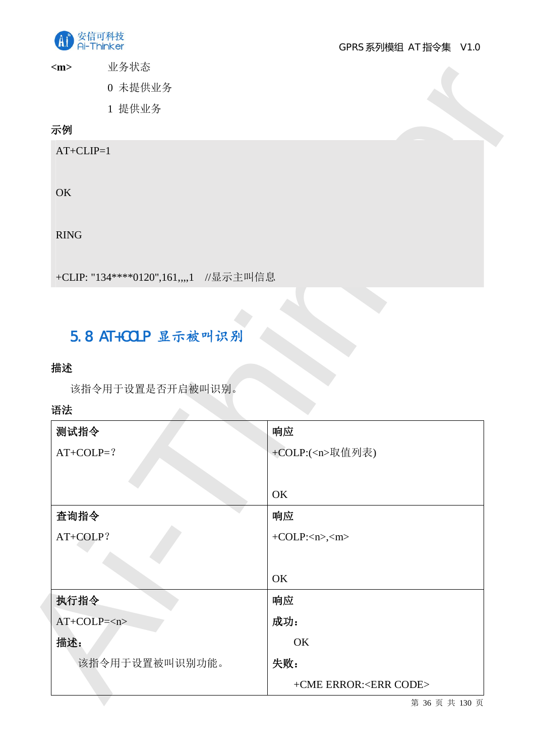**<m>** 业务状态

0 未提供业务

1 提供业务

**示例**

```
AT+CLIP=1

OK

RING

+CLIP: "134****0120",161,,,,1   //显示主叫信息
```

## 5.8 AT+COLP 显示被叫识别

**描述**

该指令用于设置是否开启被叫识别。

**语法**

| **测试指令**<br>AT+COLP=？ | **响应**<br>+COLP:(<n>取值列表)<br><br>OK |
|---|---|
| **查询指令**<br>AT+COLP？ | **响应**<br>+COLP:<n>,<m><br><br>OK |
| **执行指令**<br>AT+COLP=<n><br>**描述：**<br>该指令用于设置被叫识别功能。 | **响应**<br>**成功：**<br>OK<br>**失败：**<br>+CME ERROR:<ERR CODE> |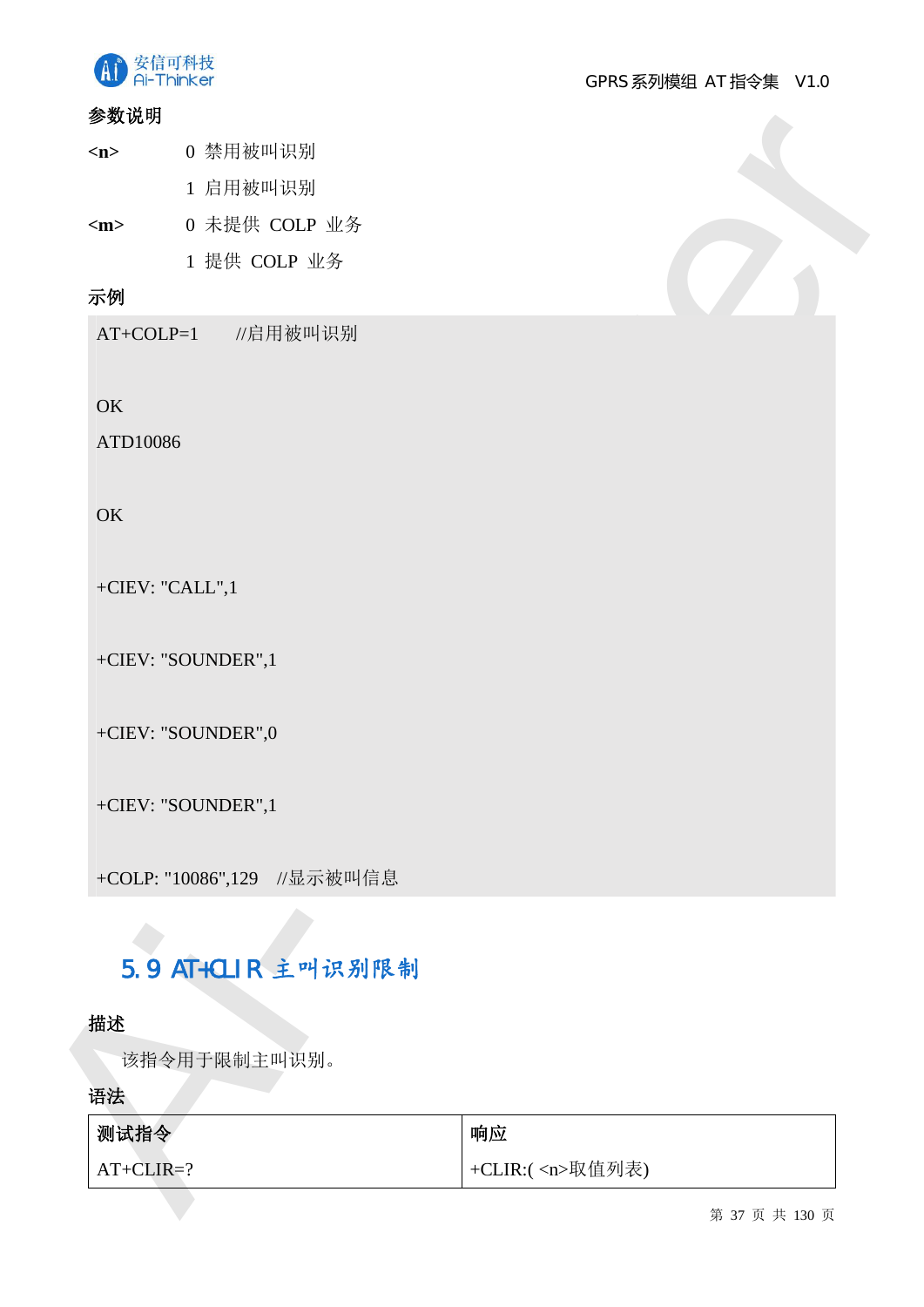**参数说明**

**<n>** 0 禁用被叫识别

1 启用被叫识别

**<m>** 0 未提供 COLP 业务

1 提供 COLP 业务

**示例**

```
AT+COLP=1      //启用被叫识别

OK
ATD10086

OK

+CIEV: "CALL",1

+CIEV: "SOUNDER",1

+CIEV: "SOUNDER",0

+CIEV: "SOUNDER",1

+COLP: "10086",129   //显示被叫信息
```

## 5.9 AT+CLIR 主叫识别限制

**描述**

该指令用于限制主叫识别。

**语法**

| 测试指令 | 响应 |
|---|---|
| AT+CLIR=? | +CLIR:( <n>取值列表) |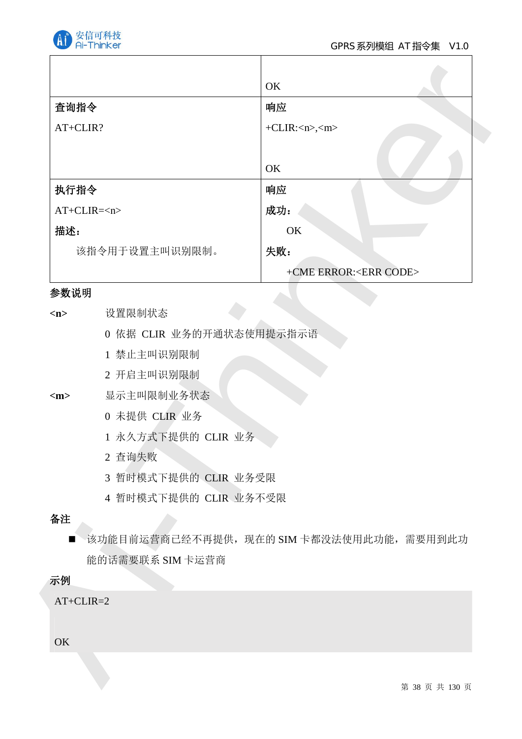| | |
|---|---|
| | OK |
| **查询指令**<br>AT+CLIR? | **响应**<br>+CLIR:<n>,<m><br><br>OK |
| **执行指令**<br>AT+CLIR=<n><br>**描述：**<br>该指令用于设置主叫识别限制。 | **响应**<br>**成功：**<br>OK<br>**失败：**<br>+CME ERROR:<ERR CODE> |

**参数说明**

**<n>** 设置限制状态

0 依据 CLIR 业务的开通状态使用提示指示语

1 禁止主叫识别限制

2 开启主叫识别限制

**<m>** 显示主叫限制业务状态

0 未提供 CLIR 业务

1 永久方式下提供的 CLIR 业务

2 查询失败

3 暂时模式下提供的 CLIR 业务受限

4 暂时模式下提供的 CLIR 业务不受限

**备注**

- 该功能目前运营商已经不再提供，现在的 SIM 卡都没法使用此功能，需要用到此功能的话需要联系 SIM 卡运营商

**示例**

```
AT+CLIR=2

OK
```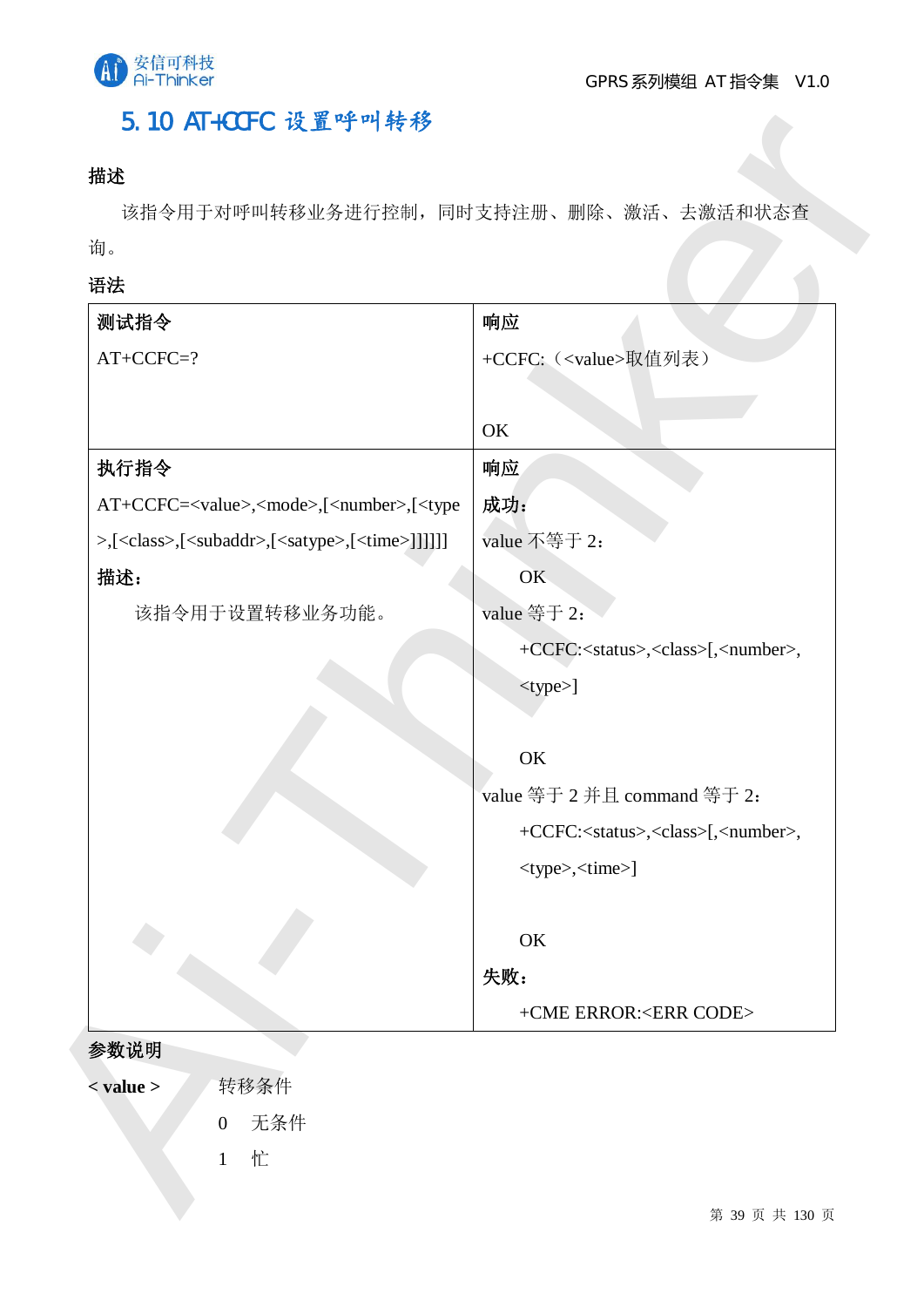## 5.10 AT+CCFC 设置呼叫转移

**描述**

该指令用于对呼叫转移业务进行控制，同时支持注册、删除、激活、去激活和状态查询。

**语法**

| **测试指令** | **响应** |
|---|---|
| AT+CCFC=? | +CCFC:（<value>取值列表）<br><br>OK |
| **执行指令**<br>AT+CCFC=<value>,<mode>,[<number>,[<type>,[<class>,[<subaddr>,[<satype>,[<time>]]]]]]<br>**描述：**<br>该指令用于设置转移业务功能。 | **响应**<br>**成功：**<br>value 不等于 2：<br>OK<br>value 等于 2：<br>+CCFC:<status>,<class>[,<number>,<type>]<br><br>OK<br>value 等于 2 并且 command 等于 2：<br>+CCFC:<status>,<class>[,<number>,<type>,<time>]<br><br>OK<br>**失败：**<br>+CME ERROR:<ERR CODE> |

**参数说明**

**< value >**　　转移条件

　　0　无条件

　　1　忙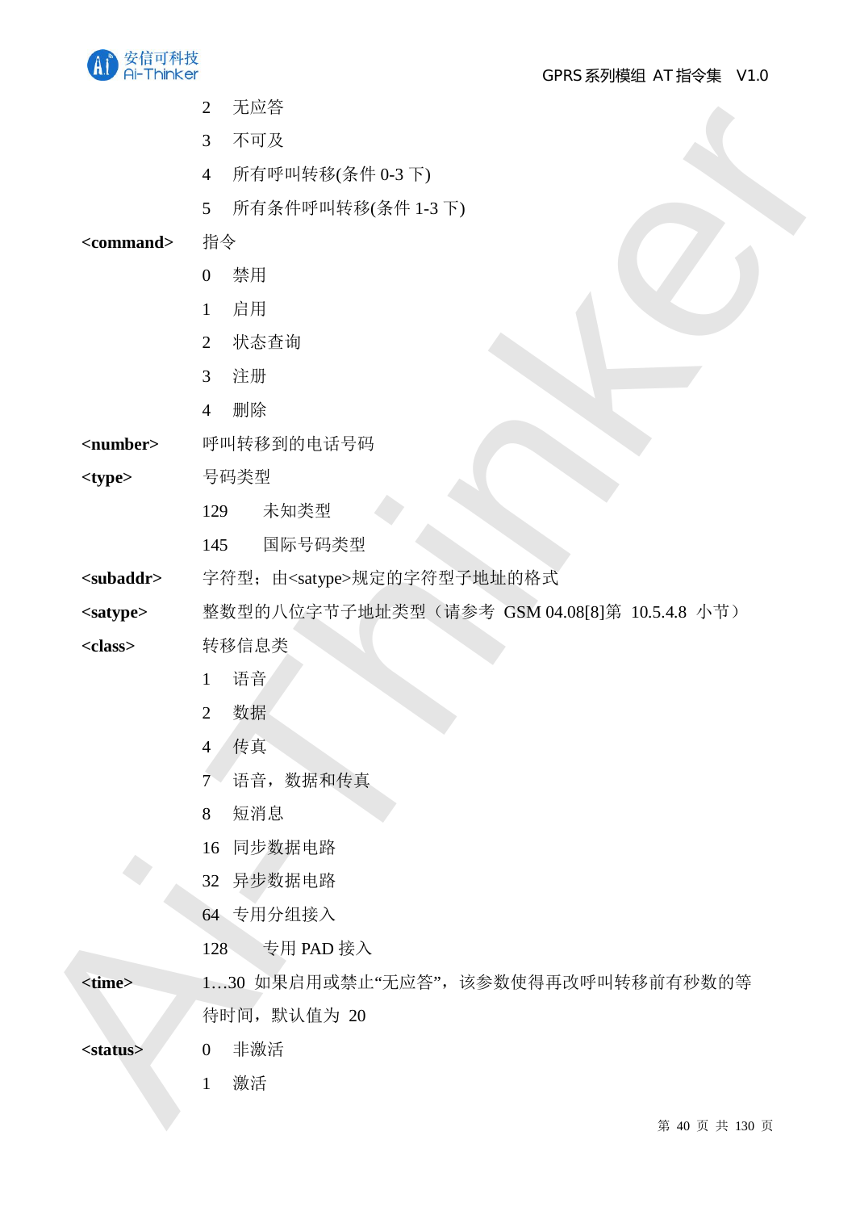2 无应答

3 不可及

4 所有呼叫转移(条件 0-3 下)

5 所有条件呼叫转移(条件 1-3 下)

**<command>** 指令

0 禁用

1 启用

2 状态查询

3 注册

4 删除

**<number>** 呼叫转移到的电话号码

**<type>** 号码类型

129 未知类型

145 国际号码类型

**<subaddr>** 字符型；由<satype>规定的字符型子地址的格式

**<satype>** 整数型的八位字节子地址类型（请参考 GSM 04.08[8]第 10.5.4.8 小节）

**<class>** 转移信息类

1 语音

2 数据

4 传真

7 语音，数据和传真

8 短消息

16 同步数据电路

32 异步数据电路

64 专用分组接入

128 专用 PAD 接入

**<time>** 1…30 如果启用或禁止“无应答”，该参数使得再改呼叫转移前有秒数的等待时间，默认值为 20

**<status>** 0 非激活

1 激活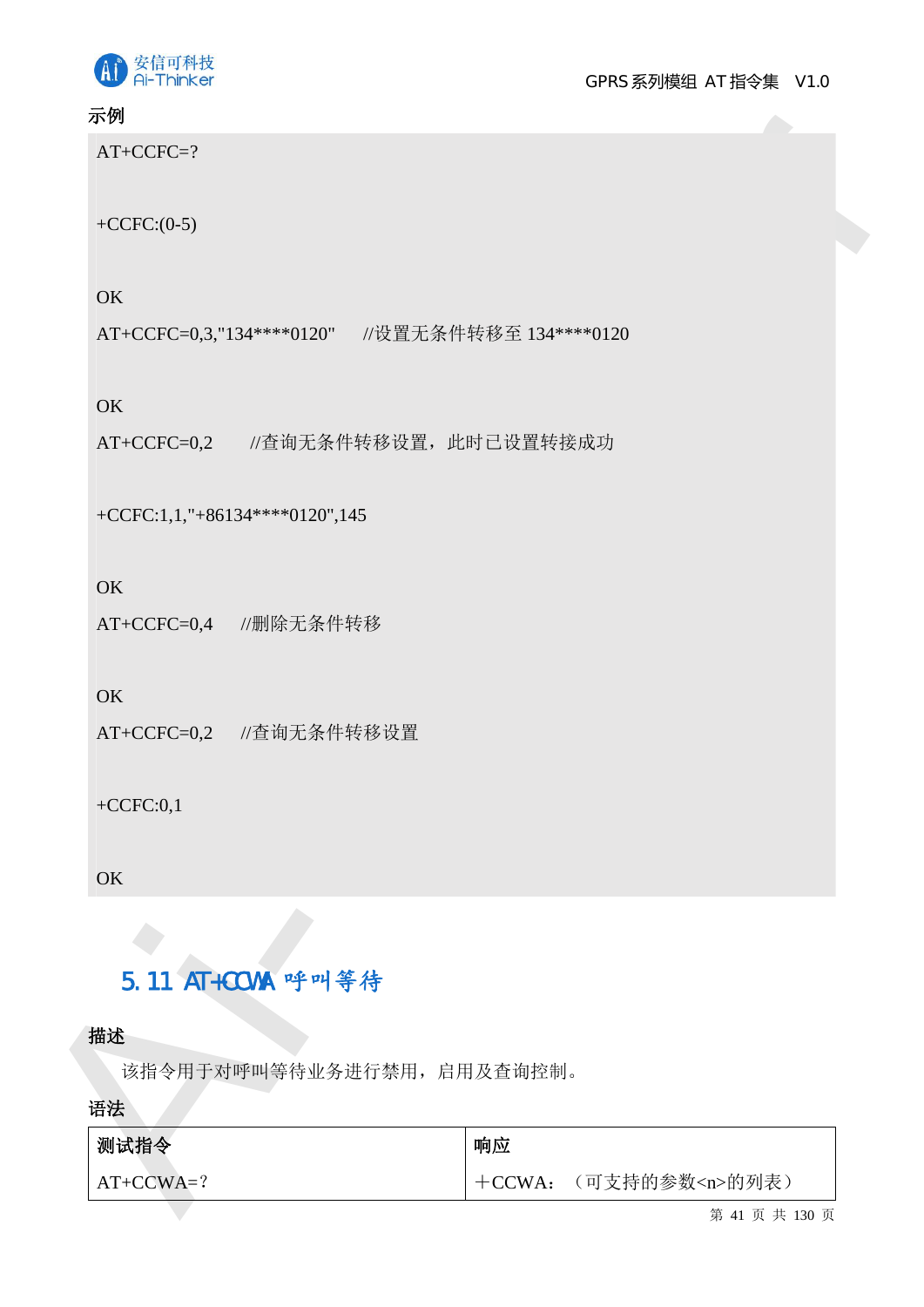示例

```
AT+CCFC=?

+CCFC:(0-5)

OK
AT+CCFC=0,3,"134****0120"    //设置无条件转移至 134****0120

OK
AT+CCFC=0,2    //查询无条件转移设置，此时已设置转接成功

+CCFC:1,1,"+86134****0120",145

OK
AT+CCFC=0,4    //删除无条件转移

OK
AT+CCFC=0,2    //查询无条件转移设置

+CCFC:0,1

OK
```

## 5.11 AT+CCWA 呼叫等待

**描述**

该指令用于对呼叫等待业务进行禁用，启用及查询控制。

**语法**

| 测试指令 | 响应 |
| --- | --- |
| AT+CCWA=? | ＋CCWA：（可支持的参数<n>的列表） |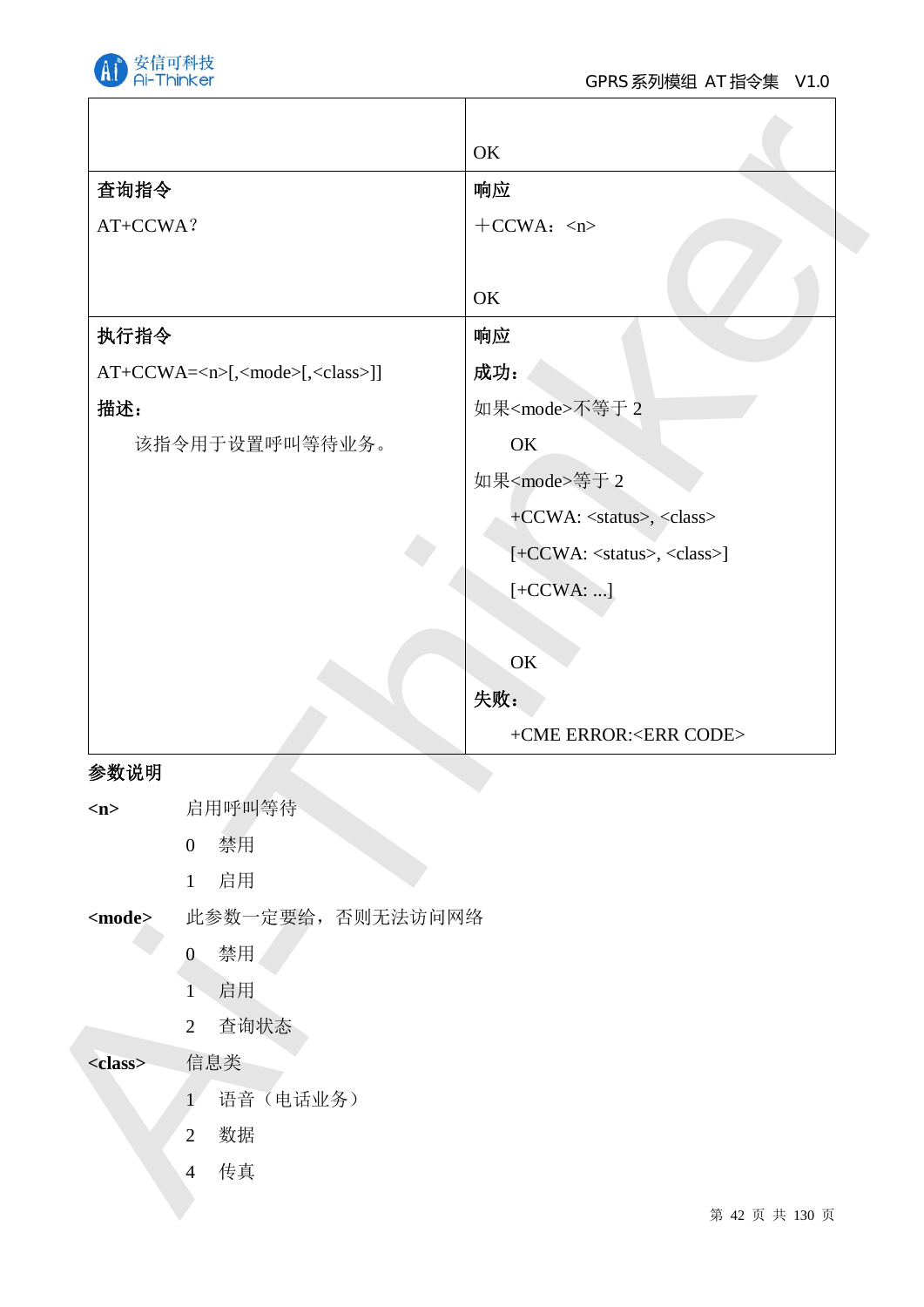| | |
|---|---|
| | OK |
| **查询指令**<br>AT+CCWA? | **响应**<br>＋CCWA：<n><br><br>OK |
| **执行指令**<br>AT+CCWA=<n>[,<mode>[,<class>]]<br>**描述：**<br>该指令用于设置呼叫等待业务。 | **响应**<br>**成功：**<br>如果<mode>不等于 2<br>OK<br>如果<mode>等于 2<br>+CCWA: <status>, <class><br>[+CCWA: <status>, <class>]<br>[+CCWA: ...]<br><br>OK<br>**失败：**<br>+CME ERROR:<ERR CODE> |

**参数说明**

**<n>** 启用呼叫等待

- 0 禁用
- 1 启用

**<mode>** 此参数一定要给，否则无法访问网络

- 0 禁用
- 1 启用
- 2 查询状态

**<class>** 信息类

- 1 语音（电话业务）
- 2 数据
- 4 传真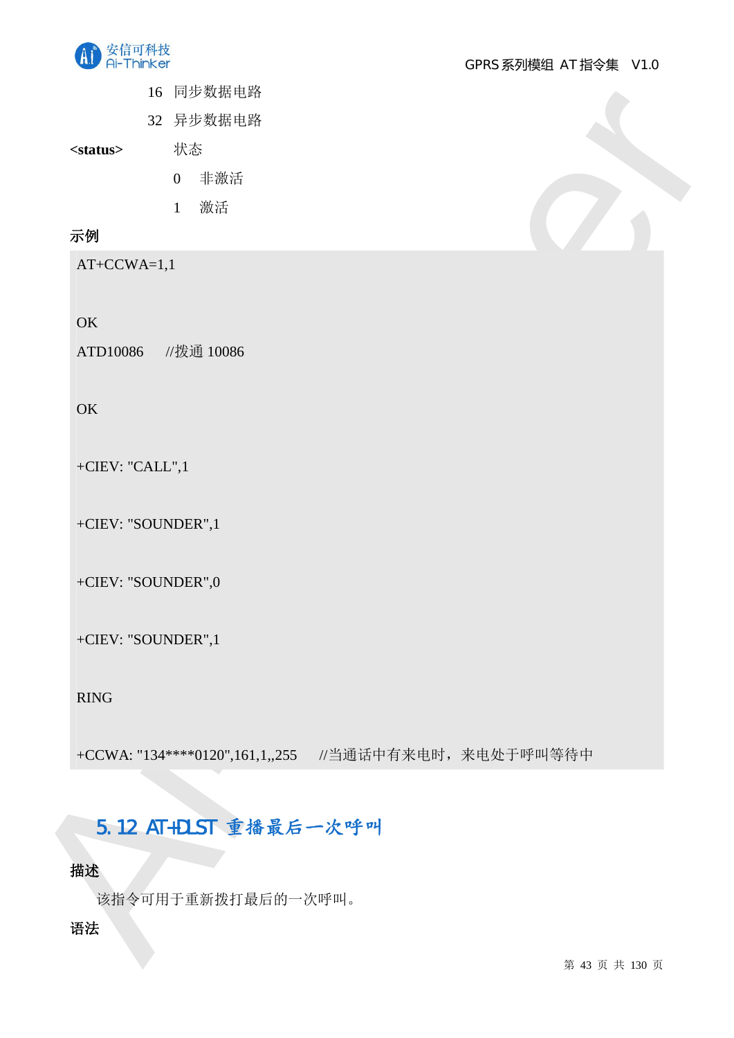16 同步数据电路

32 异步数据电路

**<status>** 状态

0 非激活

1 激活

**示例**

```
AT+CCWA=1,1

OK
ATD10086     //拨通 10086

OK

+CIEV: "CALL",1

+CIEV: "SOUNDER",1

+CIEV: "SOUNDER",0

+CIEV: "SOUNDER",1

RING

+CCWA: "134****0120",161,1,,255     //当通话中有来电时，来电处于呼叫等待中
```

## 5.12 AT+DLST 重播最后一次呼叫

**描述**

该指令可用于重新拨打最后的一次呼叫。

**语法**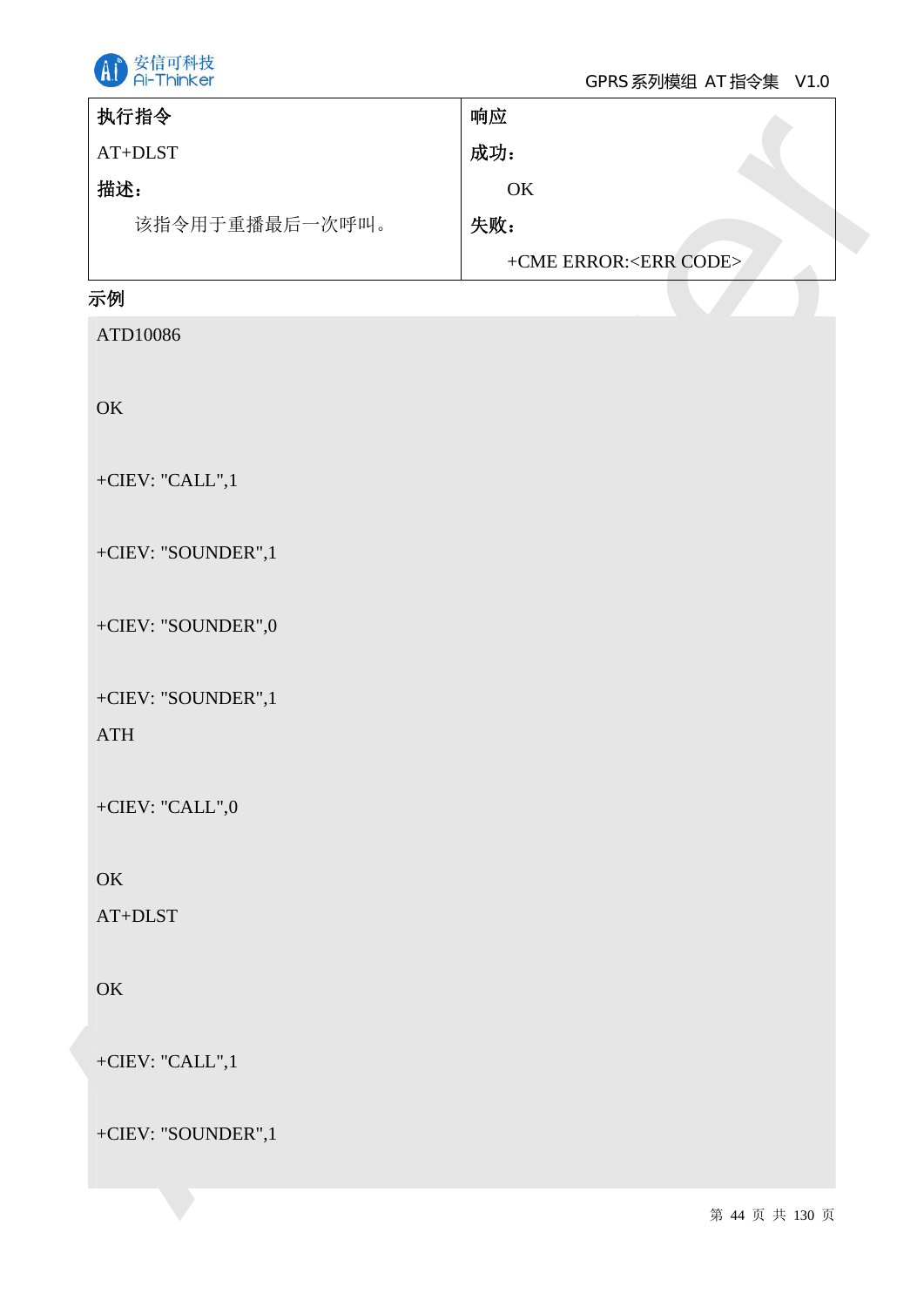| 执行指令 | 响应 |
| --- | --- |
| AT+DLST | 成功： |
| 描述： | OK |
| 该指令用于重播最后一次呼叫。 | 失败： |
| | +CME ERROR:<ERR CODE> |

示例

```
ATD10086

OK

+CIEV: "CALL",1

+CIEV: "SOUNDER",1

+CIEV: "SOUNDER",0

+CIEV: "SOUNDER",1
ATH

+CIEV: "CALL",0

OK
AT+DLST

OK

+CIEV: "CALL",1

+CIEV: "SOUNDER",1
```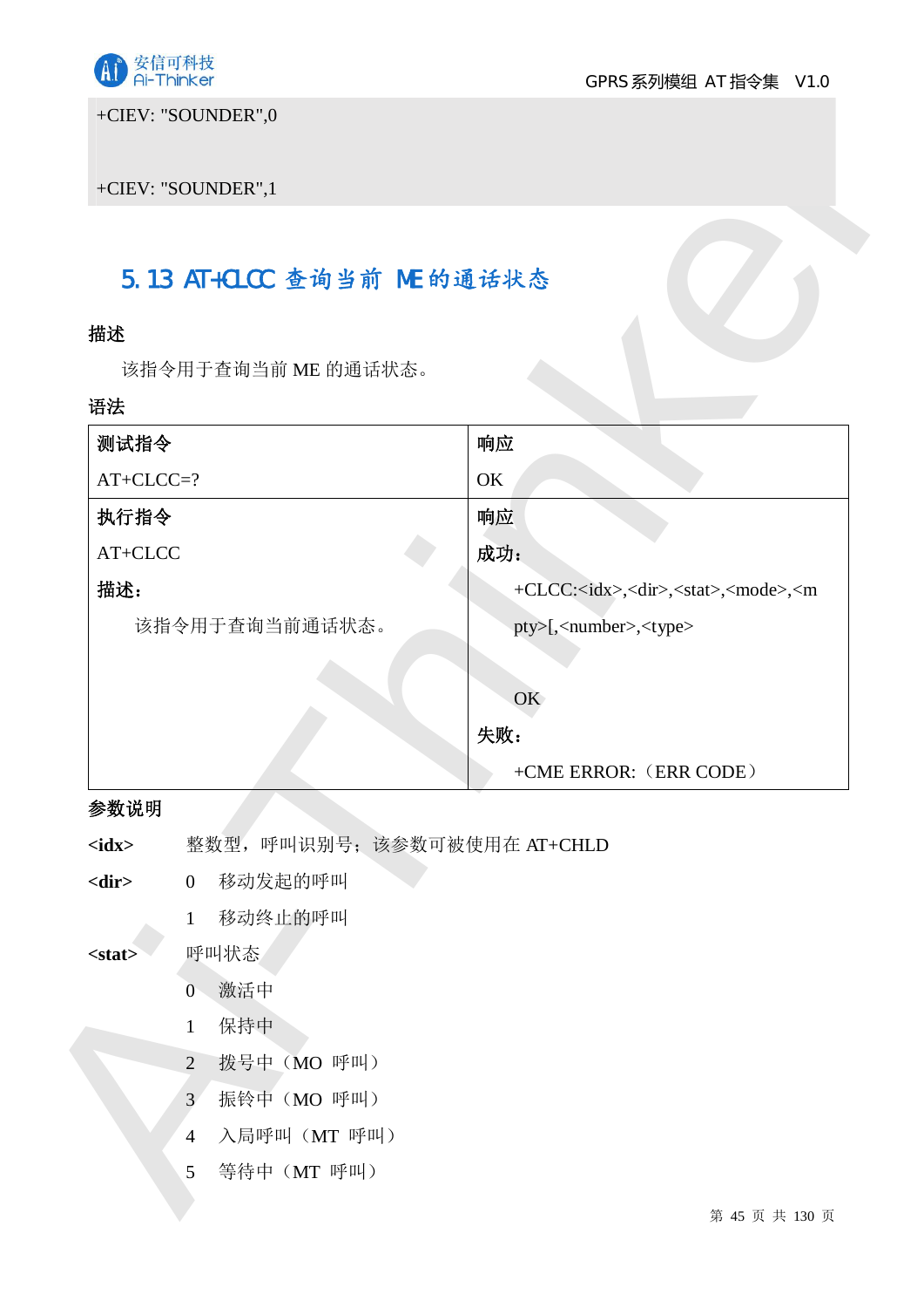```
+CIEV: "SOUNDER",0

+CIEV: "SOUNDER",1
```

## 5.13 AT+CLCC 查询当前 ME 的通话状态

**描述**

该指令用于查询当前 ME 的通话状态。

**语法**

| **测试指令** | **响应** |
|---|---|
| AT+CLCC=? | OK |
| **执行指令**<br>AT+CLCC<br>**描述：**<br>该指令用于查询当前通话状态。 | **响应**<br>**成功：**<br>+CLCC:<idx>,<dir>,<stat>,<mode>,<mpty>[,<number>,<type><br><br>OK<br>**失败：**<br>+CME ERROR:（ERR CODE） |

**参数说明**

**<idx>** 整数型，呼叫识别号；该参数可被使用在 AT+CHLD

**<dir>**
- 0 移动发起的呼叫
- 1 移动终止的呼叫

**<stat>** 呼叫状态
- 0 激活中
- 1 保持中
- 2 拨号中（MO 呼叫）
- 3 振铃中（MO 呼叫）
- 4 入局呼叫（MT 呼叫）
- 5 等待中（MT 呼叫）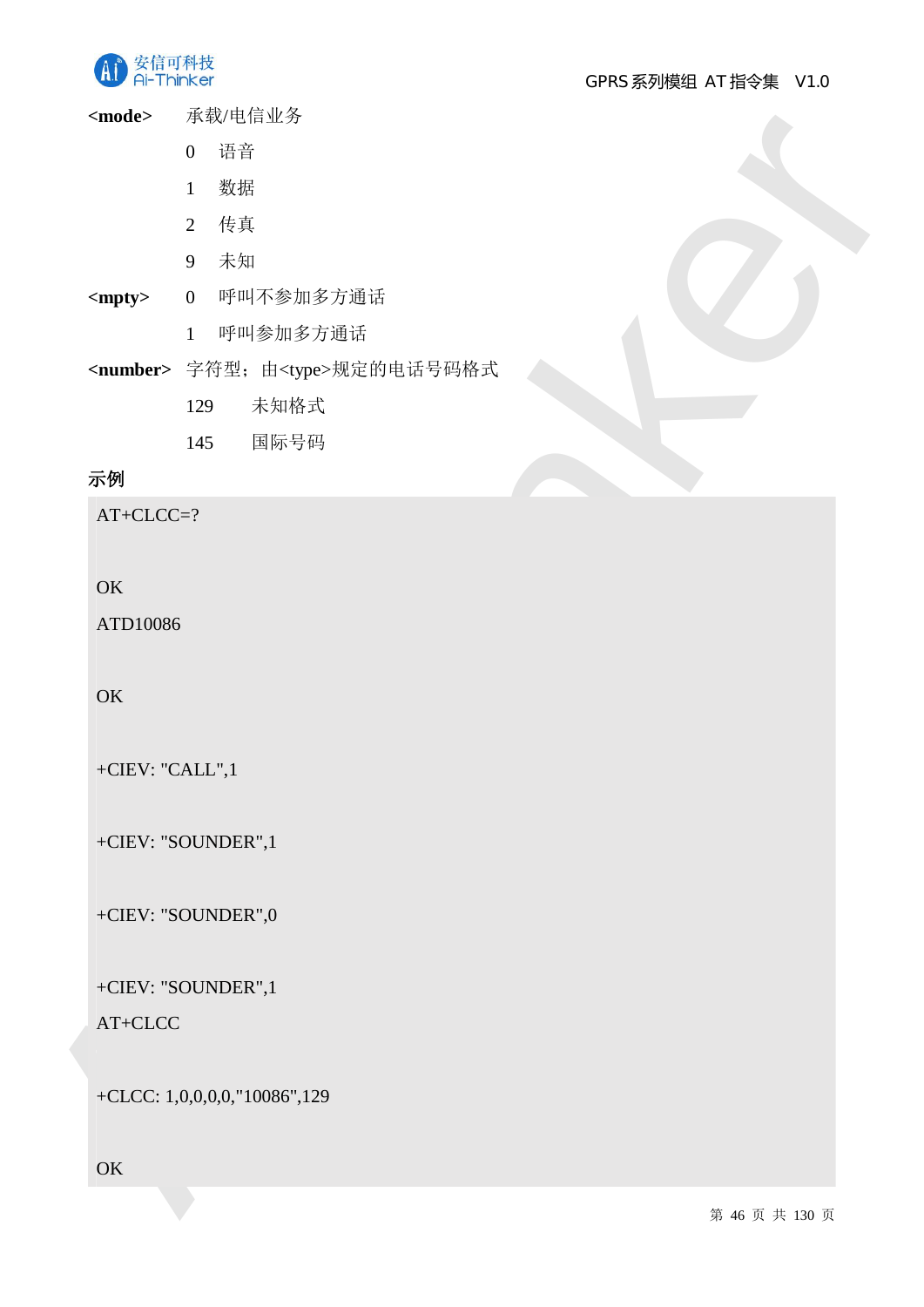**<mode>** 承载/电信业务

0 语音

1 数据

2 传真

9 未知

**<mpty>** 0 呼叫不参加多方通话

1 呼叫参加多方通话

**<number>** 字符型；由<type>规定的电话号码格式

129 未知格式

145 国际号码

**示例**

```
AT+CLCC=?

OK
ATD10086

OK

+CIEV: "CALL",1

+CIEV: "SOUNDER",1

+CIEV: "SOUNDER",0

+CIEV: "SOUNDER",1
AT+CLCC

+CLCC: 1,0,0,0,0,"10086",129

OK
```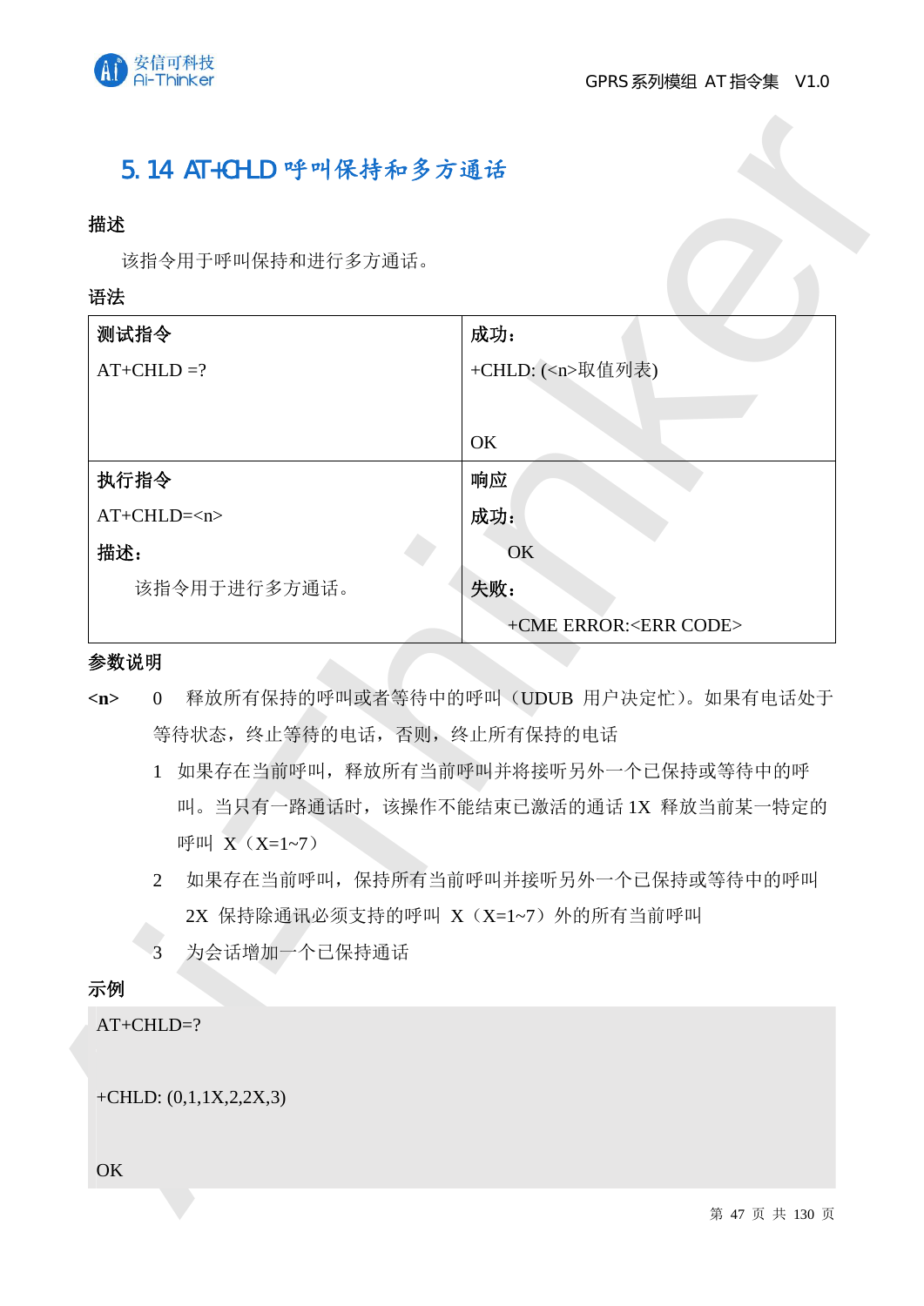## 5.14 AT+CHLD 呼叫保持和多方通话

**描述**

该指令用于呼叫保持和进行多方通话。

**语法**

| **测试指令** | **成功：** |
|---|---|
| AT+CHLD =? | +CHLD: (<n>取值列表)<br><br>OK |
| **执行指令**<br>AT+CHLD=<n><br>**描述：**<br>该指令用于进行多方通话。 | **响应**<br>**成功：**<br>OK<br>**失败：**<br>+CME ERROR:<ERR CODE> |

**参数说明**

**<n>**
- 0 释放所有保持的呼叫或者等待中的呼叫（UDUB 用户决定忙）。如果有电话处于等待状态，终止等待的电话，否则，终止所有保持的电话
- 1 如果存在当前呼叫，释放所有当前呼叫并将接听另外一个已保持或等待中的呼叫。当只有一路通话时，该操作不能结束已激活的通话 1X 释放当前某一特定的呼叫 X（X=1~7）
- 2 如果存在当前呼叫，保持所有当前呼叫并接听另外一个已保持或等待中的呼叫 2X 保持除通讯必须支持的呼叫 X（X=1~7）外的所有当前呼叫
- 3 为会话增加一个已保持通话

**示例**

```
AT+CHLD=?

+CHLD: (0,1,1X,2,2X,3)

OK
```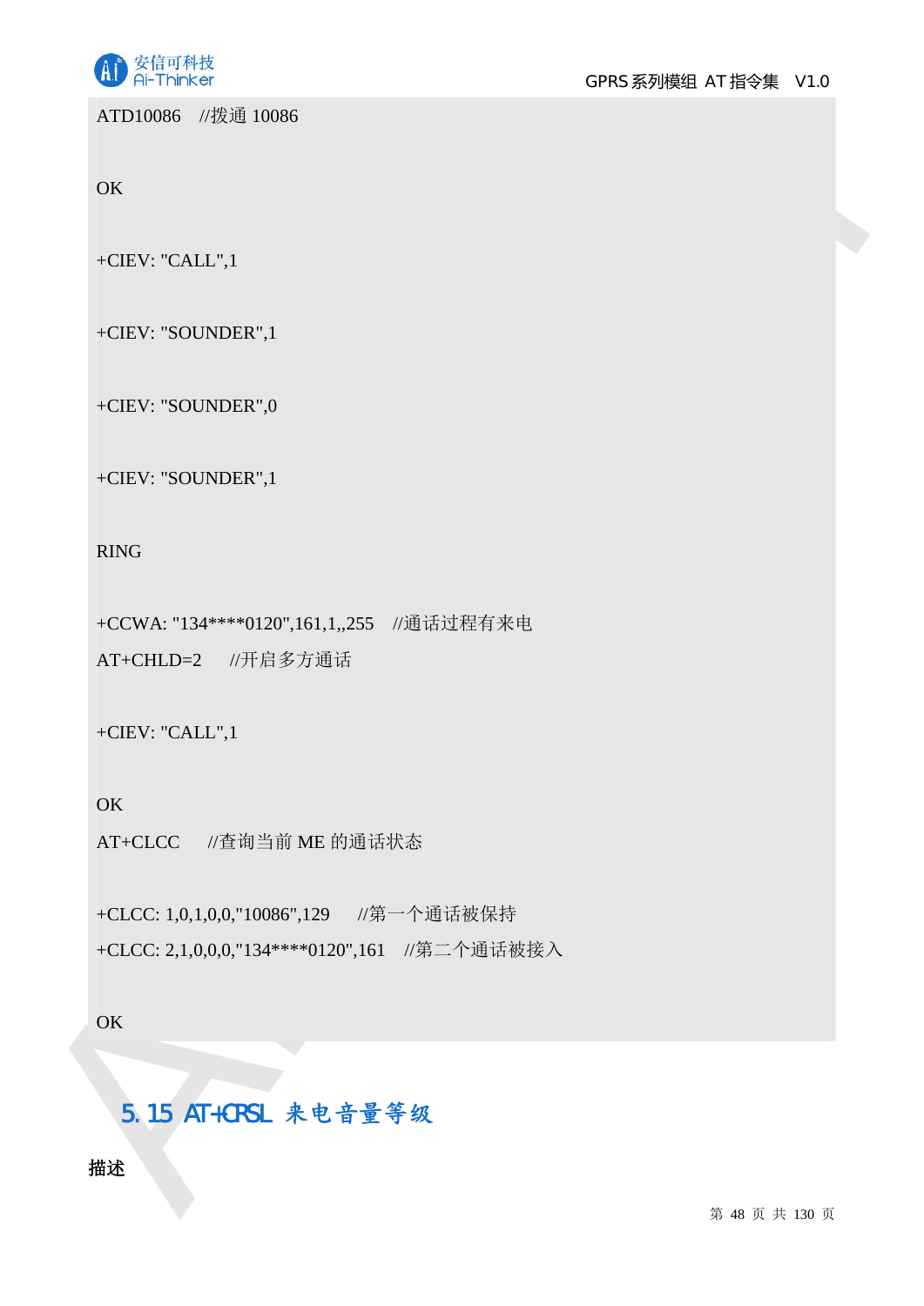```
ATD10086    //拨通 10086

OK

+CIEV: "CALL",1

+CIEV: "SOUNDER",1

+CIEV: "SOUNDER",0

+CIEV: "SOUNDER",1

RING

+CCWA: "134****0120",161,1,,255    //通话过程有来电
AT+CHLD=2      //开启多方通话

+CIEV: "CALL",1

OK
AT+CLCC     //查询当前 ME 的通话状态

+CLCC: 1,0,1,0,0,"10086",129      //第一个通话被保持
+CLCC: 2,1,0,0,0,"134****0120",161    //第二个通话被接入

OK
```

## 5.15 AT+CRSL 来电音量等级

**描述**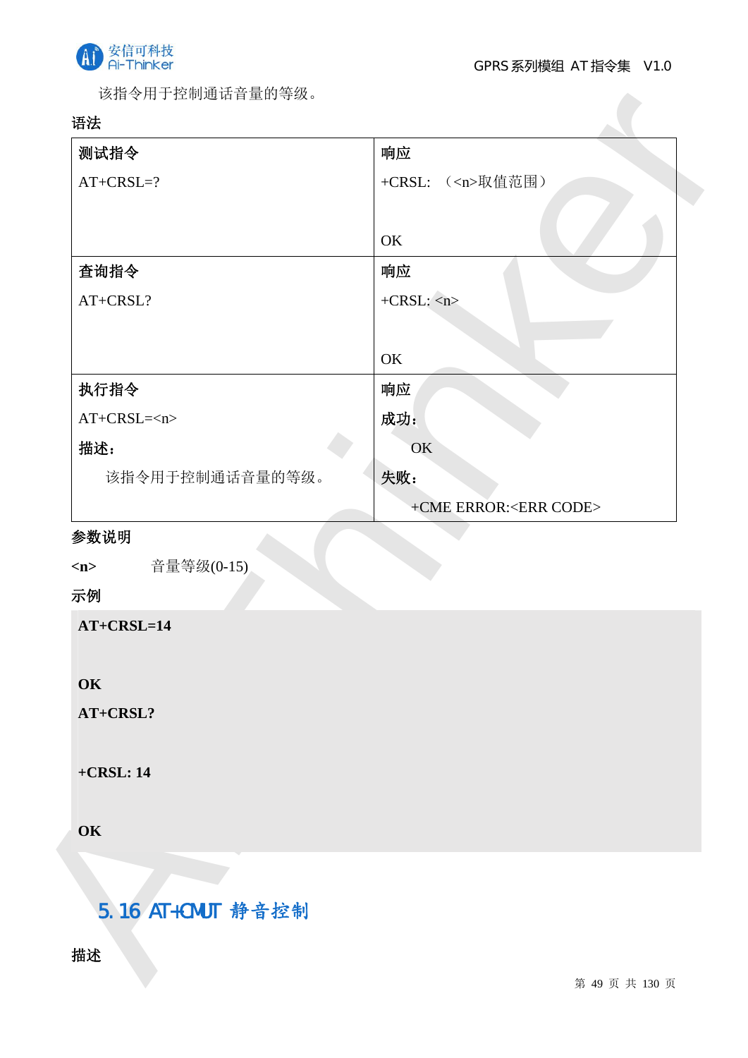该指令用于控制通话音量的等级。

**语法**

| 测试指令 | 响应 |
|---|---|
| AT+CRSL=? | +CRSL: （<n>取值范围）<br><br>OK |
| **查询指令** | **响应** |
| AT+CRSL? | +CRSL: <n><br><br>OK |
| **执行指令** | **响应** |
| AT+CRSL=<n><br>**描述：**<br>该指令用于控制通话音量的等级。 | **成功：**<br>OK<br>**失败：**<br>+CME ERROR:<ERR CODE> |

**参数说明**

**<n>** 音量等级(0-15)

**示例**

```
AT+CRSL=14

OK
AT+CRSL?

+CRSL: 14

OK
```

## 5.16 AT+CMUT 静音控制

**描述**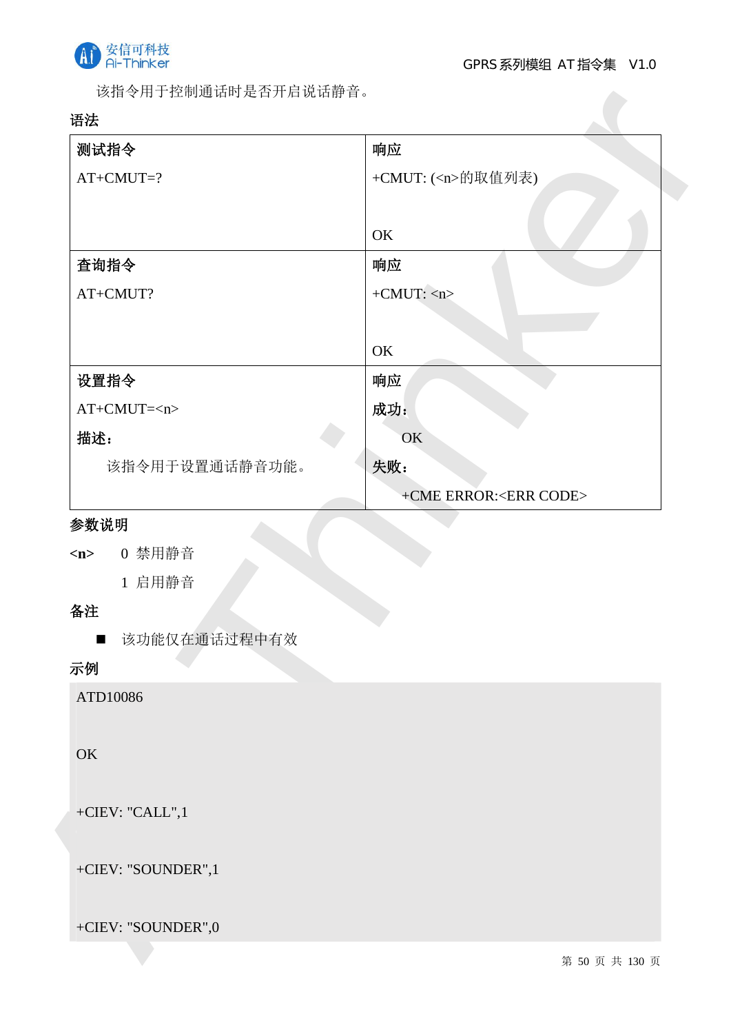该指令用于控制通话时是否开启说话静音。

**语法**

| 测试指令 | 响应 |
|---|---|
| AT+CMUT=? | +CMUT: (<n>的取值列表)<br><br>OK |
| **查询指令** | **响应** |
| AT+CMUT? | +CMUT: <n><br><br>OK |
| **设置指令** | **响应** |
| AT+CMUT=<n><br>**描述：**<br>该指令用于设置通话静音功能。 | **成功：**<br>OK<br>**失败：**<br>+CME ERROR:<ERR CODE> |

**参数说明**

**<n>** 0 禁用静音

1 启用静音

**备注**

- 该功能仅在通话过程中有效

**示例**

```
ATD10086

OK

+CIEV: "CALL",1

+CIEV: "SOUNDER",1

+CIEV: "SOUNDER",0
```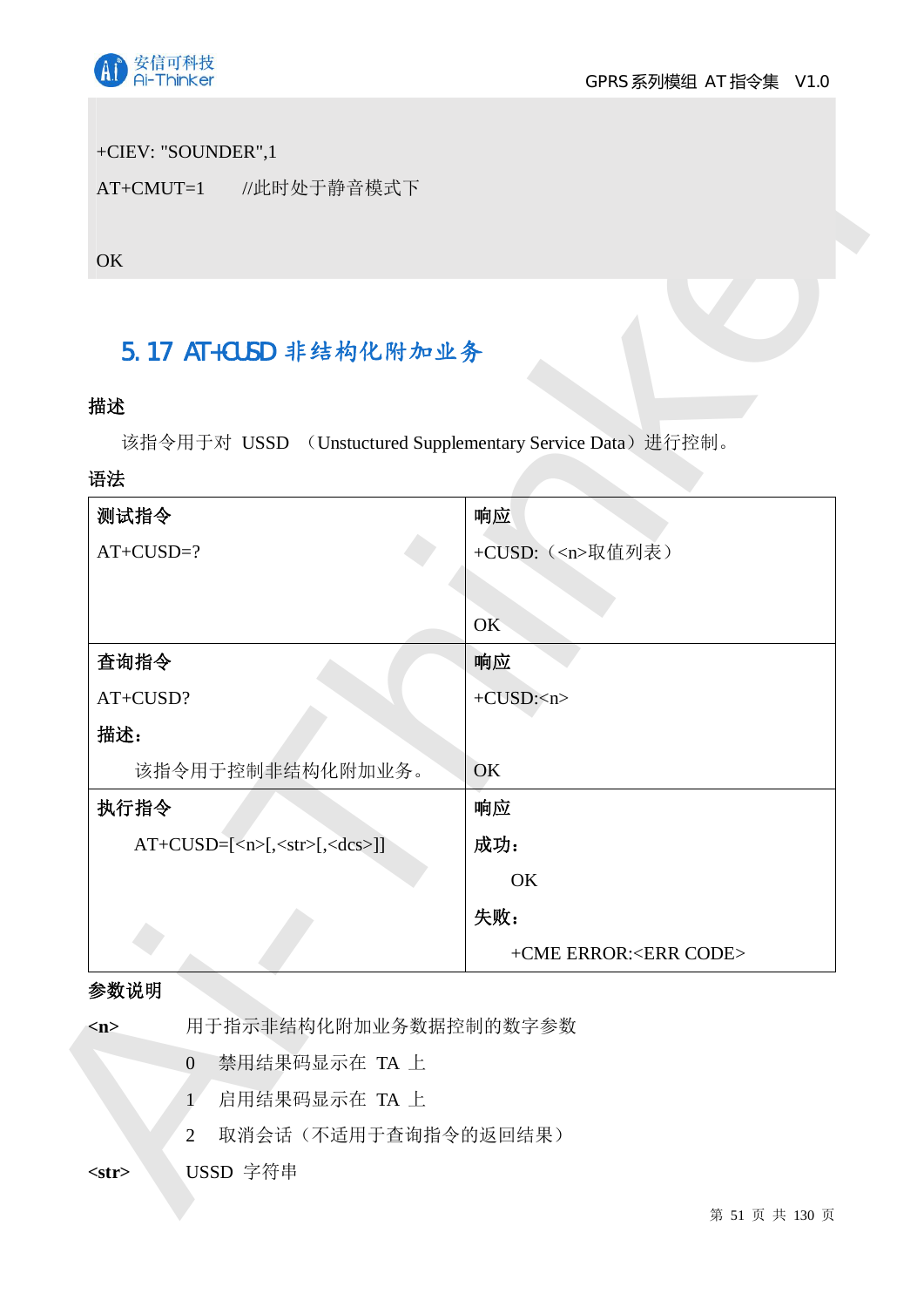```
+CIEV: "SOUNDER",1
AT+CMUT=1      //此时处于静音模式下

OK
```

## 5.17 AT+CUSD 非结构化附加业务

**描述**

该指令用于对 USSD （Unstuctured Supplementary Service Data）进行控制。

**语法**

| **测试指令** | **响应** |
|---|---|
| AT+CUSD=? | +CUSD:（<n>取值列表）<br><br>OK |
| **查询指令** | **响应** |
| AT+CUSD?<br>**描述：**<br>该指令用于控制非结构化附加业务。 | +CUSD:<n><br><br>OK |
| **执行指令** | **响应** |
| AT+CUSD=[<n>[,<str>[,<dcs>]] | **成功：**<br>OK<br>**失败：**<br>+CME ERROR:<ERR CODE> |

**参数说明**

**<n>** 用于指示非结构化附加业务数据控制的数字参数

- 0 禁用结果码显示在 TA 上
- 1 启用结果码显示在 TA 上
- 2 取消会话（不适用于查询指令的返回结果）

**<str>** USSD 字符串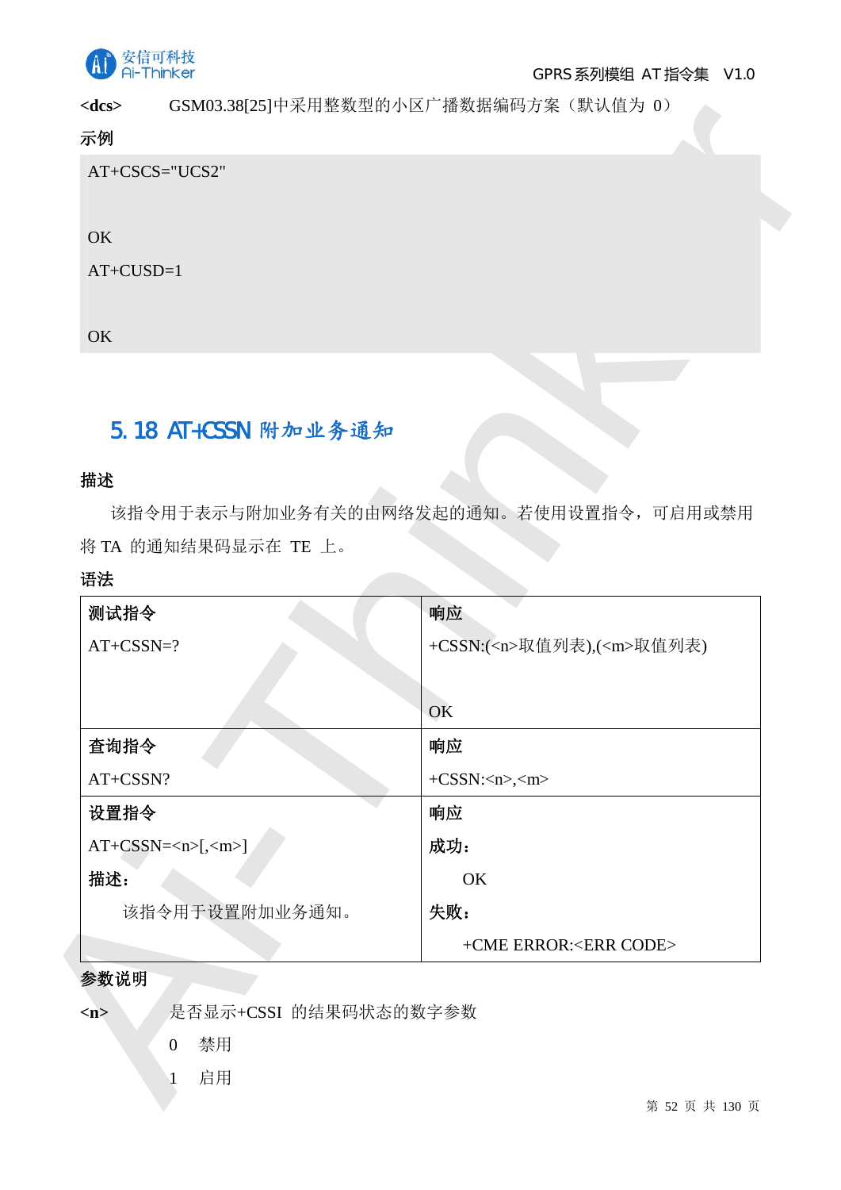**<dcs>** GSM03.38[25]中采用整数型的小区广播数据编码方案（默认值为 0）

**示例**

```
AT+CSCS="UCS2"

OK
AT+CUSD=1

OK
```

## 5.18 AT+CSSN 附加业务通知

**描述**

该指令用于表示与附加业务有关的由网络发起的通知。若使用设置指令，可启用或禁用将 TA 的通知结果码显示在 TE 上。

**语法**

| 测试指令<br>AT+CSSN=? | 响应<br>+CSSN:(<n>取值列表),(<m>取值列表)<br><br>OK |
|---|---|
| **查询指令**<br>AT+CSSN? | **响应**<br>+CSSN:<n>,<m> |
| **设置指令**<br>AT+CSSN=<n>[,<m>]<br>**描述：**<br>该指令用于设置附加业务通知。 | **响应**<br>**成功：**<br>OK<br>**失败：**<br>+CME ERROR:<ERR CODE> |

**参数说明**

**<n>** 是否显示+CSSI 的结果码状态的数字参数

0 禁用

1 启用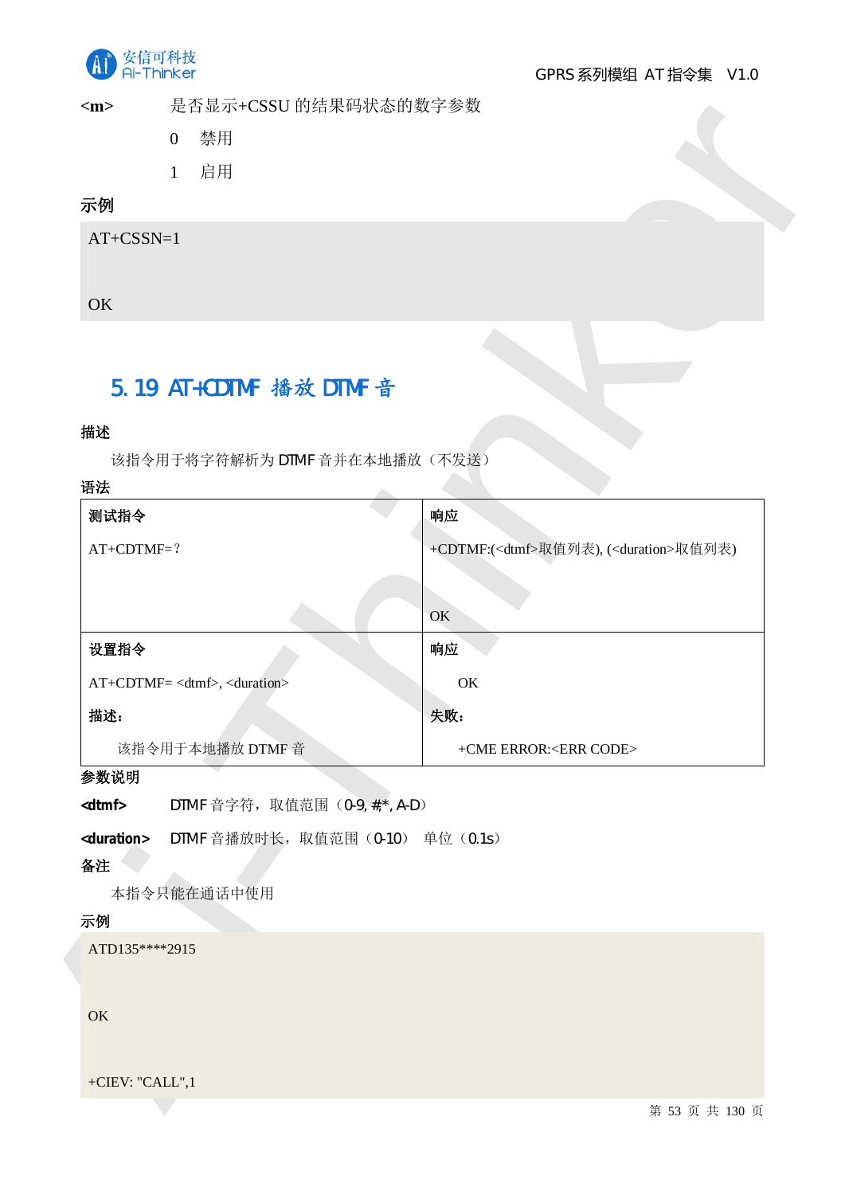**<m>** 是否显示+CSSU 的结果码状态的数字参数

0 禁用

1 启用

**示例**

```
AT+CSSN=1

OK
```

## 5.19 AT+CDTMF 播放 DTMF 音

**描述**

该指令用于将字符解析为 DTMF 音并在本地播放（不发送）

**语法**

| 测试指令 | 响应 |
|---|---|
| AT+CDTMF=？ | +CDTMF:(<dtmf>取值列表), (<duration>取值列表)<br><br>OK |
| **设置指令**<br>AT+CDTMF= <dtmf>, <duration><br>**描述：**<br>该指令用于本地播放 DTMF 音 | **响应**<br>OK<br>**失败：**<br>+CME ERROR:<ERR CODE> |

**参数说明**

**<dtmf>** DTMF 音字符，取值范围（0-9, #,*, A-D）

**<duration>** DTMF 音播放时长，取值范围（0-10） 单位（0.1s）

**备注**

本指令只能在通话中使用

**示例**

```
ATD135****2915

OK

+CIEV: "CALL",1
```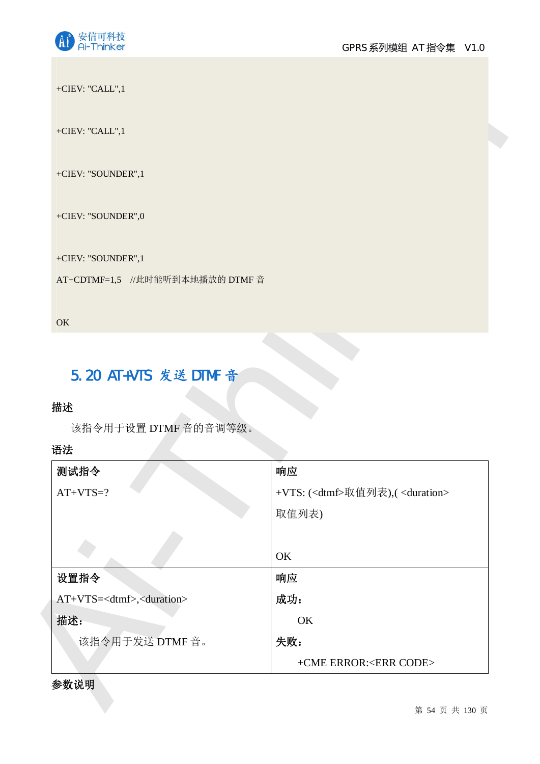```
+CIEV: "CALL",1

+CIEV: "CALL",1

+CIEV: "SOUNDER",1

+CIEV: "SOUNDER",0

+CIEV: "SOUNDER",1
AT+CDTMF=1,5    //此时能听到本地播放的 DTMF 音

OK
```

## 5.20 AT+VTS 发送 DTMF 音

**描述**

该指令用于设置 DTMF 音的音调等级。

**语法**

| 测试指令 | 响应 |
|---|---|
| AT+VTS=? | +VTS: (<dtmf>取值列表),( <duration>取值列表)<br><br>OK |
| **设置指令**<br>AT+VTS=<dtmf>,<duration><br>**描述：**<br>该指令用于发送 DTMF 音。 | **响应**<br>**成功：**<br>OK<br>**失败：**<br>+CME ERROR:<ERR CODE> |

**参数说明**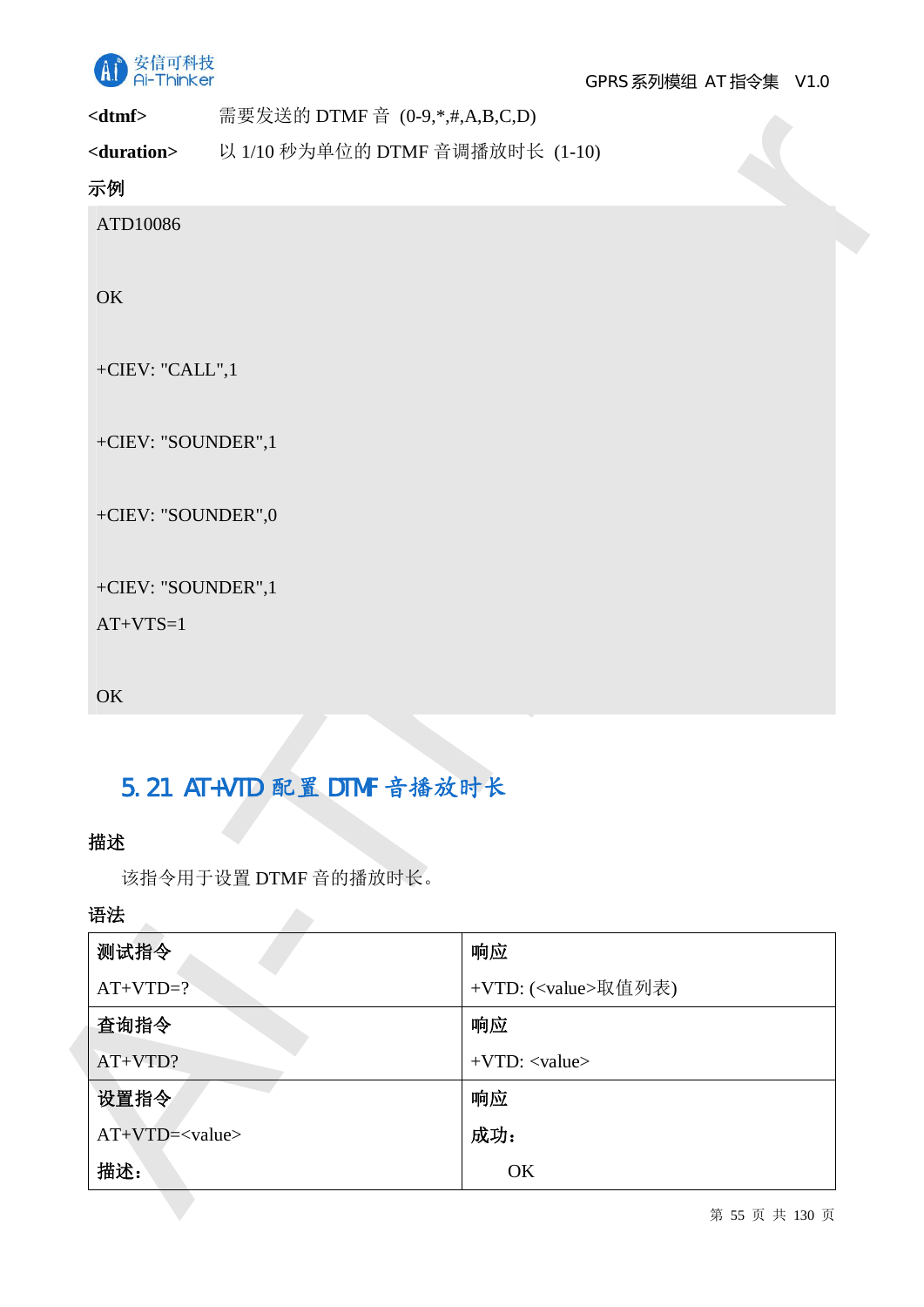**<dtmf>**　　需要发送的 DTMF 音 (0-9,*,#,A,B,C,D)

**<duration>**　以 1/10 秒为单位的 DTMF 音调播放时长 (1-10)

**示例**

```
ATD10086

OK

+CIEV: "CALL",1

+CIEV: "SOUNDER",1

+CIEV: "SOUNDER",0

+CIEV: "SOUNDER",1
AT+VTS=1

OK
```

## 5.21 AT+VTD 配置 DTMF 音播放时长

**描述**

该指令用于设置 DTMF 音的播放时长。

**语法**

| **测试指令**<br>AT+VTD=? | **响应**<br>+VTD: (<value>取值列表) |
|---|---|
| **查询指令**<br>AT+VTD? | **响应**<br>+VTD: <value> |
| **设置指令**<br>AT+VTD=<value><br>**描述：** | **响应**<br>**成功：**<br>OK |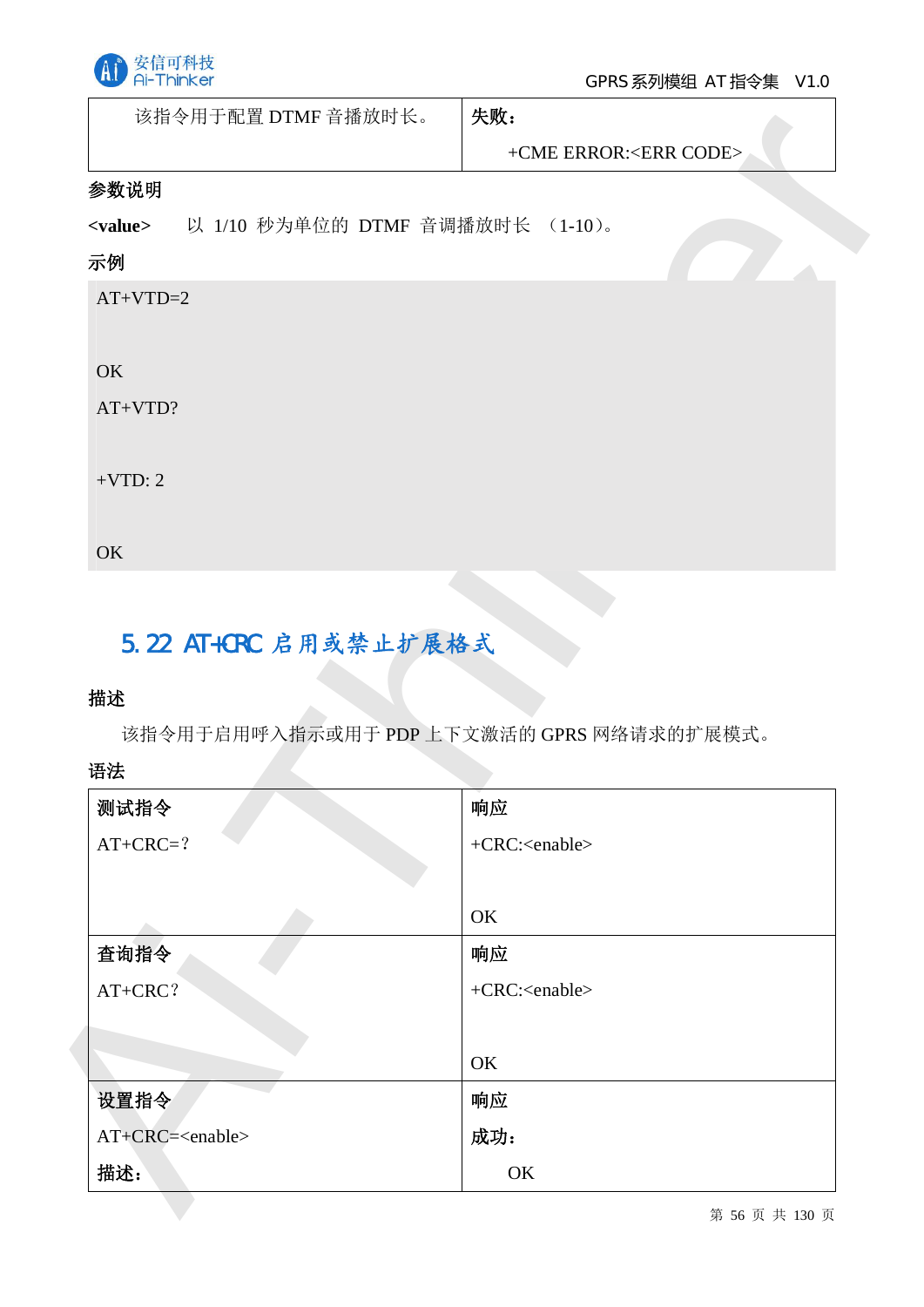| 该指令用于配置 DTMF 音播放时长。 | **失败：**<br>+CME ERROR:<ERR CODE> |
|---|---|

**参数说明**

**<value>** 以 1/10 秒为单位的 DTMF 音调播放时长 （1-10）。

**示例**

```
AT+VTD=2

OK
AT+VTD?

+VTD: 2

OK
```

## 5.22 AT+CRC 启用或禁止扩展格式

**描述**

该指令用于启用呼入指示或用于 PDP 上下文激活的 GPRS 网络请求的扩展模式。

**语法**

| **测试指令**<br>AT+CRC=？ | **响应**<br>+CRC:<enable><br><br>OK |
|---|---|
| **查询指令**<br>AT+CRC？ | **响应**<br>+CRC:<enable><br><br>OK |
| **设置指令**<br>AT+CRC=<enable><br>**描述：** | **响应**<br>**成功：**<br>OK |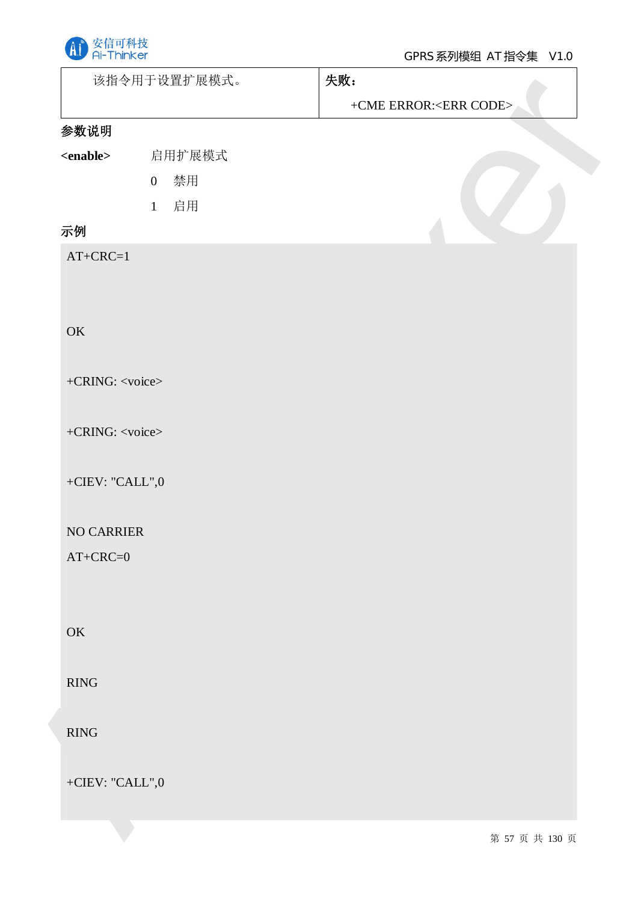| 该指令用于设置扩展模式。 | **失败：**<br>+CME ERROR:<ERR CODE> |
|---|---|

**参数说明**

**<enable>** 启用扩展模式

0 禁用

1 启用

**示例**

```
AT+CRC=1


OK

+CRING: <voice>

+CRING: <voice>

+CIEV: "CALL",0

NO CARRIER
AT+CRC=0


OK

RING

RING

+CIEV: "CALL",0

```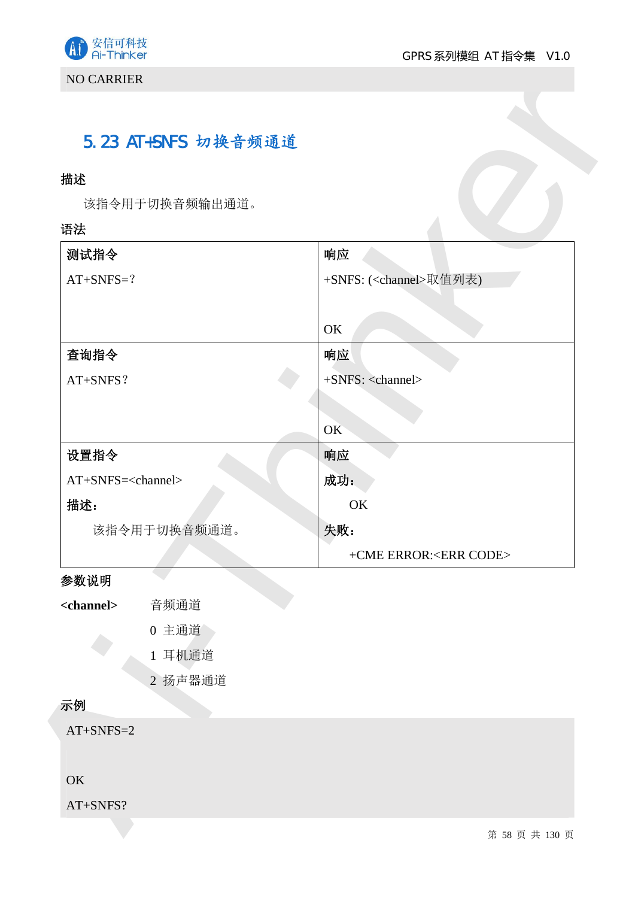```
NO CARRIER
```

## 5.23 AT+SNFS 切换音频通道

### 描述

该指令用于切换音频输出通道。

### 语法

| 测试指令 | 响应 |
| --- | --- |
| AT+SNFS=? | +SNFS: (<channel>取值列表)<br><br>OK |
| **查询指令** | **响应** |
| AT+SNFS? | +SNFS: <channel><br><br>OK |
| **设置指令** | **响应** |
| AT+SNFS=<channel><br>**描述：**<br>该指令用于切换音频通道。 | **成功：**<br>OK<br>**失败：**<br>+CME ERROR:<ERR CODE> |

### 参数说明

**<channel>** 音频通道

0 主通道

1 耳机通道

2 扬声器通道

### 示例

```
AT+SNFS=2

OK
AT+SNFS?
```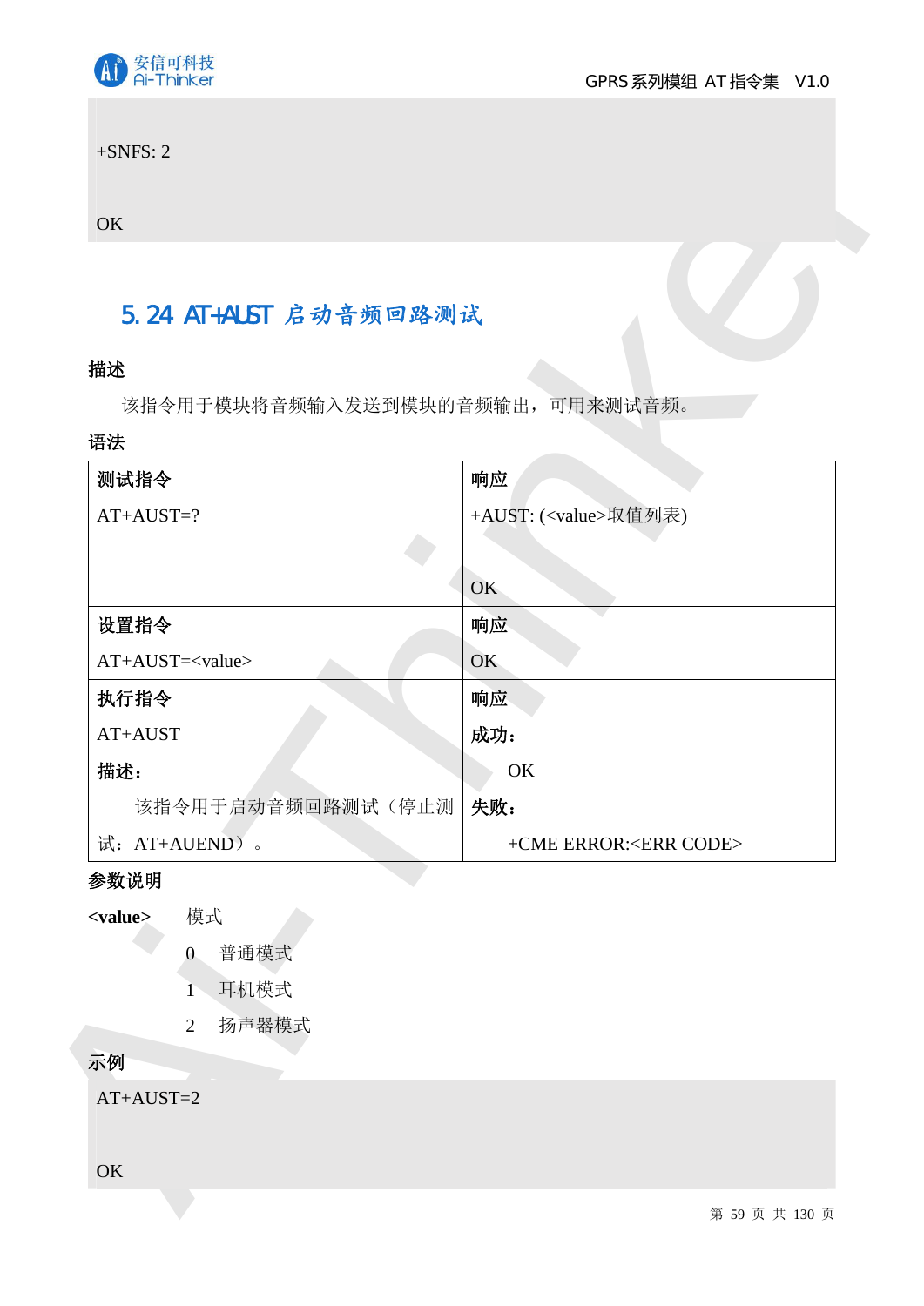```
+SNFS: 2

OK
```

## 5.24 AT+AUST 启动音频回路测试

**描述**

该指令用于模块将音频输入发送到模块的音频输出，可用来测试音频。

**语法**

| **测试指令** | **响应** |
|---|---|
| AT+AUST=? | +AUST: (<value>取值列表)<br><br>OK |
| **设置指令** | **响应** |
| AT+AUST=<value> | OK |
| **执行指令** | **响应** |
| AT+AUST<br>**描述：**<br>该指令用于启动音频回路测试（停止测试：AT+AUEND）。 | **成功：**<br>OK<br>**失败：**<br>+CME ERROR:<ERR CODE> |

**参数说明**

**<value>** 模式

- 0 普通模式
- 1 耳机模式
- 2 扬声器模式

**示例**

```
AT+AUST=2

OK
```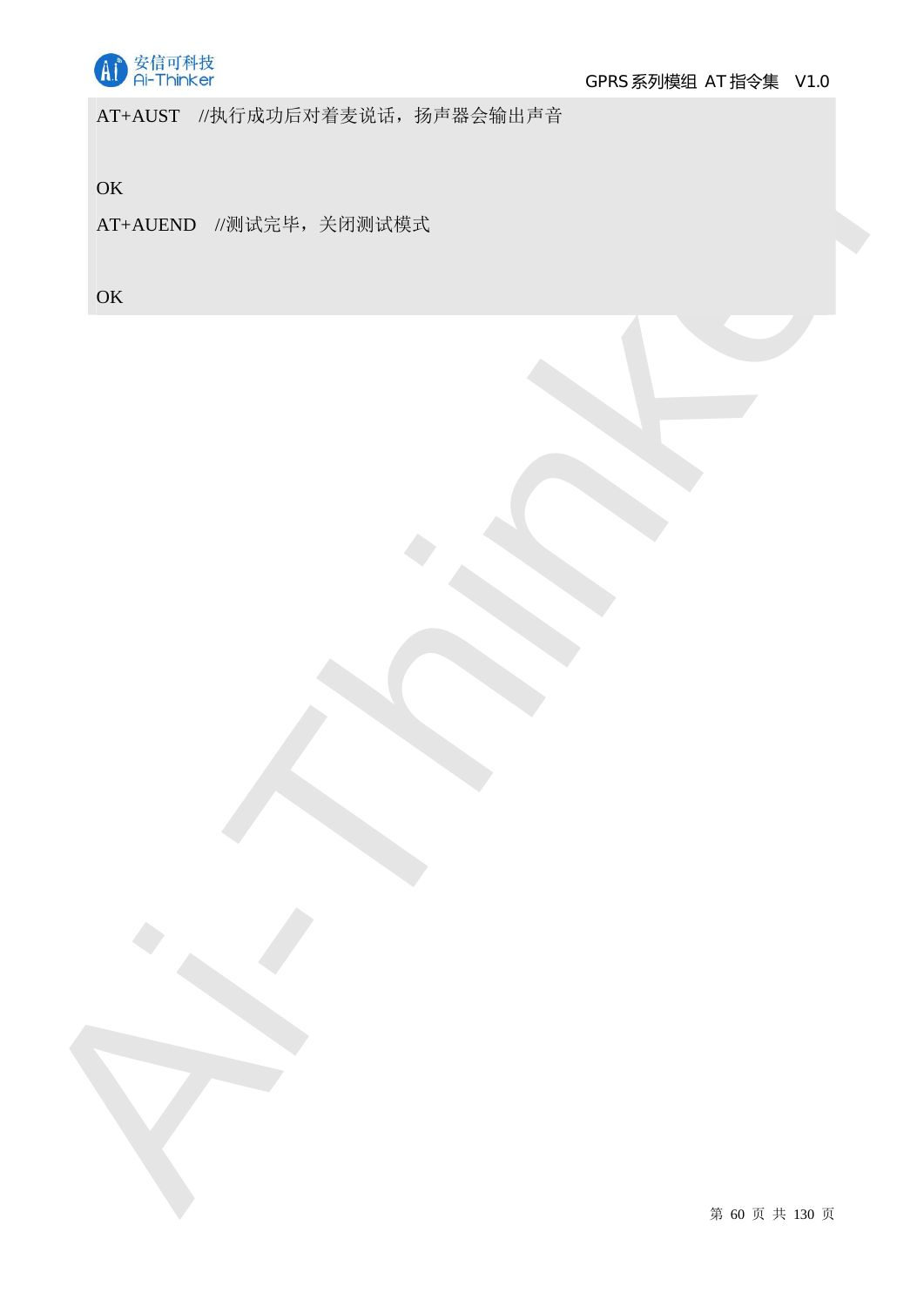```
AT+AUST    //执行成功后对着麦说话，扬声器会输出声音

OK
AT+AUEND   //测试完毕，关闭测试模式

OK
```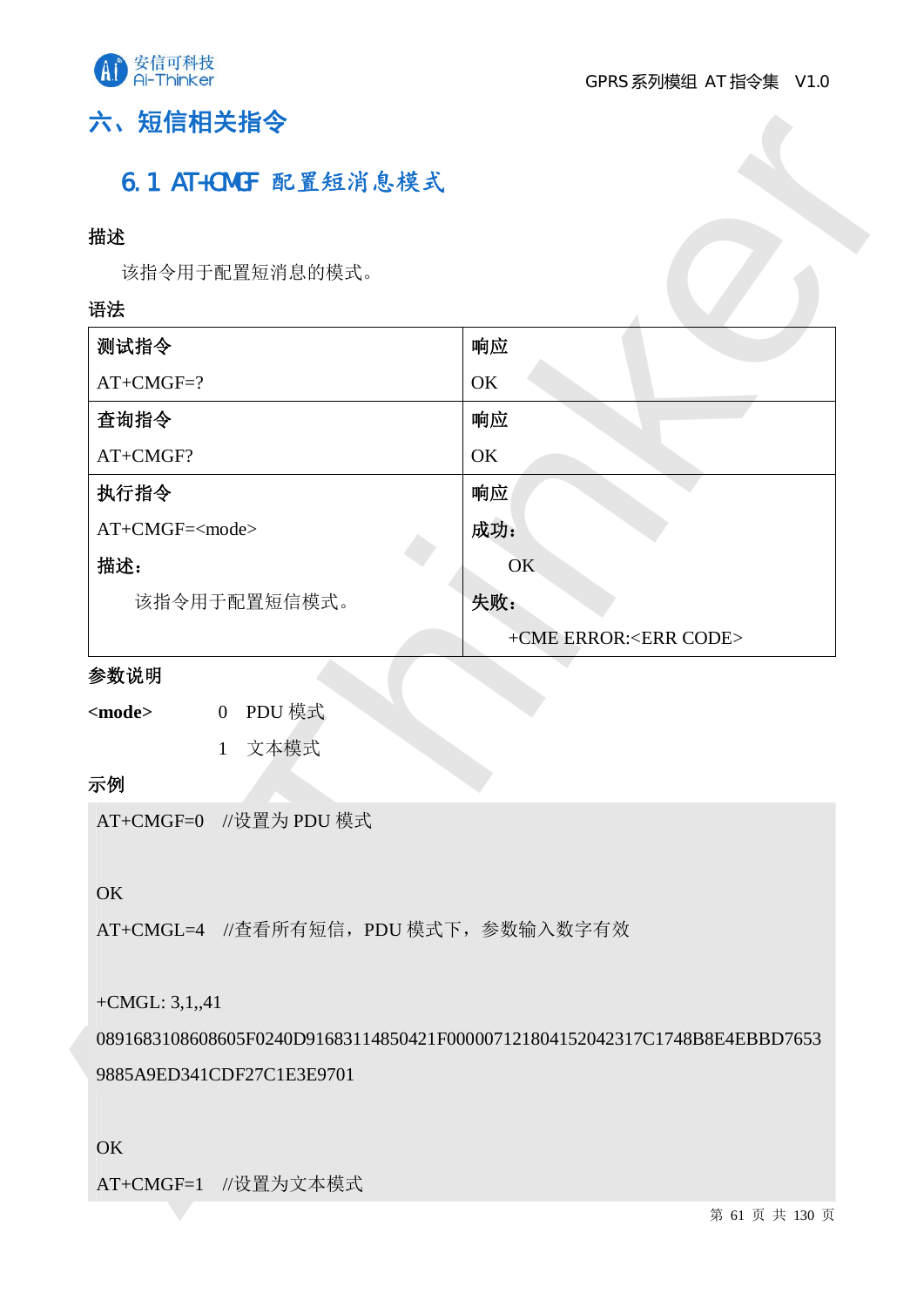# 六、短信相关指令

## 6.1 AT+CMGF 配置短消息模式

**描述**

该指令用于配置短消息的模式。

**语法**

| **测试指令** | **响应** |
|---|---|
| AT+CMGF=? | OK |
| **查询指令** | **响应** |
| AT+CMGF? | OK |
| **执行指令**<br>AT+CMGF=<mode><br>**描述：**<br>该指令用于配置短信模式。 | **响应**<br>**成功：**<br>OK<br>**失败：**<br>+CME ERROR:<ERR CODE> |

**参数说明**

**<mode>**　　0　PDU 模式

　　　　　　1　文本模式

**示例**

```
AT+CMGF=0   //设置为 PDU 模式

OK
AT+CMGL=4   //查看所有短信，PDU 模式下，参数输入数字有效

+CMGL: 3,1,,41
0891683108608605F0240D91683114850421F00000712180415204231 7C1748B8E4EBBD7653
9885A9ED341CDF27C1E3E9701

OK
AT+CMGF=1   //设置为文本模式
```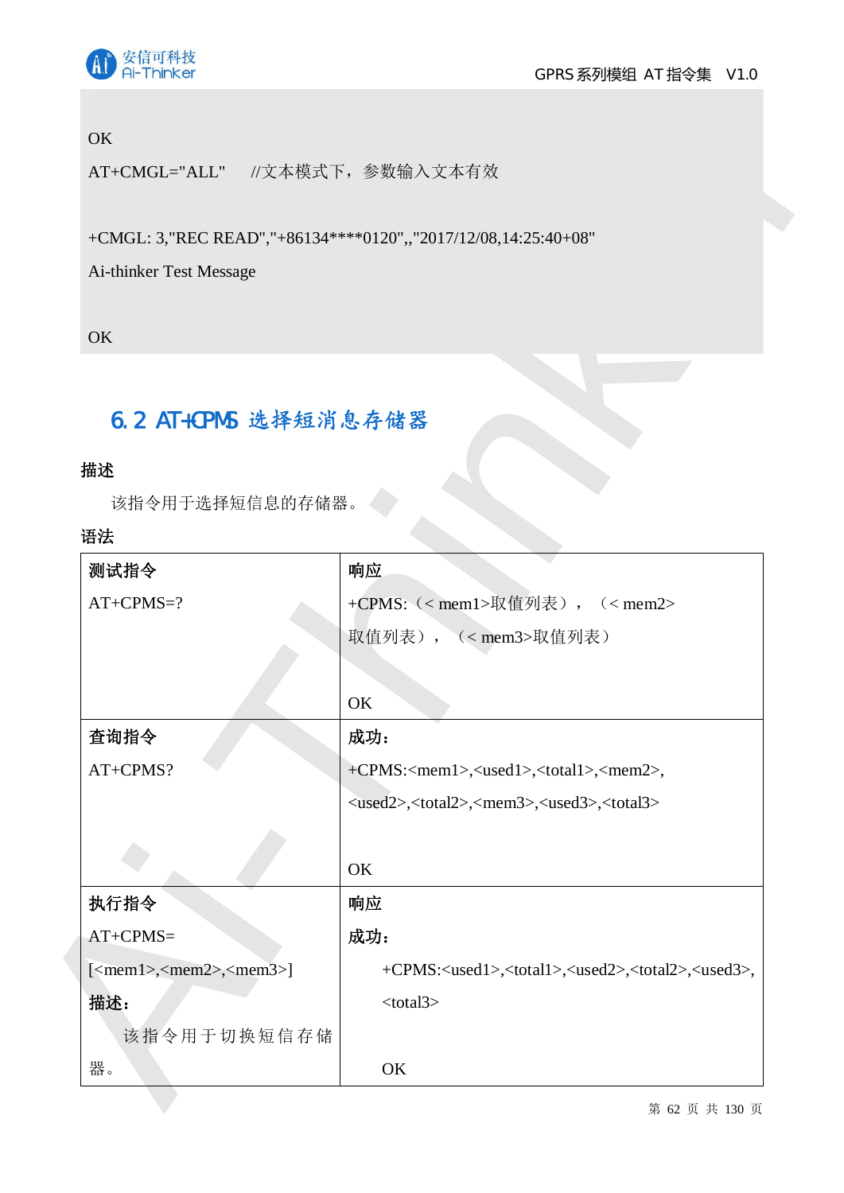```
OK
AT+CMGL="ALL"     //文本模式下，参数输入文本有效

+CMGL: 3,"REC READ","+86134****0120",,"2017/12/08,14:25:40+08"
Ai-thinker Test Message

OK
```

## 6.2 AT+CPMS 选择短消息存储器

**描述**

该指令用于选择短信息的存储器。

**语法**

| **测试指令** | **响应** |
|---|---|
| AT+CPMS=? | +CPMS:（< mem1>取值列表），（< mem2>取值列表），（< mem3>取值列表）<br><br>OK |
| **查询指令** | **成功：** |
| AT+CPMS? | +CPMS:<mem1>,<used1>,<total1>,<mem2>,<used2>,<total2>,<mem3>,<used3>,<total3><br><br>OK |
| **执行指令** | **响应** |
| AT+CPMS=[<mem1>,<mem2>,<mem3>]<br>**描述：**<br>该指令用于切换短信存储器。 | **成功：**<br>+CPMS:<used1>,<total1>,<used2>,<total2>,<used3>,<total3><br><br>OK |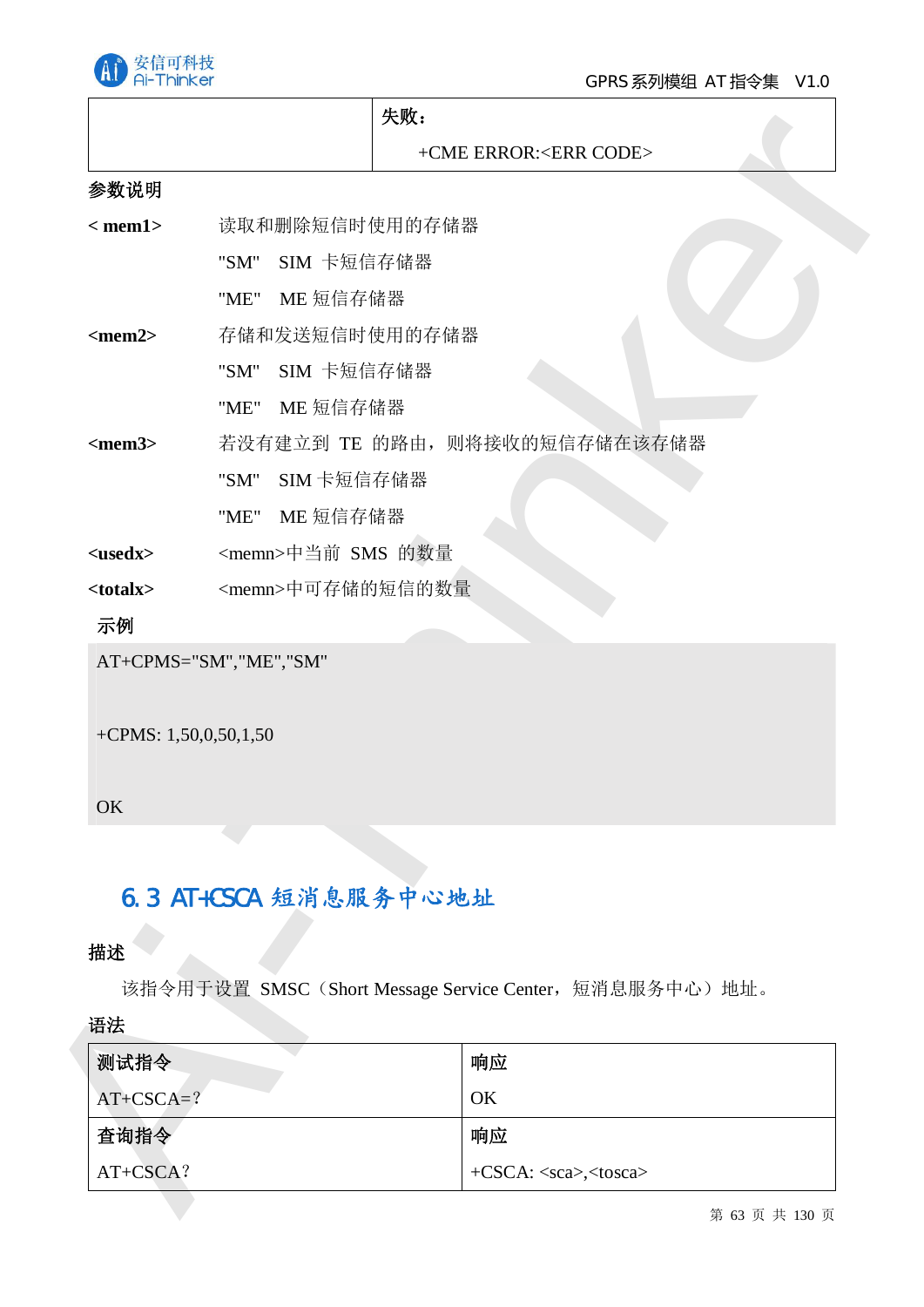| | 失败：<br>+CME ERROR:<ERR CODE> |
|---|---|

**参数说明**

**< mem1>** 读取和删除短信时使用的存储器

"SM" SIM 卡短信存储器

"ME" ME 短信存储器

**<mem2>** 存储和发送短信时使用的存储器

"SM" SIM 卡短信存储器

"ME" ME 短信存储器

**<mem3>** 若没有建立到 TE 的路由，则将接收的短信存储在该存储器

"SM" SIM 卡短信存储器

"ME" ME 短信存储器

**<usedx>** <memn>中当前 SMS 的数量

**<totalx>** <memn>中可存储的短信的数量

**示例**

```
AT+CPMS="SM","ME","SM"

+CPMS: 1,50,0,50,1,50

OK
```

## 6.3 AT+CSCA 短消息服务中心地址

**描述**

该指令用于设置 SMSC（Short Message Service Center，短消息服务中心）地址。

**语法**

| 测试指令<br>AT+CSCA=? | 响应<br>OK |
|---|---|
| **查询指令**<br>AT+CSCA? | **响应**<br>+CSCA: <sca>,<tosca> |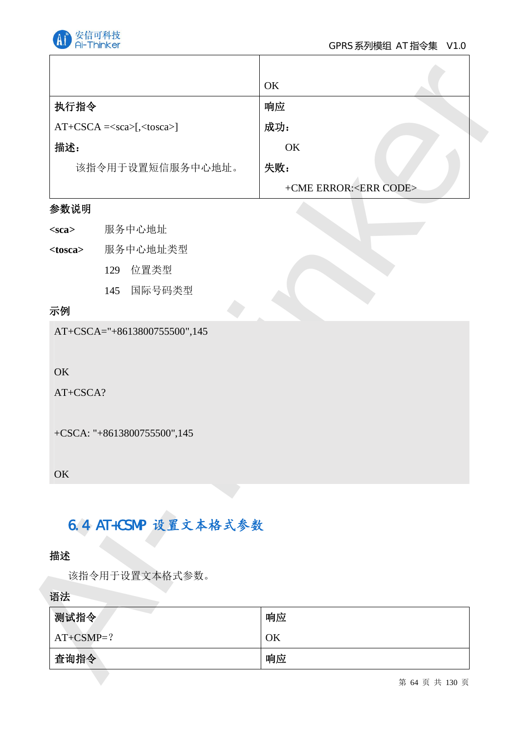|  |  |
|---|---|
|  | OK |
| **执行指令**<br>AT+CSCA =<sca>[,<tosca>]<br>**描述：**<br>该指令用于设置短信服务中心地址。 | **响应**<br>**成功：**<br>OK<br>**失败：**<br>+CME ERROR:<ERR CODE> |

**参数说明**

**<sca>** 服务中心地址

**<tosca>** 服务中心地址类型

129 位置类型

145 国际号码类型

**示例**

```
AT+CSCA="+8613800755500",145

OK
AT+CSCA?

+CSCA: "+8613800755500",145

OK
```

## 6.4 AT+CSMP 设置文本格式参数

**描述**

该指令用于设置文本格式参数。

**语法**

| **测试指令**<br>AT+CSMP=？ | **响应**<br>OK |
|---|---|
| **查询指令** | **响应** |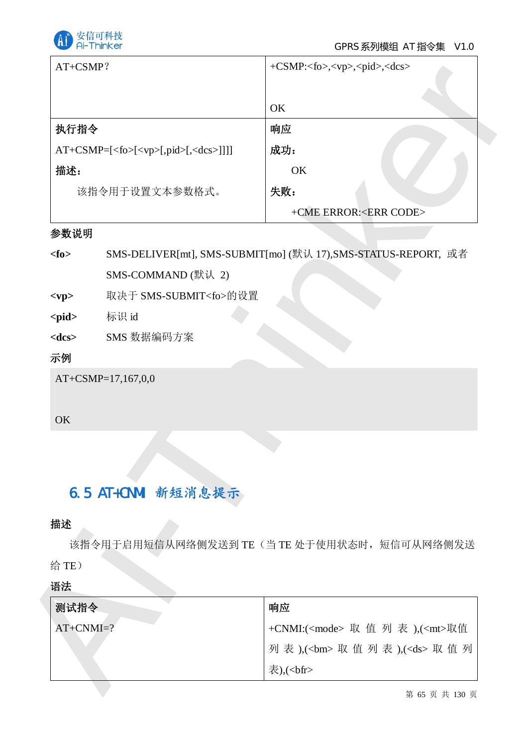| AT+CSMP? | +CSMP:<fo>,<vp>,<pid>,<dcs><br><br>OK |
|---|---|
| **执行指令**<br>AT+CSMP=[<fo>[<vp>[,pid>[,<dcs>]]]]<br>**描述：**<br>该指令用于设置文本参数格式。 | **响应**<br>**成功：**<br>OK<br>**失败：**<br>+CME ERROR:<ERR CODE> |

**参数说明**

**<fo>** SMS-DELIVER[mt], SMS-SUBMIT[mo] (默认 17),SMS-STATUS-REPORT, 或者 SMS-COMMAND (默认 2)

**<vp>** 取决于 SMS-SUBMIT<fo>的设置

**<pid>** 标识 id

**<dcs>** SMS 数据编码方案

**示例**

```
AT+CSMP=17,167,0,0

OK
```

## 6.5 AT+CNMI 新短消息提示

**描述**

该指令用于启用短信从网络侧发送到 TE（当 TE 处于使用状态时，短信可从网络侧发送给 TE）

**语法**

| **测试指令** | **响应** |
|---|---|
| AT+CNMI=? | +CNMI:(<mode> 取值列表),(<mt>取值列表),(<bm> 取值列表),(<ds> 取值列表),(<bfr> |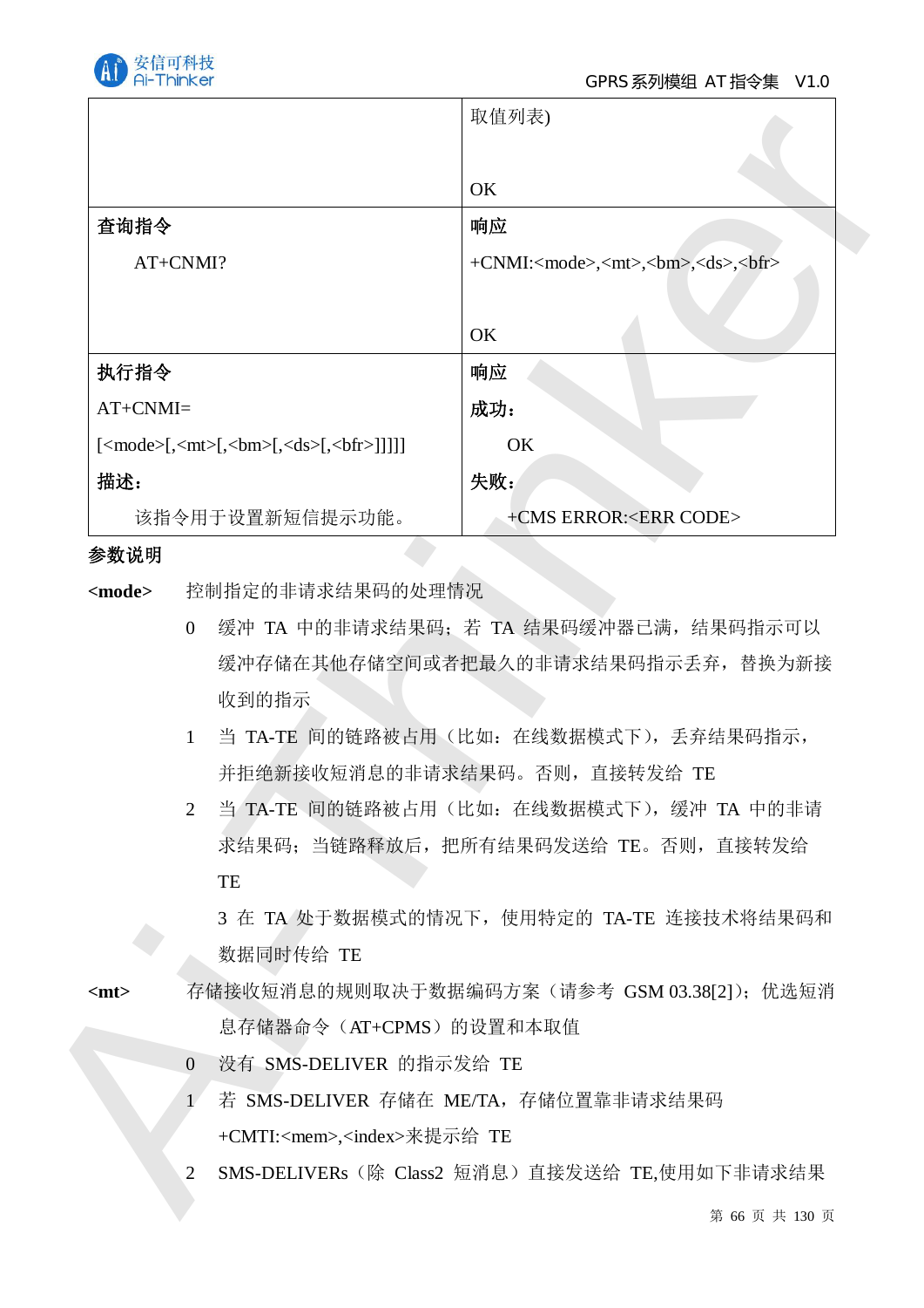| | 取值列表)<br><br>OK |
|---|---|
| **查询指令**<br>AT+CNMI? | **响应**<br>+CNMI:<mode>,<mt>,<bm>,<ds>,<bfr><br><br>OK |
| **执行指令**<br>AT+CNMI=<br>[<mode>[,<mt>[,<bm>[,<ds>[,<bfr>]]]]]<br>**描述：**<br>该指令用于设置新短信提示功能。 | **响应**<br>**成功：**<br>OK<br>**失败：**<br>+CMS ERROR:<ERR CODE> |

**参数说明**

**<mode>** 控制指定的非请求结果码的处理情况

0 缓冲 TA 中的非请求结果码；若 TA 结果码缓冲器已满，结果码指示可以缓冲存储在其他存储空间或者把最久的非请求结果码指示丢弃，替换为新接收到的指示

1 当 TA-TE 间的链路被占用（比如：在线数据模式下），丢弃结果码指示，并拒绝新接收短消息的非请求结果码。否则，直接转发给 TE

2 当 TA-TE 间的链路被占用（比如：在线数据模式下），缓冲 TA 中的非请求结果码；当链路释放后，把所有结果码发送给 TE。否则，直接转发给 TE

3 在 TA 处于数据模式的情况下，使用特定的 TA-TE 连接技术将结果码和数据同时传给 TE

**<mt>** 存储接收短消息的规则取决于数据编码方案（请参考 GSM 03.38[2]）；优选短消息存储器命令（AT+CPMS）的设置和本取值

0 没有 SMS-DELIVER 的指示发给 TE

1 若 SMS-DELIVER 存储在 ME/TA，存储位置靠非请求结果码 +CMTI:<mem>,<index>来提示给 TE

2 SMS-DELIVERs（除 Class2 短消息）直接发送给 TE,使用如下非请求结果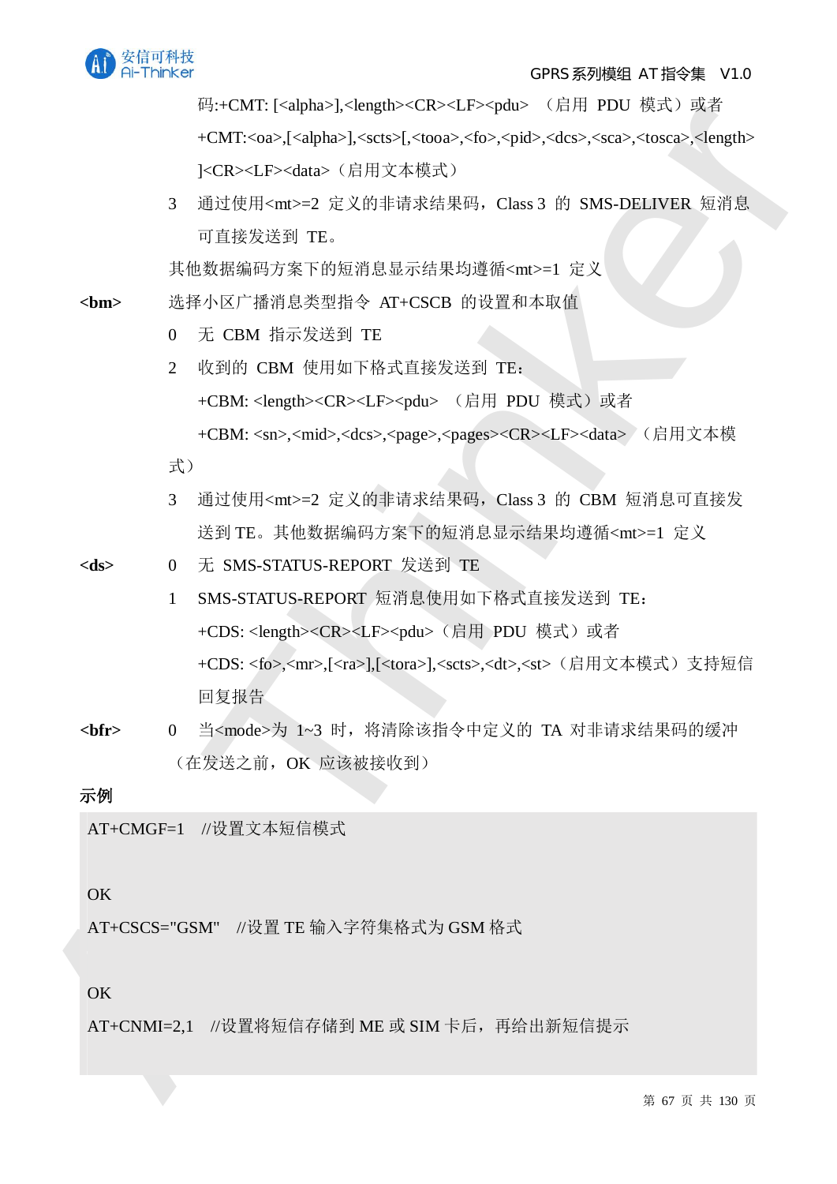码:+CMT: [<alpha>],<length><CR><LF><pdu> （启用 PDU 模式）或者 +CMT:<oa>,[<alpha>],<scts>[,<tooa>,<fo>,<pid>,<dcs>,<sca>,<tosca>,<length>]<CR><LF><data>（启用文本模式）

3 通过使用<mt>=2 定义的非请求结果码，Class 3 的 SMS-DELIVER 短消息可直接发送到 TE。

其他数据编码方案下的短消息显示结果均遵循<mt>=1 定义

**<bm>** 选择小区广播消息类型指令 AT+CSCB 的设置和本取值

0 无 CBM 指示发送到 TE

2 收到的 CBM 使用如下格式直接发送到 TE：

+CBM: <length><CR><LF><pdu> （启用 PDU 模式）或者

+CBM: <sn>,<mid>,<dcs>,<page>,<pages><CR><LF><data> （启用文本模式）

3 通过使用<mt>=2 定义的非请求结果码，Class 3 的 CBM 短消息可直接发送到 TE。其他数据编码方案下的短消息显示结果均遵循<mt>=1 定义

**<ds>** 0 无 SMS-STATUS-REPORT 发送到 TE

1 SMS-STATUS-REPORT 短消息使用如下格式直接发送到 TE：

+CDS: <length><CR><LF><pdu>（启用 PDU 模式）或者

+CDS: <fo>,<mr>,[<ra>],[<tora>],<scts>,<dt>,<st>（启用文本模式）支持短信回复报告

**<bfr>** 0 当<mode>为 1~3 时，将清除该指令中定义的 TA 对非请求结果码的缓冲（在发送之前，OK 应该被接收到）

**示例**

```
AT+CMGF=1   //设置文本短信模式

OK
AT+CSCS="GSM"   //设置 TE 输入字符集格式为 GSM 格式

OK
AT+CNMI=2,1   //设置将短信存储到 ME 或 SIM 卡后，再给出新短信提示
```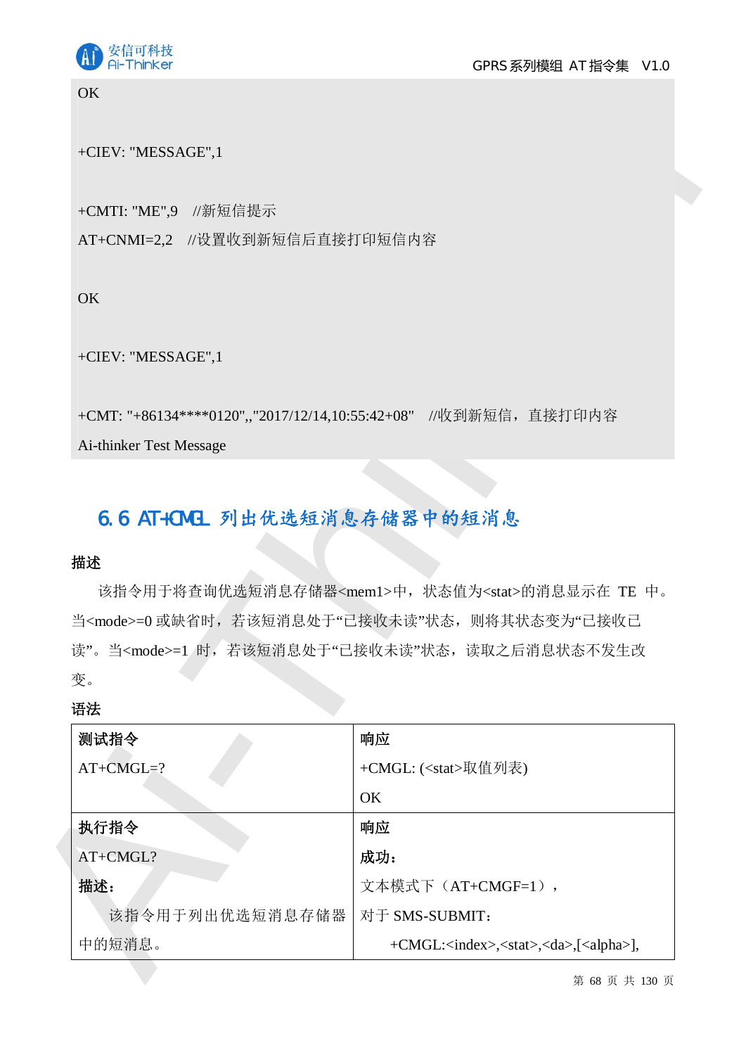```
OK

+CIEV: "MESSAGE",1

+CMTI: "ME",9    //新短信提示
AT+CNMI=2,2    //设置收到新短信后直接打印短信内容

OK

+CIEV: "MESSAGE",1

+CMT: "+86134****0120",,"2017/12/14,10:55:42+08"    //收到新短信，直接打印内容
Ai-thinker Test Message
```

## 6.6 AT+CMGL 列出优选短消息存储器中的短消息

**描述**

该指令用于将查询优选短消息存储器<mem1>中，状态值为<stat>的消息显示在 TE 中。当<mode>=0 或缺省时，若该短消息处于“已接收未读”状态，则将其状态变为“已接收已读”。当<mode>=1 时，若该短消息处于“已接收未读”状态，读取之后消息状态不发生改变。

**语法**

| **测试指令**<br>AT+CMGL=? | **响应**<br>+CMGL: (<stat>取值列表)<br>OK |
|---|---|
| **执行指令**<br>AT+CMGL?<br>**描述：**<br>该指令用于列出优选短消息存储器中的短消息。 | **响应**<br>**成功：**<br>文本模式下（AT+CMGF=1），<br>对于 SMS-SUBMIT：<br>+CMGL:<index>,<stat>,<da>,[<alpha>], |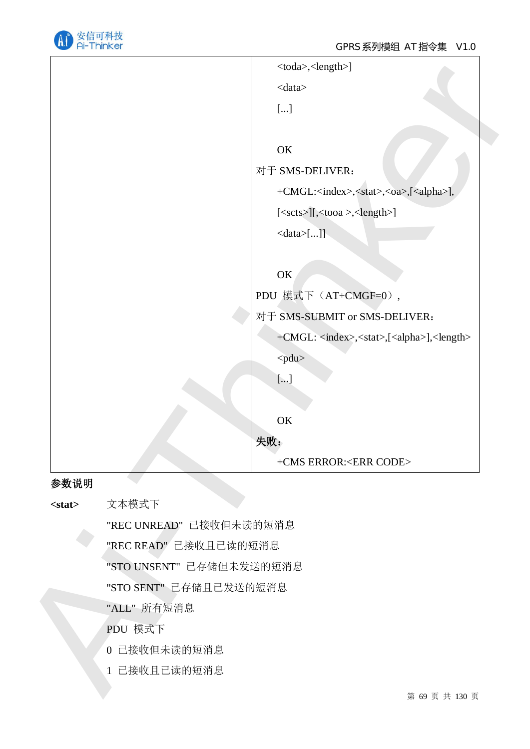| | <toda>,<length>]<br><data><br>[...]<br><br>OK<br>对于 SMS-DELIVER：<br>+CMGL:<index>,<stat>,<oa>,[<alpha>],<br>[<scts>][,<tooa >,<length>]<br><data>[...]]<br><br>OK<br>PDU 模式下（AT+CMGF=0），<br>对于 SMS-SUBMIT or SMS-DELIVER：<br>+CMGL: <index>,<stat>,[<alpha>],<length><br><pdu><br>[...]<br><br>OK<br>**失败：**<br>+CMS ERROR:<ERR CODE> |
|---|---|

**参数说明**

**<stat>** 文本模式下

"REC UNREAD" 已接收但未读的短消息

"REC READ" 已接收且已读的短消息

"STO UNSENT" 已存储但未发送的短消息

"STO SENT" 已存储且已发送的短消息

"ALL" 所有短消息

PDU 模式下

0 已接收但未读的短消息

1 已接收且已读的短消息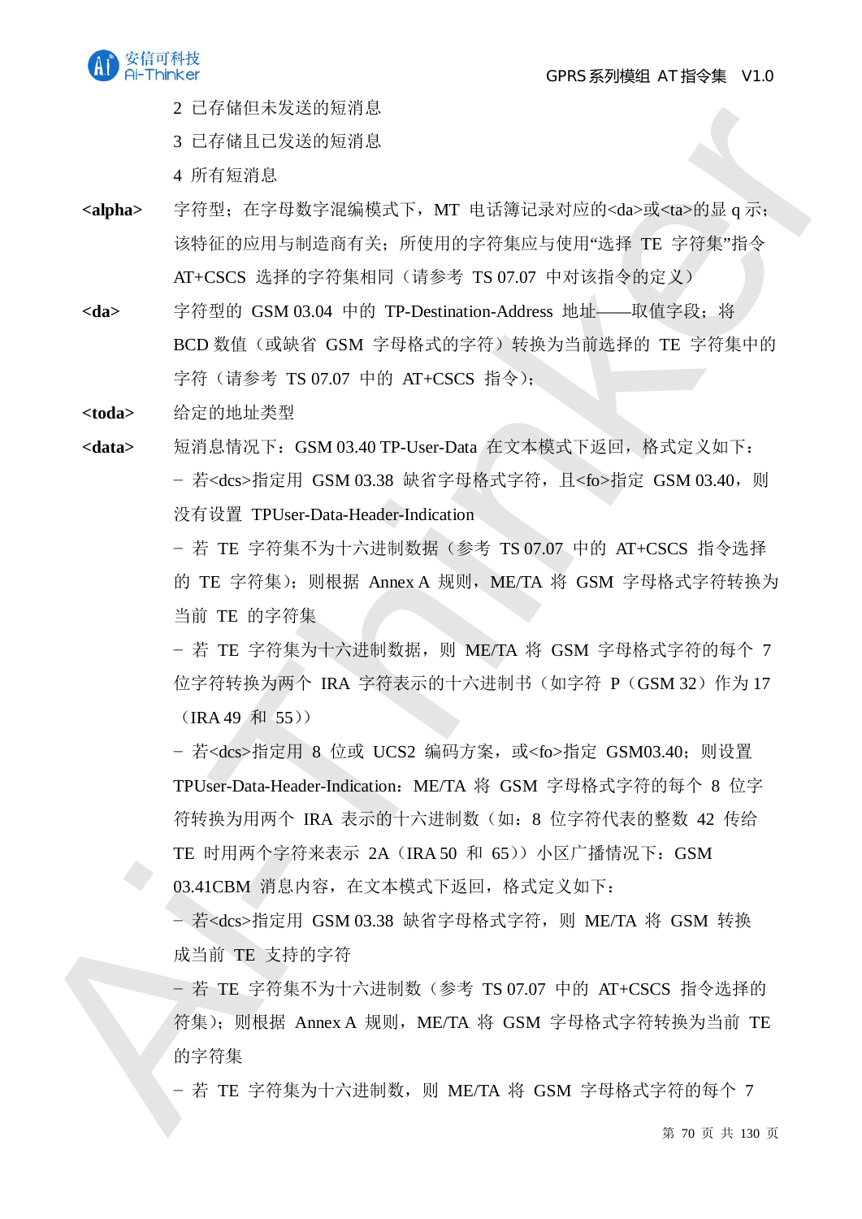2 已存储但未发送的短消息

3 已存储且已发送的短消息

4 所有短消息

**<alpha>** 字符型；在字母数字混编模式下，MT 电话簿记录对应的<da>或<ta>的显 q 示；该特征的应用与制造商有关；所使用的字符集应与使用“选择 TE 字符集”指令 AT+CSCS 选择的字符集相同（请参考 TS 07.07 中对该指令的定义）

**<da>** 字符型的 GSM 03.04 中的 TP-Destination-Address 地址——取值字段；将 BCD 数值（或缺省 GSM 字母格式的字符）转换为当前选择的 TE 字符集中的字符（请参考 TS 07.07 中的 AT+CSCS 指令）；

**<toda>** 给定的地址类型

**<data>** 短消息情况下：GSM 03.40 TP-User-Data 在文本模式下返回，格式定义如下：

− 若<dcs>指定用 GSM 03.38 缺省字母格式字符，且<fo>指定 GSM 03.40，则没有设置 TPUser-Data-Header-Indication

− 若 TE 字符集不为十六进制数据（参考 TS 07.07 中的 AT+CSCS 指令选择的 TE 字符集）；则根据 Annex A 规则，ME/TA 将 GSM 字母格式字符转换为当前 TE 的字符集

− 若 TE 字符集为十六进制数据，则 ME/TA 将 GSM 字母格式字符的每个 7 位字符转换为两个 IRA 字符表示的十六进制书（如字符 P（GSM 32）作为 17（IRA 49 和 55））

− 若<dcs>指定用 8 位或 UCS2 编码方案，或<fo>指定 GSM03.40；则设置 TPUser-Data-Header-Indication：ME/TA 将 GSM 字母格式字符的每个 8 位字符转换为用两个 IRA 表示的十六进制数（如：8 位字符代表的整数 42 传给 TE 时用两个字符来表示 2A（IRA 50 和 65））小区广播情况下：GSM 03.41CBM 消息内容，在文本模式下返回，格式定义如下：

− 若<dcs>指定用 GSM 03.38 缺省字母格式字符，则 ME/TA 将 GSM 转换成当前 TE 支持的字符

− 若 TE 字符集不为十六进制数（参考 TS 07.07 中的 AT+CSCS 指令选择的符集）；则根据 Annex A 规则，ME/TA 将 GSM 字母格式字符转换为当前 TE 的字符集

− 若 TE 字符集为十六进制数，则 ME/TA 将 GSM 字母格式字符的每个 7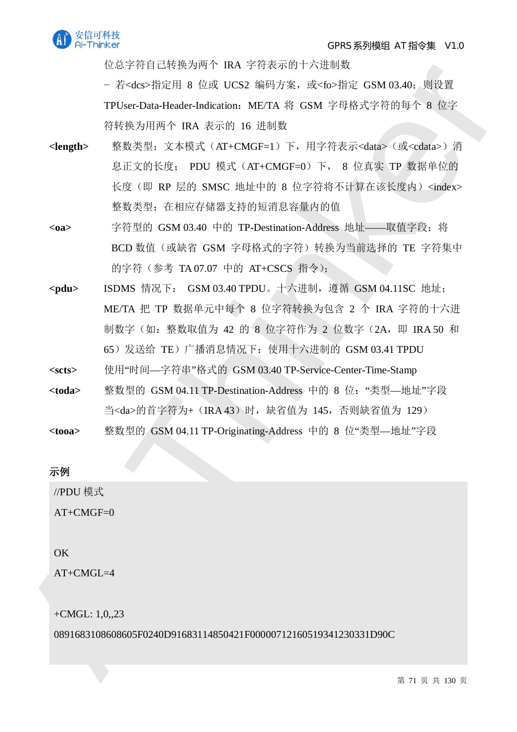位总字符自己转换为两个 IRA 字符表示的十六进制数

－ 若<dcs>指定用 8 位或 UCS2 编码方案，或<fo>指定 GSM 03.40；则设置 TPUser-Data-Header-Indication：ME/TA 将 GSM 字母格式字符的每个 8 位字符转换为用两个 IRA 表示的 16 进制数

**<length>** 整数类型；文本模式（AT+CMGF=1）下，用字符表示<data>（或<cdata>）消息正文的长度； PDU 模式（AT+CMGF=0）下， 8 位真实 TP 数据单位的长度（即 RP 层的 SMSC 地址中的 8 位字符将不计算在该长度内）<index> 整数类型；在相应存储器支持的短消息容量内的值

**<oa>** 字符型的 GSM 03.40 中的 TP-Destination-Address 地址——取值字段；将 BCD 数值（或缺省 GSM 字母格式的字符）转换为当前选择的 TE 字符集中的字符（参考 TA 07.07 中的 AT+CSCS 指令）;

**<pdu>** ISDMS 情况下： GSM 03.40 TPDU。十六进制，遵循 GSM 04.11SC 地址；ME/TA 把 TP 数据单元中每个 8 位字符转换为包含 2 个 IRA 字符的十六进制数字（如：整数取值为 42 的 8 位字符作为 2 位数字（2A，即 IRA 50 和 65）发送给 TE）广播消息情况下：使用十六进制的 GSM 03.41 TPDU

**<scts>** 使用“时间—字符串”格式的 GSM 03.40 TP-Service-Center-Time-Stamp

**<toda>** 整数型的 GSM 04.11 TP-Destination-Address 中的 8 位：“类型—地址”字段当<da>的首字符为+（IRA 43）时，缺省值为 145，否则缺省值为 129）

**<tooa>** 整数型的 GSM 04.11 TP-Originating-Address 中的 8 位“类型—地址”字段

示例

```
//PDU 模式
AT+CMGF=0

OK
AT+CMGL=4

+CMGL: 1,0,,23
0891683108608605F0240D91683114850421F000007121605193412303 31D90C
```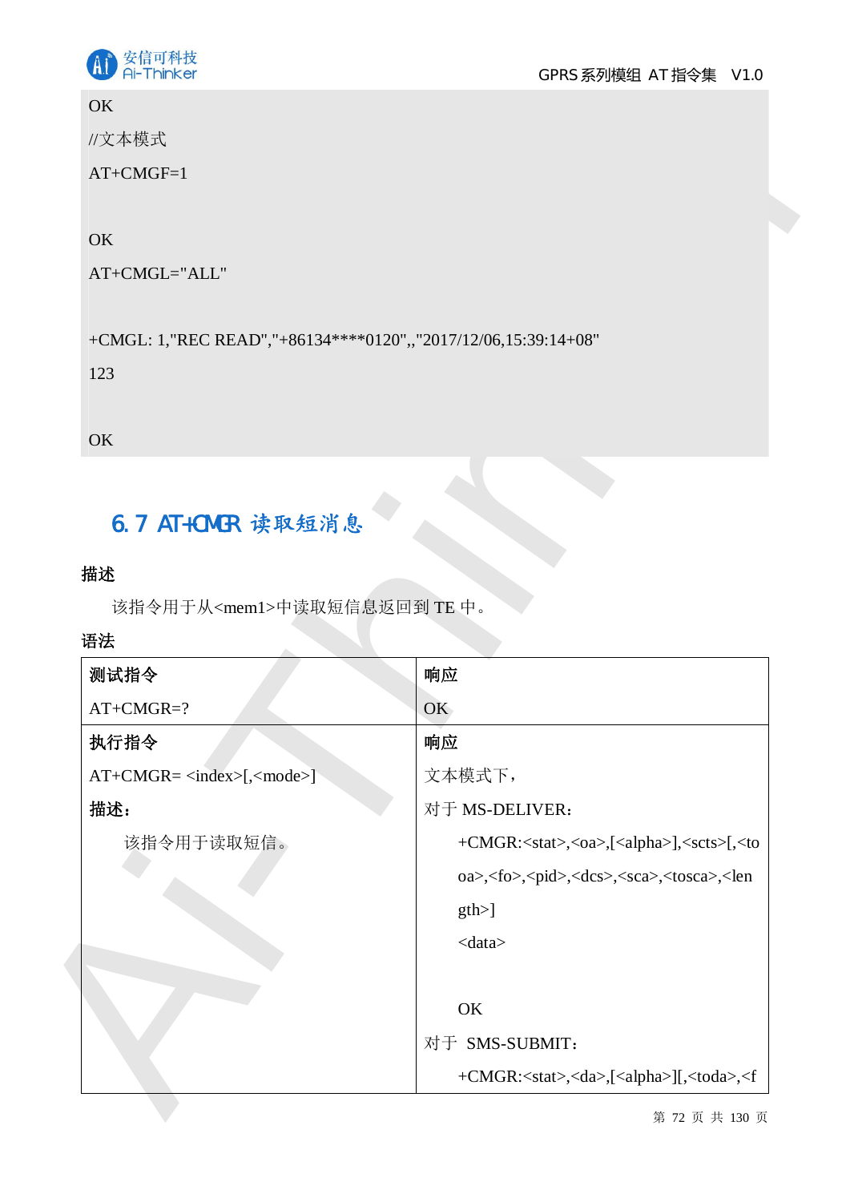```
OK
//文本模式
AT+CMGF=1

OK
AT+CMGL="ALL"

+CMGL: 1,"REC READ","+86134****0120",,"2017/12/06,15:39:14+08"
123

OK
```

## 6.7 AT+CMGR 读取短消息

**描述**

该指令用于从<mem1>中读取短信息返回到 TE 中。

**语法**

| **测试指令** | **响应** |
|---|---|
| AT+CMGR=? | OK |
| **执行指令**<br>AT+CMGR= <index>[,<mode>]<br>**描述：**<br>该指令用于读取短信。 | **响应**<br>文本模式下，<br>对于 MS-DELIVER：<br>+CMGR:<stat>,<oa>,[<alpha>],<scts>[,<tooa>,<fo>,<pid>,<dcs>,<sca>,<tosca>,<length>]<br><data><br><br>OK<br>对于 SMS-SUBMIT：<br>+CMGR:<stat>,<da>,[<alpha>][,<toda>,<f |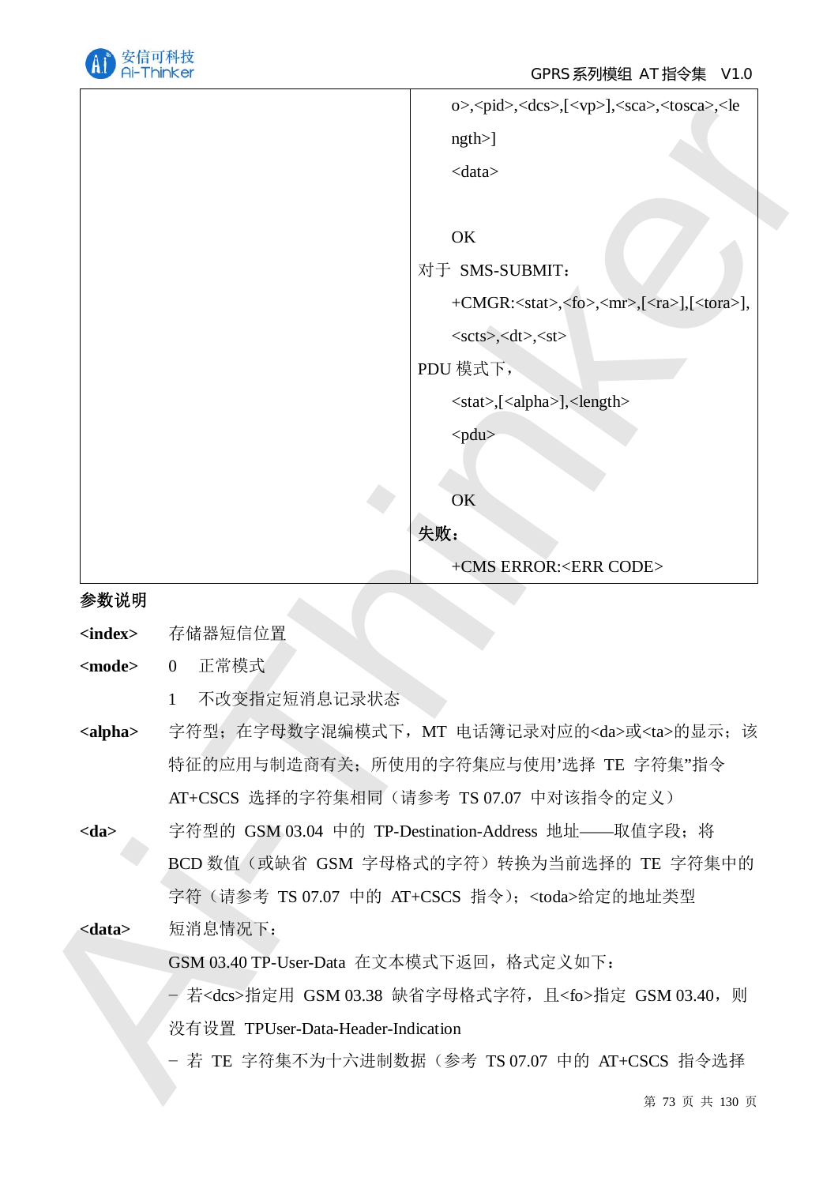| | o>,<pid>,<dcs>,[<vp>],<sca>,<tosca>,<length>]<br><data><br><br>OK<br>对于 SMS-SUBMIT：<br>+CMGR:<stat>,<fo>,<mr>,[<ra>],[<tora>],<scts>,<dt>,<st><br>PDU 模式下，<br><stat>,[<alpha>],<length><br><pdu><br><br>OK<br>**失败：**<br>+CMS ERROR:<ERR CODE> |
|---|---|

**参数说明**

**<index>** 存储器短信位置

**<mode>** 0 正常模式

1 不改变指定短消息记录状态

**<alpha>** 字符型；在字母数字混编模式下，MT 电话簿记录对应的<da>或<ta>的显示；该特征的应用与制造商有关；所使用的字符集应与使用'选择 TE 字符集"指令 AT+CSCS 选择的字符集相同（请参考 TS 07.07 中对该指令的定义）

**<da>** 字符型的 GSM 03.04 中的 TP-Destination-Address 地址——取值字段；将 BCD 数值（或缺省 GSM 字母格式的字符）转换为当前选择的 TE 字符集中的字符（请参考 TS 07.07 中的 AT+CSCS 指令）；<toda>给定的地址类型

**<data>** 短消息情况下：

GSM 03.40 TP-User-Data 在文本模式下返回，格式定义如下：

－ 若<dcs>指定用 GSM 03.38 缺省字母格式字符，且<fo>指定 GSM 03.40，则没有设置 TPUser-Data-Header-Indication

－ 若 TE 字符集不为十六进制数据（参考 TS 07.07 中的 AT+CSCS 指令选择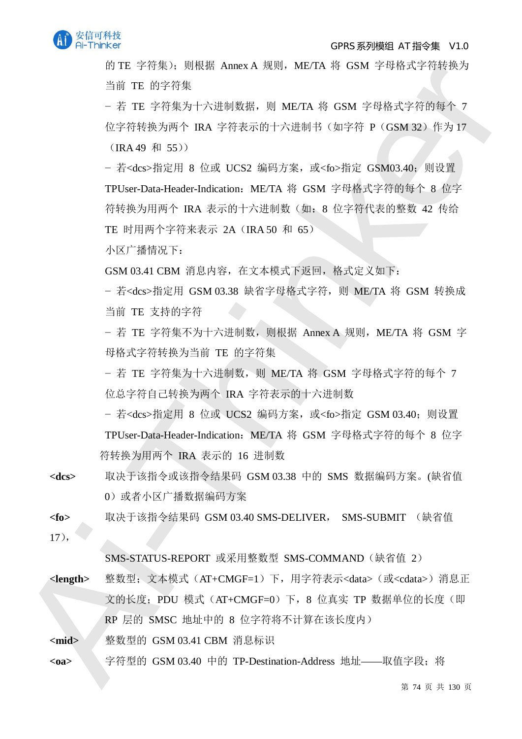的 TE 字符集）；则根据 Annex A 规则，ME/TA 将 GSM 字母格式字符转换为当前 TE 的字符集

– 若 TE 字符集为十六进制数据，则 ME/TA 将 GSM 字母格式字符的每个 7 位字符转换为两个 IRA 字符表示的十六进制书（如字符 P（GSM 32）作为 17（IRA 49 和 55））

– 若<dcs>指定用 8 位或 UCS2 编码方案，或<fo>指定 GSM03.40；则设置 TPUser-Data-Header-Indication：ME/TA 将 GSM 字母格式字符的每个 8 位字符转换为用两个 IRA 表示的十六进制数（如：8 位字符代表的整数 42 传给 TE 时用两个字符来表示 2A（IRA 50 和 65）

小区广播情况下：

GSM 03.41 CBM 消息内容，在文本模式下返回，格式定义如下：

– 若<dcs>指定用 GSM 03.38 缺省字母格式字符，则 ME/TA 将 GSM 转换成当前 TE 支持的字符

– 若 TE 字符集不为十六进制数，则根据 Annex A 规则，ME/TA 将 GSM 字母格式字符转换为当前 TE 的字符集

– 若 TE 字符集为十六进制数，则 ME/TA 将 GSM 字母格式字符的每个 7 位总字符自己转换为两个 IRA 字符表示的十六进制数

– 若<dcs>指定用 8 位或 UCS2 编码方案，或<fo>指定 GSM 03.40；则设置 TPUser-Data-Header-Indication：ME/TA 将 GSM 字母格式字符的每个 8 位字符转换为用两个 IRA 表示的 16 进制数

**<dcs>** 取决于该指令或该指令结果码 GSM 03.38 中的 SMS 数据编码方案。(缺省值 0）或者小区广播数据编码方案

**<fo>** 取决于该指令结果码 GSM 03.40 SMS-DELIVER， SMS-SUBMIT （缺省值 17），

SMS-STATUS-REPORT 或采用整数型 SMS-COMMAND（缺省值 2）

**<length>** 整数型；文本模式（AT+CMGF=1）下，用字符表示<data>（或<cdata>）消息正文的长度；PDU 模式（AT+CMGF=0）下，8 位真实 TP 数据单位的长度（即 RP 层的 SMSC 地址中的 8 位字符将不计算在该长度内）

**<mid>** 整数型的 GSM 03.41 CBM 消息标识

**<oa>** 字符型的 GSM 03.40 中的 TP-Destination-Address 地址——取值字段；将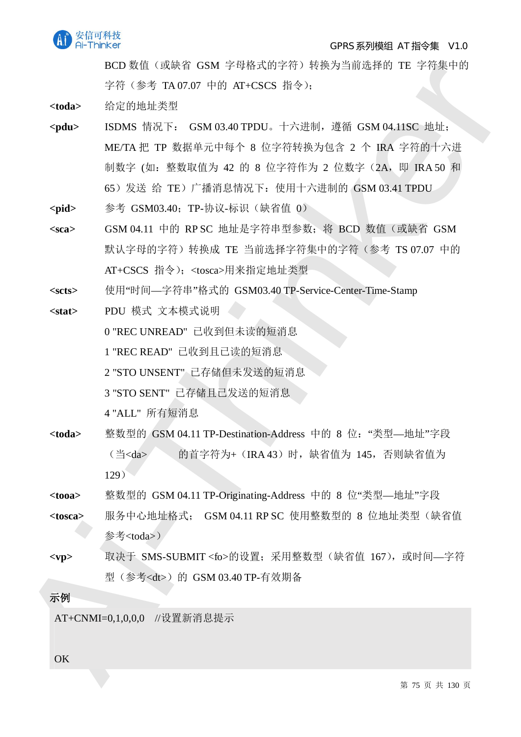BCD 数值（或缺省 GSM 字母格式的字符）转换为当前选择的 TE 字符集中的字符（参考 TA 07.07 中的 AT+CSCS 指令）;

**<toda>** 给定的地址类型

**<pdu>** ISDMS 情况下： GSM 03.40 TPDU。十六进制，遵循 GSM 04.11SC 地址；ME/TA 把 TP 数据单元中每个 8 位字符转换为包含 2 个 IRA 字符的十六进制数字 (如：整数取值为 42 的 8 位字符作为 2 位数字（2A，即 IRA 50 和 65）发送 给 TE）广播消息情况下：使用十六进制的 GSM 03.41 TPDU

**<pid>** 参考 GSM03.40；TP-协议-标识（缺省值 0）

**<sca>** GSM 04.11 中的 RP SC 地址是字符串型参数；将 BCD 数值（或缺省 GSM 默认字母的字符）转换成 TE 当前选择字符集中的字符（参考 TS 07.07 中的 AT+CSCS 指令)；<tosca>用来指定地址类型

**<scts>** 使用"时间—字符串"格式的 GSM03.40 TP-Service-Center-Time-Stamp

**<stat>** PDU 模式 文本模式说明

0 "REC UNREAD" 已收到但未读的短消息

1 "REC READ" 已收到且已读的短消息

2 "STO UNSENT" 已存储但未发送的短消息

3 "STO SENT" 已存储且已发送的短消息

4 "ALL" 所有短消息

**<toda>** 整数型的 GSM 04.11 TP-Destination-Address 中的 8 位："类型—地址"字段（当<da> 的首字符为+（IRA 43）时，缺省值为 145，否则缺省值为 129）

**<tooa>** 整数型的 GSM 04.11 TP-Originating-Address 中的 8 位"类型—地址"字段

**<tosca>** 服务中心地址格式； GSM 04.11 RP SC 使用整数型的 8 位地址类型（缺省值参考<toda>）

**<vp>** 取决于 SMS-SUBMIT <fo>的设置；采用整数型（缺省值 167)，或时间—字符型（参考<dt>）的 GSM 03.40 TP-有效期备

示例

```
AT+CNMI=0,1,0,0,0   //设置新消息提示

OK
```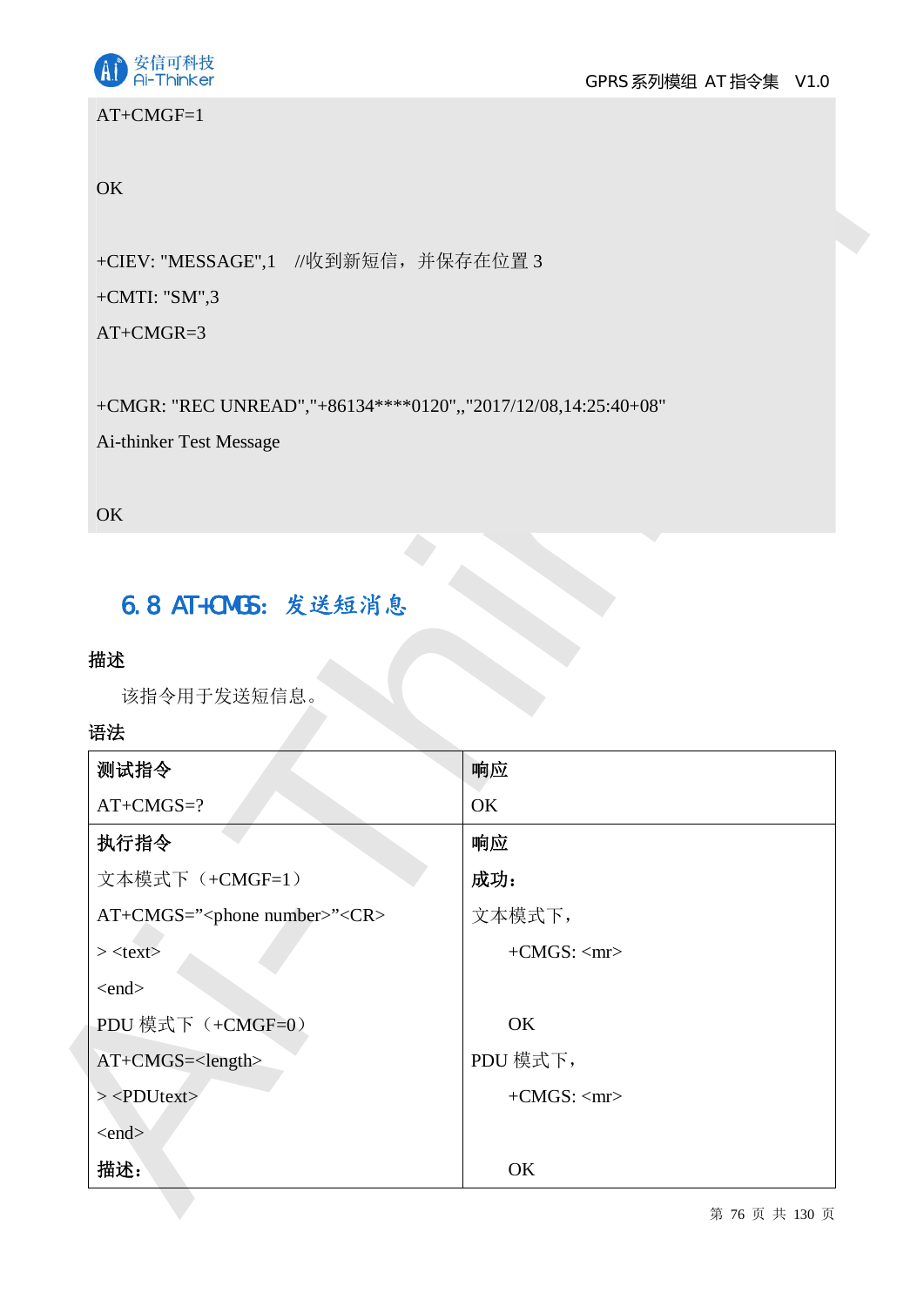```
AT+CMGF=1

OK

+CIEV: "MESSAGE",1    //收到新短信，并保存在位置 3
+CMTI: "SM",3
AT+CMGR=3

+CMGR: "REC UNREAD","+86134****0120",,"2017/12/08,14:25:40+08"
Ai-thinker Test Message

OK
```

## 6.8 AT+CMGS：发送短消息

**描述**

该指令用于发送短信息。

**语法**

| **测试指令**<br>AT+CMGS=? | **响应**<br>OK |
|---|---|
| **执行指令**<br>文本模式下（+CMGF=1）<br>AT+CMGS=”<phone number>”<CR><br>> <text><br><end><br>PDU 模式下（+CMGF=0）<br>AT+CMGS=<length><br>> <PDUtext><br><end><br>**描述：** | **响应**<br>**成功：**<br>文本模式下，<br>+CMGS: <mr><br><br>OK<br>PDU 模式下，<br>+CMGS: <mr><br><br>OK |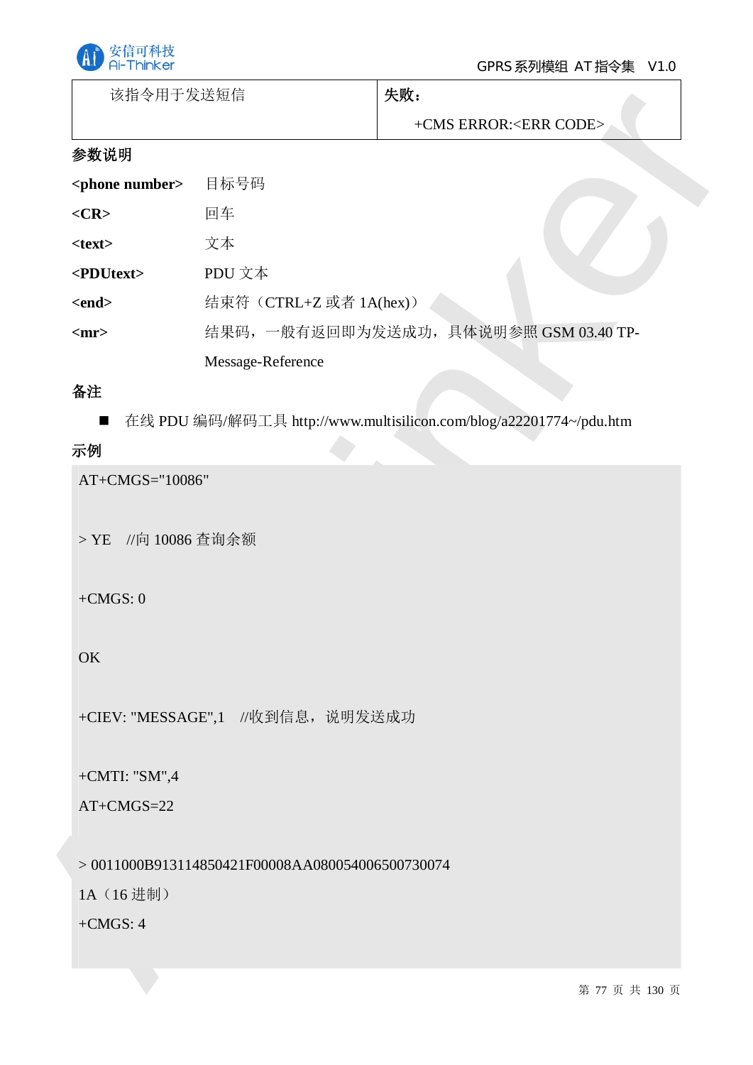| 该指令用于发送短信 | 失败：<br>+CMS ERROR:<ERR CODE> |
|---|---|

**参数说明**

| | |
|---|---|
| **<phone number>** | 目标号码 |
| **<CR>** | 回车 |
| **<text>** | 文本 |
| **<PDUtext>** | PDU 文本 |
| **<end>** | 结束符（CTRL+Z 或者 1A(hex)） |
| **<mr>** | 结果码，一般有返回即为发送成功，具体说明参照 GSM 03.40 TP-Message-Reference |

**备注**

- 在线 PDU 编码/解码工具 http://www.multisilicon.com/blog/a22201774~/pdu.htm

**示例**

```
AT+CMGS="10086"

> YE    //向 10086 查询余额

+CMGS: 0

OK

+CIEV: "MESSAGE",1    //收到信息，说明发送成功

+CMTI: "SM",4
AT+CMGS=22

> 0011000B913114850421F00008AA080054006500730074
1A（16 进制）
+CMGS: 4
```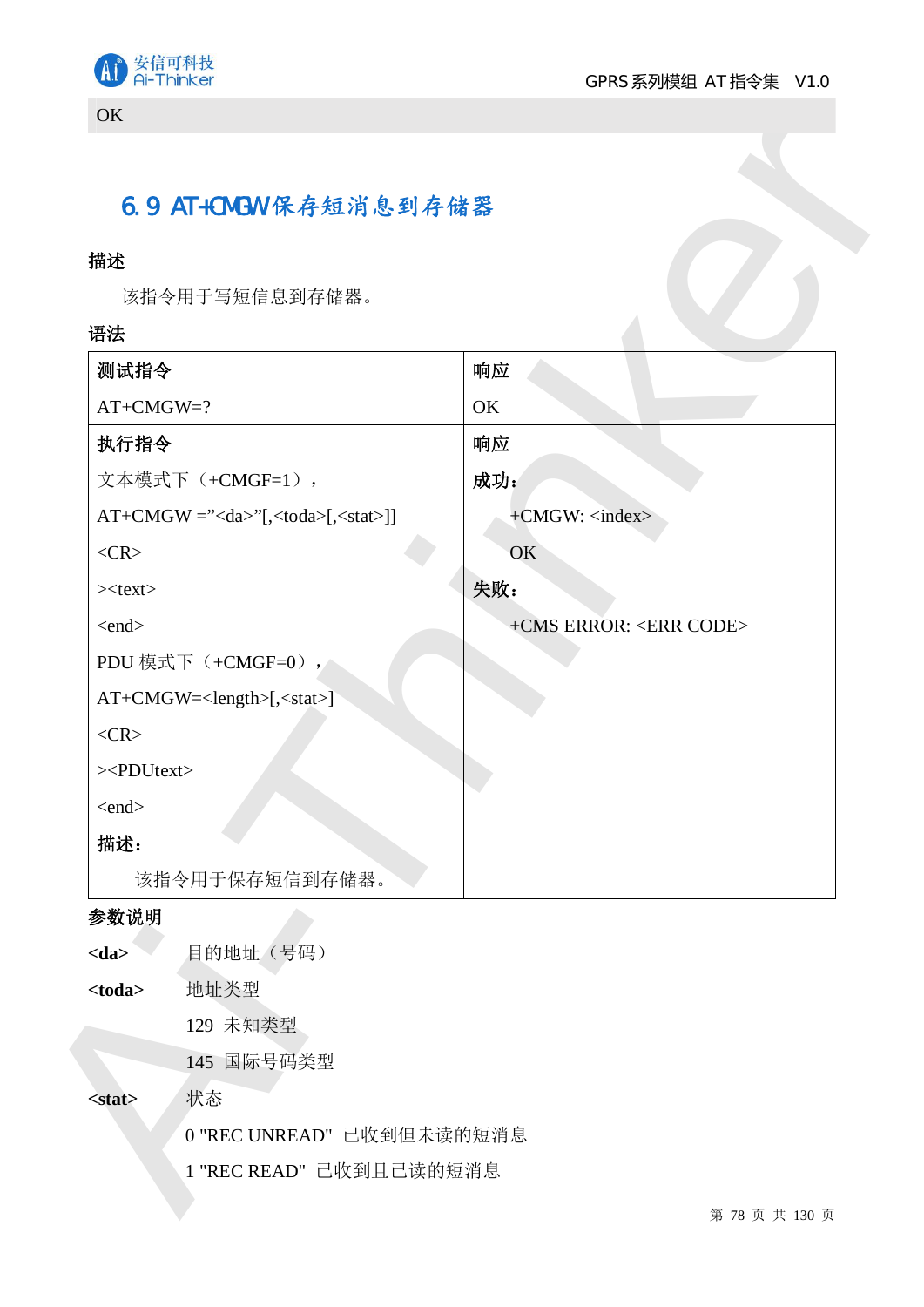OK

## 6.9 AT+CMGW 保存短消息到存储器

**描述**

该指令用于写短信息到存储器。

**语法**

| **测试指令** | **响应** |
|---|---|
| AT+CMGW=? | OK |
| **执行指令**<br>文本模式下（+CMGF=1），<br>AT+CMGW =”<da>”[,<toda>[,<stat>]]<br><CR><br>><text><br><end><br>PDU 模式下（+CMGF=0），<br>AT+CMGW=<length>[,<stat>]<br><CR><br>><PDUtext><br><end><br>**描述：**<br>该指令用于保存短信到存储器。 | **响应**<br>**成功：**<br>+CMGW: <index><br>OK<br>**失败：**<br>+CMS ERROR: <ERR CODE> |

**参数说明**

**<da>** 目的地址（号码）

**<toda>** 地址类型

129 未知类型

145 国际号码类型

**<stat>** 状态

0 "REC UNREAD" 已收到但未读的短消息

1 "REC READ" 已收到且已读的短消息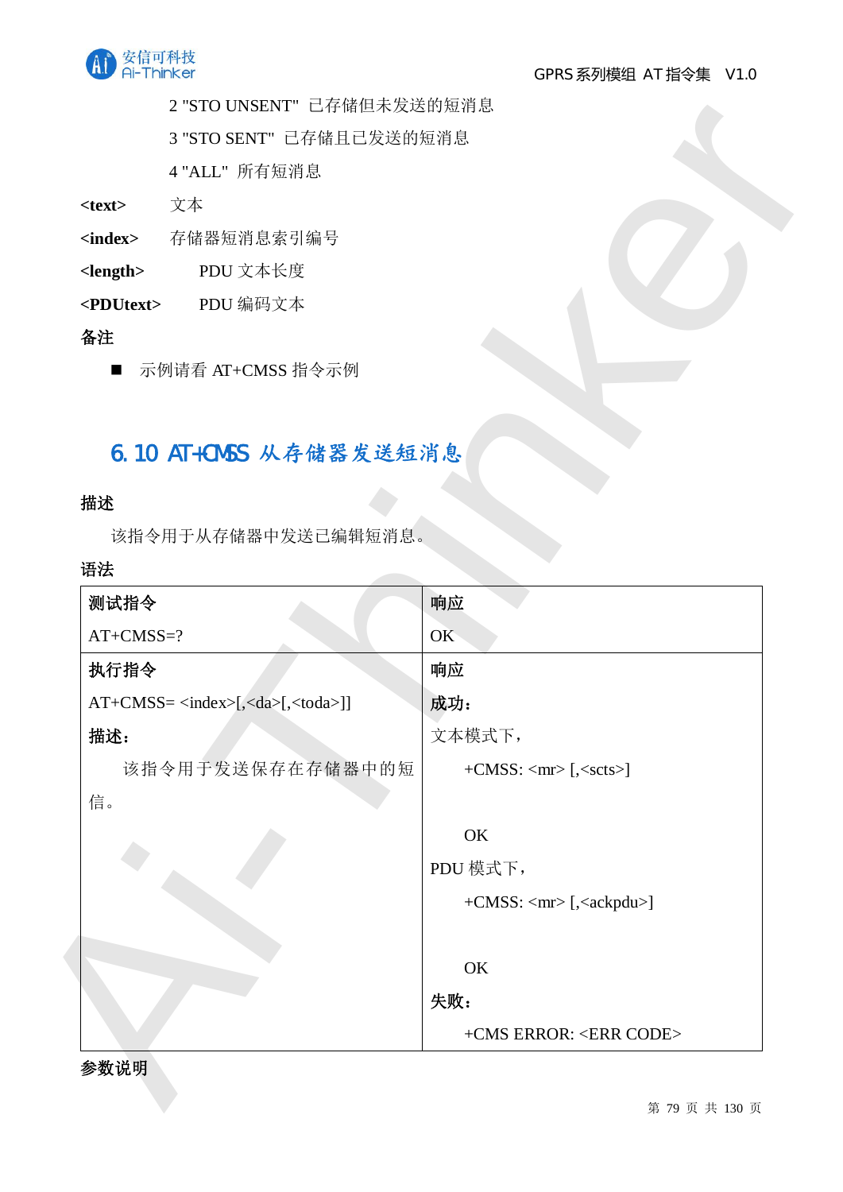2 "STO UNSENT"  已存储但未发送的短消息

3 "STO SENT"  已存储且已发送的短消息

4 "ALL"  所有短消息

**<text>**  文本

**<index>**  存储器短消息索引编号

**<length>**  PDU 文本长度

**<PDUtext>**  PDU 编码文本

**备注**

- 示例请看 AT+CMSS 指令示例

## 6.10 AT+CMSS 从存储器发送短消息

**描述**

该指令用于从存储器中发送已编辑短消息。

**语法**

| **测试指令** | **响应** |
|---|---|
| AT+CMSS=? | OK |
| **执行指令**<br>AT+CMSS= <index>[,<da>[,<toda>]]<br>**描述：**<br>该指令用于发送保存在存储器中的短信。 | **响应**<br>**成功：**<br>文本模式下，<br>+CMSS: <mr> [,<scts>]<br><br>OK<br>PDU 模式下，<br>+CMSS: <mr> [,<ackpdu>]<br><br>OK<br>**失败：**<br>+CMS ERROR: <ERR CODE> |

**参数说明**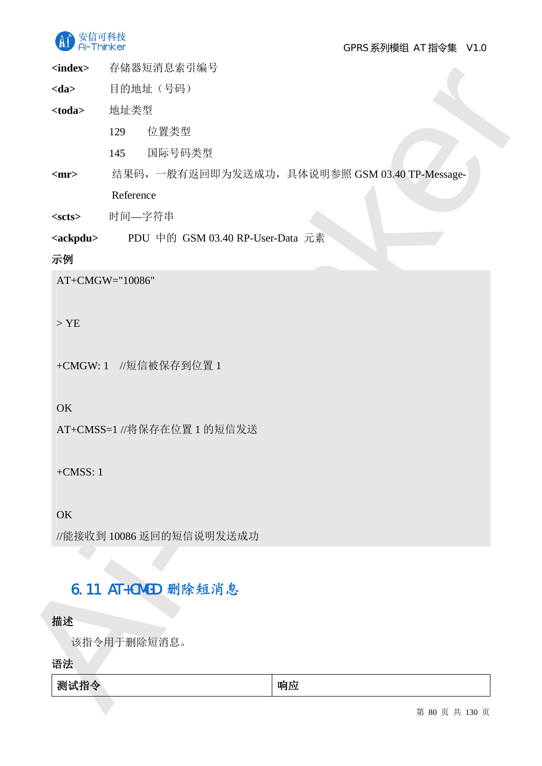**<index>** 存储器短消息索引编号

**<da>** 目的地址（号码）

**<toda>** 地址类型

129 位置类型

145 国际号码类型

**<mr>** 结果码，一般有返回即为发送成功，具体说明参照 GSM 03.40 TP-Message-Reference

**<scts>** 时间—字符串

**<ackpdu>** PDU 中的 GSM 03.40 RP-User-Data 元素

**示例**

```
AT+CMGW="10086"

> YE

+CMGW: 1  //短信被保存到位置 1

OK
AT+CMSS=1 //将保存在位置 1 的短信发送

+CMSS: 1

OK
//能接收到 10086 返回的短信说明发送成功
```

## 6.11 AT+CMGD 删除短消息

**描述**

该指令用于删除短消息。

**语法**

| 测试指令 | 响应 |
| --- | --- |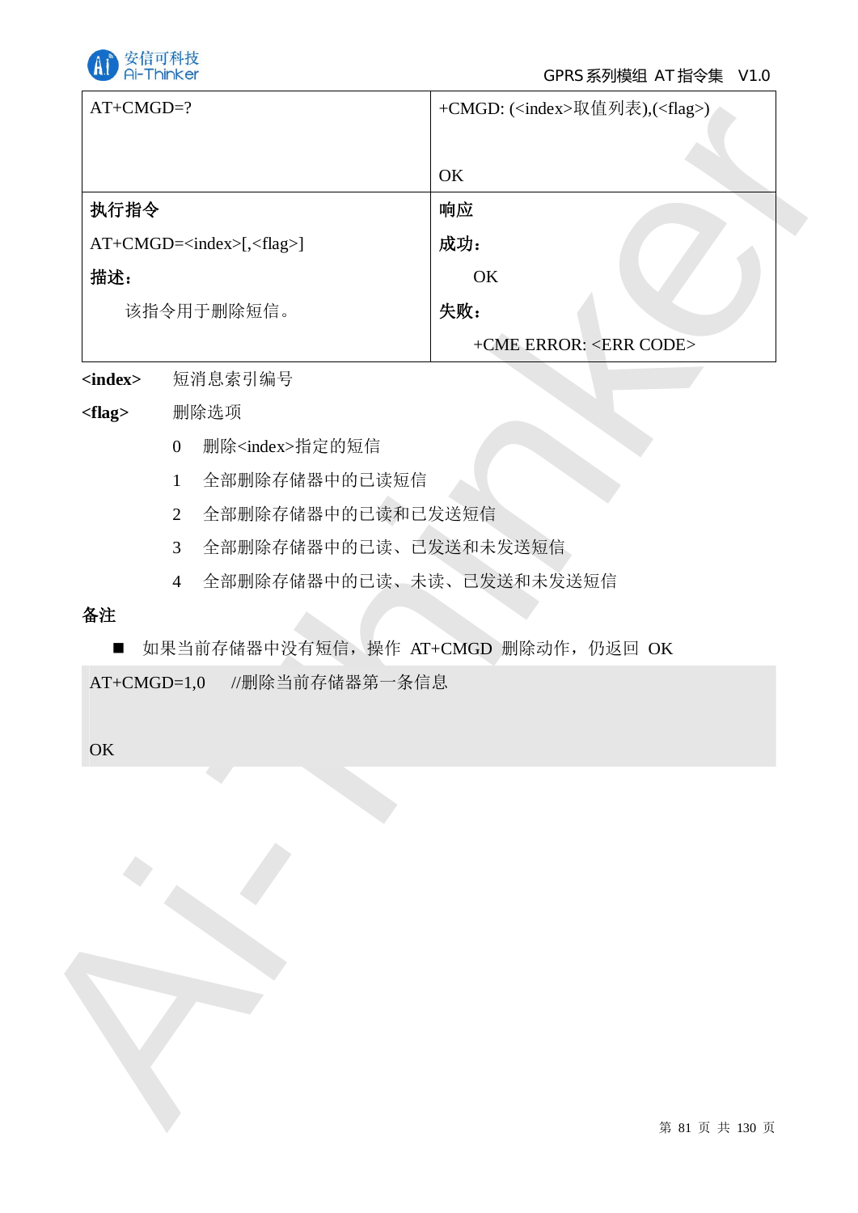| AT+CMGD=? | +CMGD: (<index>取值列表),(<flag>)<br><br>OK |
|---|---|
| **执行指令**<br>AT+CMGD=<index>[,<flag>]<br>**描述：**<br>该指令用于删除短信。 | **响应**<br>**成功：**<br>OK<br>**失败：**<br>+CME ERROR: <ERR CODE> |

**<index>** 短消息索引编号

**<flag>** 删除选项

0 删除<index>指定的短信

1 全部删除存储器中的已读短信

2 全部删除存储器中的已读和已发送短信

3 全部删除存储器中的已读、已发送和未发送短信

4 全部删除存储器中的已读、未读、已发送和未发送短信

**备注**

■ 如果当前存储器中没有短信，操作 AT+CMGD 删除动作，仍返回 OK

```
AT+CMGD=1,0     //删除当前存储器第一条信息

OK
```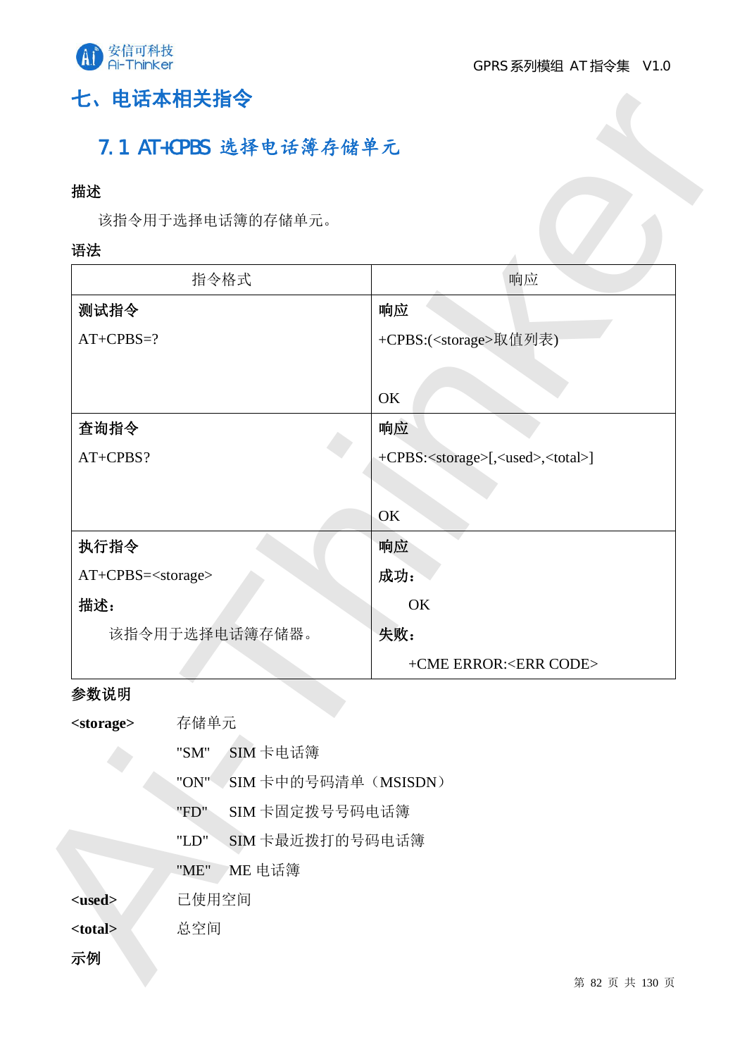# 七、电话本相关指令

## 7.1 AT+CPBS 选择电话簿存储单元

**描述**

该指令用于选择电话簿的存储单元。

**语法**

| 指令格式 | 响应 |
|---|---|
| **测试指令**<br>AT+CPBS=? | **响应**<br>+CPBS:(<storage>取值列表)<br><br>OK |
| **查询指令**<br>AT+CPBS? | **响应**<br>+CPBS:<storage>[,<used>,<total>]<br><br>OK |
| **执行指令**<br>AT+CPBS=<storage><br>**描述：**<br>该指令用于选择电话簿存储器。 | **响应**<br>**成功：**<br>OK<br>**失败：**<br>+CME ERROR:<ERR CODE> |

**参数说明**

**<storage>** 存储单元

- "SM" SIM 卡电话簿
- "ON" SIM 卡中的号码清单（MSISDN）
- "FD" SIM 卡固定拨号号码电话簿
- "LD" SIM 卡最近拨打的号码电话簿
- "ME" ME 电话簿

**<used>** 已使用空间

**<total>** 总空间

**示例**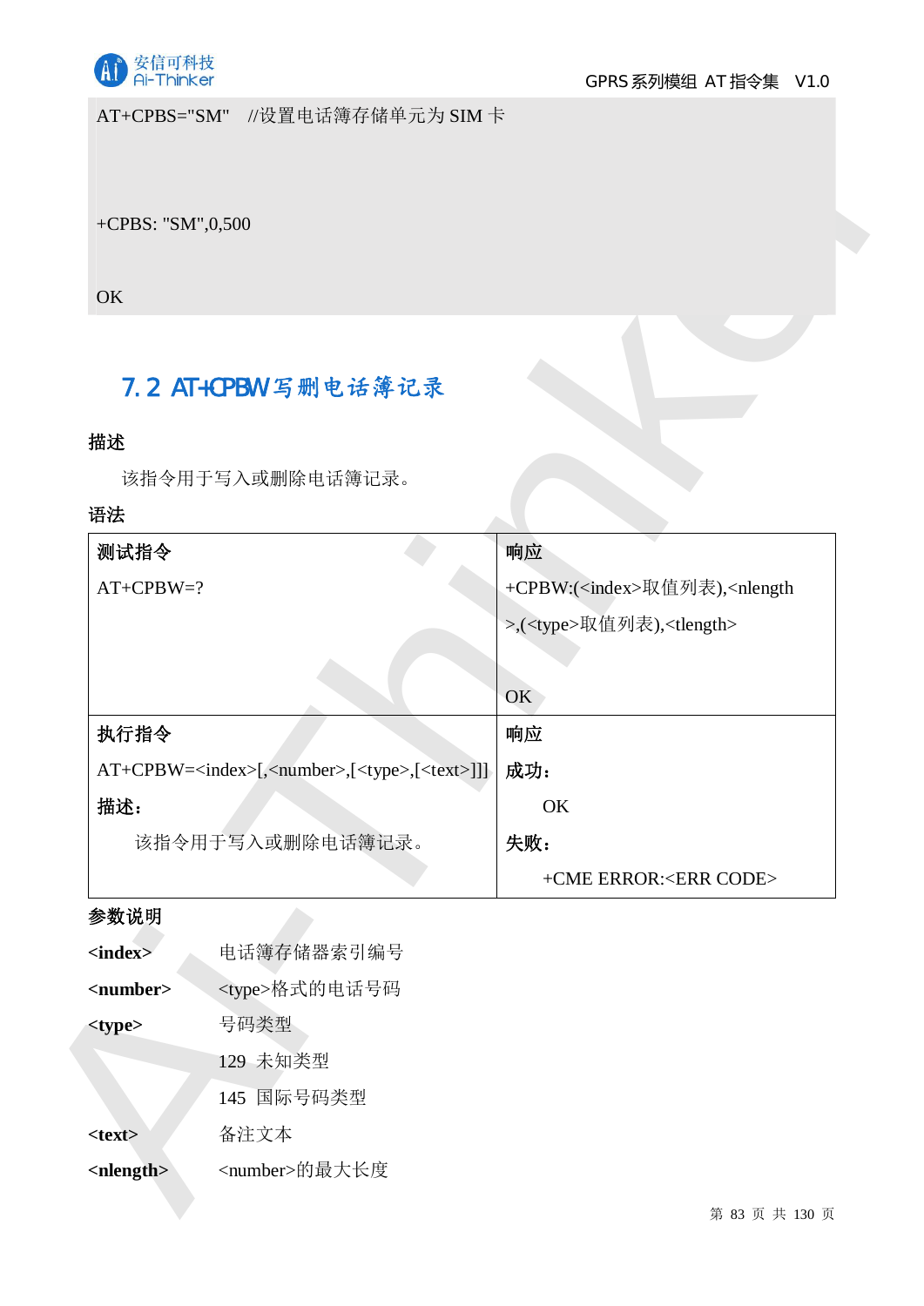```
AT+CPBS="SM"    //设置电话簿存储单元为 SIM 卡


+CPBS: "SM",0,500

OK
```

## 7.2 AT+CPBW 写删电话簿记录

**描述**

该指令用于写入或删除电话簿记录。

**语法**

| **测试指令** | **响应** |
|---|---|
| AT+CPBW=? | +CPBW:(<index>取值列表),<nlength>,(<type>取值列表),<tlength><br><br>OK |
| **执行指令** | **响应** |
| AT+CPBW=<index>[,<number>,[<type>,[<text>]]]<br>**描述：**<br>该指令用于写入或删除电话簿记录。 | **成功：**<br>OK<br>**失败：**<br>+CME ERROR:<ERR CODE> |

**参数说明**

**<index>** 电话簿存储器索引编号

**<number>** <type>格式的电话号码

**<type>** 号码类型

129 未知类型

145 国际号码类型

**<text>** 备注文本

**<nlength>** <number>的最大长度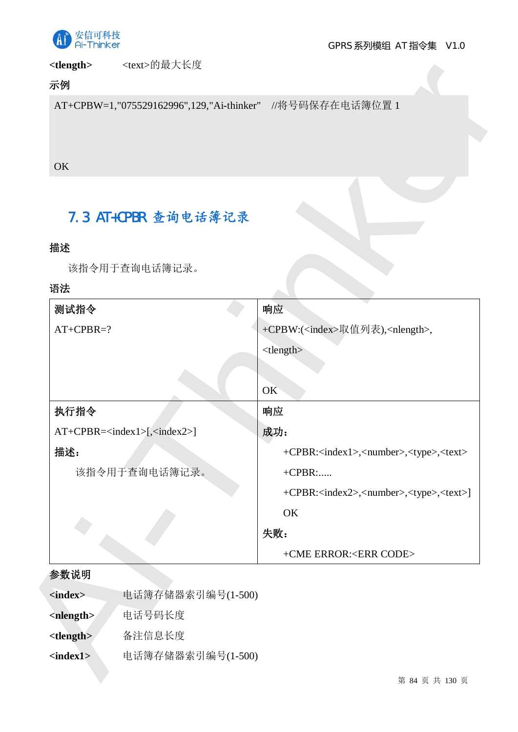**<tlength>** <text>的最大长度

**示例**

```
AT+CPBW=1,"075529162996",129,"Ai-thinker"   //将号码保存在电话簿位置 1


OK
```

## 7.3 AT+CPBR 查询电话簿记录

**描述**

该指令用于查询电话簿记录。

**语法**

| 测试指令 | 响应 |
|---|---|
| AT+CPBR=? | +CPBW:(<index>取值列表),<nlength>,<br><tlength><br><br>OK |
| **执行指令**<br>AT+CPBR=<index1>[,<index2>]<br>**描述：**<br>该指令用于查询电话簿记录。 | **响应**<br>**成功：**<br>+CPBR:<index1>,<number>,<type>,<text><br>+CPBR:.....<br>+CPBR:<index2>,<number>,<type>,<text>]<br>OK<br>**失败：**<br>+CME ERROR:<ERR CODE> |

**参数说明**

**<index>** 电话簿存储器索引编号(1-500)

**<nlength>** 电话号码长度

**<tlength>** 备注信息长度

**<index1>** 电话簿存储器索引编号(1-500)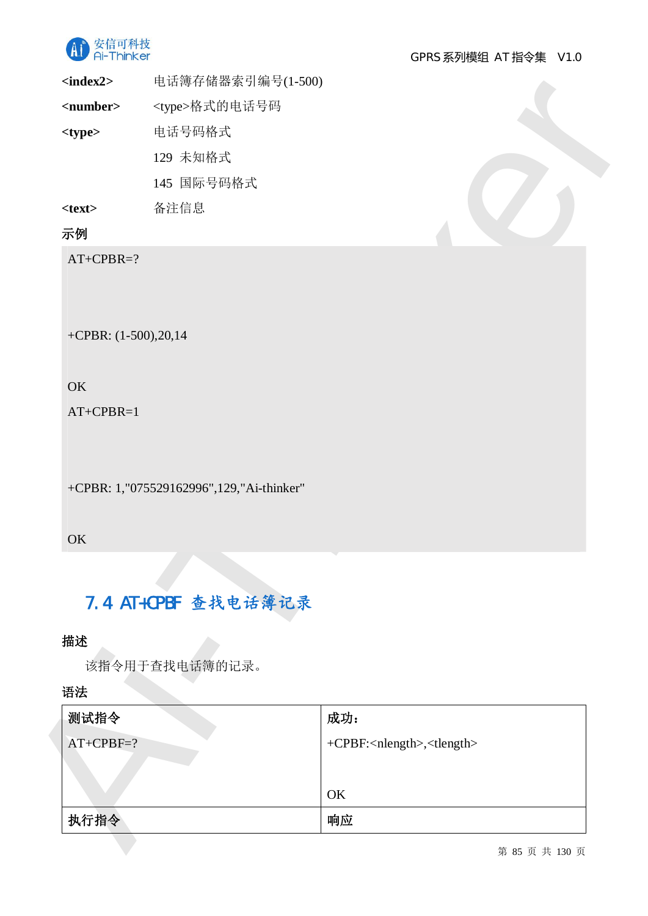| | |
|---|---|
| **<index2>** | 电话簿存储器索引编号(1-500) |
| **<number>** | <type>格式的电话号码 |
| **<type>** | 电话号码格式<br>129 未知格式<br>145 国际号码格式 |
| **<text>** | 备注信息 |

**示例**

```
AT+CPBR=?


+CPBR: (1-500),20,14

OK
AT+CPBR=1


+CPBR: 1,"075529162996",129,"Ai-thinker"

OK
```

## 7.4 AT+CPBF 查找电话簿记录

**描述**

该指令用于查找电话簿的记录。

**语法**

| **测试指令** | **成功：** |
|---|---|
| AT+CPBF=? | +CPBF:<nlength>,<tlength><br><br>OK |
| **执行指令** | **响应** |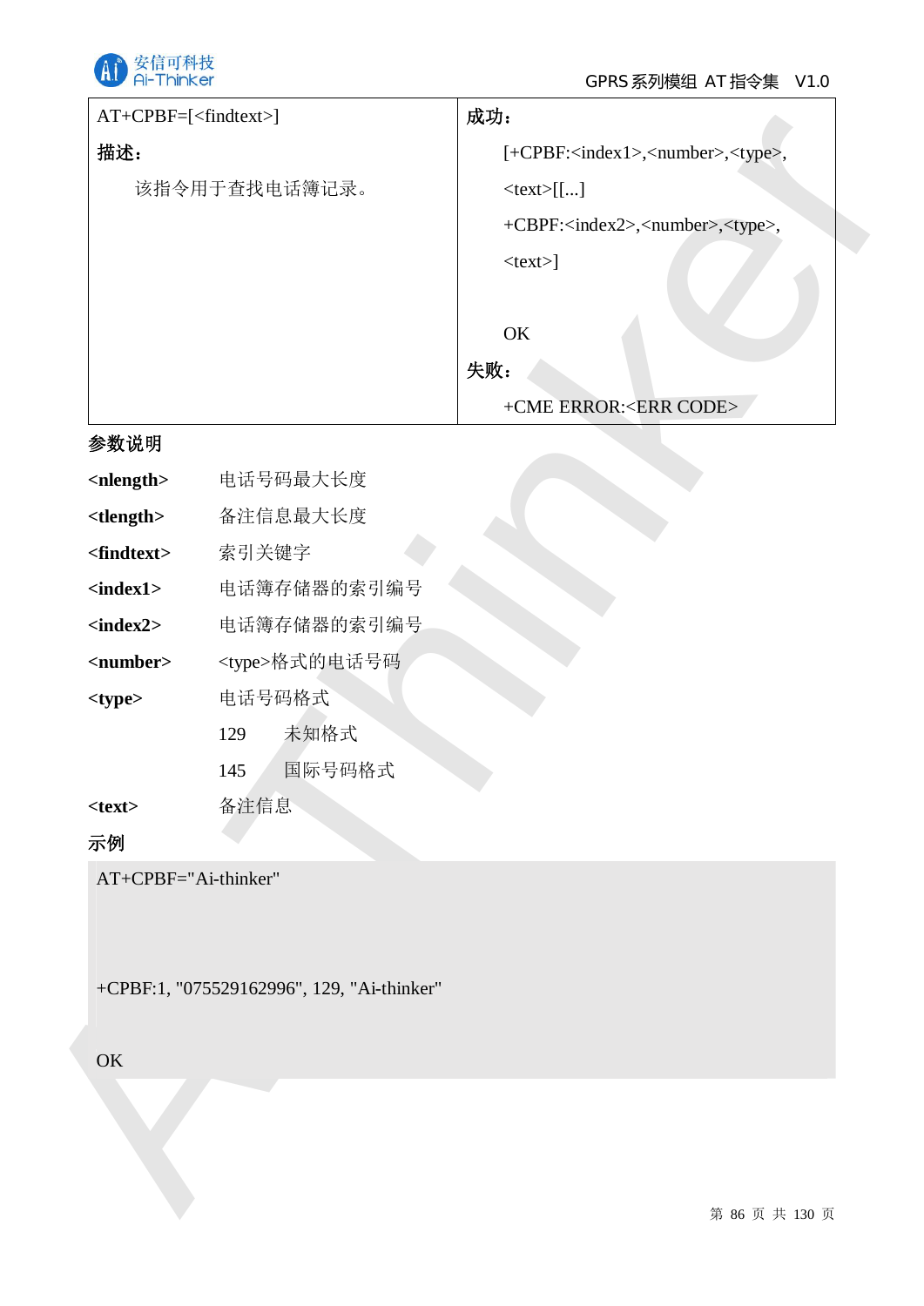| AT+CPBF=[<findtext>]<br>**描述：**<br>该指令用于查找电话簿记录。 | **成功：**<br>[+CPBF:<index1>,<number>,<type>,<text>[[...]<br>+CBPF:<index2>,<number>,<type>,<text>]<br><br>OK<br>**失败：**<br>+CME ERROR:<ERR CODE> |
|---|---|

**参数说明**

**<nlength>** 电话号码最大长度

**<tlength>** 备注信息最大长度

**<findtext>** 索引关键字

**<index1>** 电话簿存储器的索引编号

**<index2>** 电话簿存储器的索引编号

**<number>** <type>格式的电话号码

**<type>** 电话号码格式

- 129 未知格式
- 145 国际号码格式

**<text>** 备注信息

**示例**

```
AT+CPBF="Ai-thinker"


+CPBF:1, "075529162996", 129, "Ai-thinker"

OK
```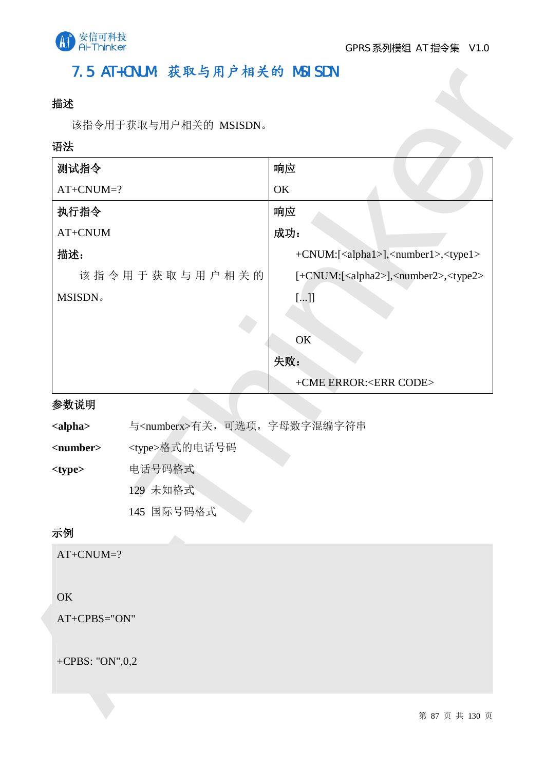## 7.5 AT+CNUM 获取与用户相关的 MSISDN

**描述**

该指令用于获取与用户相关的 MSISDN。

**语法**

| **测试指令** | **响应** |
|---|---|
| AT+CNUM=? | OK |
| **执行指令**<br>AT+CNUM<br>**描述：**<br>该指令用于获取与用户相关的 MSISDN。 | **响应**<br>**成功：**<br>+CNUM:[<alpha1>],<number1>,<type1><br>[+CNUM:[<alpha2>],<number2>,<type2><br>[...]]<br><br>OK<br>**失败：**<br>+CME ERROR:<ERR CODE> |

**参数说明**

**<alpha>** 与<numberx>有关，可选项，字母数字混编字符串

**<number>** <type>格式的电话号码

**<type>** 电话号码格式

129 未知格式

145 国际号码格式

**示例**

```
AT+CNUM=?

OK
AT+CPBS="ON"

+CPBS: "ON",0,2
```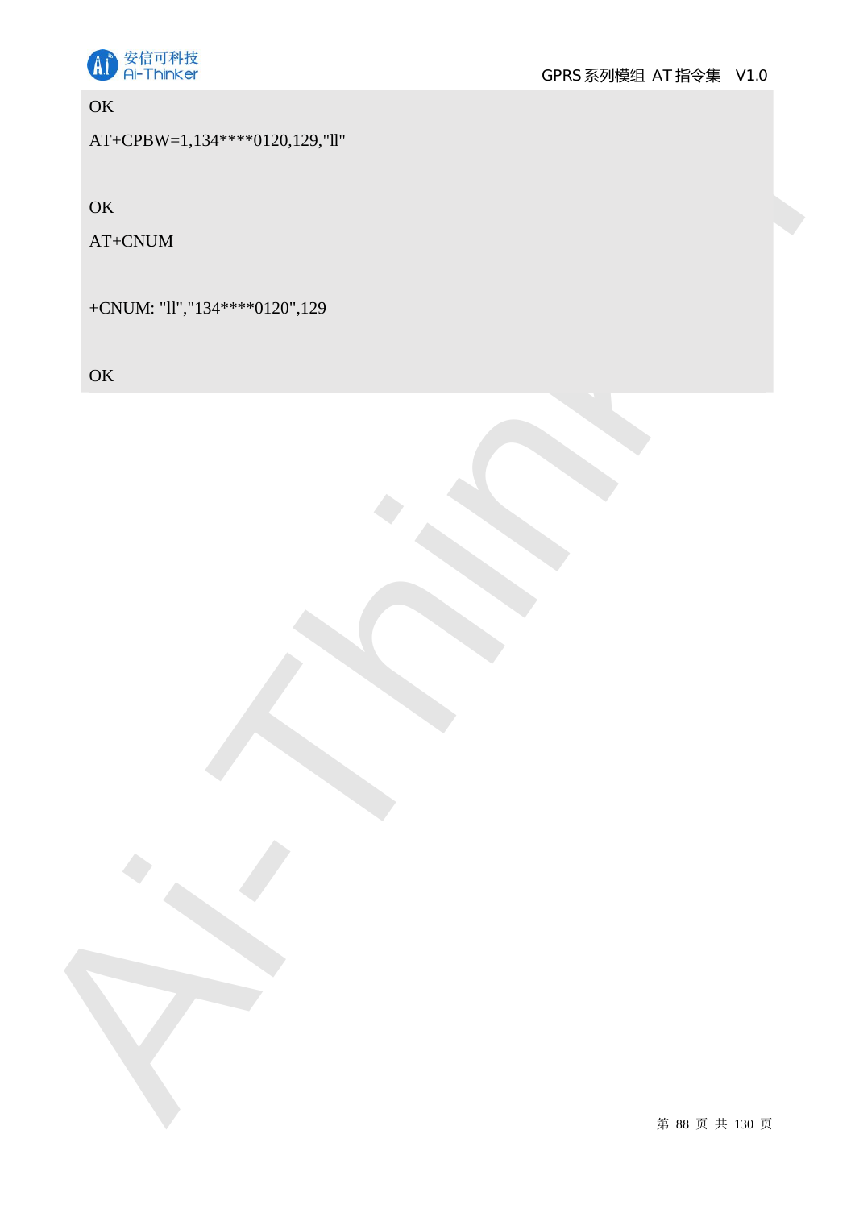```
OK
AT+CPBW=1,134****0120,129,"ll"

OK
AT+CNUM

+CNUM: "ll","134****0120",129

OK
```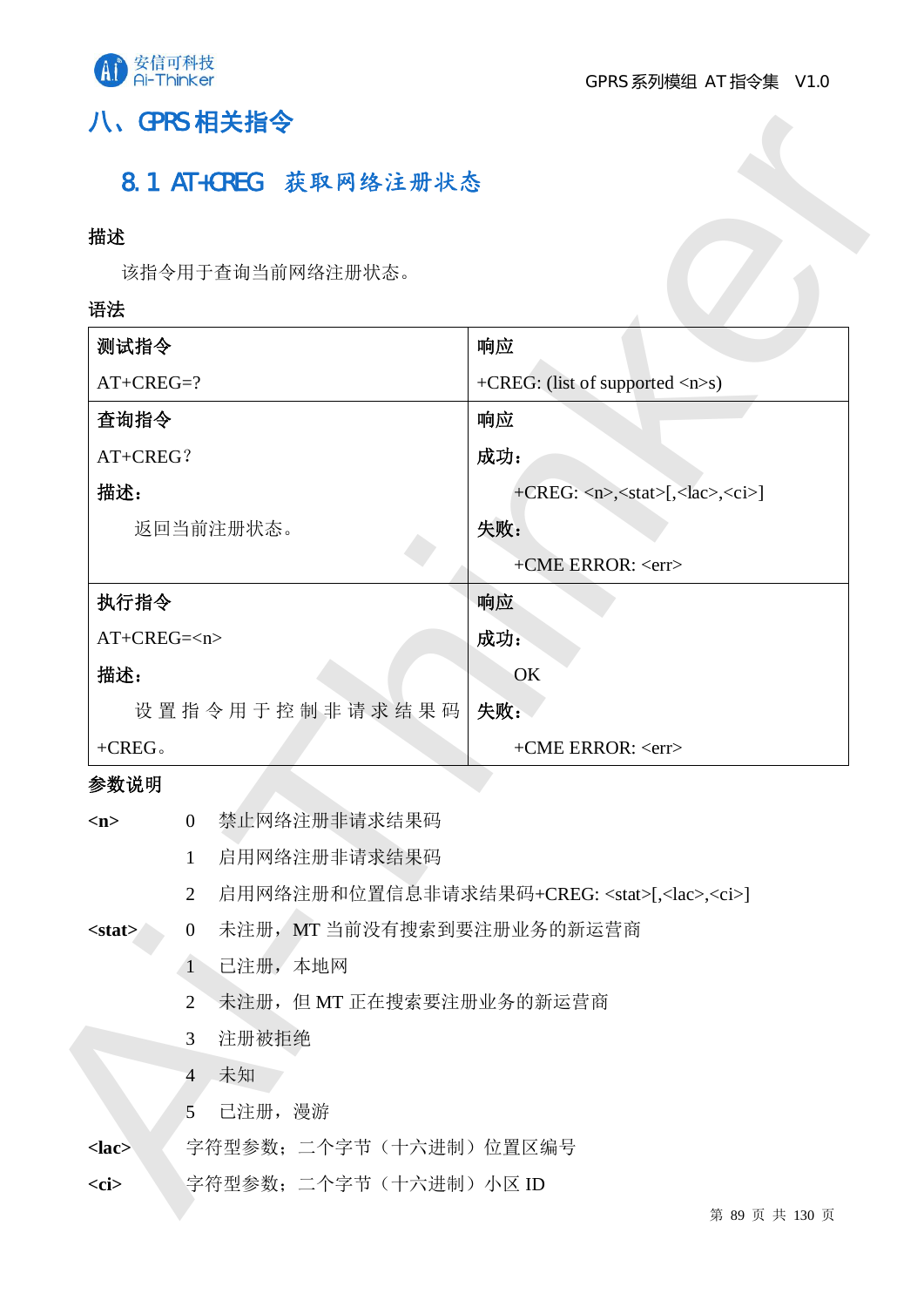# 八、GPRS 相关指令

## 8.1 AT+CREG 获取网络注册状态

**描述**

该指令用于查询当前网络注册状态。

**语法**

| 测试指令 | 响应 |
|---|---|
| AT+CREG=? | +CREG: (list of supported <n>s) |
| **查询指令**<br>AT+CREG?<br>**描述：**<br>返回当前注册状态。 | **响应**<br>**成功：**<br>+CREG: <n>,<stat>[,<lac>,<ci>]<br>**失败：**<br>+CME ERROR: <err> |
| **执行指令**<br>AT+CREG=<n><br>**描述：**<br>设置指令用于控制非请求结果码+CREG。 | **响应**<br>**成功：**<br>OK<br>**失败：**<br>+CME ERROR: <err> |

**参数说明**

**<n>**
- 0 禁止网络注册非请求结果码
- 1 启用网络注册非请求结果码
- 2 启用网络注册和位置信息非请求结果码+CREG: <stat>[,<lac>,<ci>]

**<stat>**
- 0 未注册，MT 当前没有搜索到要注册业务的新运营商
- 1 已注册，本地网
- 2 未注册，但 MT 正在搜索要注册业务的新运营商
- 3 注册被拒绝
- 4 未知
- 5 已注册，漫游

**<lac>** 字符型参数；二个字节（十六进制）位置区编号

**<ci>** 字符型参数；二个字节（十六进制）小区 ID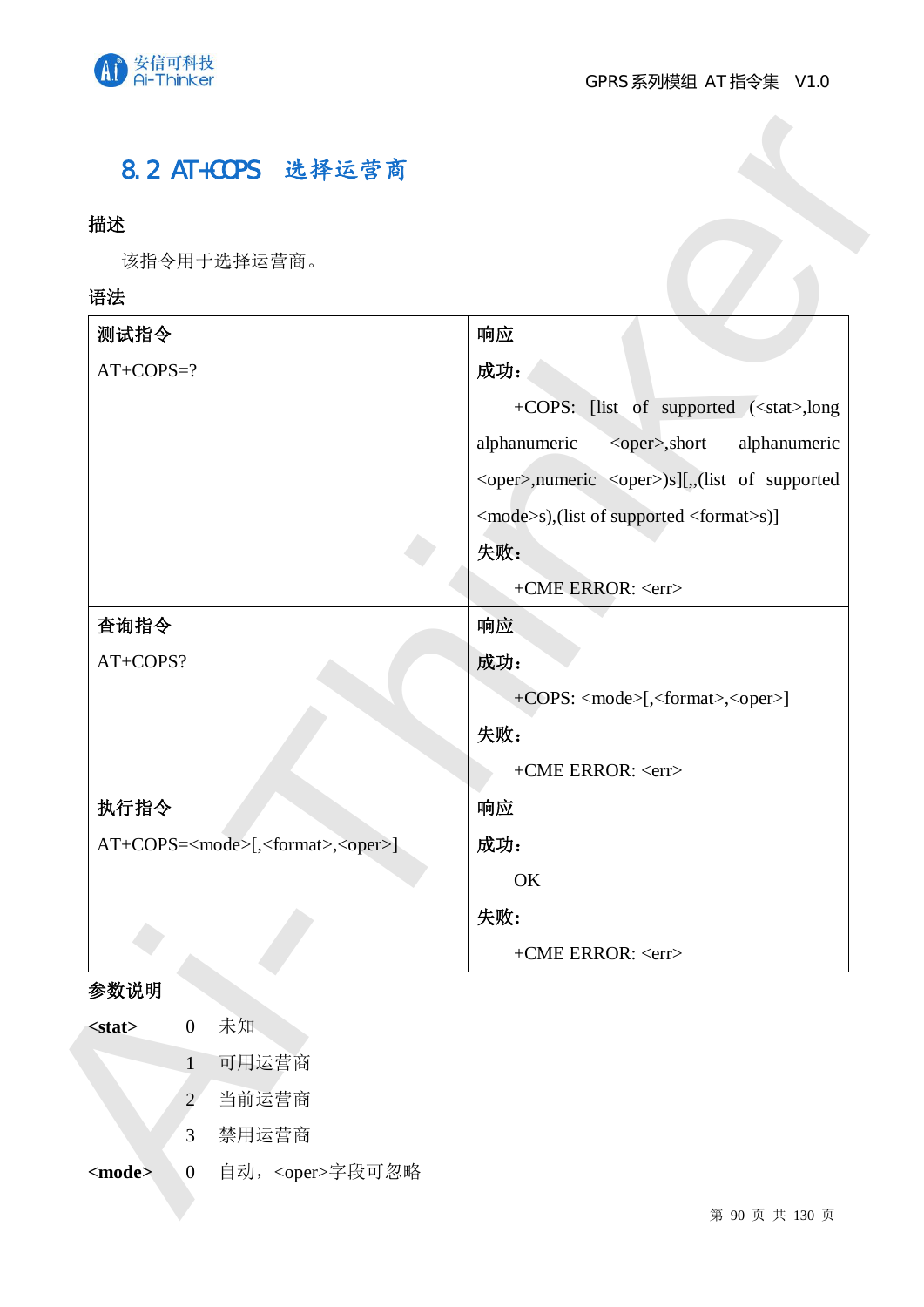## 8.2 AT+COPS 选择运营商

**描述**

该指令用于选择运营商。

**语法**

| 测试指令 | 响应 |
|---|---|
| AT+COPS=? | **成功：**<br>+COPS: [list of supported (<stat>,long alphanumeric <oper>,short alphanumeric <oper>,numeric <oper>)s][,,(list of supported <mode>s),(list of supported <format>s)]<br>**失败：**<br>+CME ERROR: <err> |
| **查询指令** | **响应** |
| AT+COPS? | **成功：**<br>+COPS: <mode>[,<format>,<oper>]<br>**失败：**<br>+CME ERROR: <err> |
| **执行指令** | **响应** |
| AT+COPS=<mode>[,<format>,<oper>] | **成功：**<br>OK<br>**失败：**<br>+CME ERROR: <err> |

**参数说明**

**<stat>**
- 0 未知
- 1 可用运营商
- 2 当前运营商
- 3 禁用运营商

**<mode>**
- 0 自动，<oper>字段可忽略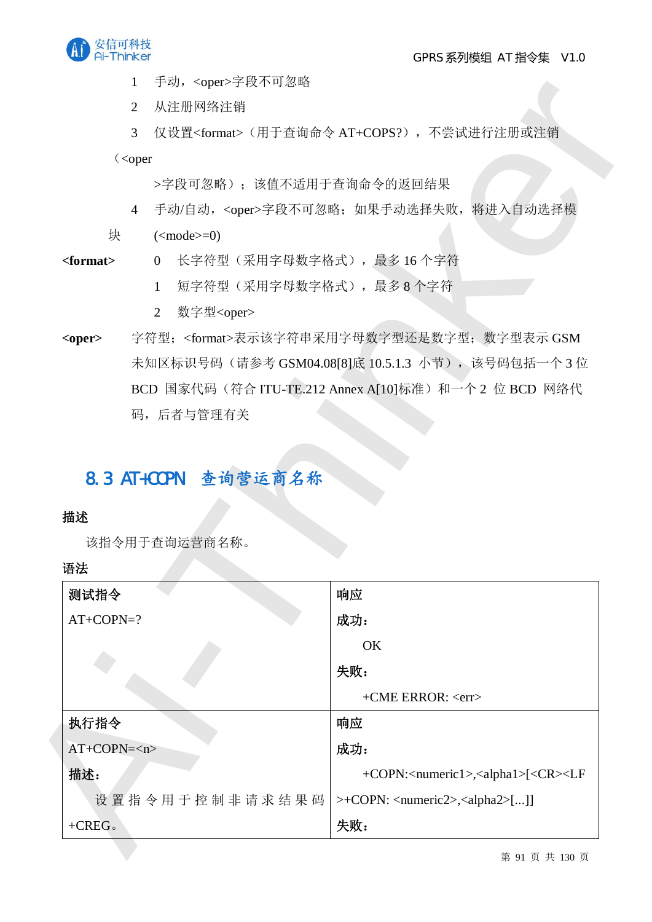1　手动，<oper>字段不可忽略

2　从注册网络注销

3　仅设置<format>（用于查询命令 AT+COPS?），不尝试进行注册或注销（<oper

>字段可忽略）；该值不适用于查询命令的返回结果

4　手动/自动，<oper>字段不可忽略；如果手动选择失败，将进入自动选择模块　(<mode>=0)

**<format>**　0　长字符型（采用字母数字格式），最多 16 个字符

1　短字符型（采用字母数字格式），最多 8 个字符

2　数字型<oper>

**<oper>**　字符型；<format>表示该字符串采用字母数字型还是数字型；数字型表示 GSM 未知区标识号码（请参考 GSM04.08[8]底 10.5.1.3 小节），该号码包括一个 3 位 BCD 国家代码（符合 ITU-TE.212 Annex A[10]标准）和一个 2 位 BCD 网络代码，后者与管理有关

## 8.3 AT+COPN　查询营运商名称

**描述**

该指令用于查询运营商名称。

**语法**

| **测试指令**<br>AT+COPN=? | **响应**<br>**成功：**<br>OK<br>**失败：**<br>+CME ERROR: <err> |
|---|---|
| **执行指令**<br>AT+COPN=<n><br>**描述：**<br>设置指令用于控制非请求结果码+CREG。 | **响应**<br>**成功：**<br>+COPN:<numeric1>,<alpha1>[<CR><LF>+COPN: <numeric2>,<alpha2>[...]]<br>**失败：** |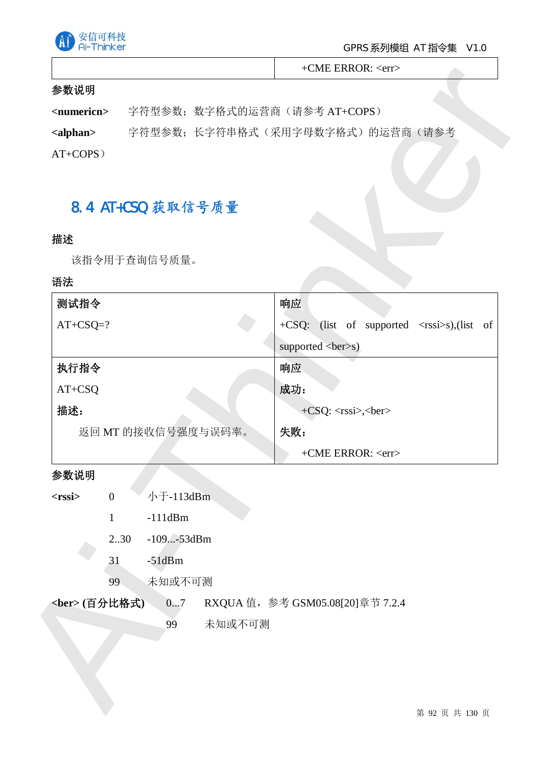| | +CME ERROR: <err> |
|---|---|

**参数说明**

**<numericn>**　　字符型参数；数字格式的运营商（请参考 AT+COPS）

**<alphan>**　　字符型参数；长字符串格式（采用字母数字格式）的运营商（请参考 AT+COPS）

## 8.4 AT+CSQ 获取信号质量

**描述**

该指令用于查询信号质量。

**语法**

| **测试指令**<br>AT+CSQ=? | **响应**<br>+CSQ: (list of supported <rssi>s),(list of supported <ber>s) |
|---|---|
| **执行指令**<br>AT+CSQ<br>**描述：**<br>返回 MT 的接收信号强度与误码率。 | **响应**<br>**成功：**<br>+CSQ: <rssi>,<ber><br>**失败：**<br>+CME ERROR: <err> |

**参数说明**

| | | |
|---|---|---|
| **<rssi>** | 0 | 小于-113dBm |
| | 1 | -111dBm |
| | 2..30 | -109...-53dBm |
| | 31 | -51dBm |
| | 99 | 未知或不可测 |
| **<ber> (百分比格式)** | 0...7 | RXQUA 值，参考 GSM05.08[20]章节 7.2.4 |
| | 99 | 未知或不可测 |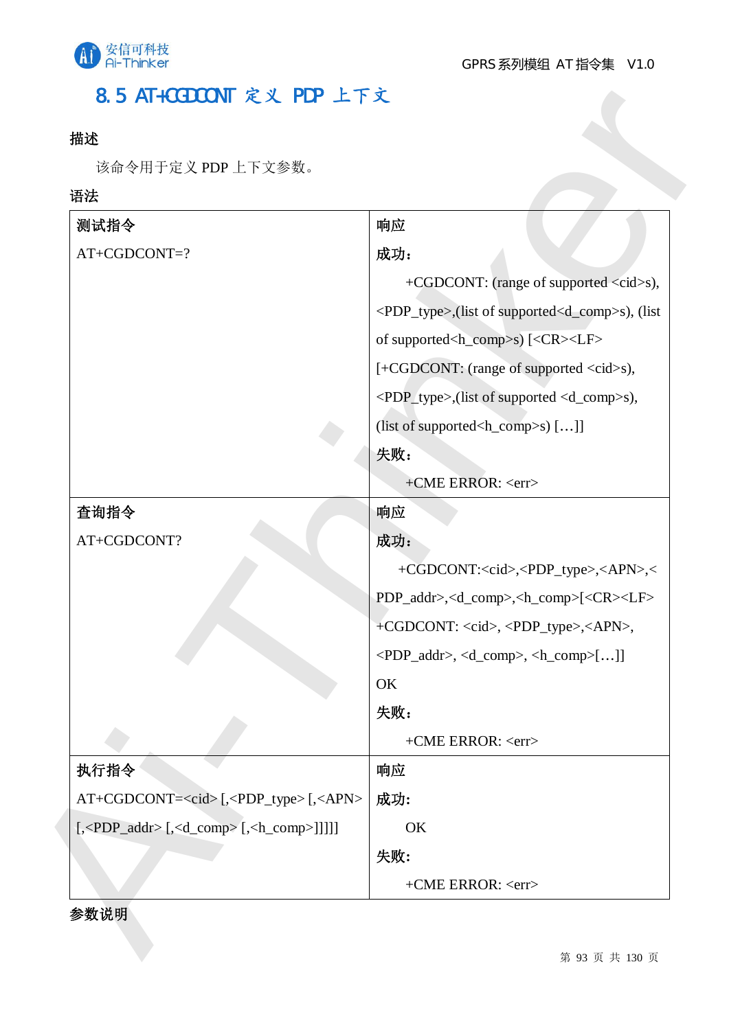## 8.5 AT+CGDCONT 定义 PDP 上下文

**描述**

该命令用于定义 PDP 上下文参数。

**语法**

| 测试指令 | 响应 |
|---|---|
| AT+CGDCONT=? | **成功：**<br>+CGDCONT: (range of supported <cid>s), <PDP_type>,(list of supported<d_comp>s), (list of supported<h_comp>s) [<CR><LF> [+CGDCONT: (range of supported <cid>s), <PDP_type>,(list of supported <d_comp>s), (list of supported<h_comp>s) […]]<br>**失败：**<br>+CME ERROR: <err> |
| **查询指令** | **响应** |
| AT+CGDCONT? | **成功：**<br>+CGDCONT:<cid>,<PDP_type>,<APN>,<PDP_addr>,<d_comp>,<h_comp>[<CR><LF> +CGDCONT: <cid>, <PDP_type>,<APN>, <PDP_addr>, <d_comp>, <h_comp>[…]]<br>OK<br>**失败：**<br>+CME ERROR: <err> |
| **执行指令** | **响应** |
| AT+CGDCONT=<cid> [,<PDP_type> [,<APN> [,<PDP_addr> [,<d_comp> [,<h_comp>]]]]] | **成功:**<br>OK<br>**失败:**<br>+CME ERROR: <err> |

**参数说明**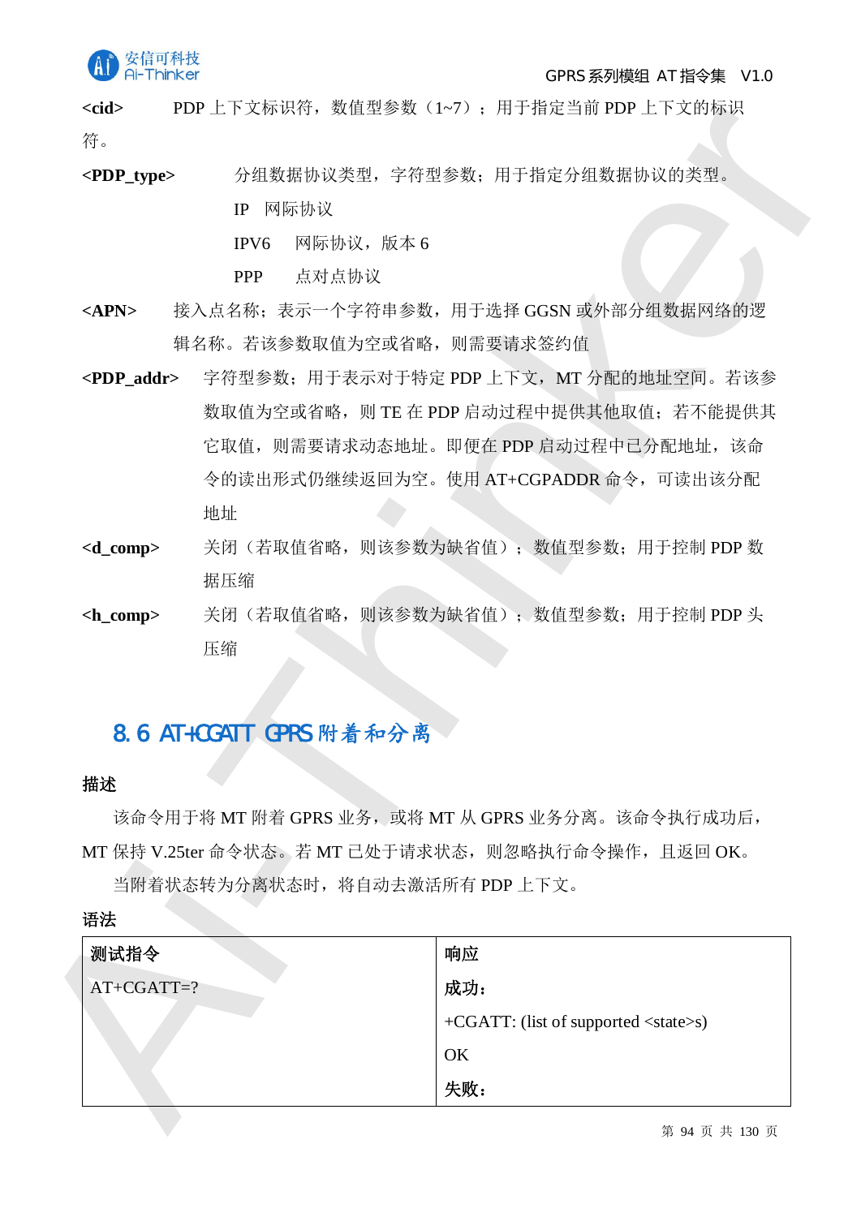**<cid>** PDP 上下文标识符，数值型参数（1~7）；用于指定当前 PDP 上下文的标识符。

**<PDP_type>** 分组数据协议类型，字符型参数；用于指定分组数据协议的类型。

IP 网际协议

IPV6 网际协议，版本 6

PPP 点对点协议

**<APN>** 接入点名称；表示一个字符串参数，用于选择 GGSN 或外部分组数据网络的逻辑名称。若该参数取值为空或省略，则需要请求签约值

**<PDP_addr>** 字符型参数；用于表示对于特定 PDP 上下文，MT 分配的地址空间。若该参数取值为空或省略，则 TE 在 PDP 启动过程中提供其他取值；若不能提供其它取值，则需要请求动态地址。即便在 PDP 启动过程中已分配地址，该命令的读出形式仍继续返回为空。使用 AT+CGPADDR 命令，可读出该分配地址

**<d_comp>** 关闭（若取值省略，则该参数为缺省值）；数值型参数；用于控制 PDP 数据压缩

**<h_comp>** 关闭（若取值省略，则该参数为缺省值）；数值型参数；用于控制 PDP 头压缩

## 8.6 AT+CGATT GPRS 附着和分离

**描述**

该命令用于将 MT 附着 GPRS 业务，或将 MT 从 GPRS 业务分离。该命令执行成功后，MT 保持 V.25ter 命令状态。若 MT 已处于请求状态，则忽略执行命令操作，且返回 OK。

当附着状态转为分离状态时，将自动去激活所有 PDP 上下文。

**语法**

| 测试指令 | 响应 |
| --- | --- |
| AT+CGATT=? | **成功：**<br>+CGATT: (list of supported <state>s)<br>OK<br>**失败：** |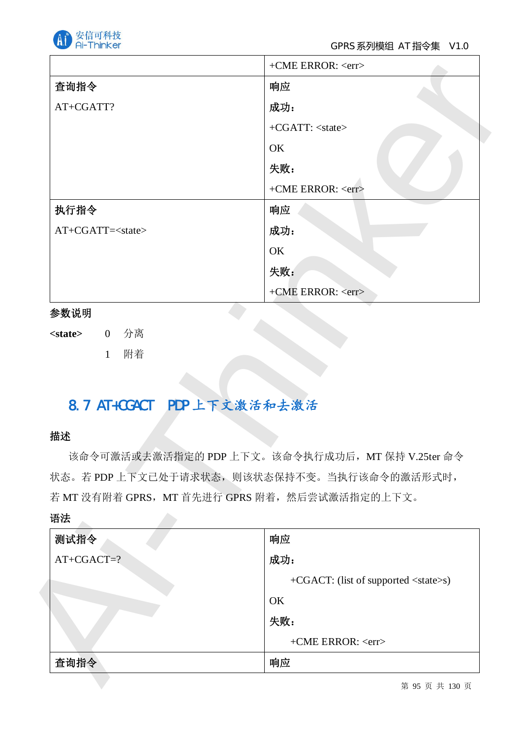| | +CME ERROR: <err> |
|---|---|
| **查询指令**<br>AT+CGATT? | **响应**<br>**成功：**<br>+CGATT: <state><br>OK<br>**失败：**<br>+CME ERROR: <err> |
| **执行指令**<br>AT+CGATT=<state> | **响应**<br>**成功：**<br>OK<br>**失败：**<br>+CME ERROR: <err> |

**参数说明**

**<state>** 0 分离

1 附着

## 8.7 AT+CGACT PDP 上下文激活和去激活

**描述**

该命令可激活或去激活指定的 PDP 上下文。该命令执行成功后，MT 保持 V.25ter 命令状态。若 PDP 上下文已处于请求状态，则该状态保持不变。当执行该命令的激活形式时，若 MT 没有附着 GPRS，MT 首先进行 GPRS 附着，然后尝试激活指定的上下文。

**语法**

| **测试指令**<br>AT+CGACT=? | **响应**<br>**成功：**<br>+CGACT: (list of supported <state>s)<br>OK<br>**失败：**<br>+CME ERROR: <err> |
|---|---|
| **查询指令** | **响应** |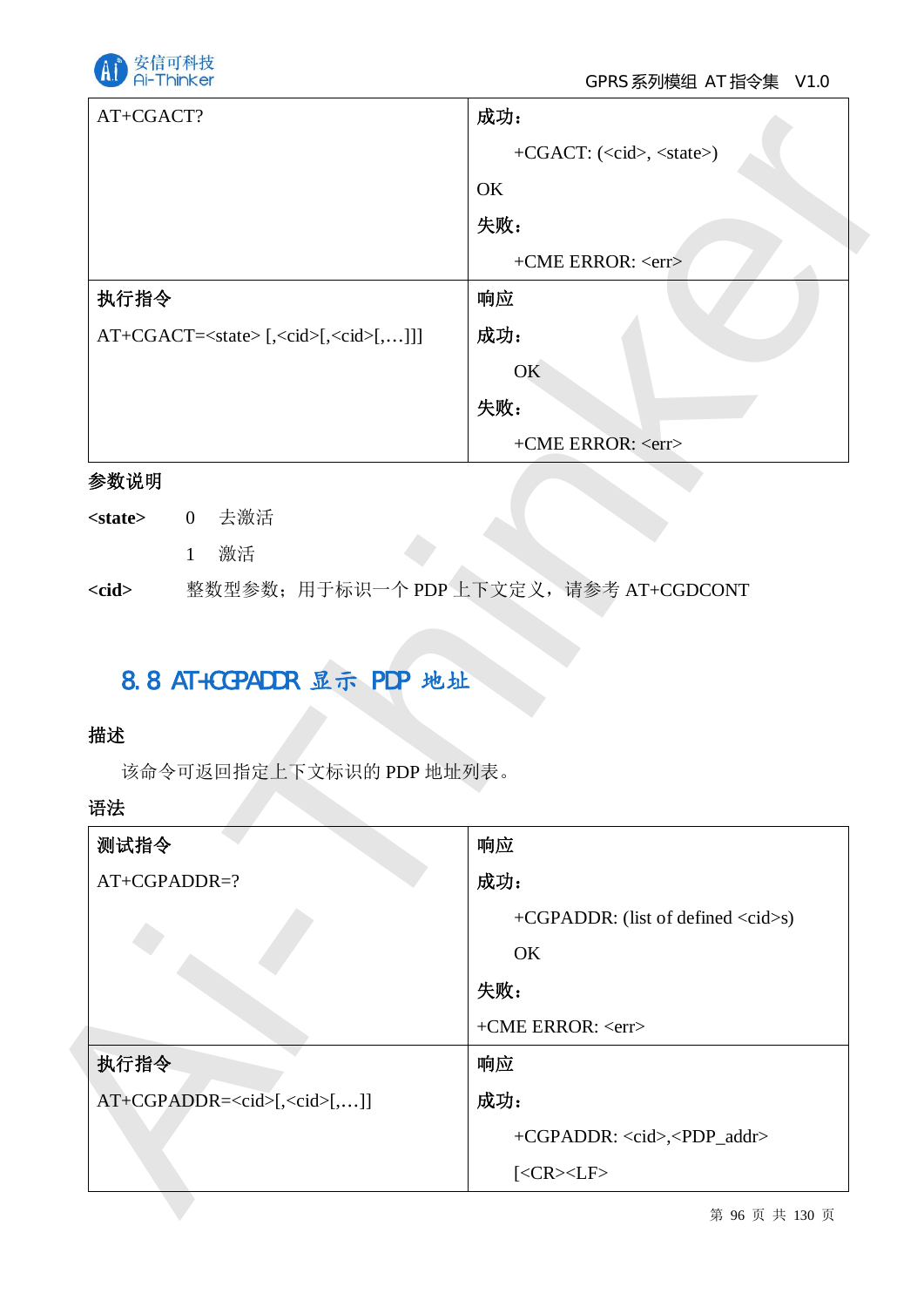| AT+CGACT? | 成功：<br>+CGACT: (<cid>, <state>)<br>OK<br>失败：<br>+CME ERROR: <err> |
|---|---|
| **执行指令**<br>AT+CGACT=<state> [,<cid>[,<cid>[,…]]] | **响应**<br>**成功：**<br>OK<br>**失败：**<br>+CME ERROR: <err> |

**参数说明**

**<state>** 0 去激活

1 激活

**<cid>** 整数型参数；用于标识一个 PDP 上下文定义，请参考 AT+CGDCONT

## 8.8 AT+CGPADDR 显示 PDP 地址

**描述**

该命令可返回指定上下文标识的 PDP 地址列表。

**语法**

| **测试指令**<br>AT+CGPADDR=? | **响应**<br>**成功：**<br>+CGPADDR: (list of defined <cid>s)<br>OK<br>**失败：**<br>+CME ERROR: <err> |
|---|---|
| **执行指令**<br>AT+CGPADDR=<cid>[,<cid>[,…]] | **响应**<br>**成功：**<br>+CGPADDR: <cid>,<PDP_addr><br>[<CR><LF> |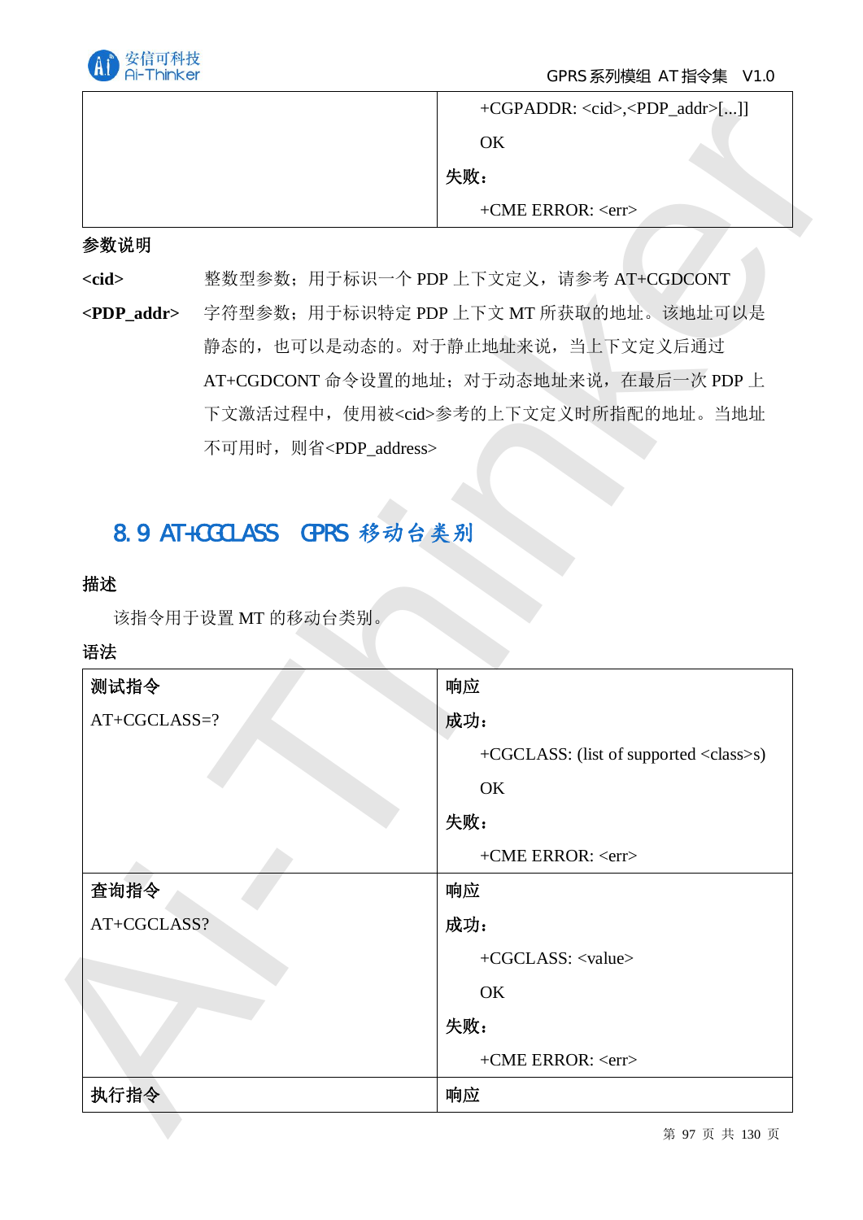| | +CGPADDR: <cid>,<PDP_addr>[...]]<br>OK<br>**失败：**<br>+CME ERROR: <err> |
|---|---|

**参数说明**

**<cid>** 整数型参数；用于标识一个 PDP 上下文定义，请参考 AT+CGDCONT

**<PDP_addr>** 字符型参数；用于标识特定 PDP 上下文 MT 所获取的地址。该地址可以是静态的，也可以是动态的。对于静止地址来说，当上下文定义后通过 AT+CGDCONT 命令设置的地址；对于动态地址来说，在最后一次 PDP 上下文激活过程中，使用被<cid>参考的上下文定义时所指配的地址。当地址不可用时，则省<PDP_address>

## 8.9 AT+CGCLASS GPRS 移动台类别

**描述**

该指令用于设置 MT 的移动台类别。

**语法**

| **测试指令** | **响应** |
|---|---|
| AT+CGCLASS=? | **成功：**<br>+CGCLASS: (list of supported <class>s)<br>OK<br>**失败：**<br>+CME ERROR: <err> |
| **查询指令** | **响应** |
| AT+CGCLASS? | **成功：**<br>+CGCLASS: <value><br>OK<br>**失败：**<br>+CME ERROR: <err> |
| **执行指令** | **响应** |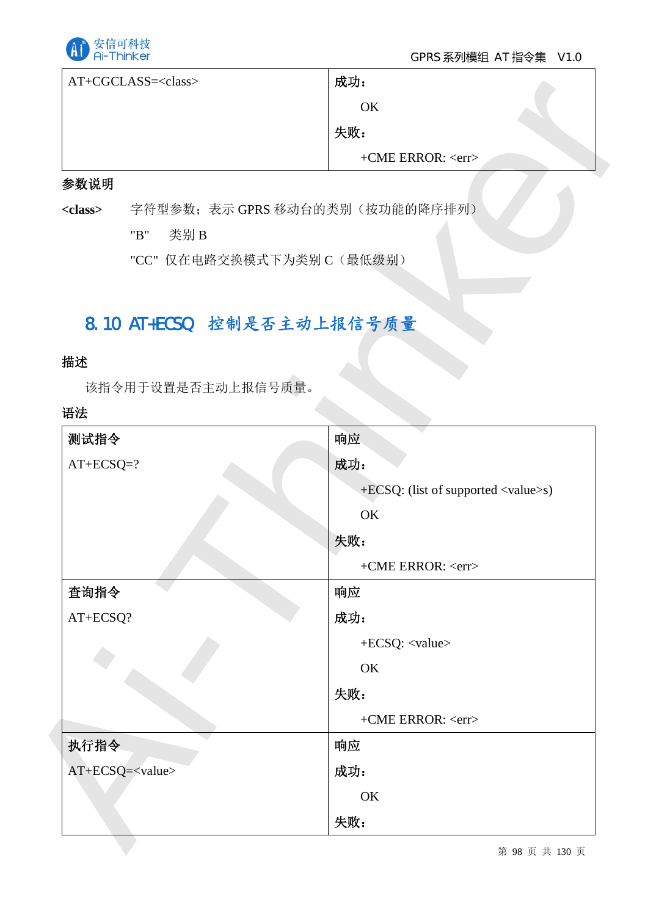| AT+CGCLASS=<class> | 成功：<br>OK<br>失败：<br>+CME ERROR: <err> |
|---|---|

**参数说明**

**<class>** 字符型参数；表示 GPRS 移动台的类别（按功能的降序排列）

"B" 类别 B

"CC" 仅在电路交换模式下为类别 C（最低级别）

## 8.10 AT+ECSQ 控制是否主动上报信号质量

**描述**

该指令用于设置是否主动上报信号质量。

**语法**

| 测试指令<br>AT+ECSQ=? | 响应<br>成功：<br>+ECSQ: (list of supported <value>s)<br>OK<br>失败：<br>+CME ERROR: <err> |
|---|---|
| 查询指令<br>AT+ECSQ? | 响应<br>成功：<br>+ECSQ: <value><br>OK<br>失败：<br>+CME ERROR: <err> |
| 执行指令<br>AT+ECSQ=<value> | 响应<br>成功：<br>OK<br>失败： |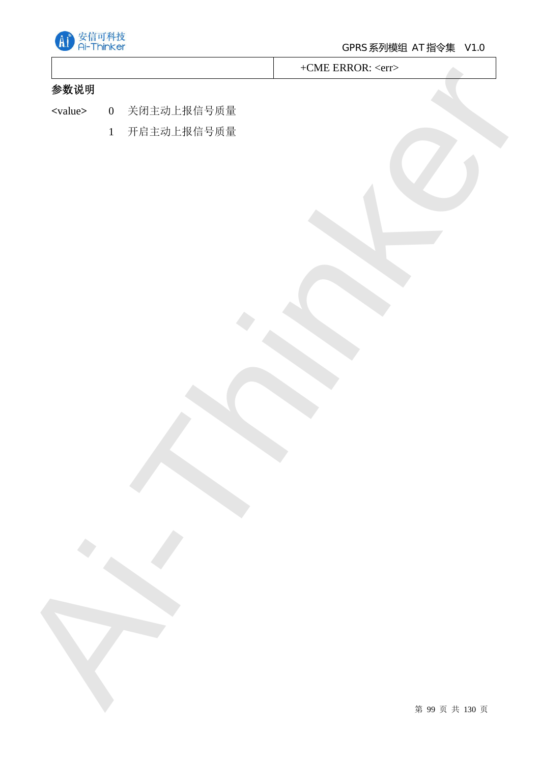| | +CME ERROR: <err> |
|---|---|

**参数说明**

<value>　0　关闭主动上报信号质量

　　　　1　开启主动上报信号质量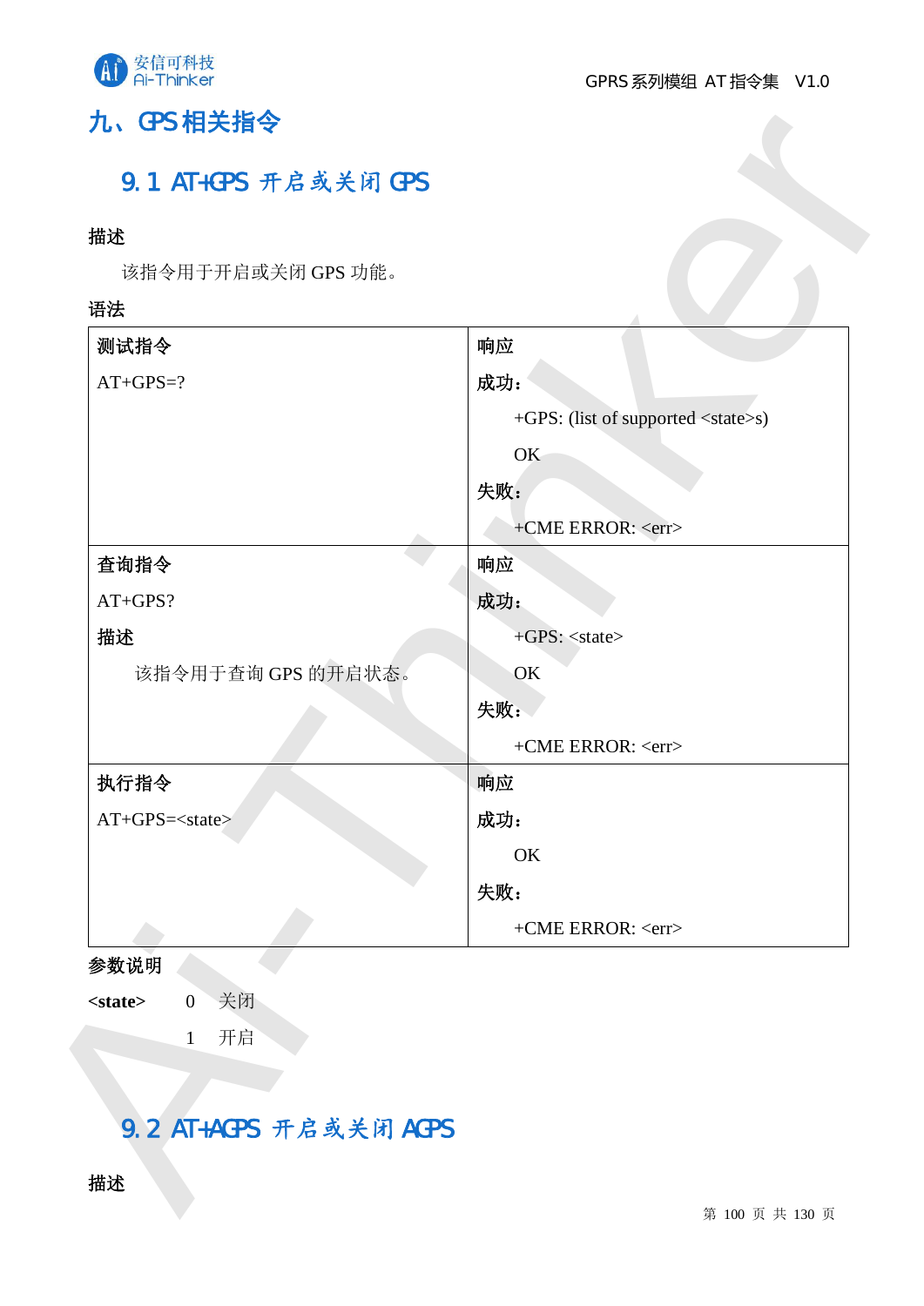# 九、GPS 相关指令

## 9.1 AT+GPS 开启或关闭 GPS

**描述**

该指令用于开启或关闭 GPS 功能。

**语法**

| **测试指令** | **响应** |
| --- | --- |
| AT+GPS=? | **成功：**<br>+GPS: (list of supported <state>s)<br>OK<br>**失败：**<br>+CME ERROR: <err> |
| **查询指令**<br>AT+GPS?<br>**描述**<br>该指令用于查询 GPS 的开启状态。 | **响应**<br>**成功：**<br>+GPS: <state><br>OK<br>**失败：**<br>+CME ERROR: <err> |
| **执行指令**<br>AT+GPS=<state> | **响应**<br>**成功：**<br>OK<br>**失败：**<br>+CME ERROR: <err> |

**参数说明**

**<state>** 0 关闭

1 开启

## 9.2 AT+AGPS 开启或关闭 AGPS

**描述**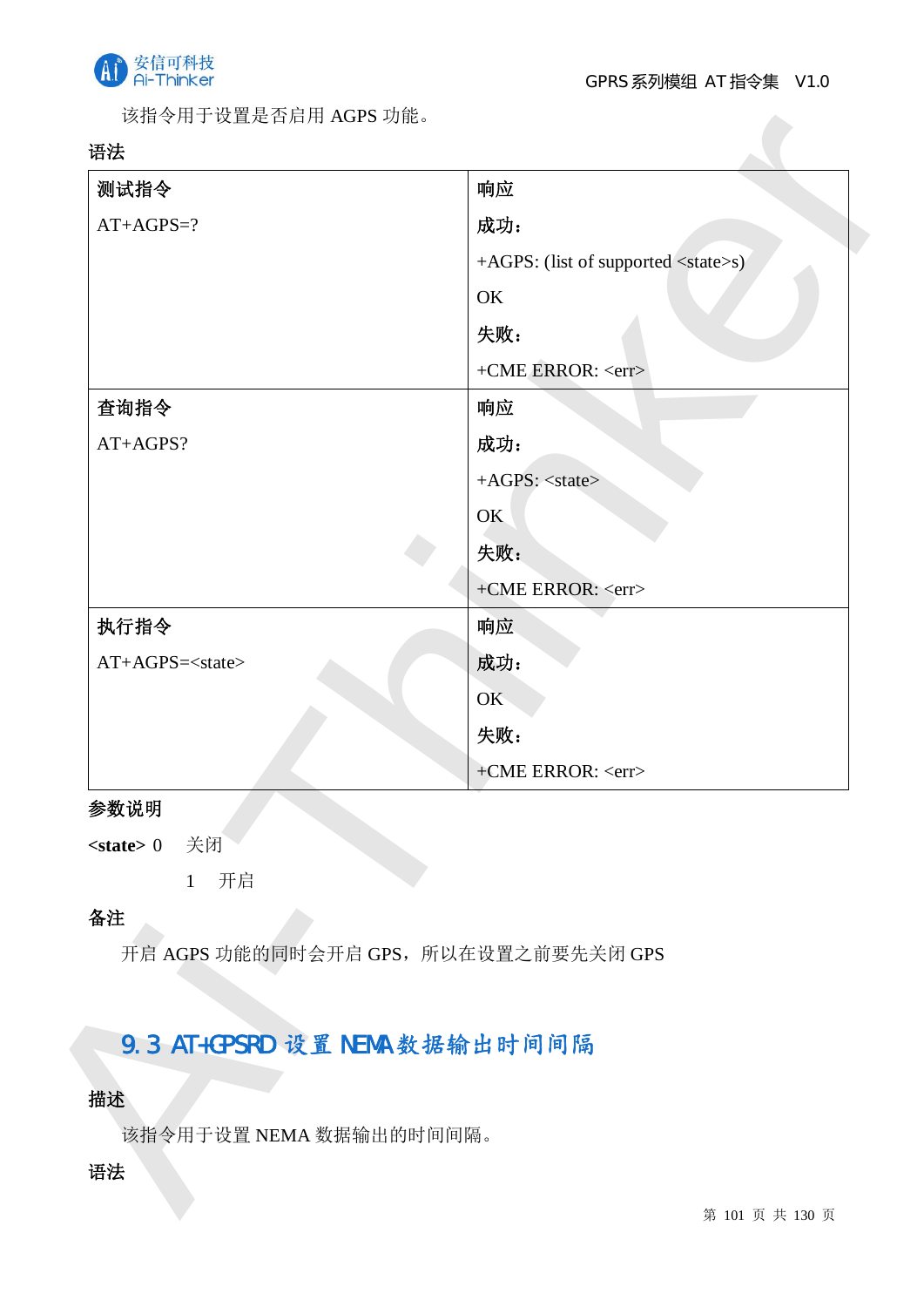该指令用于设置是否启用 AGPS 功能。

**语法**

| 测试指令 | 响应 |
| --- | --- |
| AT+AGPS=? | **成功：**<br>+AGPS: (list of supported <state>s)<br>OK<br>**失败：**<br>+CME ERROR: <err> |
| **查询指令** | **响应** |
| AT+AGPS? | **成功：**<br>+AGPS: <state><br>OK<br>**失败：**<br>+CME ERROR: <err> |
| **执行指令** | **响应** |
| AT+AGPS=<state> | **成功：**<br>OK<br>**失败：**<br>+CME ERROR: <err> |

**参数说明**

**<state>** 0 关闭

1 开启

**备注**

开启 AGPS 功能的同时会开启 GPS，所以在设置之前要先关闭 GPS

## 9.3 AT+GPSRD 设置 NEMA 数据输出时间间隔

**描述**

该指令用于设置 NEMA 数据输出的时间间隔。

**语法**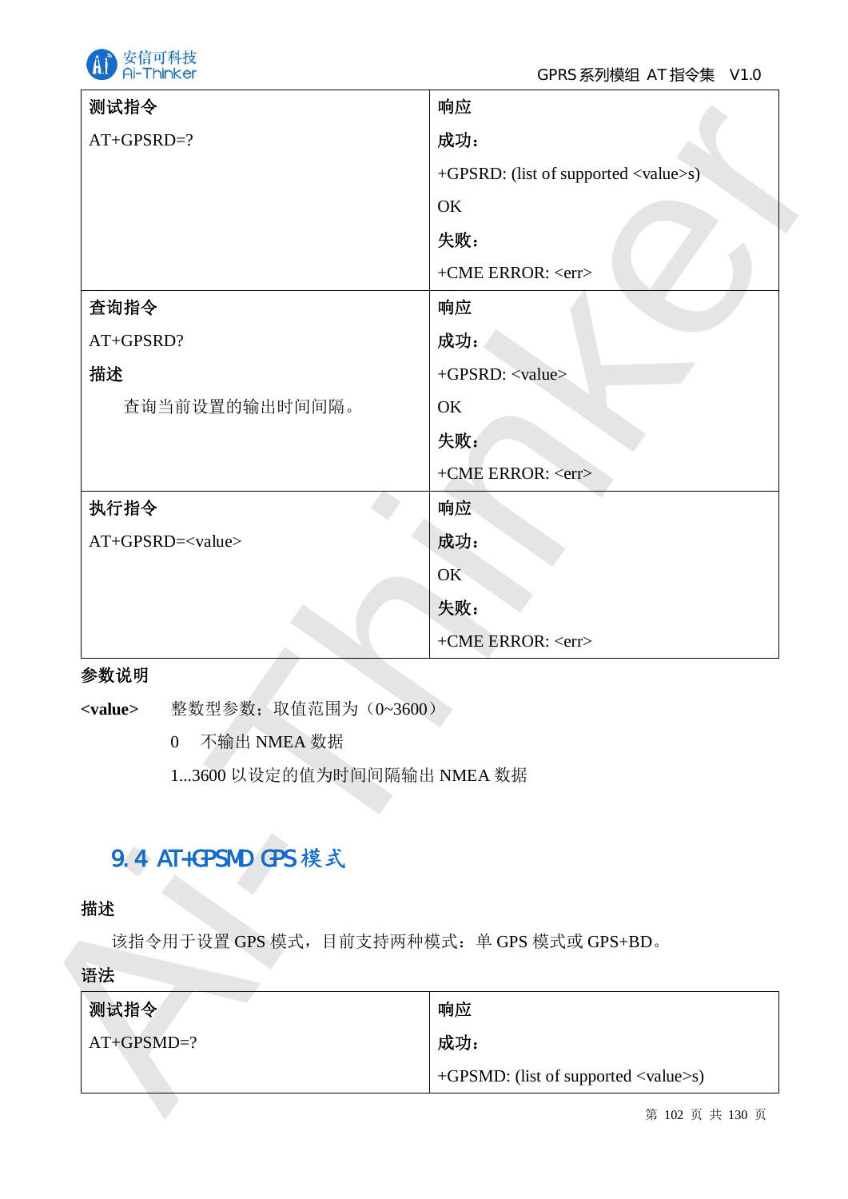| 测试指令 | 响应 |
| --- | --- |
| AT+GPSRD=? | 成功：<br>+GPSRD: (list of supported <value>s)<br>OK<br>失败：<br>+CME ERROR: <err> |
| 查询指令<br>AT+GPSRD?<br>描述<br>查询当前设置的输出时间间隔。 | 响应<br>成功：<br>+GPSRD: <value><br>OK<br>失败：<br>+CME ERROR: <err> |
| 执行指令<br>AT+GPSRD=<value> | 响应<br>成功：<br>OK<br>失败：<br>+CME ERROR: <err> |

**参数说明**

**<value>** 整数型参数；取值范围为（0~3600）

0 不输出 NMEA 数据

1...3600 以设定的值为时间间隔输出 NMEA 数据

## 9.4 AT+GPSMD GPS 模式

**描述**

该指令用于设置 GPS 模式，目前支持两种模式：单 GPS 模式或 GPS+BD。

**语法**

| 测试指令 | 响应 |
| --- | --- |
| AT+GPSMD=? | 成功：<br>+GPSMD: (list of supported <value>s) |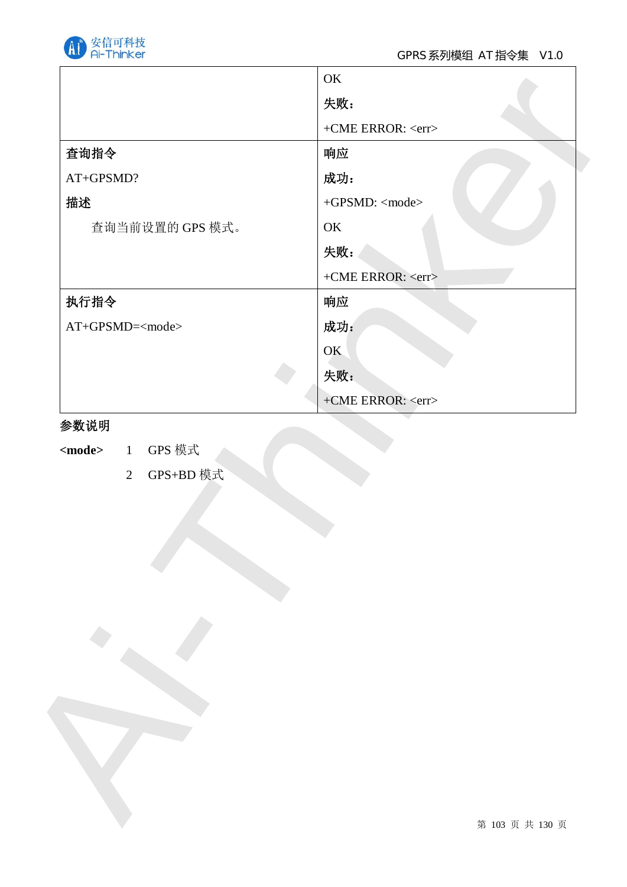| | |
|---|---|
| | OK<br>**失败：**<br>+CME ERROR: <err> |
| **查询指令**<br>AT+GPSMD?<br>**描述**<br>查询当前设置的 GPS 模式。 | **响应**<br>**成功：**<br>+GPSMD: <mode><br>OK<br>**失败：**<br>+CME ERROR: <err> |
| **执行指令**<br>AT+GPSMD=<mode> | **响应**<br>**成功：**<br>OK<br>**失败：**<br>+CME ERROR: <err> |

**参数说明**

**<mode>** 1 GPS 模式

2 GPS+BD 模式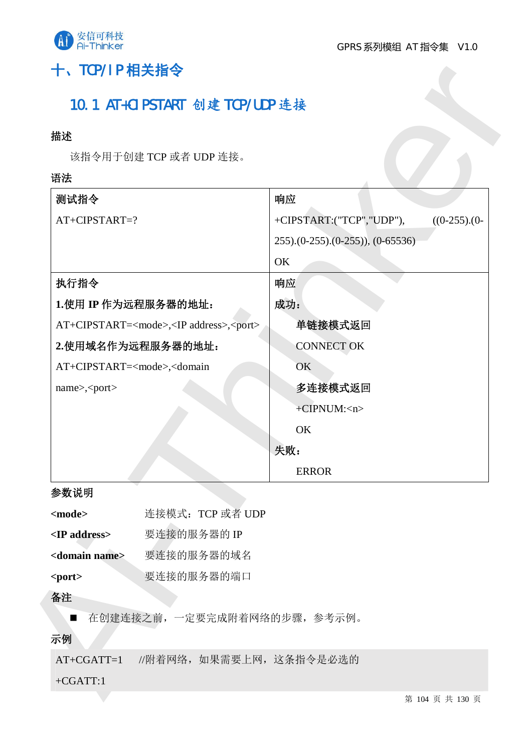# 十、TCP/IP 相关指令

## 10.1 AT+CIPSTART 创建 TCP/UDP 连接

**描述**

该指令用于创建 TCP 或者 UDP 连接。

**语法**

| 测试指令 | 响应 |
|---|---|
| AT+CIPSTART=? | +CIPSTART:("TCP","UDP"), ((0-255).(0-255).(0-255).(0-255)), (0-65536)<br>OK |
| **执行指令** | **响应** |
| **1.使用 IP 作为远程服务器的地址：**<br>AT+CIPSTART=<mode>,<IP address>,<port><br>**2.使用域名作为远程服务器的地址：**<br>AT+CIPSTART=<mode>,<domain name>,<port> | **成功：**<br>**单链接模式返回**<br>CONNECT OK<br>OK<br>**多连接模式返回**<br>+CIPNUM:<n><br>OK<br>**失败：**<br>ERROR |

**参数说明**

| | |
|---|---|
| **<mode>** | 连接模式：TCP 或者 UDP |
| **<IP address>** | 要连接的服务器的 IP |
| **<domain name>** | 要连接的服务器的域名 |
| **<port>** | 要连接的服务器的端口 |

**备注**

- 在创建连接之前，一定要完成附着网络的步骤，参考示例。

**示例**

```
AT+CGATT=1    //附着网络，如果需要上网，这条指令是必选的
+CGATT:1
```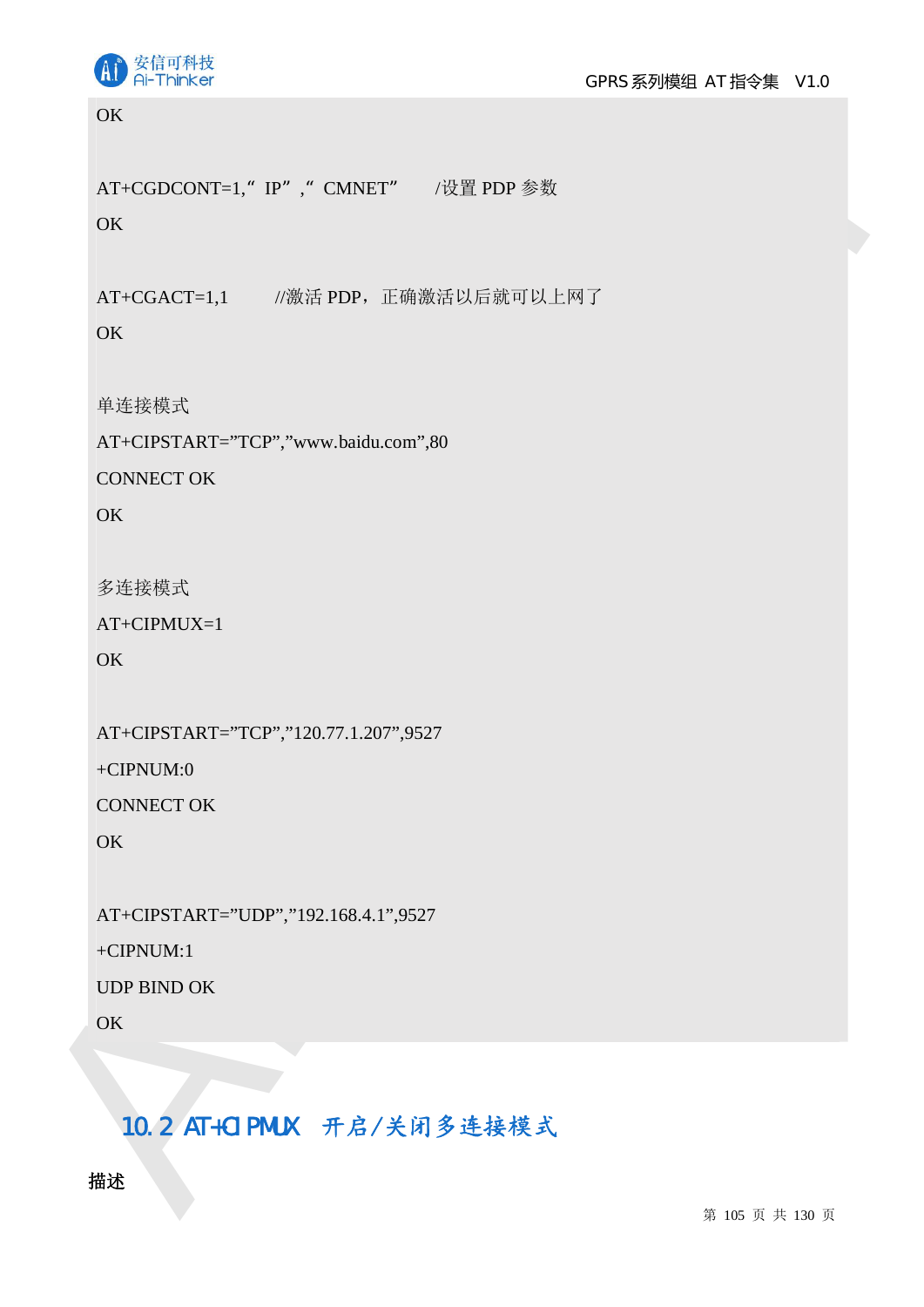```
OK

AT+CGDCONT=1,“ IP”,“ CMNET”      /设置 PDP 参数
OK

AT+CGACT=1,1        //激活 PDP，正确激活以后就可以上网了
OK

单连接模式
AT+CIPSTART=”TCP”,”www.baidu.com”,80
CONNECT OK
OK

多连接模式
AT+CIPMUX=1
OK

AT+CIPSTART=”TCP”,”120.77.1.207”,9527
+CIPNUM:0
CONNECT OK
OK

AT+CIPSTART=”UDP”,”192.168.4.1”,9527
+CIPNUM:1
UDP BIND OK
OK
```

## 10.2 AT+CIPMUX 开启/关闭多连接模式

**描述**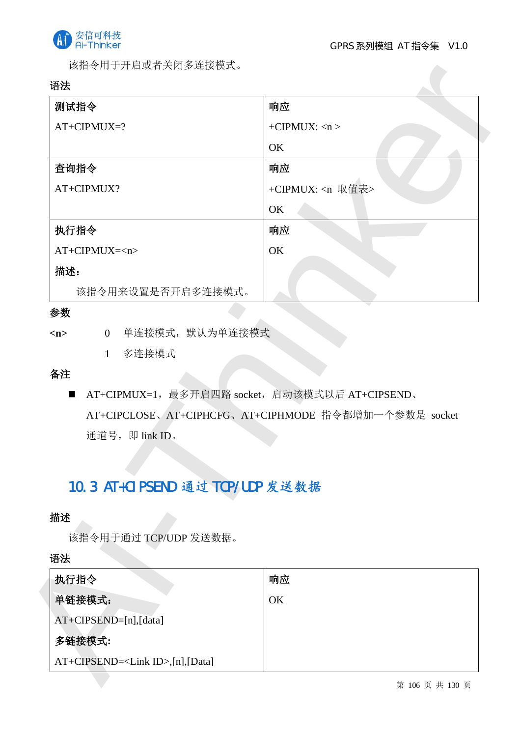该指令用于开启或者关闭多连接模式。

**语法**

| **测试指令**<br>AT+CIPMUX=? | **响应**<br>+CIPMUX: <n ><br>OK |
|---|---|
| **查询指令**<br>AT+CIPMUX? | **响应**<br>+CIPMUX: <n 取值表><br>OK |
| **执行指令**<br>AT+CIPMUX=<n><br>**描述：**<br>该指令用来设置是否开启多连接模式。 | **响应**<br>OK |

**参数**

**<n>**　　0　单连接模式，默认为单连接模式

　　　　　1　多连接模式

**备注**

- AT+CIPMUX=1，最多开启四路 socket，启动该模式以后 AT+CIPSEND、AT+CIPCLOSE、AT+CIPHCFG、AT+CIPHMODE 指令都增加一个参数是 socket 通道号，即 link ID。

## 10.3 AT+CIPSEND 通过 TCP/UDP 发送数据

**描述**

该指令用于通过 TCP/UDP 发送数据。

**语法**

| **执行指令**<br>**单链接模式:**<br>AT+CIPSEND=[n],[data]<br>**多链接模式:**<br>AT+CIPSEND=<Link ID>,[n],[Data] | **响应**<br>OK |
|---|---|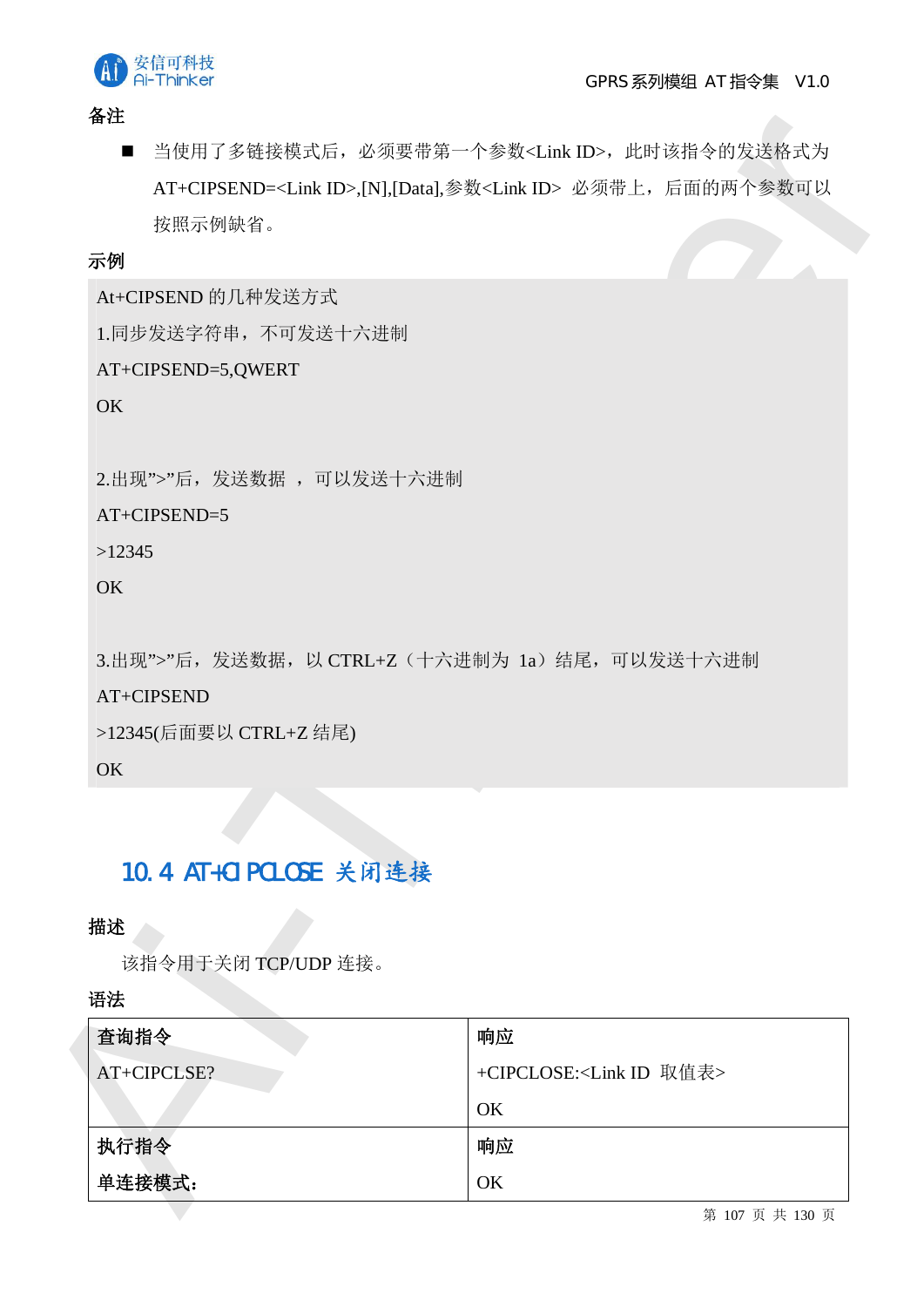**备注**

- 当使用了多链接模式后，必须要带第一个参数<Link ID>，此时该指令的发送格式为 AT+CIPSEND=<Link ID>,[N],[Data],参数<Link ID> 必须带上，后面的两个参数可以按照示例缺省。

**示例**

```
At+CIPSEND 的几种发送方式
1.同步发送字符串，不可发送十六进制
AT+CIPSEND=5,QWERT
OK

2.出现">"后，发送数据 ，可以发送十六进制
AT+CIPSEND=5
>12345
OK

3.出现">"后，发送数据，以 CTRL+Z（十六进制为 1a）结尾，可以发送十六进制
AT+CIPSEND
>12345(后面要以 CTRL+Z 结尾)
OK
```

## 10.4 AT+CIPCLOSE 关闭连接

**描述**

该指令用于关闭 TCP/UDP 连接。

**语法**

| **查询指令**<br>AT+CIPCLSE? | **响应**<br>+CIPCLOSE:<Link ID 取值表><br>OK |
|---|---|
| **执行指令**<br>**单连接模式：** | **响应**<br>OK |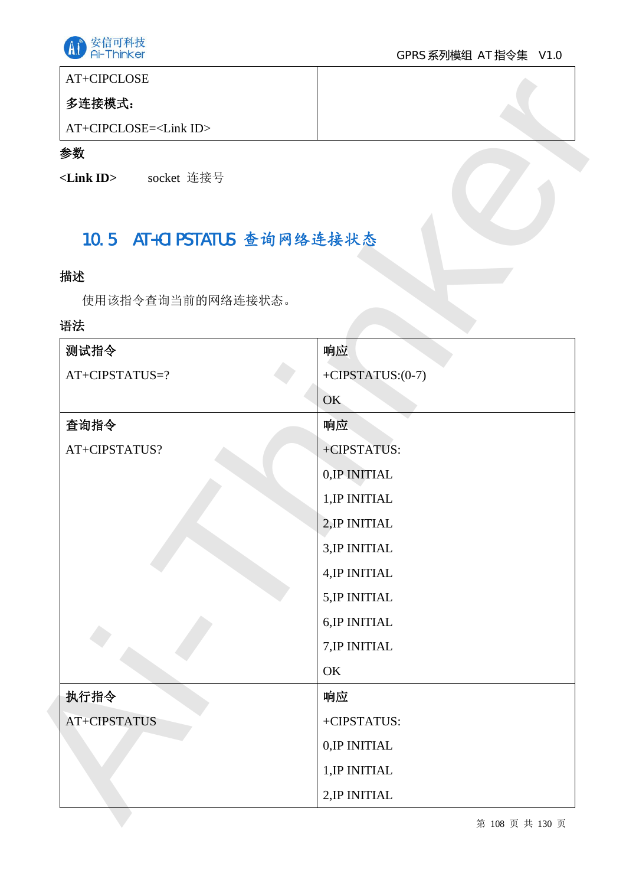| | |
|---|---|
| AT+CIPCLOSE<br>**多连接模式：**<br>AT+CIPCLOSE=<Link ID> | |

**参数**

**<Link ID>** socket 连接号

## 10.5 AT+CIPSTATUS 查询网络连接状态

**描述**

使用该指令查询当前的网络连接状态。

**语法**

| **测试指令** | **响应** |
|---|---|
| AT+CIPSTATUS=? | +CIPSTATUS:(0-7)<br><br>OK |
| **查询指令** | **响应** |
| AT+CIPSTATUS? | +CIPSTATUS:<br>0,IP INITIAL<br>1,IP INITIAL<br>2,IP INITIAL<br>3,IP INITIAL<br>4,IP INITIAL<br>5,IP INITIAL<br>6,IP INITIAL<br>7,IP INITIAL<br>OK |
| **执行指令** | **响应** |
| AT+CIPSTATUS | +CIPSTATUS:<br>0,IP INITIAL<br>1,IP INITIAL<br>2,IP INITIAL |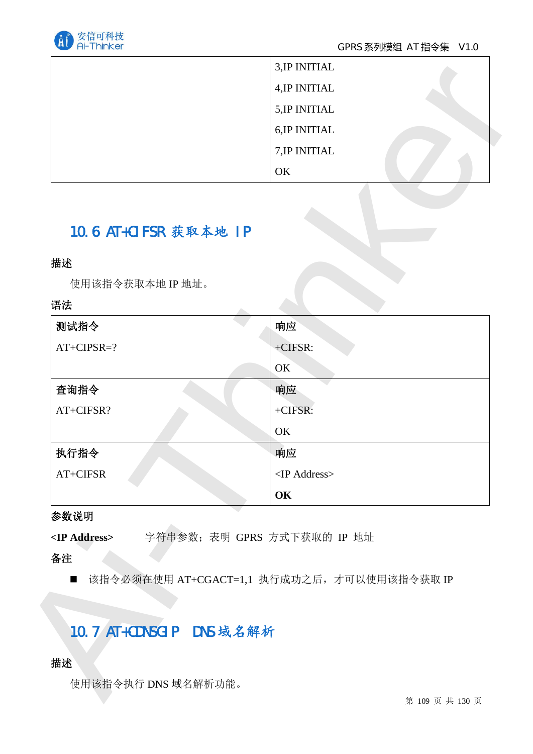| | 3,IP INITIAL<br>4,IP INITIAL<br>5,IP INITIAL<br>6,IP INITIAL<br>7,IP INITIAL<br>OK |
|---|---|

## 10.6 AT+CIFSR 获取本地 IP

**描述**

使用该指令获取本地 IP 地址。

**语法**

| **测试指令**<br>AT+CIPSR=? | **响应**<br>+CIFSR:<br>OK |
|---|---|
| **查询指令**<br>AT+CIFSR? | **响应**<br>+CIFSR:<br>OK |
| **执行指令**<br>AT+CIFSR | **响应**<br><IP Address><br>**OK** |

**参数说明**

**<IP Address>** 字符串参数；表明 GPRS 方式下获取的 IP 地址

**备注**

- 该指令必须在使用 AT+CGACT=1,1 执行成功之后，才可以使用该指令获取 IP

## 10.7 AT+CDNSGIP DNS 域名解析

**描述**

使用该指令执行 DNS 域名解析功能。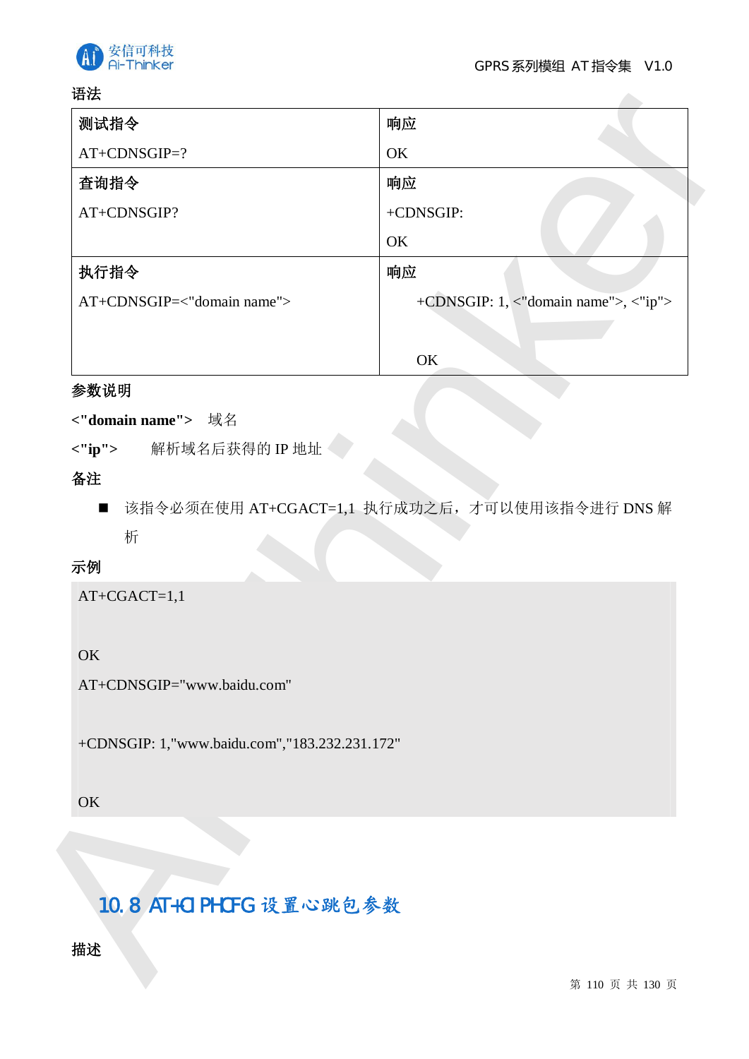语法

| 测试指令 | 响应 |
|---|---|
| AT+CDNSGIP=? | OK |
| **查询指令** | **响应** |
| AT+CDNSGIP? | +CDNSGIP:<br>OK |
| **执行指令** | **响应** |
| AT+CDNSGIP=<"domain name"> | +CDNSGIP: 1, <"domain name">, <"ip"><br><br>OK |

参数说明

**<"domain name">** 域名

**<"ip">** 解析域名后获得的 IP 地址

备注

- 该指令必须在使用 AT+CGACT=1,1 执行成功之后，才可以使用该指令进行 DNS 解析

示例

```
AT+CGACT=1,1

OK
AT+CDNSGIP="www.baidu.com"

+CDNSGIP: 1,"www.baidu.com","183.232.231.172"

OK
```

## 10.8 AT+CIPHCFG 设置心跳包参数

描述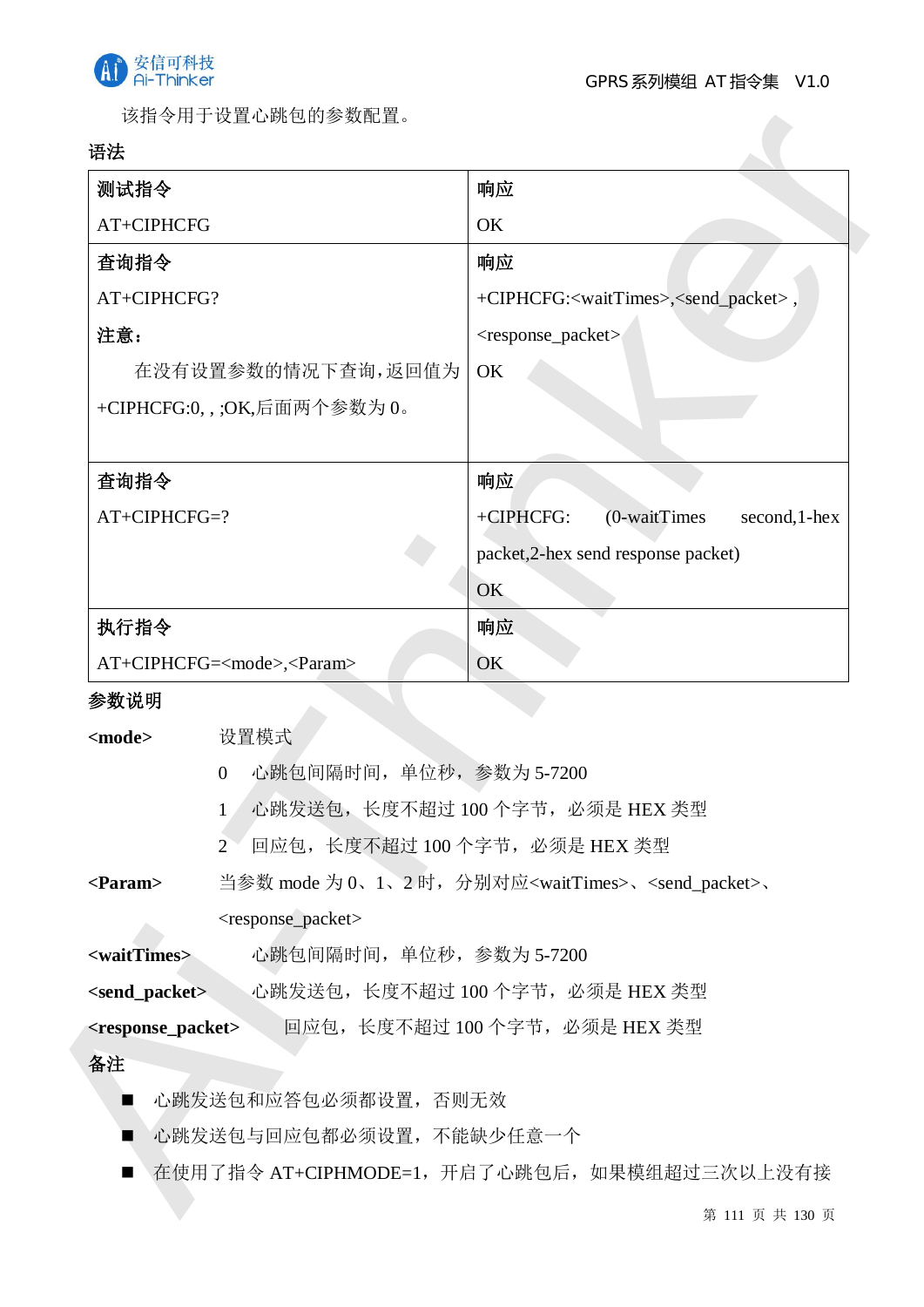该指令用于设置心跳包的参数配置。

**语法**

| 测试指令 | 响应 |
|---|---|
| AT+CIPHCFG | OK |
| **查询指令**<br>AT+CIPHCFG?<br>**注意：**<br>在没有设置参数的情况下查询，返回值为+CIPHCFG:0, , ;OK,后面两个参数为 0。 | **响应**<br>+CIPHCFG:<waitTimes>,<send_packet> , <response_packet><br>OK |
| **查询指令**<br>AT+CIPHCFG=? | **响应**<br>+CIPHCFG: (0-waitTimes second,1-hex packet,2-hex send response packet)<br>OK |
| **执行指令**<br>AT+CIPHCFG=<mode>,<Param> | **响应**<br>OK |

**参数说明**

**<mode>** 设置模式

- 0 心跳包间隔时间，单位秒，参数为 5-7200
- 1 心跳发送包，长度不超过 100 个字节，必须是 HEX 类型
- 2 回应包，长度不超过 100 个字节，必须是 HEX 类型

**<Param>** 当参数 mode 为 0、1、2 时，分别对应<waitTimes>、<send_packet>、<response_packet>

**<waitTimes>** 心跳包间隔时间，单位秒，参数为 5-7200

**<send_packet>** 心跳发送包，长度不超过 100 个字节，必须是 HEX 类型

**<response_packet>** 回应包，长度不超过 100 个字节，必须是 HEX 类型

**备注**

- 心跳发送包和应答包必须都设置，否则无效
- 心跳发送包与回应包都必须设置，不能缺少任意一个
- 在使用了指令 AT+CIPMODE=1，开启了心跳包后，如果模组超过三次以上没有接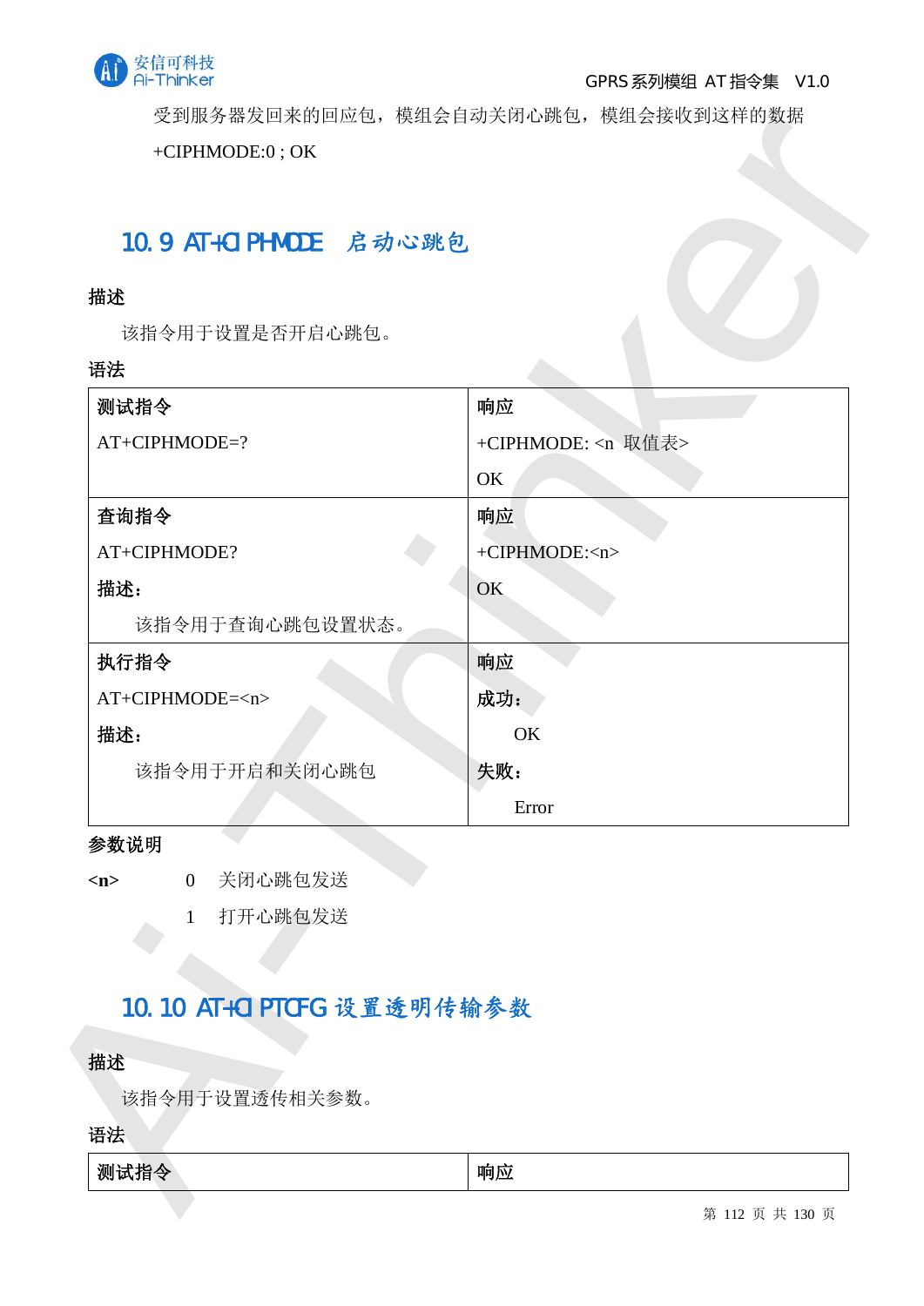受到服务器发回来的回应包，模组会自动关闭心跳包，模组会接收到这样的数据

+CIPHMODE:0 ; OK

## 10.9 AT+CIPHMODE 启动心跳包

**描述**

该指令用于设置是否开启心跳包。

**语法**

| **测试指令** | **响应** |
|---|---|
| AT+CIPHMODE=? | +CIPHMODE: <n 取值表><br>OK |
| **查询指令**<br>AT+CIPHMODE?<br>**描述：**<br>该指令用于查询心跳包设置状态。 | **响应**<br>+CIPHMODE:<n><br>OK |
| **执行指令**<br>AT+CIPHMODE=<n><br>**描述：**<br>该指令用于开启和关闭心跳包 | **响应**<br>**成功：**<br>OK<br>**失败：**<br>Error |

**参数说明**

**<n>** 0 关闭心跳包发送

1 打开心跳包发送

## 10.10 AT+CIPTCFG 设置透明传输参数

**描述**

该指令用于设置透传相关参数。

**语法**

| **测试指令** | **响应** |
|---|---|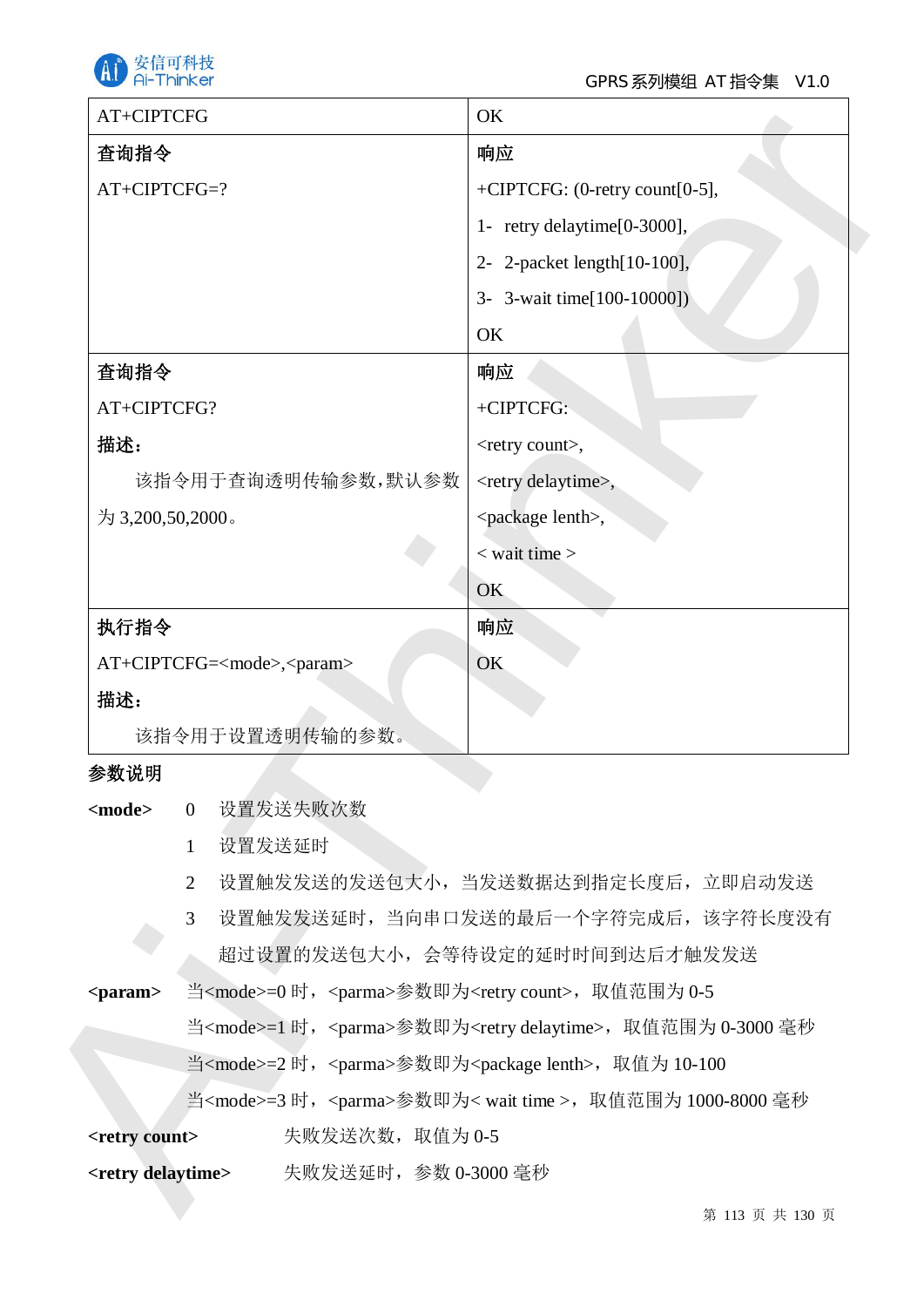| AT+CIPTCFG | OK |
| --- | --- |
| **查询指令**<br>AT+CIPTCFG=? | **响应**<br>+CIPTCFG: (0-retry count[0-5],<br>1- retry delaytime[0-3000],<br>2- 2-packet length[10-100],<br>3- 3-wait time[100-10000])<br>OK |
| **查询指令**<br>AT+CIPTCFG?<br>**描述：**<br>该指令用于查询透明传输参数，默认参数为 3,200,50,2000。 | **响应**<br>+CIPTCFG:<br><retry count>,<br><retry delaytime>,<br><package lenth>,<br>< wait time ><br>OK |
| **执行指令**<br>AT+CIPTCFG=<mode>,<param><br>**描述：**<br>该指令用于设置透明传输的参数。 | **响应**<br>OK |

**参数说明**

**<mode>**
- 0　设置发送失败次数
- 1　设置发送延时
- 2　设置触发发送的发送包大小，当发送数据达到指定长度后，立即启动发送
- 3　设置触发发送延时，当向串口发送的最后一个字符完成后，该字符长度没有超过设置的发送包大小，会等待设定的延时时间到达后才触发发送

**<param>**
- 当<mode>=0 时，<parma>参数即为<retry count>，取值范围为 0-5
- 当<mode>=1 时，<parma>参数即为<retry delaytime>，取值范围为 0-3000 毫秒
- 当<mode>=2 时，<parma>参数即为<package lenth>，取值为 10-100
- 当<mode>=3 时，<parma>参数即为< wait time >，取值范围为 1000-8000 毫秒

**<retry count>**　　失败发送次数，取值为 0-5

**<retry delaytime>**　　失败发送延时，参数 0-3000 毫秒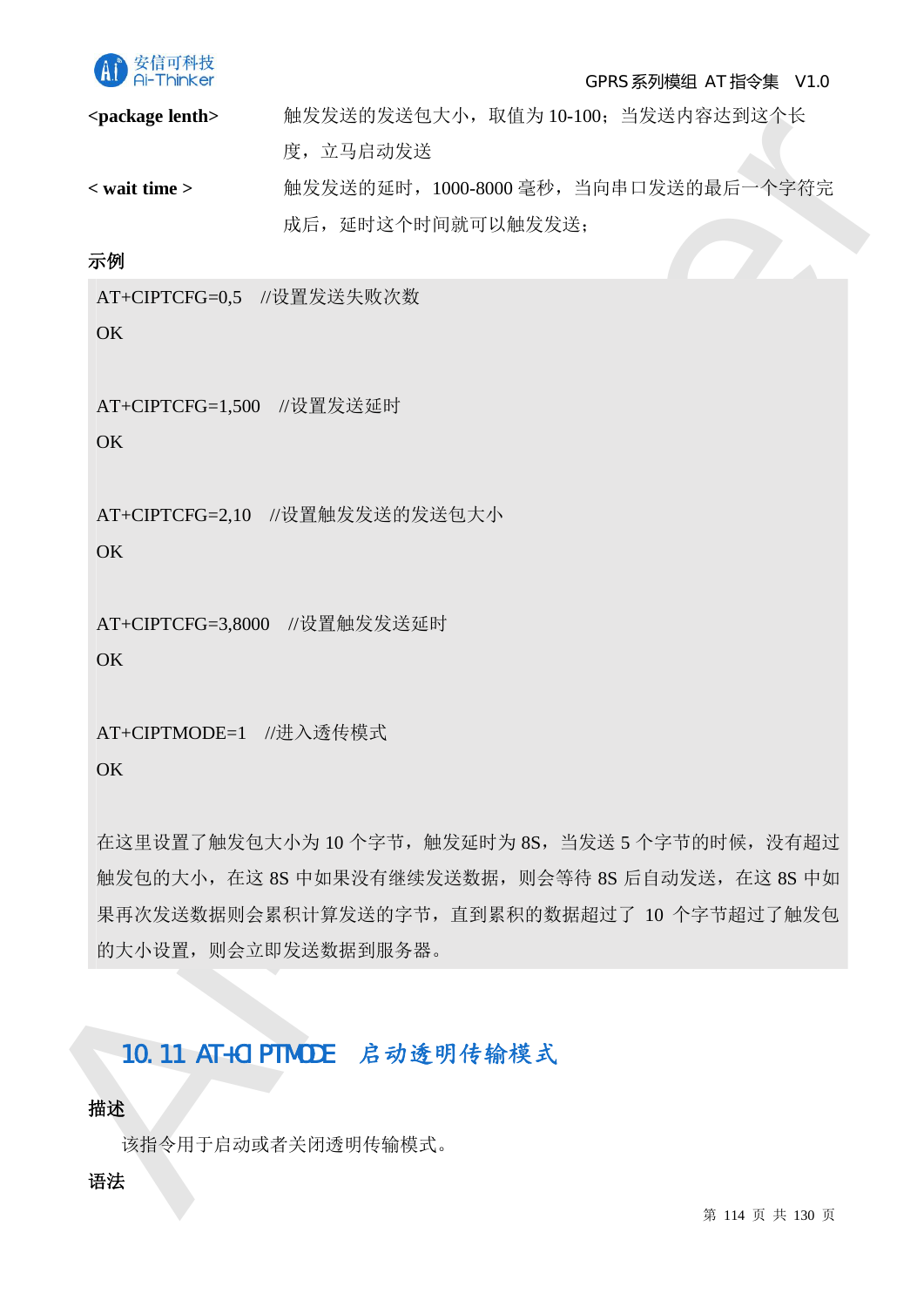| | |
|---|---|
| **<package lenth>** | 触发发送的发送包大小，取值为 10-100；当发送内容达到这个长度，立马启动发送 |
| **< wait time >** | 触发发送的延时，1000-8000 毫秒，当向串口发送的最后一个字符完成后，延时这个时间就可以触发发送； |

**示例**

```
AT+CIPTCFG=0,5    //设置发送失败次数
OK

AT+CIPTCFG=1,500    //设置发送延时
OK

AT+CIPTCFG=2,10    //设置触发发送的发送包大小
OK

AT+CIPTCFG=3,8000    //设置触发发送延时
OK

AT+CIPTMODE=1    //进入透传模式
OK
```

在这里设置了触发包大小为 10 个字节，触发延时为 8S，当发送 5 个字节的时候，没有超过触发包的大小，在这 8S 中如果没有继续发送数据，则会等待 8S 后自动发送，在这 8S 中如果再次发送数据则会累积计算发送的字节，直到累积的数据超过了 10 个字节超过了触发包的大小设置，则会立即发送数据到服务器。

## 10.11 AT+CIPTMODE 启动透明传输模式

**描述**

该指令用于启动或者关闭透明传输模式。

**语法**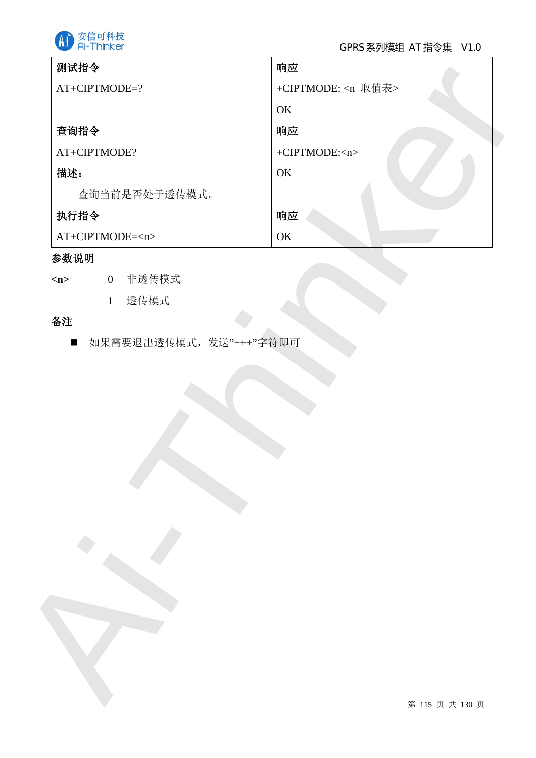| 测试指令 | 响应 |
| --- | --- |
| AT+CIPTMODE=? | +CIPTMODE: <n 取值表><br><br>OK |
| **查询指令** | **响应** |
| AT+CIPTMODE?<br><br>**描述：**<br><br>查询当前是否处于透传模式。 | +CIPTMODE:<n><br><br>OK |
| **执行指令** | **响应** |
| AT+CIPTMODE=<n> | OK |

**参数说明**

**<n>**　　0　非透传模式

　　　　　1　透传模式

**备注**

- 如果需要退出透传模式，发送"+++"字符即可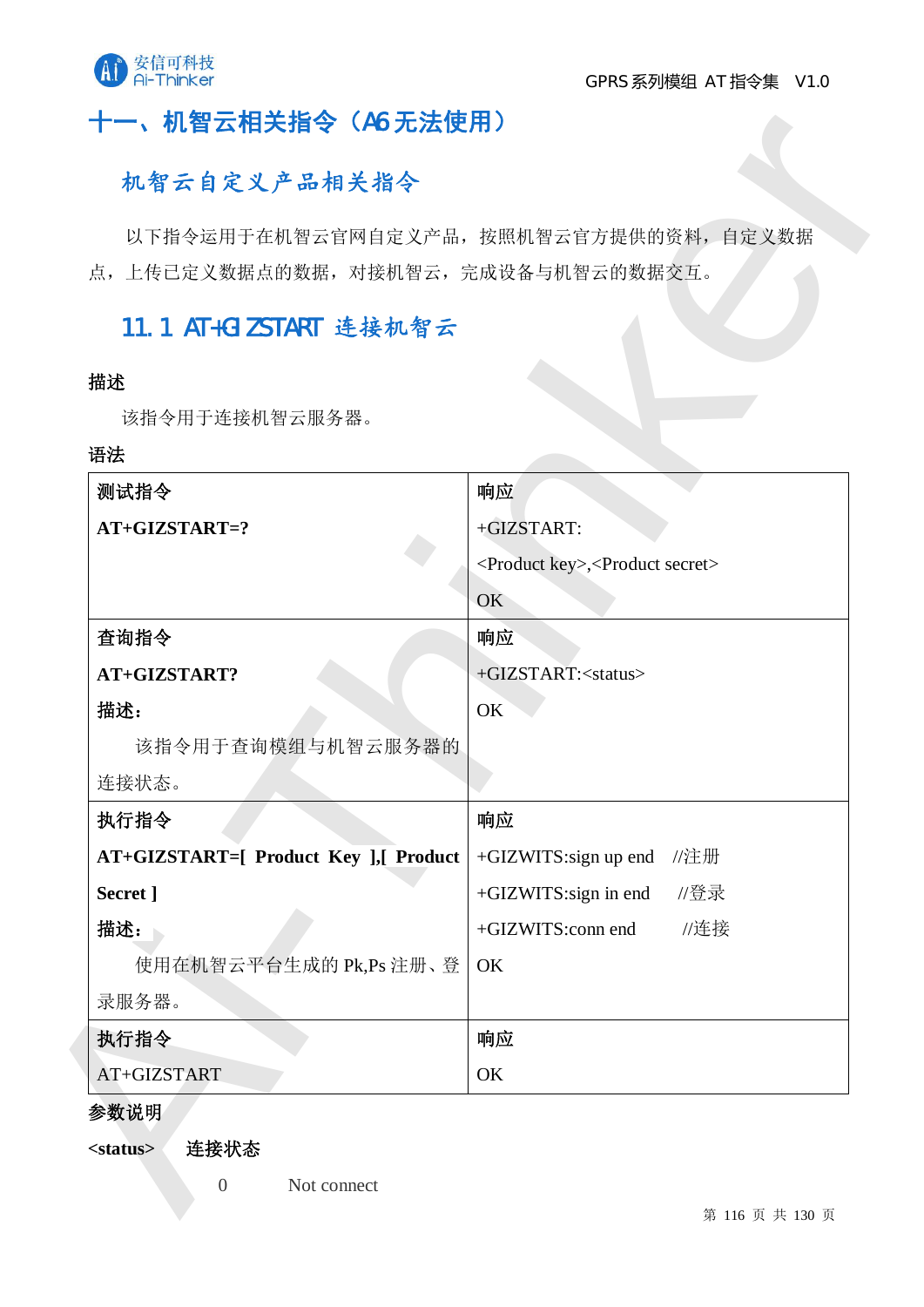# 十一、机智云相关指令（A6 无法使用）

## 机智云自定义产品相关指令

以下指令运用于在机智云官网自定义产品，按照机智云官方提供的资料，自定义数据点，上传已定义数据点的数据，对接机智云，完成设备与机智云的数据交互。

## 11.1 AT+GIZSTART 连接机智云

**描述**

该指令用于连接机智云服务器。

**语法**

| 测试指令 | 响应 |
|---|---|
| **AT+GIZSTART=?** | +GIZSTART:<br><Product key>,<Product secret><br>OK |
| **查询指令** | **响应** |
| **AT+GIZSTART?**<br>**描述：**<br>该指令用于查询模组与机智云服务器的连接状态。 | +GIZSTART:<status><br>OK |
| **执行指令** | **响应** |
| **AT+GIZSTART=[ Product Key ],[ Product Secret ]**<br>**描述：**<br>使用在机智云平台生成的 Pk,Ps 注册、登录服务器。 | +GIZWITS:sign up end //注册<br>+GIZWITS:sign in end //登录<br>+GIZWITS:conn end //连接<br>OK |
| **执行指令** | **响应** |
| AT+GIZSTART | OK |

**参数说明**

**<status>** **连接状态**

0 Not connect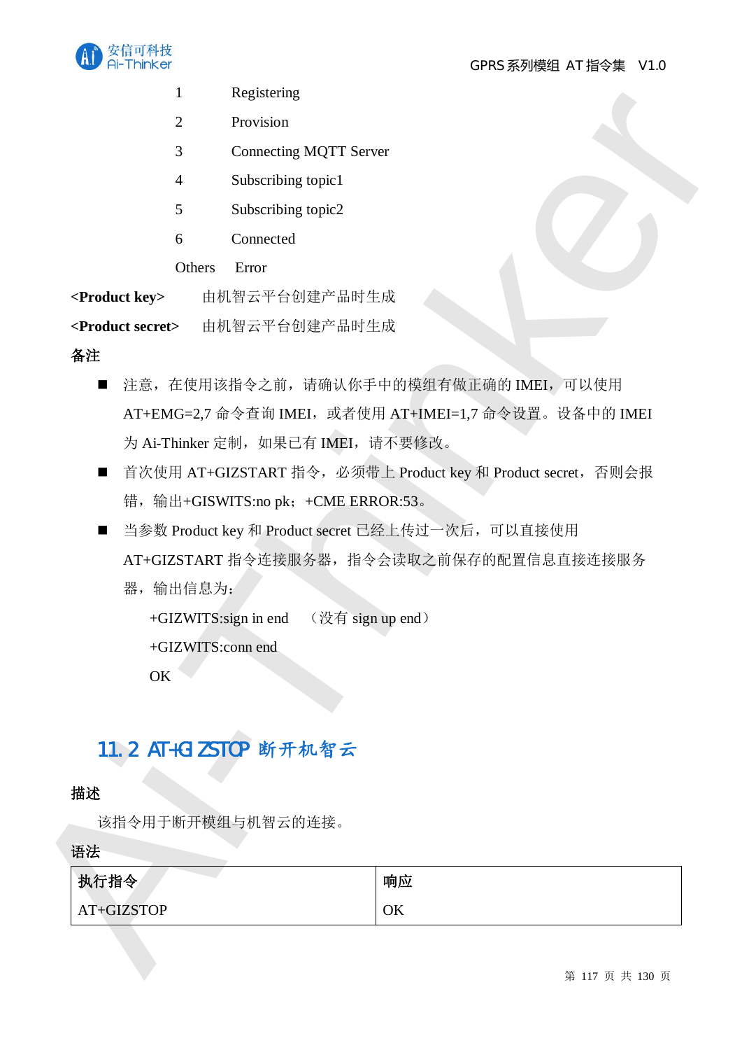| | |
|---|---|
| 1 | Registering |
| 2 | Provision |
| 3 | Connecting MQTT Server |
| 4 | Subscribing topic1 |
| 5 | Subscribing topic2 |
| 6 | Connected |
| Others | Error |

**<Product key>**　　由机智云平台创建产品时生成

**<Product secret>**　由机智云平台创建产品时生成

**备注**

- 注意，在使用该指令之前，请确认你手中的模组有做正确的 IMEI，可以使用 AT+EMG=2,7 命令查询 IMEI，或者使用 AT+IMEI=1,7 命令设置。设备中的 IMEI 为 Ai-Thinker 定制，如果已有 IMEI，请不要修改。
- 首次使用 AT+GIZSTART 指令，必须带上 Product key 和 Product secret，否则会报错，输出+GISWITS:no pk；+CME ERROR:53。
- 当参数 Product key 和 Product secret 已经上传过一次后，可以直接使用 AT+GIZSTART 指令连接服务器，指令会读取之前保存的配置信息直接连接服务器，输出信息为：

  +GIZWITS:sign in end　（没有 sign up end）

  +GIZWITS:conn end

  OK

## 11.2 AT+GIZSTOP 断开机智云

**描述**

该指令用于断开模组与机智云的连接。

**语法**

| **执行指令** | **响应** |
|---|---|
| AT+GIZSTOP | OK |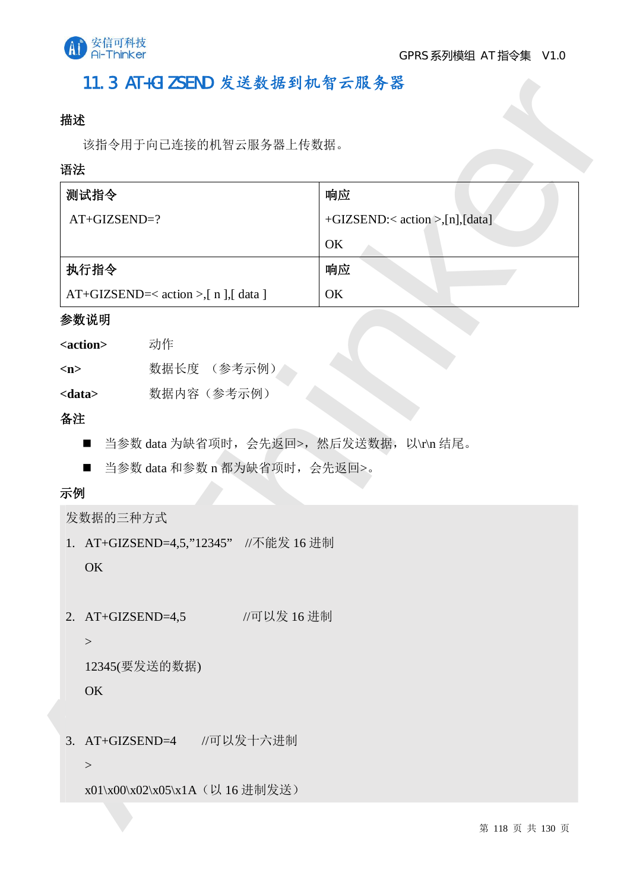## 11.3 AT+GIZSEND 发送数据到机智云服务器

**描述**

该指令用于向已连接的机智云服务器上传数据。

**语法**

| 测试指令 | 响应 |
| --- | --- |
| AT+GIZSEND=? | +GIZSEND:< action >,[n],[data]<br><br>OK |
| **执行指令** | **响应** |
| AT+GIZSEND=< action >,[ n ],[ data ] | OK |

**参数说明**

**<action>**　　动作

**<n>**　　数据长度　（参考示例）

**<data>**　　数据内容（参考示例）

**备注**

- 当参数 data 为缺省项时，会先返回>，然后发送数据，以\r\n 结尾。
- 当参数 data 和参数 n 都为缺省项时，会先返回>。

**示例**

发数据的三种方式

1. AT+GIZSEND=4,5,"12345"　//不能发 16 进制

   OK

2. AT+GIZSEND=4,5　　　　//可以发 16 进制

   >

   12345(要发送的数据)

   OK

3. AT+GIZSEND=4　　//可以发十六进制

   >

   x01\x00\x02\x05\x1A（以 16 进制发送）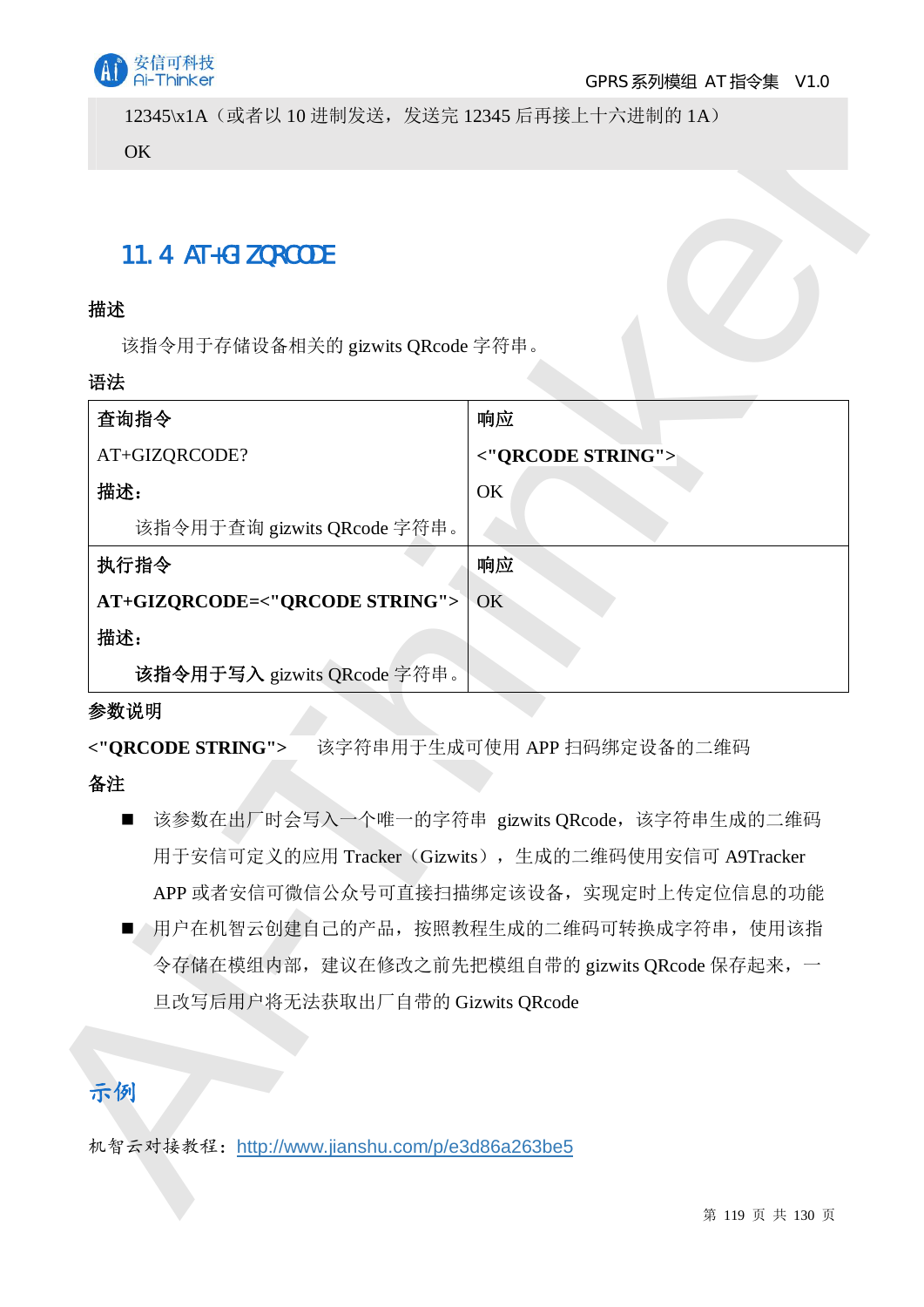12345\x1A（或者以 10 进制发送，发送完 12345 后再接上十六进制的 1A）

OK

## 11.4 AT+GIZQRCODE

**描述**

该指令用于存储设备相关的 gizwits QRcode 字符串。

**语法**

| **查询指令** | **响应** |
|---|---|
| AT+GIZQRCODE?<br>**描述：**<br>该指令用于查询 gizwits QRcode 字符串。 | **<"QRCODE STRING">**<br>OK |
| **执行指令**<br>**AT+GIZQRCODE=<"QRCODE STRING">**<br>**描述：**<br>**该指令用于写入** gizwits QRcode 字符串。 | **响应**<br>OK |

**参数说明**

**<"QRCODE STRING">** 该字符串用于生成可使用 APP 扫码绑定设备的二维码

**备注**

- 该参数在出厂时会写入一个唯一的字符串 gizwits QRcode，该字符串生成的二维码用于安信可定义的应用 Tracker（Gizwits），生成的二维码使用安信可 A9Tracker APP 或者安信可微信公众号可直接扫描绑定该设备，实现定时上传定位信息的功能
- 用户在机智云创建自己的产品，按照教程生成的二维码可转换成字符串，使用该指令存储在模组内部，建议在修改之前先把模组自带的 gizwits QRcode 保存起来，一旦改写后用户将无法获取出厂自带的 Gizwits QRcode

## 示例

机智云对接教程：http://www.jianshu.com/p/e3d86a263be5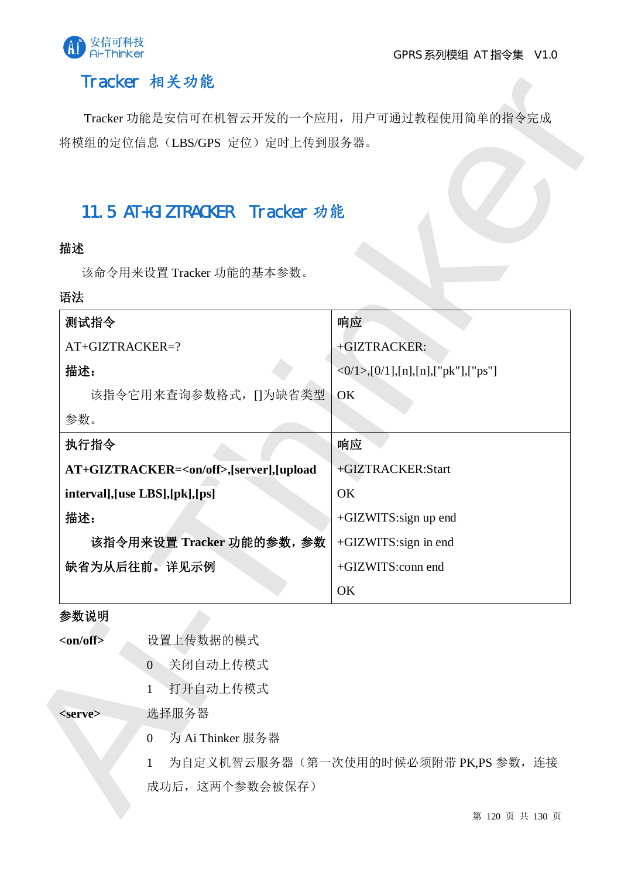# Tracker 相关功能

Tracker 功能是安信可在机智云开发的一个应用，用户可通过教程使用简单的指令完成将模组的定位信息（LBS/GPS 定位）定时上传到服务器。

## 11.5 AT+GIZTRACKER Tracker 功能

**描述**

该命令用来设置 Tracker 功能的基本参数。

**语法**

| **测试指令** | **响应** |
|---|---|
| AT+GIZTRACKER=?<br>**描述：**<br>该指令它用来查询参数格式，[]为缺省类型参数。 | +GIZTRACKER:<br><0/1>,[0/1],[n],[n],["pk"],["ps"]<br>OK |
| **执行指令** | **响应** |
| **AT+GIZTRACKER=<on/off>,[server],[upload interval],[use LBS],[pk],[ps]**<br>**描述：**<br>**该指令用来设置 Tracker 功能的参数，参数缺省为从后往前。详见示例** | +GIZTRACKER:Start<br>OK<br>+GIZWITS:sign up end<br>+GIZWITS:sign in end<br>+GIZWITS:conn end<br>OK |

**参数说明**

**<on/off>** 设置上传数据的模式

0 关闭自动上传模式

1 打开自动上传模式

**<serve>** 选择服务器

0 为 Ai Thinker 服务器

1 为自定义机智云服务器（第一次使用的时候必须附带 PK,PS 参数，连接成功后，这两个参数会被保存）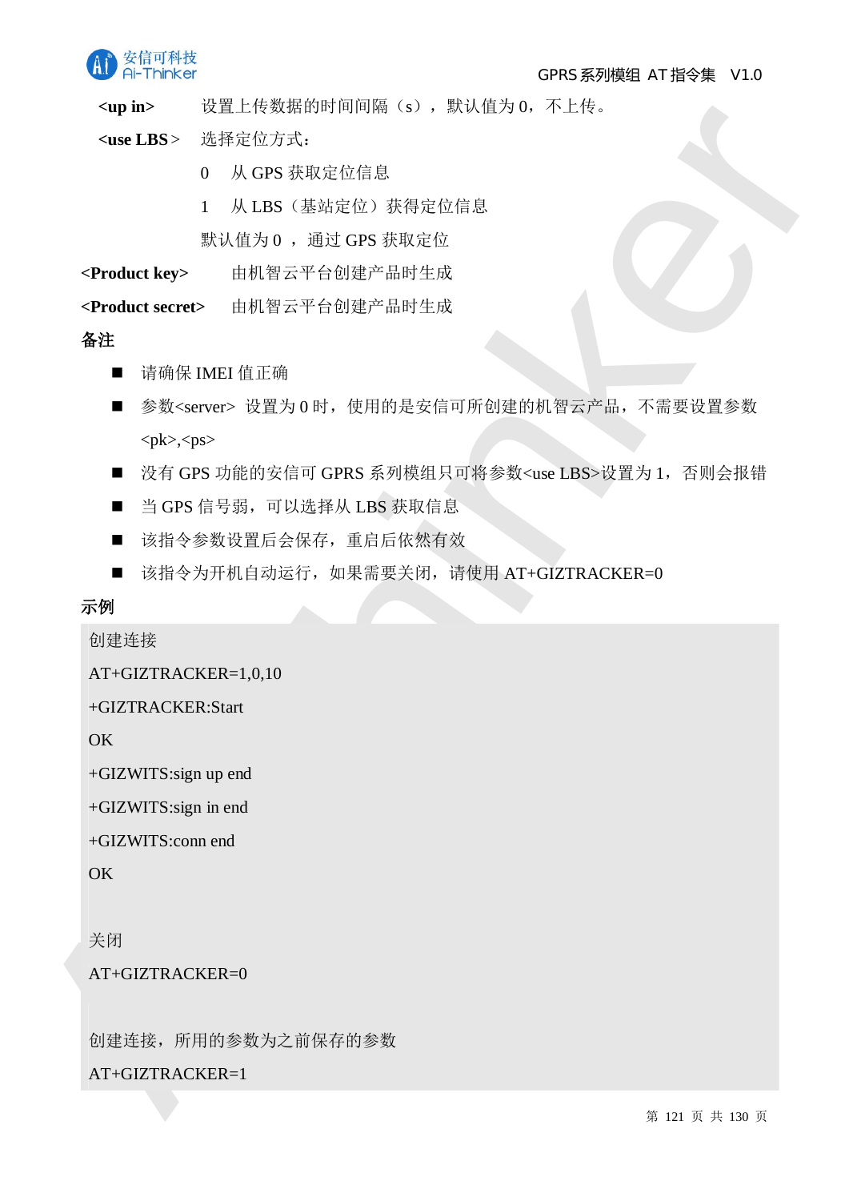**<up in>** 设置上传数据的时间间隔（s），默认值为 0，不上传。

**<use LBS>** 选择定位方式：

0 从 GPS 获取定位信息

1 从 LBS（基站定位）获得定位信息

默认值为 0 ，通过 GPS 获取定位

**<Product key>** 由机智云平台创建产品时生成

**<Product secret>** 由机智云平台创建产品时生成

**备注**

- 请确保 IMEI 值正确
- 参数<server> 设置为 0 时，使用的是安信可所创建的机智云产品，不需要设置参数<pk>,<ps>
- 没有 GPS 功能的安信可 GPRS 系列模组只可将参数<use LBS>设置为 1，否则会报错
- 当 GPS 信号弱，可以选择从 LBS 获取信息
- 该指令参数设置后会保存，重启后依然有效
- 该指令为开机自动运行，如果需要关闭，请使用 AT+GIZTRACKER=0

**示例**

```
创建连接
AT+GIZTRACKER=1,0,10
+GIZTRACKER:Start
OK
+GIZWITS:sign up end
+GIZWITS:sign in end
+GIZWITS:conn end
OK

关闭
AT+GIZTRACKER=0

创建连接，所用的参数为之前保存的参数
AT+GIZTRACKER=1
```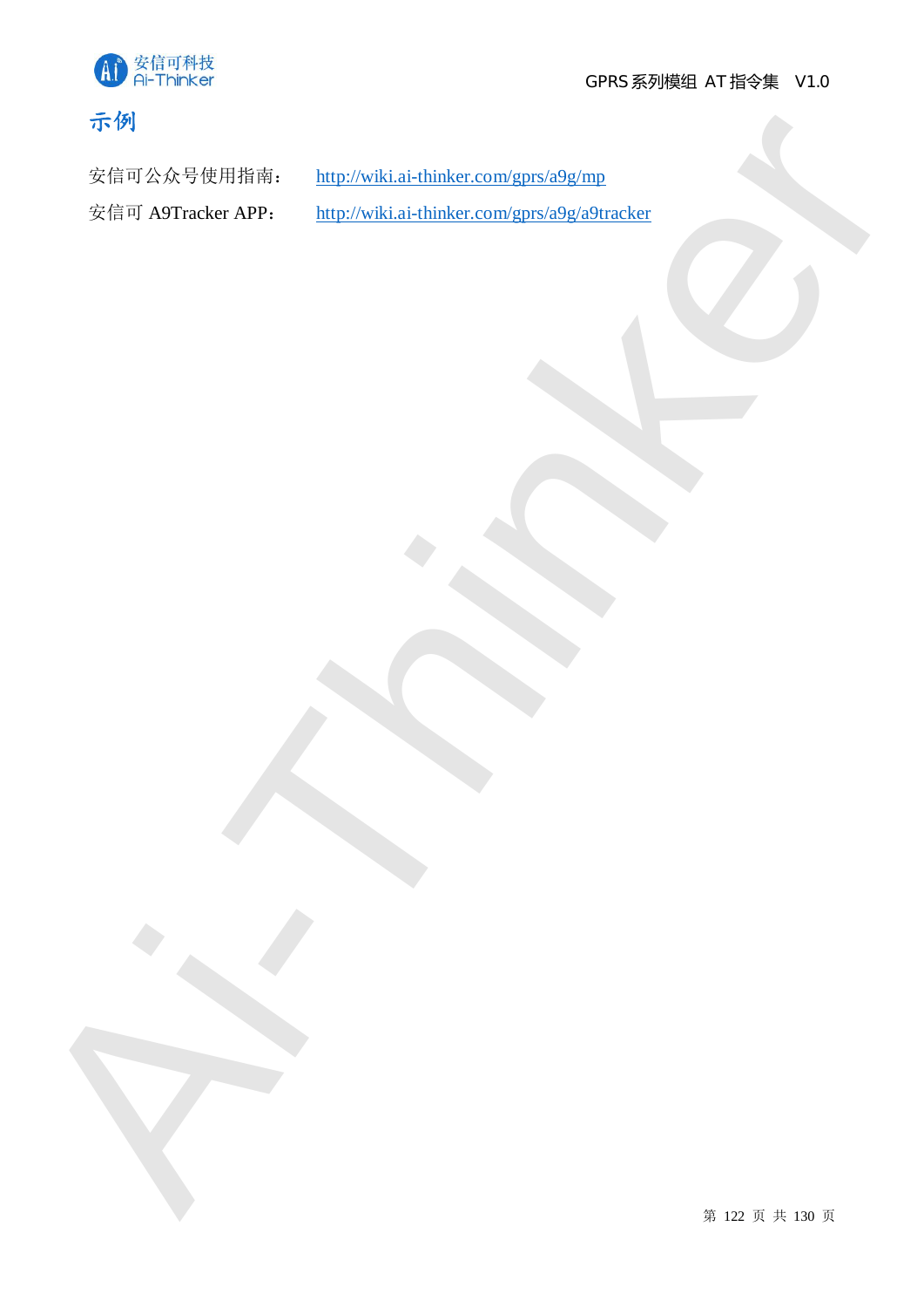## 示例

安信可公众号使用指南： http://wiki.ai-thinker.com/gprs/a9g/mp

安信可 A9Tracker APP： http://wiki.ai-thinker.com/gprs/a9g/a9tracker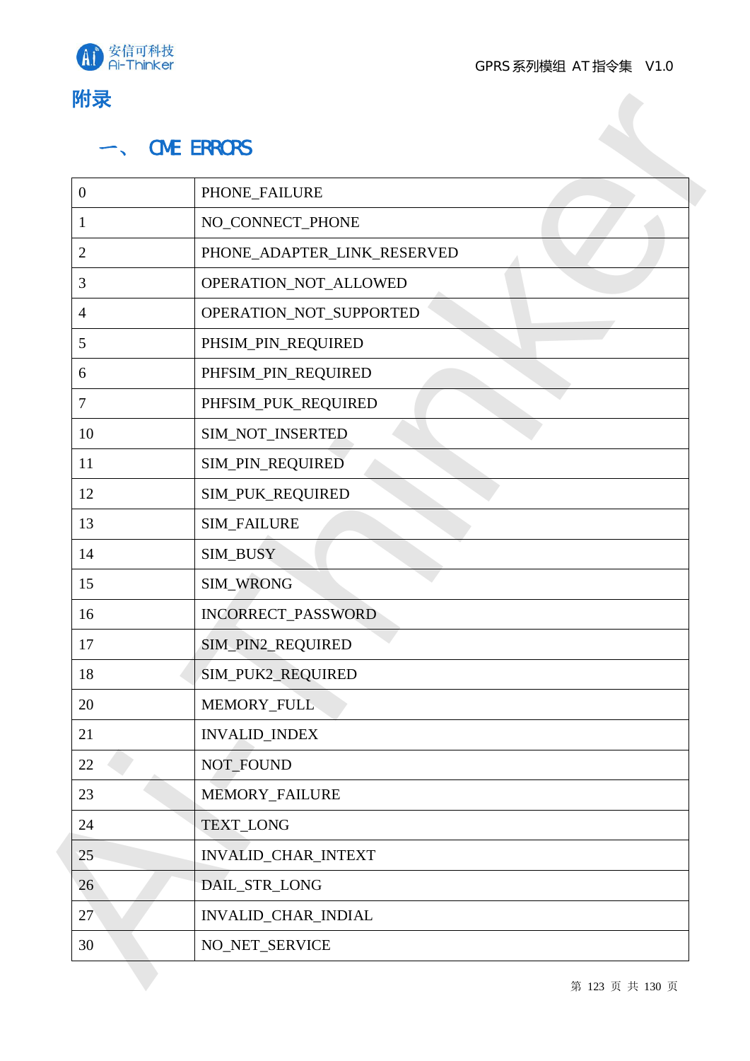# 附录

## 一、 CME ERRORS

| | |
|---|---|
| 0 | PHONE_FAILURE |
| 1 | NO_CONNECT_PHONE |
| 2 | PHONE_ADAPTER_LINK_RESERVED |
| 3 | OPERATION_NOT_ALLOWED |
| 4 | OPERATION_NOT_SUPPORTED |
| 5 | PHSIM_PIN_REQUIRED |
| 6 | PHFSIM_PIN_REQUIRED |
| 7 | PHFSIM_PUK_REQUIRED |
| 10 | SIM_NOT_INSERTED |
| 11 | SIM_PIN_REQUIRED |
| 12 | SIM_PUK_REQUIRED |
| 13 | SIM_FAILURE |
| 14 | SIM_BUSY |
| 15 | SIM_WRONG |
| 16 | INCORRECT_PASSWORD |
| 17 | SIM_PIN2_REQUIRED |
| 18 | SIM_PUK2_REQUIRED |
| 20 | MEMORY_FULL |
| 21 | INVALID_INDEX |
| 22 | NOT_FOUND |
| 23 | MEMORY_FAILURE |
| 24 | TEXT_LONG |
| 25 | INVALID_CHAR_INTEXT |
| 26 | DAIL_STR_LONG |
| 27 | INVALID_CHAR_INDIAL |
| 30 | NO_NET_SERVICE |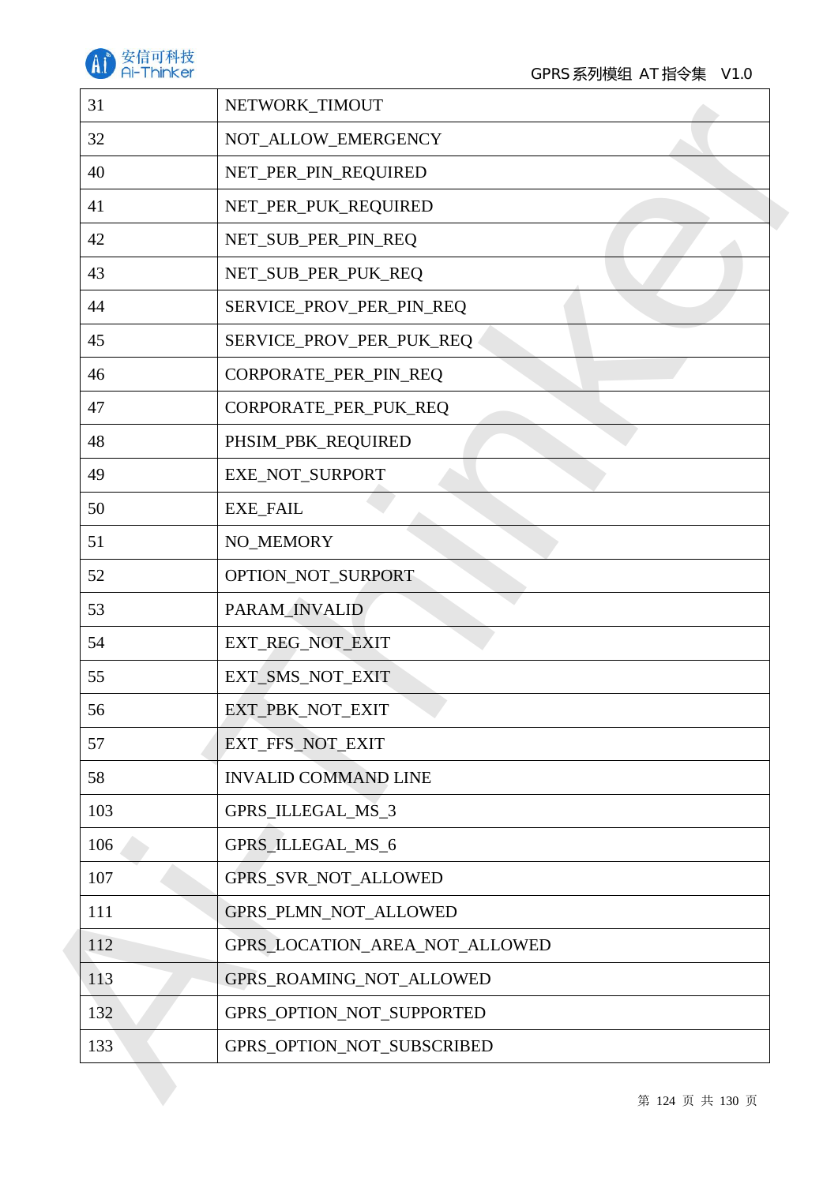| 31 | NETWORK_TIMOUT |
|---|---|
| 32 | NOT_ALLOW_EMERGENCY |
| 40 | NET_PER_PIN_REQUIRED |
| 41 | NET_PER_PUK_REQUIRED |
| 42 | NET_SUB_PER_PIN_REQ |
| 43 | NET_SUB_PER_PUK_REQ |
| 44 | SERVICE_PROV_PER_PIN_REQ |
| 45 | SERVICE_PROV_PER_PUK_REQ |
| 46 | CORPORATE_PER_PIN_REQ |
| 47 | CORPORATE_PER_PUK_REQ |
| 48 | PHSIM_PBK_REQUIRED |
| 49 | EXE_NOT_SURPORT |
| 50 | EXE_FAIL |
| 51 | NO_MEMORY |
| 52 | OPTION_NOT_SURPORT |
| 53 | PARAM_INVALID |
| 54 | EXT_REG_NOT_EXIT |
| 55 | EXT_SMS_NOT_EXIT |
| 56 | EXT_PBK_NOT_EXIT |
| 57 | EXT_FFS_NOT_EXIT |
| 58 | INVALID COMMAND LINE |
| 103 | GPRS_ILLEGAL_MS_3 |
| 106 | GPRS_ILLEGAL_MS_6 |
| 107 | GPRS_SVR_NOT_ALLOWED |
| 111 | GPRS_PLMN_NOT_ALLOWED |
| 112 | GPRS_LOCATION_AREA_NOT_ALLOWED |
| 113 | GPRS_ROAMING_NOT_ALLOWED |
| 132 | GPRS_OPTION_NOT_SUPPORTED |
| 133 | GPRS_OPTION_NOT_SUBSCRIBED |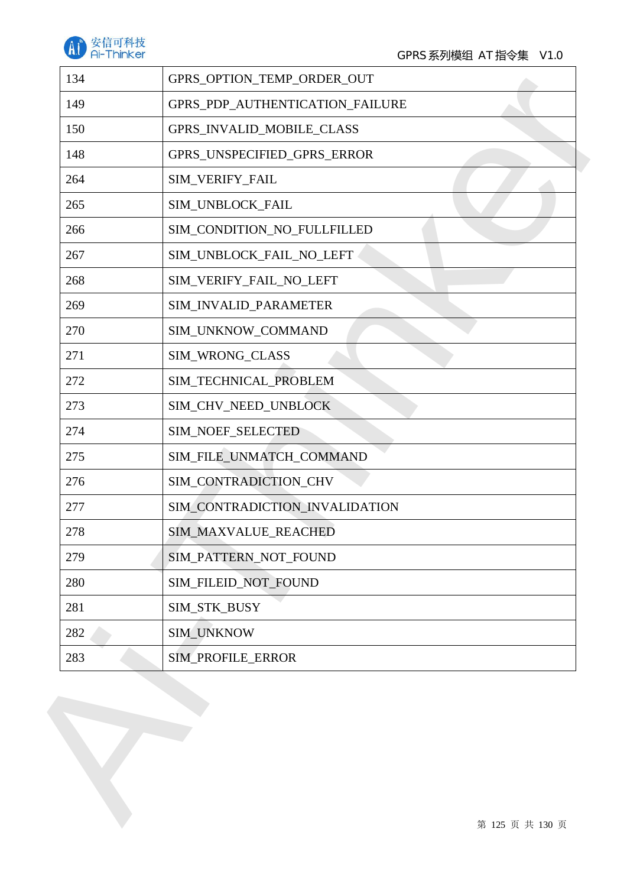| 134 | GPRS_OPTION_TEMP_ORDER_OUT |
| --- | --- |
| 149 | GPRS_PDP_AUTHENTICATION_FAILURE |
| 150 | GPRS_INVALID_MOBILE_CLASS |
| 148 | GPRS_UNSPECIFIED_GPRS_ERROR |
| 264 | SIM_VERIFY_FAIL |
| 265 | SIM_UNBLOCK_FAIL |
| 266 | SIM_CONDITION_NO_FULLFILLED |
| 267 | SIM_UNBLOCK_FAIL_NO_LEFT |
| 268 | SIM_VERIFY_FAIL_NO_LEFT |
| 269 | SIM_INVALID_PARAMETER |
| 270 | SIM_UNKNOW_COMMAND |
| 271 | SIM_WRONG_CLASS |
| 272 | SIM_TECHNICAL_PROBLEM |
| 273 | SIM_CHV_NEED_UNBLOCK |
| 274 | SIM_NOEF_SELECTED |
| 275 | SIM_FILE_UNMATCH_COMMAND |
| 276 | SIM_CONTRADICTION_CHV |
| 277 | SIM_CONTRADICTION_INVALIDATION |
| 278 | SIM_MAXVALUE_REACHED |
| 279 | SIM_PATTERN_NOT_FOUND |
| 280 | SIM_FILEID_NOT_FOUND |
| 281 | SIM_STK_BUSY |
| 282 | SIM_UNKNOW |
| 283 | SIM_PROFILE_ERROR |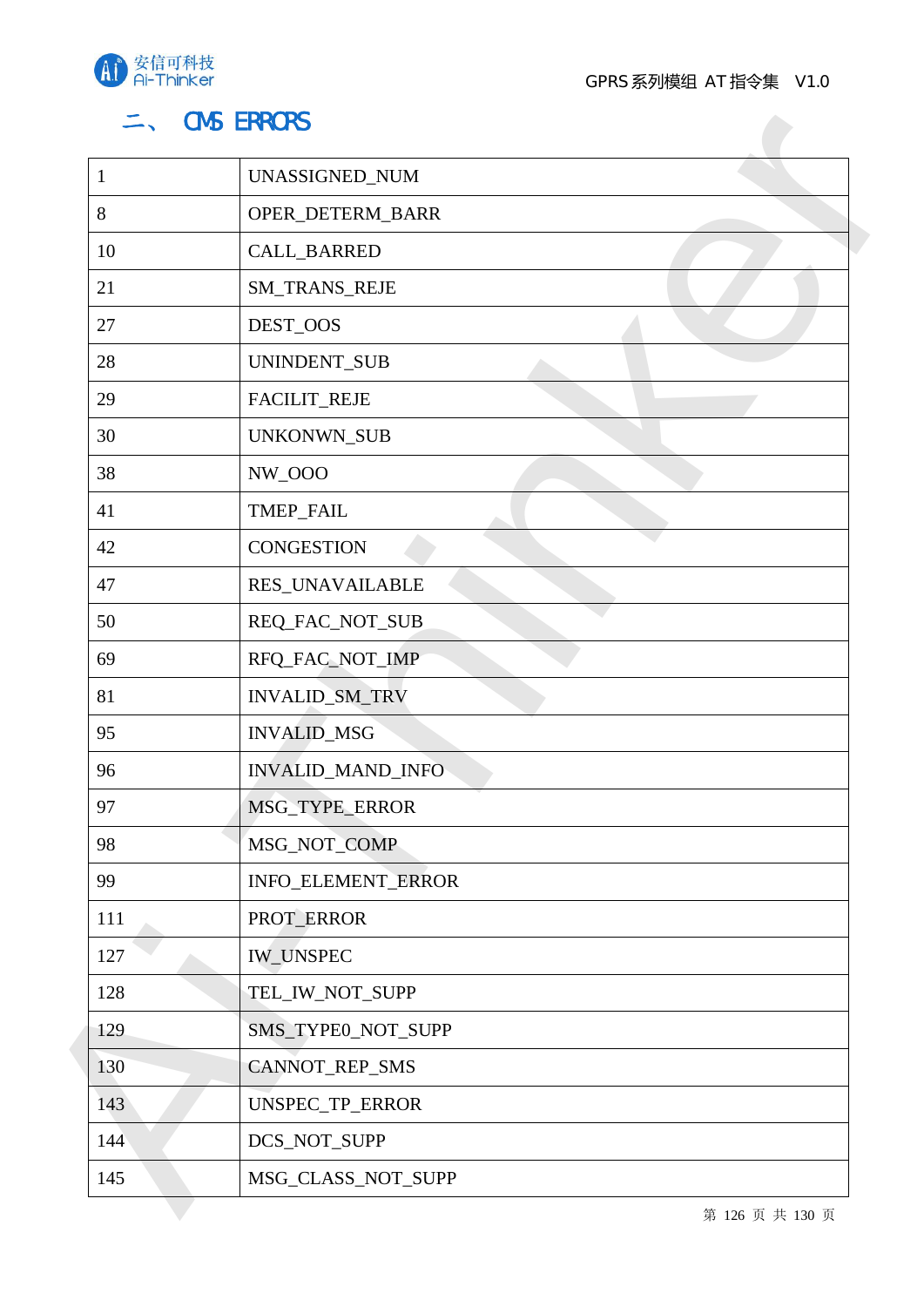## 二、 CMS ERRORS

| | |
|---|---|
| 1 | UNASSIGNED_NUM |
| 8 | OPER_DETERM_BARR |
| 10 | CALL_BARRED |
| 21 | SM_TRANS_REJE |
| 27 | DEST_OOS |
| 28 | UNINDENT_SUB |
| 29 | FACILIT_REJE |
| 30 | UNKONWN_SUB |
| 38 | NW_OOO |
| 41 | TMEP_FAIL |
| 42 | CONGESTION |
| 47 | RES_UNAVAILABLE |
| 50 | REQ_FAC_NOT_SUB |
| 69 | RFQ_FAC_NOT_IMP |
| 81 | INVALID_SM_TRV |
| 95 | INVALID_MSG |
| 96 | INVALID_MAND_INFO |
| 97 | MSG_TYPE_ERROR |
| 98 | MSG_NOT_COMP |
| 99 | INFO_ELEMENT_ERROR |
| 111 | PROT_ERROR |
| 127 | IW_UNSPEC |
| 128 | TEL_IW_NOT_SUPP |
| 129 | SMS_TYPE0_NOT_SUPP |
| 130 | CANNOT_REP_SMS |
| 143 | UNSPEC_TP_ERROR |
| 144 | DCS_NOT_SUPP |
| 145 | MSG_CLASS_NOT_SUPP |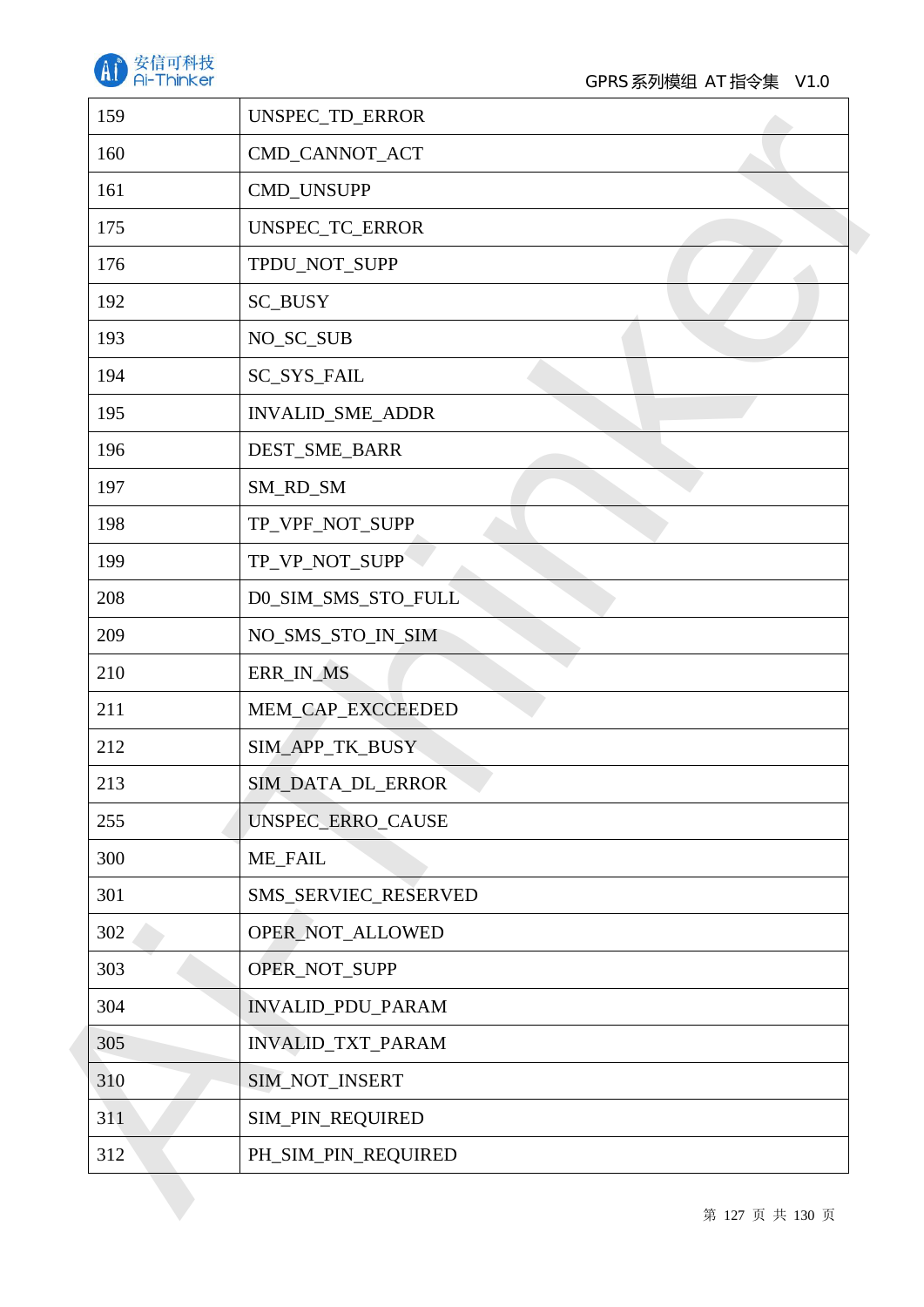| 159 | UNSPEC_TD_ERROR |
| --- | --- |
| 160 | CMD_CANNOT_ACT |
| 161 | CMD_UNSUPP |
| 175 | UNSPEC_TC_ERROR |
| 176 | TPDU_NOT_SUPP |
| 192 | SC_BUSY |
| 193 | NO_SC_SUB |
| 194 | SC_SYS_FAIL |
| 195 | INVALID_SME_ADDR |
| 196 | DEST_SME_BARR |
| 197 | SM_RD_SM |
| 198 | TP_VPF_NOT_SUPP |
| 199 | TP_VP_NOT_SUPP |
| 208 | D0_SIM_SMS_STO_FULL |
| 209 | NO_SMS_STO_IN_SIM |
| 210 | ERR_IN_MS |
| 211 | MEM_CAP_EXCCEEDED |
| 212 | SIM_APP_TK_BUSY |
| 213 | SIM_DATA_DL_ERROR |
| 255 | UNSPEC_ERRO_CAUSE |
| 300 | ME_FAIL |
| 301 | SMS_SERVIEC_RESERVED |
| 302 | OPER_NOT_ALLOWED |
| 303 | OPER_NOT_SUPP |
| 304 | INVALID_PDU_PARAM |
| 305 | INVALID_TXT_PARAM |
| 310 | SIM_NOT_INSERT |
| 311 | SIM_PIN_REQUIRED |
| 312 | PH_SIM_PIN_REQUIRED |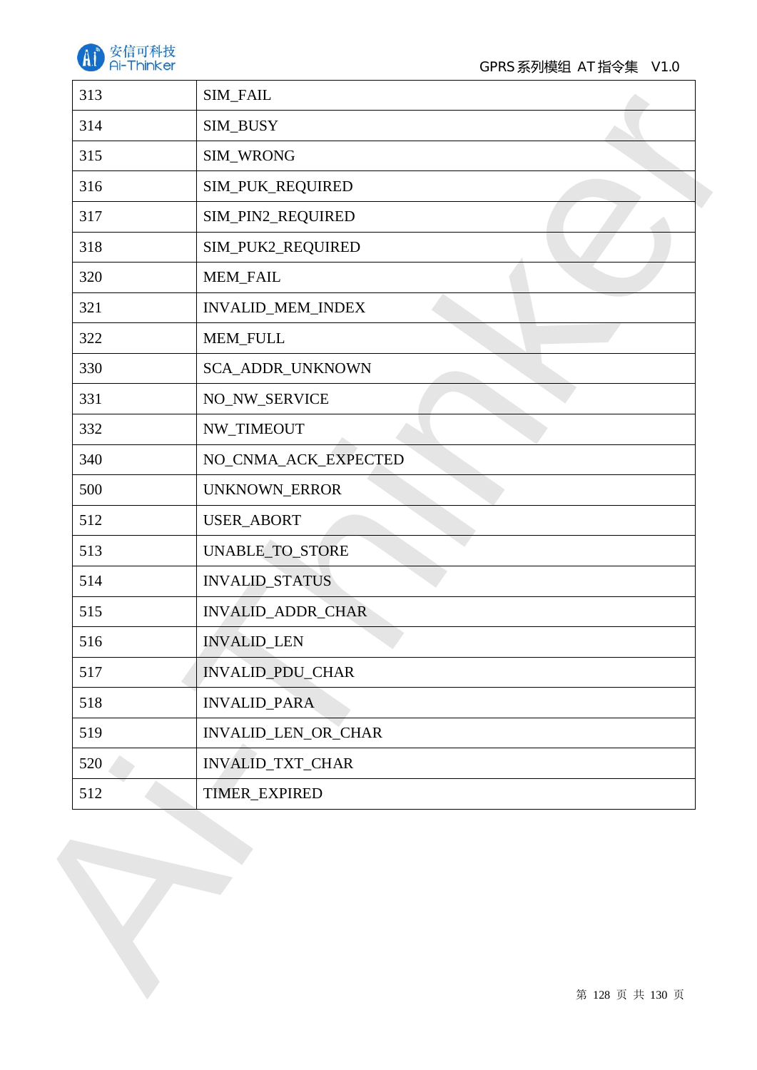| 313 | SIM_FAIL |
|---|---|
| 314 | SIM_BUSY |
| 315 | SIM_WRONG |
| 316 | SIM_PUK_REQUIRED |
| 317 | SIM_PIN2_REQUIRED |
| 318 | SIM_PUK2_REQUIRED |
| 320 | MEM_FAIL |
| 321 | INVALID_MEM_INDEX |
| 322 | MEM_FULL |
| 330 | SCA_ADDR_UNKNOWN |
| 331 | NO_NW_SERVICE |
| 332 | NW_TIMEOUT |
| 340 | NO_CNMA_ACK_EXPECTED |
| 500 | UNKNOWN_ERROR |
| 512 | USER_ABORT |
| 513 | UNABLE_TO_STORE |
| 514 | INVALID_STATUS |
| 515 | INVALID_ADDR_CHAR |
| 516 | INVALID_LEN |
| 517 | INVALID_PDU_CHAR |
| 518 | INVALID_PARA |
| 519 | INVALID_LEN_OR_CHAR |
| 520 | INVALID_TXT_CHAR |
| 512 | TIMER_EXPIRED |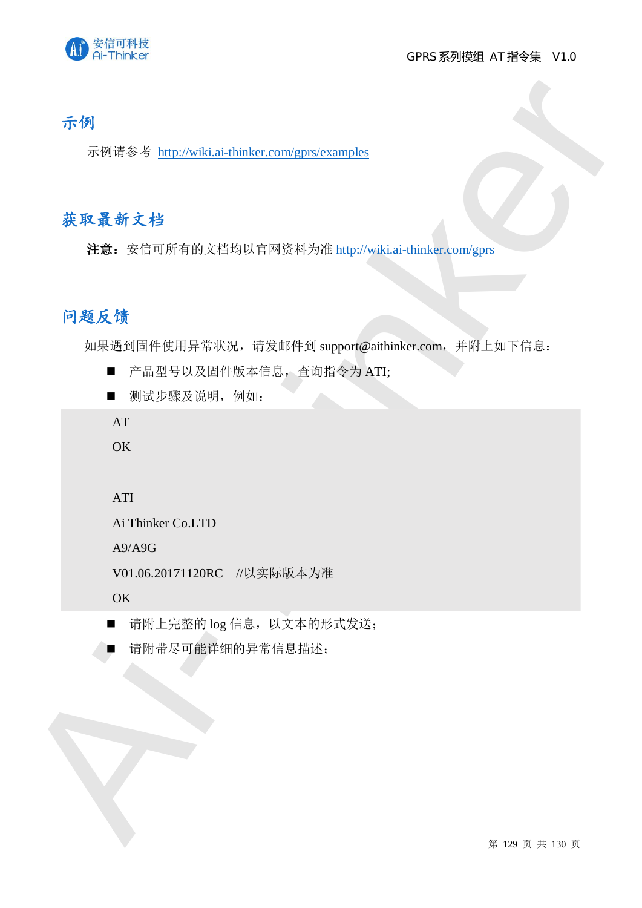## 示例

示例请参考 http://wiki.ai-thinker.com/gprs/examples

## 获取最新文档

**注意：**安信可所有的文档均以官网资料为准 http://wiki.ai-thinker.com/gprs

## 问题反馈

如果遇到固件使用异常状况，请发邮件到 support@aithinker.com，并附上如下信息：

- 产品型号以及固件版本信息，查询指令为 ATI;
- 测试步骤及说明，例如：

```
AT
OK

ATI
Ai Thinker Co.LTD
A9/A9G
V01.06.20171120RC   //以实际版本为准
OK
```

- 请附上完整的 log 信息，以文本的形式发送；
- 请附带尽可能详细的异常信息描述；